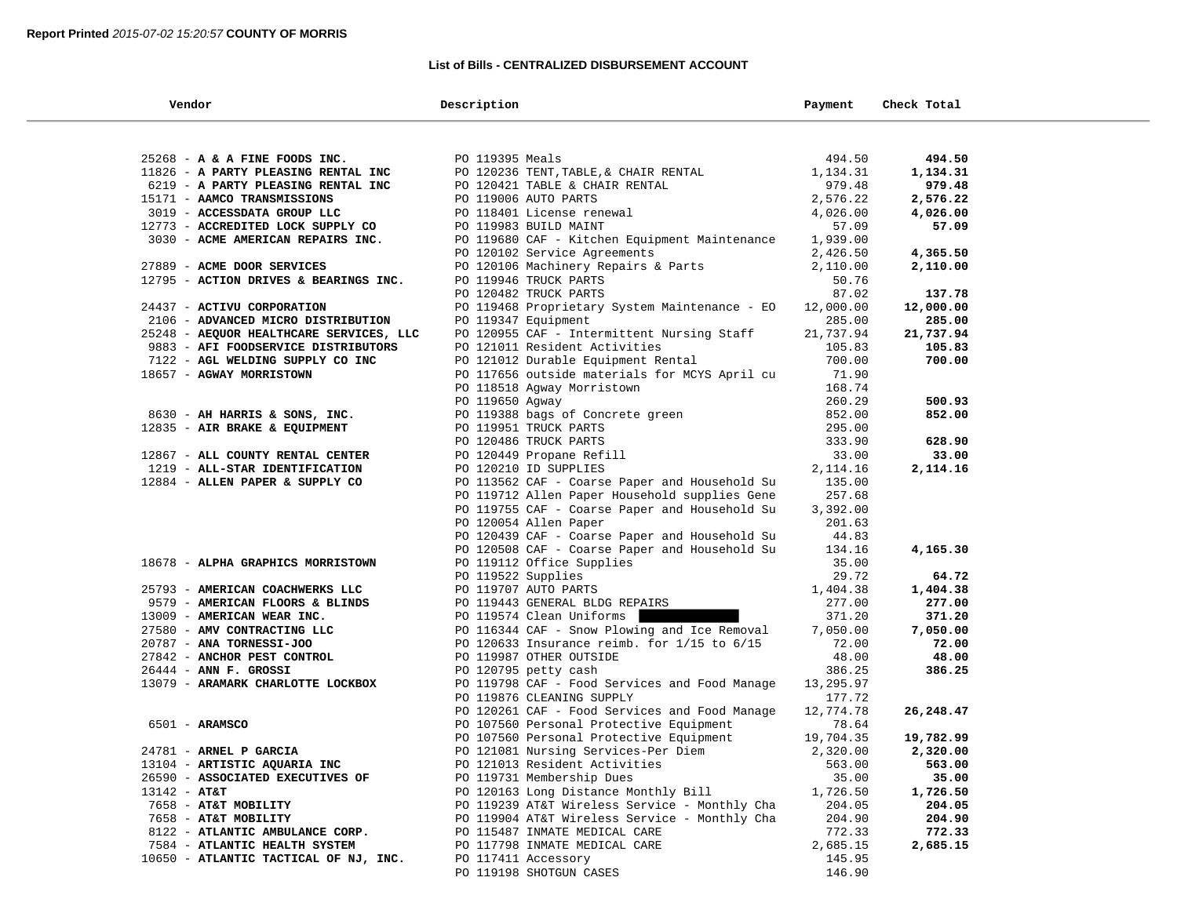**Report Printed** *2015-07-02 15:20:57* **COUNTY OF MORRIS**

**List of Bills - CENTRALIZED DISBURSEMENT ACCOUNT**

| Vendor | Description | Payment | Check Total |
|---|---|---|---|
| 25268 - **A & A FINE FOODS INC.** | PO 119395 Meals | 494.50 | **494.50** |
| 11826 - **A PARTY PLEASING RENTAL INC** | PO 120236 TENT,TABLE,& CHAIR RENTAL | 1,134.31 | **1,134.31** |
| 6219 - **A PARTY PLEASING RENTAL INC** | PO 120421 TABLE & CHAIR RENTAL | 979.48 | **979.48** |
| 15171 - **AAMCO TRANSMISSIONS** | PO 119006 AUTO PARTS | 2,576.22 | **2,576.22** |
| 3019 - **ACCESSDATA GROUP LLC** | PO 118401 License renewal | 4,026.00 | **4,026.00** |
| 12773 - **ACCREDITED LOCK SUPPLY CO** | PO 119983 BUILD MAINT | 57.09 | **57.09** |
| 3030 - **ACME AMERICAN REPAIRS INC.** | PO 119680 CAF - Kitchen Equipment Maintenance | 1,939.00 | |
| | PO 120102 Service Agreements | 2,426.50 | **4,365.50** |
| 27889 - **ACME DOOR SERVICES** | PO 120106 Machinery Repairs & Parts | 2,110.00 | **2,110.00** |
| 12795 - **ACTION DRIVES & BEARINGS INC.** | PO 119946 TRUCK PARTS | 50.76 | |
| | PO 120482 TRUCK PARTS | 87.02 | **137.78** |
| 24437 - **ACTIVU CORPORATION** | PO 119468 Proprietary System Maintenance - EO | 12,000.00 | **12,000.00** |
| 2106 - **ADVANCED MICRO DISTRIBUTION** | PO 119347 Equipment | 285.00 | **285.00** |
| 25248 - **AEQUOR HEALTHCARE SERVICES, LLC** | PO 120955 CAF - Intermittent Nursing Staff | 21,737.94 | **21,737.94** |
| 9883 - **AFI FOODSERVICE DISTRIBUTORS** | PO 121011 Resident Activities | 105.83 | **105.83** |
| 7122 - **AGL WELDING SUPPLY CO INC** | PO 121012 Durable Equipment Rental | 700.00 | **700.00** |
| 18657 - **AGWAY MORRISTOWN** | PO 117656 outside materials for MCYS April cu | 71.90 | |
| | PO 118518 Agway Morristown | 168.74 | |
| | PO 119650 Agway | 260.29 | **500.93** |
| 8630 - **AH HARRIS & SONS, INC.** | PO 119388 bags of Concrete green | 852.00 | **852.00** |
| 12835 - **AIR BRAKE & EQUIPMENT** | PO 119951 TRUCK PARTS | 295.00 | |
| | PO 120486 TRUCK PARTS | 333.90 | **628.90** |
| 12867 - **ALL COUNTY RENTAL CENTER** | PO 120449 Propane Refill | 33.00 | **33.00** |
| 1219 - **ALL-STAR IDENTIFICATION** | PO 120210 ID SUPPLIES | 2,114.16 | **2,114.16** |
| 12884 - **ALLEN PAPER & SUPPLY CO** | PO 113562 CAF - Coarse Paper and Household Su | 135.00 | |
| | PO 119712 Allen Paper Household supplies Gene | 257.68 | |
| | PO 119755 CAF - Coarse Paper and Household Su | 3,392.00 | |
| | PO 120054 Allen Paper | 201.63 | |
| | PO 120439 CAF - Coarse Paper and Household Su | 44.83 | |
| | PO 120508 CAF - Coarse Paper and Household Su | 134.16 | **4,165.30** |
| 18678 - **ALPHA GRAPHICS MORRISTOWN** | PO 119112 Office Supplies | 35.00 | |
| | PO 119522 Supplies | 29.72 | **64.72** |
| 25793 - **AMERICAN COACHWERKS LLC** | PO 119707 AUTO PARTS | 1,404.38 | **1,404.38** |
| 9579 - **AMERICAN FLOORS & BLINDS** | PO 119443 GENERAL BLDG REPAIRS | 277.00 | **277.00** |
| 13009 - **AMERICAN WEAR INC.** | PO 119574 Clean Uniforms | 371.20 | **371.20** |
| 27580 - **AMV CONTRACTING LLC** | PO 116344 CAF - Snow Plowing and Ice Removal | 7,050.00 | **7,050.00** |
| 20787 - **ANA TORNESSI-JOO** | PO 120633 Insurance reimb. for 1/15 to 6/15 | 72.00 | **72.00** |
| 27842 - **ANCHOR PEST CONTROL** | PO 119987 OTHER OUTSIDE | 48.00 | **48.00** |
| 26444 - **ANN F. GROSSI** | PO 120795 petty cash | 386.25 | **386.25** |
| 13079 - **ARAMARK CHARLOTTE LOCKBOX** | PO 119798 CAF - Food Services and Food Manage | 13,295.97 | |
| | PO 119876 CLEANING SUPPLY | 177.72 | |
| | PO 120261 CAF - Food Services and Food Manage | 12,774.78 | **26,248.47** |
| 6501 - **ARAMSCO** | PO 107560 Personal Protective Equipment | 78.64 | |
| | PO 107560 Personal Protective Equipment | 19,704.35 | **19,782.99** |
| 24781 - **ARNEL P GARCIA** | PO 121081 Nursing Services-Per Diem | 2,320.00 | **2,320.00** |
| 13104 - **ARTISTIC AQUARIA INC** | PO 121013 Resident Activities | 563.00 | **563.00** |
| 26590 - **ASSOCIATED EXECUTIVES OF** | PO 119731 Membership Dues | 35.00 | **35.00** |
| 13142 - **AT&T** | PO 120163 Long Distance Monthly Bill | 1,726.50 | **1,726.50** |
| 7658 - **AT&T MOBILITY** | PO 119239 AT&T Wireless Service - Monthly Cha | 204.05 | **204.05** |
| 7658 - **AT&T MOBILITY** | PO 119904 AT&T Wireless Service - Monthly Cha | 204.90 | **204.90** |
| 8122 - **ATLANTIC AMBULANCE CORP.** | PO 115487 INMATE MEDICAL CARE | 772.33 | **772.33** |
| 7584 - **ATLANTIC HEALTH SYSTEM** | PO 117798 INMATE MEDICAL CARE | 2,685.15 | **2,685.15** |
| 10650 - **ATLANTIC TACTICAL OF NJ, INC.** | PO 117411 Accessory | 145.95 | |
| | PO 119198 SHOTGUN CASES | 146.90 | |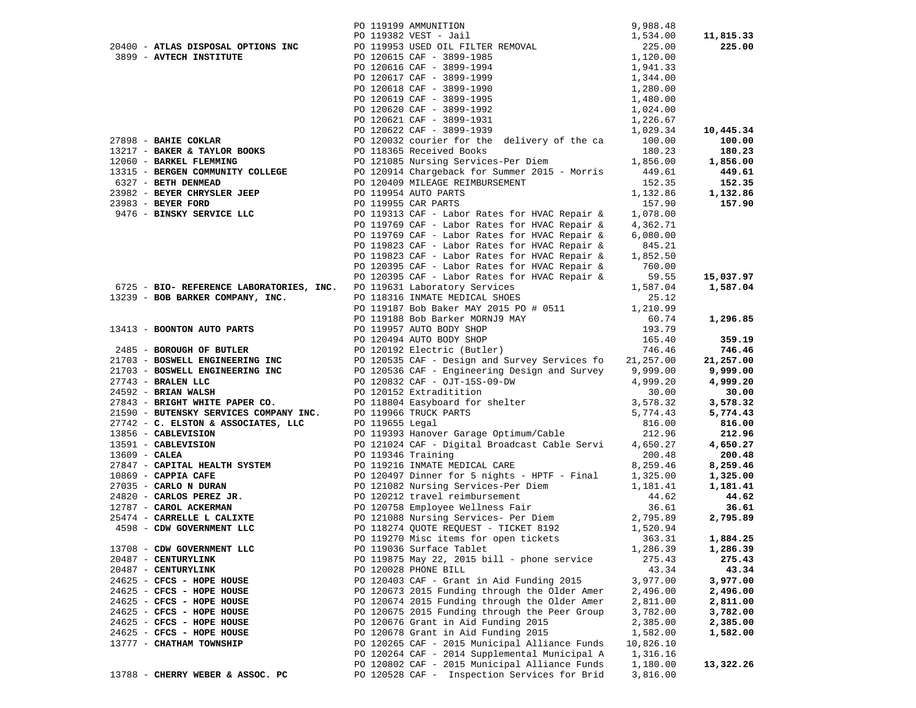| Vendor | PO / Description | Amount | Total |
|---|---|---|---|
| | PO 119199 AMMUNITION | 9,988.48 | |
| | PO 119382 VEST - Jail | 1,534.00 | **11,815.33** |
| 20400 - **ATLAS DISPOSAL OPTIONS INC** | PO 119953 USED OIL FILTER REMOVAL | 225.00 | **225.00** |
| 3899 - **AVTECH INSTITUTE** | PO 120615 CAF - 3899-1985 | 1,120.00 | |
| | PO 120616 CAF - 3899-1994 | 1,941.33 | |
| | PO 120617 CAF - 3899-1999 | 1,344.00 | |
| | PO 120618 CAF - 3899-1990 | 1,280.00 | |
| | PO 120619 CAF - 3899-1995 | 1,480.00 | |
| | PO 120620 CAF - 3899-1992 | 1,024.00 | |
| | PO 120621 CAF - 3899-1931 | 1,226.67 | |
| | PO 120622 CAF - 3899-1939 | 1,029.34 | **10,445.34** |
| 27898 - **BAHIE COKLAR** | PO 120032 courier for the delivery of the ca | 100.00 | **100.00** |
| 13217 - **BAKER & TAYLOR BOOKS** | PO 118365 Received Books | 180.23 | **180.23** |
| 12060 - **BARKEL FLEMMING** | PO 121085 Nursing Services-Per Diem | 1,856.00 | **1,856.00** |
| 13315 - **BERGEN COMMUNITY COLLEGE** | PO 120914 Chargeback for Summer 2015 - Morris | 449.61 | **449.61** |
| 6327 - **BETH DENMEAD** | PO 120409 MILEAGE REIMBURSEMENT | 152.35 | **152.35** |
| 23982 - **BEYER CHRYSLER JEEP** | PO 119954 AUTO PARTS | 1,132.86 | **1,132.86** |
| 23983 - **BEYER FORD** | PO 119955 CAR PARTS | 157.90 | **157.90** |
| 9476 - **BINSKY SERVICE LLC** | PO 119313 CAF - Labor Rates for HVAC Repair & | 1,078.00 | |
| | PO 119769 CAF - Labor Rates for HVAC Repair & | 4,362.71 | |
| | PO 119769 CAF - Labor Rates for HVAC Repair & | 6,080.00 | |
| | PO 119823 CAF - Labor Rates for HVAC Repair & | 845.21 | |
| | PO 119823 CAF - Labor Rates for HVAC Repair & | 1,852.50 | |
| | PO 120395 CAF - Labor Rates for HVAC Repair & | 760.00 | |
| | PO 120395 CAF - Labor Rates for HVAC Repair & | 59.55 | **15,037.97** |
| 6725 - **BIO- REFERENCE LABORATORIES, INC.** | PO 119631 Laboratory Services | 1,587.04 | **1,587.04** |
| 13239 - **BOB BARKER COMPANY, INC.** | PO 118316 INMATE MEDICAL SHOES | 25.12 | |
| | PO 119187 Bob Baker MAY 2015 PO # 0511 | 1,210.99 | |
| | PO 119188 Bob Barker MORNJ9 MAY | 60.74 | **1,296.85** |
| 13413 - **BOONTON AUTO PARTS** | PO 119957 AUTO BODY SHOP | 193.79 | |
| | PO 120494 AUTO BODY SHOP | 165.40 | **359.19** |
| 2485 - **BOROUGH OF BUTLER** | PO 120192 Electric (Butler) | 746.46 | **746.46** |
| 21703 - **BOSWELL ENGINEERING INC** | PO 120535 CAF - Design and Survey Services fo | 21,257.00 | **21,257.00** |
| 21703 - **BOSWELL ENGINEERING INC** | PO 120536 CAF - Engineering Design and Survey | 9,999.00 | **9,999.00** |
| 27743 - **BRALEN LLC** | PO 120832 CAF - OJT-15S-09-DW | 4,999.20 | **4,999.20** |
| 24592 - **BRIAN WALSH** | PO 120152 Extraditition | 30.00 | **30.00** |
| 27843 - **BRIGHT WHITE PAPER CO.** | PO 118804 Easyboard for shelter | 3,578.32 | **3,578.32** |
| 21590 - **BUTENSKY SERVICES COMPANY INC.** | PO 119966 TRUCK PARTS | 5,774.43 | **5,774.43** |
| 27742 - **C. ELSTON & ASSOCIATES, LLC** | PO 119655 Legal | 816.00 | **816.00** |
| 13856 - **CABLEVISION** | PO 119393 Hanover Garage Optimum/Cable | 212.96 | **212.96** |
| 13591 - **CABLEVISION** | PO 121024 CAF - Digital Broadcast Cable Servi | 4,650.27 | **4,650.27** |
| 13609 - **CALEA** | PO 119346 Training | 200.48 | **200.48** |
| 27847 - **CAPITAL HEALTH SYSTEM** | PO 119216 INMATE MEDICAL CARE | 8,259.46 | **8,259.46** |
| 10869 - **CAPPIA CAFE** | PO 120497 Dinner for 5 nights - HPTF - Final | 1,325.00 | **1,325.00** |
| 27035 - **CARLO N DURAN** | PO 121082 Nursing Services-Per Diem | 1,181.41 | **1,181.41** |
| 24820 - **CARLOS PEREZ JR.** | PO 120212 travel reimbursement | 44.62 | **44.62** |
| 12787 - **CAROL ACKERMAN** | PO 120758 Employee Wellness Fair | 36.61 | **36.61** |
| 25474 - **CARRELLE L CALIXTE** | PO 121088 Nursing Services- Per Diem | 2,795.89 | **2,795.89** |
| 4598 - **CDW GOVERNMENT LLC** | PO 118274 QUOTE REQUEST - TICKET 8192 | 1,520.94 | |
| | PO 119270 Misc items for open tickets | 363.31 | **1,884.25** |
| 13708 - **CDW GOVERNMENT LLC** | PO 119036 Surface Tablet | 1,286.39 | **1,286.39** |
| 20487 - **CENTURYLINK** | PO 119875 May 22, 2015 bill - phone service | 275.43 | **275.43** |
| 20487 - **CENTURYLINK** | PO 120028 PHONE BILL | 43.34 | **43.34** |
| 24625 - **CFCS - HOPE HOUSE** | PO 120403 CAF - Grant in Aid Funding 2015 | 3,977.00 | **3,977.00** |
| 24625 - **CFCS - HOPE HOUSE** | PO 120673 2015 Funding through the Older Amer | 2,496.00 | **2,496.00** |
| 24625 - **CFCS - HOPE HOUSE** | PO 120674 2015 Funding through the Older Amer | 2,811.00 | **2,811.00** |
| 24625 - **CFCS - HOPE HOUSE** | PO 120675 2015 Funding through the Peer Group | 3,782.00 | **3,782.00** |
| 24625 - **CFCS - HOPE HOUSE** | PO 120676 Grant in Aid Funding 2015 | 2,385.00 | **2,385.00** |
| 24625 - **CFCS - HOPE HOUSE** | PO 120678 Grant in Aid Funding 2015 | 1,582.00 | **1,582.00** |
| 13777 - **CHATHAM TOWNSHIP** | PO 120265 CAF - 2015 Municipal Alliance Funds | 10,826.10 | |
| | PO 120264 CAF - 2014 Supplemental Municipal A | 1,316.16 | |
| | PO 120802 CAF - 2015 Municipal Alliance Funds | 1,180.00 | **13,322.26** |
| 13788 - **CHERRY WEBER & ASSOC. PC** | PO 120528 CAF - Inspection Services for Brid | 3,816.00 | |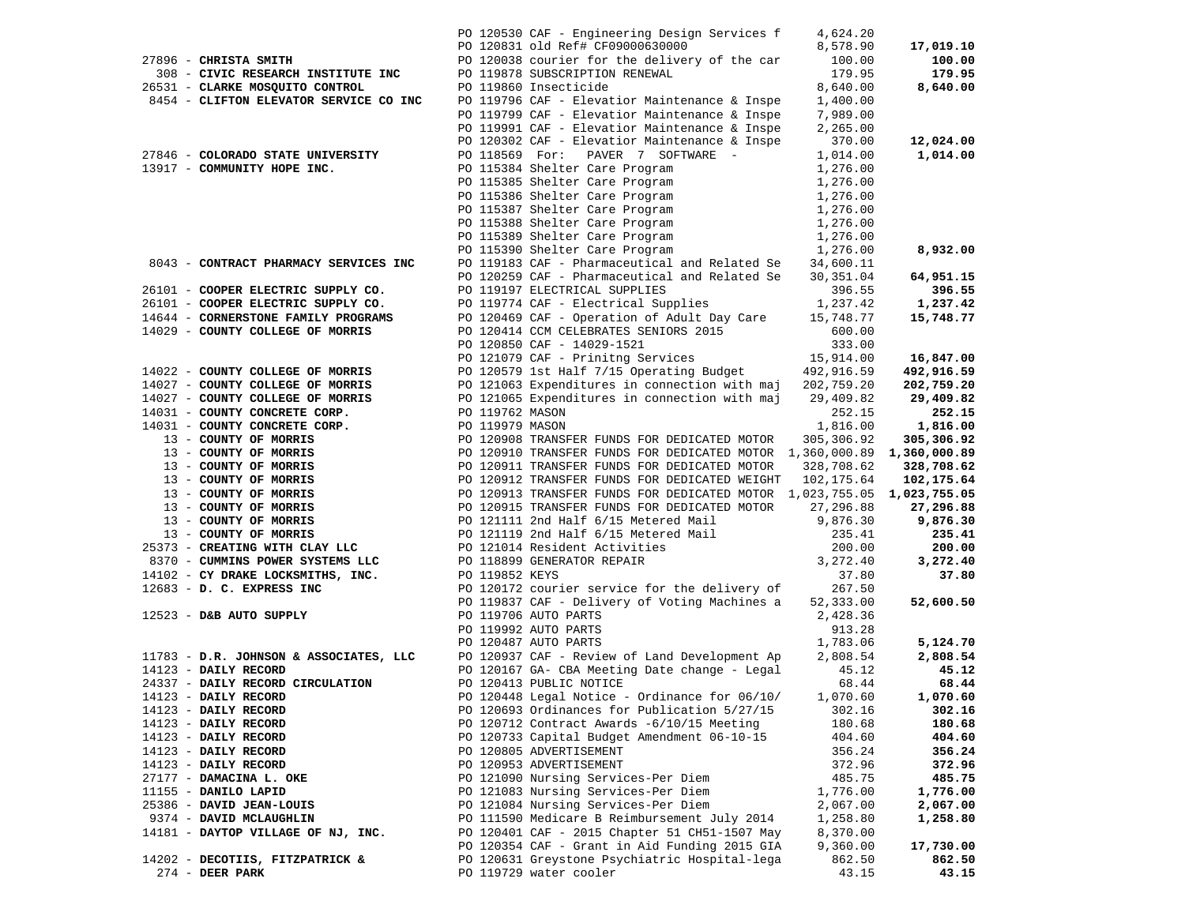| Vendor | PO Description | Amount | Total |
|---|---|---|---|
| | PO 120530 CAF - Engineering Design Services f | 4,624.20 | |
| | PO 120831 old Ref# CF09000630000 | 8,578.90 | **17,019.10** |
| 27896 - **CHRISTA SMITH** | PO 120038 courier for the delivery of the car | 100.00 | **100.00** |
| 308 - **CIVIC RESEARCH INSTITUTE INC** | PO 119878 SUBSCRIPTION RENEWAL | 179.95 | **179.95** |
| 26531 - **CLARKE MOSQUITO CONTROL** | PO 119860 Insecticide | 8,640.00 | **8,640.00** |
| 8454 - **CLIFTON ELEVATOR SERVICE CO INC** | PO 119796 CAF - Elevatior Maintenance & Inspe | 1,400.00 | |
| | PO 119799 CAF - Elevatior Maintenance & Inspe | 7,989.00 | |
| | PO 119991 CAF - Elevatior Maintenance & Inspe | 2,265.00 | |
| | PO 120302 CAF - Elevatior Maintenance & Inspe | 370.00 | **12,024.00** |
| 27846 - **COLORADO STATE UNIVERSITY** | PO 118569 For: PAVER 7 SOFTWARE - | 1,014.00 | **1,014.00** |
| 13917 - **COMMUNITY HOPE INC.** | PO 115384 Shelter Care Program | 1,276.00 | |
| | PO 115385 Shelter Care Program | 1,276.00 | |
| | PO 115386 Shelter Care Program | 1,276.00 | |
| | PO 115387 Shelter Care Program | 1,276.00 | |
| | PO 115388 Shelter Care Program | 1,276.00 | |
| | PO 115389 Shelter Care Program | 1,276.00 | |
| | PO 115390 Shelter Care Program | 1,276.00 | **8,932.00** |
| 8043 - **CONTRACT PHARMACY SERVICES INC** | PO 119183 CAF - Pharmaceutical and Related Se | 34,600.11 | |
| | PO 120259 CAF - Pharmaceutical and Related Se | 30,351.04 | **64,951.15** |
| 26101 - **COOPER ELECTRIC SUPPLY CO.** | PO 119197 ELECTRICAL SUPPLIES | 396.55 | **396.55** |
| 26101 - **COOPER ELECTRIC SUPPLY CO.** | PO 119774 CAF - Electrical Supplies | 1,237.42 | **1,237.42** |
| 14644 - **CORNERSTONE FAMILY PROGRAMS** | PO 120469 CAF - Operation of Adult Day Care | 15,748.77 | **15,748.77** |
| 14029 - **COUNTY COLLEGE OF MORRIS** | PO 120414 CCM CELEBRATES SENIORS 2015 | 600.00 | |
| | PO 120850 CAF - 14029-1521 | 333.00 | |
| | PO 121079 CAF - Prinitng Services | 15,914.00 | **16,847.00** |
| 14022 - **COUNTY COLLEGE OF MORRIS** | PO 120579 1st Half 7/15 Operating Budget | 492,916.59 | **492,916.59** |
| 14027 - **COUNTY COLLEGE OF MORRIS** | PO 121063 Expenditures in connection with maj | 202,759.20 | **202,759.20** |
| 14027 - **COUNTY COLLEGE OF MORRIS** | PO 121065 Expenditures in connection with maj | 29,409.82 | **29,409.82** |
| 14031 - **COUNTY CONCRETE CORP.** | PO 119762 MASON | 252.15 | **252.15** |
| 14031 - **COUNTY CONCRETE CORP.** | PO 119979 MASON | 1,816.00 | **1,816.00** |
| 13 - **COUNTY OF MORRIS** | PO 120908 TRANSFER FUNDS FOR DEDICATED MOTOR | 305,306.92 | **305,306.92** |
| 13 - **COUNTY OF MORRIS** | PO 120910 TRANSFER FUNDS FOR DEDICATED MOTOR | 1,360,000.89 | **1,360,000.89** |
| 13 - **COUNTY OF MORRIS** | PO 120911 TRANSFER FUNDS FOR DEDICATED MOTOR | 328,708.62 | **328,708.62** |
| 13 - **COUNTY OF MORRIS** | PO 120912 TRANSFER FUNDS FOR DEDICATED WEIGHT | 102,175.64 | **102,175.64** |
| 13 - **COUNTY OF MORRIS** | PO 120913 TRANSFER FUNDS FOR DEDICATED MOTOR | 1,023,755.05 | **1,023,755.05** |
| 13 - **COUNTY OF MORRIS** | PO 120915 TRANSFER FUNDS FOR DEDICATED MOTOR | 27,296.88 | **27,296.88** |
| 13 - **COUNTY OF MORRIS** | PO 121111 2nd Half 6/15 Metered Mail | 9,876.30 | **9,876.30** |
| 13 - **COUNTY OF MORRIS** | PO 121119 2nd Half 6/15 Metered Mail | 235.41 | **235.41** |
| 25373 - **CREATING WITH CLAY LLC** | PO 121014 Resident Activities | 200.00 | **200.00** |
| 8370 - **CUMMINS POWER SYSTEMS LLC** | PO 118899 GENERATOR REPAIR | 3,272.40 | **3,272.40** |
| 14102 - **CY DRAKE LOCKSMITHS, INC.** | PO 119852 KEYS | 37.80 | **37.80** |
| 12683 - **D. C. EXPRESS INC** | PO 120172 courier service for the delivery of | 267.50 | |
| | PO 119837 CAF - Delivery of Voting Machines a | 52,333.00 | **52,600.50** |
| 12523 - **D&B AUTO SUPPLY** | PO 119706 AUTO PARTS | 2,428.36 | |
| | PO 119992 AUTO PARTS | 913.28 | |
| | PO 120487 AUTO PARTS | 1,783.06 | **5,124.70** |
| 11783 - **D.R. JOHNSON & ASSOCIATES, LLC** | PO 120937 CAF - Review of Land Development Ap | 2,808.54 | **2,808.54** |
| 14123 - **DAILY RECORD** | PO 120167 GA- CBA Meeting Date change - Legal | 45.12 | **45.12** |
| 24337 - **DAILY RECORD CIRCULATION** | PO 120413 PUBLIC NOTICE | 68.44 | **68.44** |
| 14123 - **DAILY RECORD** | PO 120448 Legal Notice - Ordinance for 06/10/ | 1,070.60 | **1,070.60** |
| 14123 - **DAILY RECORD** | PO 120693 Ordinances for Publication 5/27/15 | 302.16 | **302.16** |
| 14123 - **DAILY RECORD** | PO 120712 Contract Awards -6/10/15 Meeting | 180.68 | **180.68** |
| 14123 - **DAILY RECORD** | PO 120733 Capital Budget Amendment 06-10-15 | 404.60 | **404.60** |
| 14123 - **DAILY RECORD** | PO 120805 ADVERTISEMENT | 356.24 | **356.24** |
| 14123 - **DAILY RECORD** | PO 120953 ADVERTISEMENT | 372.96 | **372.96** |
| 27177 - **DAMACINA L. OKE** | PO 121090 Nursing Services-Per Diem | 485.75 | **485.75** |
| 11155 - **DANILO LAPID** | PO 121083 Nursing Services-Per Diem | 1,776.00 | **1,776.00** |
| 25386 - **DAVID JEAN-LOUIS** | PO 121084 Nursing Services-Per Diem | 2,067.00 | **2,067.00** |
| 9374 - **DAVID MCLAUGHLIN** | PO 111590 Medicare B Reimbursement July 2014 | 1,258.80 | **1,258.80** |
| 14181 - **DAYTOP VILLAGE OF NJ, INC.** | PO 120401 CAF - 2015 Chapter 51 CH51-1507 May | 8,370.00 | |
| | PO 120354 CAF - Grant in Aid Funding 2015 GIA | 9,360.00 | **17,730.00** |
| 14202 - **DECOTIIS, FITZPATRICK &** | PO 120631 Greystone Psychiatric Hospital-lega | 862.50 | **862.50** |
| 274 - **DEER PARK** | PO 119729 water cooler | 43.15 | **43.15** |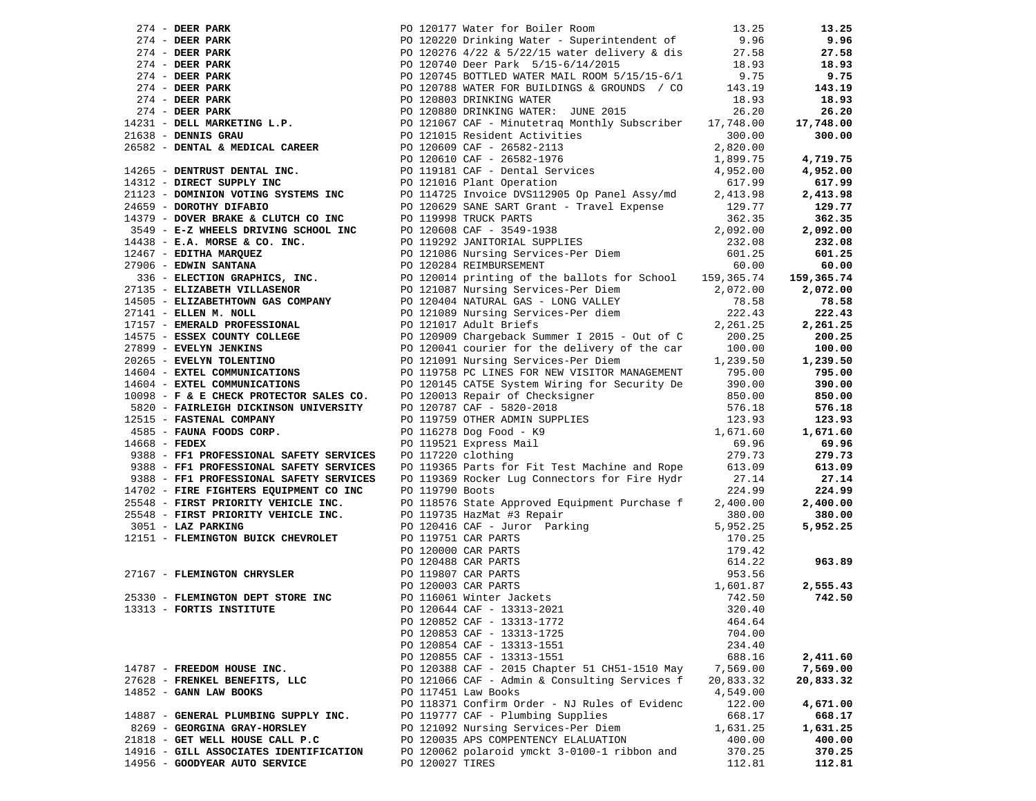| Vendor | PO / Description | Amount | Total |
|---|---|---|---|
| 274 - **DEER PARK** | PO 120177 Water for Boiler Room | 13.25 | **13.25** |
| 274 - **DEER PARK** | PO 120220 Drinking Water - Superintendent of | 9.96 | **9.96** |
| 274 - **DEER PARK** | PO 120276 4/22 & 5/22/15 water delivery & dis | 27.58 | **27.58** |
| 274 - **DEER PARK** | PO 120740 Deer Park 5/15-6/14/2015 | 18.93 | **18.93** |
| 274 - **DEER PARK** | PO 120745 BOTTLED WATER MAIL ROOM 5/15/15-6/1 | 9.75 | **9.75** |
| 274 - **DEER PARK** | PO 120788 WATER FOR BUILDINGS & GROUNDS / CO | 143.19 | **143.19** |
| 274 - **DEER PARK** | PO 120803 DRINKING WATER | 18.93 | **18.93** |
| 274 - **DEER PARK** | PO 120880 DRINKING WATER: JUNE 2015 | 26.20 | **26.20** |
| 14231 - **DELL MARKETING L.P.** | PO 121067 CAF - Minutetraq Monthly Subscriber | 17,748.00 | **17,748.00** |
| 21638 - **DENNIS GRAU** | PO 121015 Resident Activities | 300.00 | **300.00** |
| 26582 - **DENTAL & MEDICAL CAREER** | PO 120609 CAF - 26582-2113 | 2,820.00 | |
| | PO 120610 CAF - 26582-1976 | 1,899.75 | **4,719.75** |
| 14265 - **DENTRUST DENTAL INC.** | PO 119181 CAF - Dental Services | 4,952.00 | **4,952.00** |
| 14312 - **DIRECT SUPPLY INC** | PO 121016 Plant Operation | 617.99 | **617.99** |
| 21123 - **DOMINION VOTING SYSTEMS INC** | PO 114725 Invoice DVS112905 Op Panel Assy/md | 2,413.98 | **2,413.98** |
| 24659 - **DOROTHY DIFABIO** | PO 120629 SANE SART Grant - Travel Expense | 129.77 | **129.77** |
| 14379 - **DOVER BRAKE & CLUTCH CO INC** | PO 119998 TRUCK PARTS | 362.35 | **362.35** |
| 3549 - **E-Z WHEELS DRIVING SCHOOL INC** | PO 120608 CAF - 3549-1938 | 2,092.00 | **2,092.00** |
| 14438 - **E.A. MORSE & CO. INC.** | PO 119292 JANITORIAL SUPPLIES | 232.08 | **232.08** |
| 12467 - **EDITHA MARQUEZ** | PO 121086 Nursing Services-Per Diem | 601.25 | **601.25** |
| 27906 - **EDWIN SANTANA** | PO 120284 REIMBURSEMENT | 60.00 | **60.00** |
| 336 - **ELECTION GRAPHICS, INC.** | PO 120014 printing of the ballots for School | 159,365.74 | **159,365.74** |
| 27135 - **ELIZABETH VILLASENOR** | PO 121087 Nursing Services-Per Diem | 2,072.00 | **2,072.00** |
| 14505 - **ELIZABETHTOWN GAS COMPANY** | PO 120404 NATURAL GAS - LONG VALLEY | 78.58 | **78.58** |
| 27141 - **ELLEN M. NOLL** | PO 121089 Nursing Services-Per diem | 222.43 | **222.43** |
| 17157 - **EMERALD PROFESSIONAL** | PO 121017 Adult Briefs | 2,261.25 | **2,261.25** |
| 14575 - **ESSEX COUNTY COLLEGE** | PO 120909 Chargeback Summer I 2015 - Out of C | 200.25 | **200.25** |
| 27899 - **EVELYN JENKINS** | PO 120041 courier for the delivery of the car | 100.00 | **100.00** |
| 20265 - **EVELYN TOLENTINO** | PO 121091 Nursing Services-Per Diem | 1,239.50 | **1,239.50** |
| 14604 - **EXTEL COMMUNICATIONS** | PO 119758 PC LINES FOR NEW VISITOR MANAGEMENT | 795.00 | **795.00** |
| 14604 - **EXTEL COMMUNICATIONS** | PO 120145 CAT5E System Wiring for Security De | 390.00 | **390.00** |
| 10098 - **F & E CHECK PROTECTOR SALES CO.** | PO 120013 Repair of Checksigner | 850.00 | **850.00** |
| 5820 - **FAIRLEIGH DICKINSON UNIVERSITY** | PO 120787 CAF - 5820-2018 | 576.18 | **576.18** |
| 12515 - **FASTENAL COMPANY** | PO 119759 OTHER ADMIN SUPPLIES | 123.93 | **123.93** |
| 4585 - **FAUNA FOODS CORP.** | PO 116278 Dog Food - K9 | 1,671.60 | **1,671.60** |
| 14668 - **FEDEX** | PO 119521 Express Mail | 69.96 | **69.96** |
| 9388 - **FF1 PROFESSIONAL SAFETY SERVICES** | PO 117220 clothing | 279.73 | **279.73** |
| 9388 - **FF1 PROFESSIONAL SAFETY SERVICES** | PO 119365 Parts for Fit Test Machine and Rope | 613.09 | **613.09** |
| 9388 - **FF1 PROFESSIONAL SAFETY SERVICES** | PO 119369 Rocker Lug Connectors for Fire Hydr | 27.14 | **27.14** |
| 14702 - **FIRE FIGHTERS EQUIPMENT CO INC** | PO 119790 Boots | 224.99 | **224.99** |
| 25548 - **FIRST PRIORITY VEHICLE INC.** | PO 118576 State Approved Equipment Purchase f | 2,400.00 | **2,400.00** |
| 25548 - **FIRST PRIORITY VEHICLE INC.** | PO 119735 HazMat #3 Repair | 380.00 | **380.00** |
| 3051 - **LAZ PARKING** | PO 120416 CAF - Juror Parking | 5,952.25 | **5,952.25** |
| 12151 - **FLEMINGTON BUICK CHEVROLET** | PO 119751 CAR PARTS | 170.25 | |
| | PO 120000 CAR PARTS | 179.42 | |
| | PO 120488 CAR PARTS | 614.22 | **963.89** |
| 27167 - **FLEMINGTON CHRYSLER** | PO 119807 CAR PARTS | 953.56 | |
| | PO 120003 CAR PARTS | 1,601.87 | **2,555.43** |
| 25330 - **FLEMINGTON DEPT STORE INC** | PO 116061 Winter Jackets | 742.50 | **742.50** |
| 13313 - **FORTIS INSTITUTE** | PO 120644 CAF - 13313-2021 | 320.40 | |
| | PO 120852 CAF - 13313-1772 | 464.64 | |
| | PO 120853 CAF - 13313-1725 | 704.00 | |
| | PO 120854 CAF - 13313-1551 | 234.40 | |
| | PO 120855 CAF - 13313-1551 | 688.16 | **2,411.60** |
| 14787 - **FREEDOM HOUSE INC.** | PO 120388 CAF - 2015 Chapter 51 CH51-1510 May | 7,569.00 | **7,569.00** |
| 27628 - **FRENKEL BENEFITS, LLC** | PO 121066 CAF - Admin & Consulting Services f | 20,833.32 | **20,833.32** |
| 14852 - **GANN LAW BOOKS** | PO 117451 Law Books | 4,549.00 | |
| | PO 118371 Confirm Order - NJ Rules of Evidenc | 122.00 | **4,671.00** |
| 14887 - **GENERAL PLUMBING SUPPLY INC.** | PO 119777 CAF - Plumbing Supplies | 668.17 | **668.17** |
| 8269 - **GEORGINA GRAY-HORSLEY** | PO 121092 Nursing Services-Per Diem | 1,631.25 | **1,631.25** |
| 21818 - **GET WELL HOUSE CALL P.C** | PO 120035 APS COMPENTENCY ELAUATION | 400.00 | **400.00** |
| 14916 - **GILL ASSOCIATES IDENTIFICATION** | PO 120062 polaroid ymckt 3-0100-1 ribbon and | 370.25 | **370.25** |
| 14956 - **GOODYEAR AUTO SERVICE** | PO 120027 TIRES | 112.81 | **112.81** |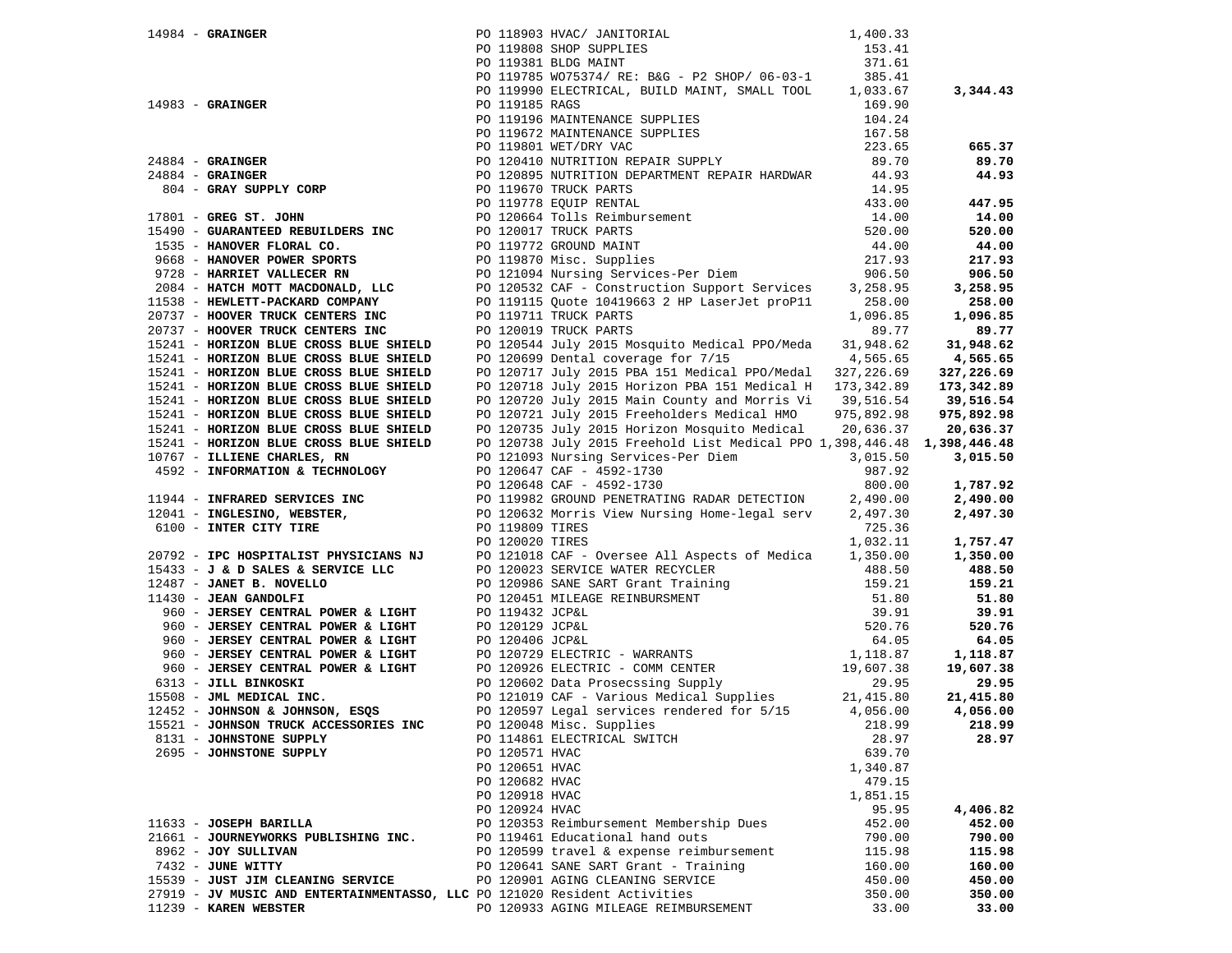| Vendor | PO / Description | Amount | Total |
|---|---|---|---|
| 14984 - **GRAINGER** | PO 118903 HVAC/ JANITORIAL | 1,400.33 | |
| | PO 119808 SHOP SUPPLIES | 153.41 | |
| | PO 119381 BLDG MAINT | 371.61 | |
| | PO 119785 WO75374/ RE: B&G - P2 SHOP/ 06-03-1 | 385.41 | |
| | PO 119990 ELECTRICAL, BUILD MAINT, SMALL TOOL | 1,033.67 | **3,344.43** |
| 14983 - **GRAINGER** | PO 119185 RAGS | 169.90 | |
| | PO 119196 MAINTENANCE SUPPLIES | 104.24 | |
| | PO 119672 MAINTENANCE SUPPLIES | 167.58 | |
| | PO 119801 WET/DRY VAC | 223.65 | **665.37** |
| 24884 - **GRAINGER** | PO 120410 NUTRITION REPAIR SUPPLY | 89.70 | **89.70** |
| 24884 - **GRAINGER** | PO 120895 NUTRITION DEPARTMENT REPAIR HARDWAR | 44.93 | **44.93** |
| 804 - **GRAY SUPPLY CORP** | PO 119670 TRUCK PARTS | 14.95 | |
| | PO 119778 EQUIP RENTAL | 433.00 | **447.95** |
| 17801 - **GREG ST. JOHN** | PO 120664 Tolls Reimbursement | 14.00 | **14.00** |
| 15490 - **GUARANTEED REBUILDERS INC** | PO 120017 TRUCK PARTS | 520.00 | **520.00** |
| 1535 - **HANOVER FLORAL CO.** | PO 119772 GROUND MAINT | 44.00 | **44.00** |
| 9668 - **HANOVER POWER SPORTS** | PO 119870 Misc. Supplies | 217.93 | **217.93** |
| 9728 - **HARRIET VALLECER RN** | PO 121094 Nursing Services-Per Diem | 906.50 | **906.50** |
| 2084 - **HATCH MOTT MACDONALD, LLC** | PO 120532 CAF - Construction Support Services | 3,258.95 | **3,258.95** |
| 11538 - **HEWLETT-PACKARD COMPANY** | PO 119115 Quote 10419663 2 HP LaserJet proP11 | 258.00 | **258.00** |
| 20737 - **HOOVER TRUCK CENTERS INC** | PO 119711 TRUCK PARTS | 1,096.85 | **1,096.85** |
| 20737 - **HOOVER TRUCK CENTERS INC** | PO 120019 TRUCK PARTS | 89.77 | **89.77** |
| 15241 - **HORIZON BLUE CROSS BLUE SHIELD** | PO 120544 July 2015 Mosquito Medical PPO/Meda | 31,948.62 | **31,948.62** |
| 15241 - **HORIZON BLUE CROSS BLUE SHIELD** | PO 120699 Dental coverage for 7/15 | 4,565.65 | **4,565.65** |
| 15241 - **HORIZON BLUE CROSS BLUE SHIELD** | PO 120717 July 2015 PBA 151 Medical PPO/Medal | 327,226.69 | **327,226.69** |
| 15241 - **HORIZON BLUE CROSS BLUE SHIELD** | PO 120718 July 2015 Horizon PBA 151 Medical H | 173,342.89 | **173,342.89** |
| 15241 - **HORIZON BLUE CROSS BLUE SHIELD** | PO 120720 July 2015 Main County and Morris Vi | 39,516.54 | **39,516.54** |
| 15241 - **HORIZON BLUE CROSS BLUE SHIELD** | PO 120721 July 2015 Freeholders Medical HMO | 975,892.98 | **975,892.98** |
| 15241 - **HORIZON BLUE CROSS BLUE SHIELD** | PO 120735 July 2015 Horizon Mosquito Medical | 20,636.37 | **20,636.37** |
| 15241 - **HORIZON BLUE CROSS BLUE SHIELD** | PO 120738 July 2015 Freehold List Medical PPO | 1,398,446.48 | **1,398,446.48** |
| 10767 - **ILLIENE CHARLES, RN** | PO 121093 Nursing Services-Per Diem | 3,015.50 | **3,015.50** |
| 4592 - **INFORMATION & TECHNOLOGY** | PO 120647 CAF - 4592-1730 | 987.92 | |
| | PO 120648 CAF - 4592-1730 | 800.00 | **1,787.92** |
| 11944 - **INFRARED SERVICES INC** | PO 119982 GROUND PENETRATING RADAR DETECTION | 2,490.00 | **2,490.00** |
| 12041 - **INGLESINO, WEBSTER,** | PO 120632 Morris View Nursing Home-legal serv | 2,497.30 | **2,497.30** |
| 6100 - **INTER CITY TIRE** | PO 119809 TIRES | 725.36 | |
| | PO 120020 TIRES | 1,032.11 | **1,757.47** |
| 20792 - **IPC HOSPITALIST PHYSICIANS NJ** | PO 121018 CAF - Oversee All Aspects of Medica | 1,350.00 | **1,350.00** |
| 15433 - **J & D SALES & SERVICE LLC** | PO 120023 SERVICE WATER RECYCLER | 488.50 | **488.50** |
| 12487 - **JANET B. NOVELLO** | PO 120986 SANE SART Grant Training | 159.21 | **159.21** |
| 11430 - **JEAN GANDOLFI** | PO 120451 MILEAGE REINBURSMENT | 51.80 | **51.80** |
| 960 - **JERSEY CENTRAL POWER & LIGHT** | PO 119432 JCP&L | 39.91 | **39.91** |
| 960 - **JERSEY CENTRAL POWER & LIGHT** | PO 120129 JCP&L | 520.76 | **520.76** |
| 960 - **JERSEY CENTRAL POWER & LIGHT** | PO 120406 JCP&L | 64.05 | **64.05** |
| 960 - **JERSEY CENTRAL POWER & LIGHT** | PO 120729 ELECTRIC - WARRANTS | 1,118.87 | **1,118.87** |
| 960 - **JERSEY CENTRAL POWER & LIGHT** | PO 120926 ELECTRIC - COMM CENTER | 19,607.38 | **19,607.38** |
| 6313 - **JILL BINKOSKI** | PO 120602 Data Prosecssing Supply | 29.95 | **29.95** |
| 15508 - **JML MEDICAL INC.** | PO 121019 CAF - Various Medical Supplies | 21,415.80 | **21,415.80** |
| 12452 - **JOHNSON & JOHNSON, ESQS** | PO 120597 Legal services rendered for 5/15 | 4,056.00 | **4,056.00** |
| 15521 - **JOHNSON TRUCK ACCESSORIES INC** | PO 120048 Misc. Supplies | 218.99 | **218.99** |
| 8131 - **JOHNSTONE SUPPLY** | PO 114861 ELECTRICAL SWITCH | 28.97 | **28.97** |
| 2695 - **JOHNSTONE SUPPLY** | PO 120571 HVAC | 639.70 | |
| | PO 120651 HVAC | 1,340.87 | |
| | PO 120682 HVAC | 479.15 | |
| | PO 120918 HVAC | 1,851.15 | |
| | PO 120924 HVAC | 95.95 | **4,406.82** |
| 11633 - **JOSEPH BARILLA** | PO 120353 Reimbursement Membership Dues | 452.00 | **452.00** |
| 21661 - **JOURNEYWORKS PUBLISHING INC.** | PO 119461 Educational hand outs | 790.00 | **790.00** |
| 8962 - **JOY SULLIVAN** | PO 120599 travel & expense reimbursement | 115.98 | **115.98** |
| 7432 - **JUNE WITTY** | PO 120641 SANE SART Grant - Training | 160.00 | **160.00** |
| 15539 - **JUST JIM CLEANING SERVICE** | PO 120901 AGING CLEANING SERVICE | 450.00 | **450.00** |
| 27919 - **JV MUSIC AND ENTERTAINMENTASSO, LLC** | PO 121020 Resident Activities | 350.00 | **350.00** |
| 11239 - **KAREN WEBSTER** | PO 120933 AGING MILEAGE REIMBURSEMENT | 33.00 | **33.00** |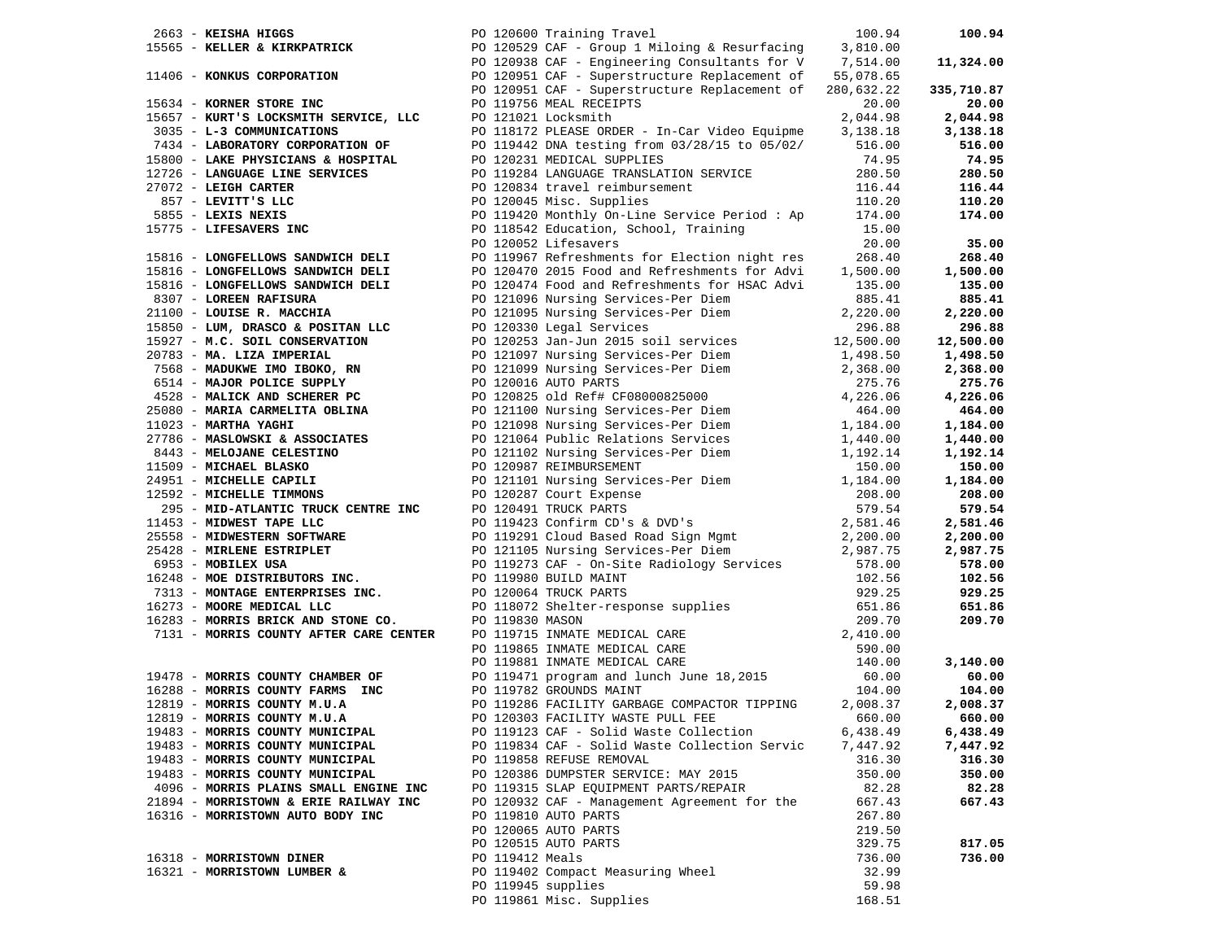| Vendor | PO / Description | Amount | Total |
|---|---|---|---|
| 2663 - **KEISHA HIGGS** | PO 120600 Training Travel | 100.94 | **100.94** |
| 15565 - **KELLER & KIRKPATRICK** | PO 120529 CAF - Group 1 Miloing & Resurfacing | 3,810.00 | |
| | PO 120938 CAF - Engineering Consultants for V | 7,514.00 | **11,324.00** |
| 11406 - **KONKUS CORPORATION** | PO 120951 CAF - Superstructure Replacement of | 55,078.65 | |
| | PO 120951 CAF - Superstructure Replacement of | 280,632.22 | **335,710.87** |
| 15634 - **KORNER STORE INC** | PO 119756 MEAL RECEIPTS | 20.00 | **20.00** |
| 15657 - **KURT'S LOCKSMITH SERVICE, LLC** | PO 121021 Locksmith | 2,044.98 | **2,044.98** |
| 3035 - **L-3 COMMUNICATIONS** | PO 118172 PLEASE ORDER - In-Car Video Equipme | 3,138.18 | **3,138.18** |
| 7434 - **LABORATORY CORPORATION OF** | PO 119442 DNA testing from 03/28/15 to 05/02/ | 516.00 | **516.00** |
| 15800 - **LAKE PHYSICIANS & HOSPITAL** | PO 120231 MEDICAL SUPPLIES | 74.95 | **74.95** |
| 12726 - **LANGUAGE LINE SERVICES** | PO 119284 LANGUAGE TRANSLATION SERVICE | 280.50 | **280.50** |
| 27072 - **LEIGH CARTER** | PO 120834 travel reimbursement | 116.44 | **116.44** |
| 857 - **LEVITT'S LLC** | PO 120045 Misc. Supplies | 110.20 | **110.20** |
| 5855 - **LEXIS NEXIS** | PO 119420 Monthly On-Line Service Period : Ap | 174.00 | **174.00** |
| 15775 - **LIFESAVERS INC** | PO 118542 Education, School, Training | 15.00 | |
| | PO 120052 Lifesavers | 20.00 | **35.00** |
| 15816 - **LONGFELLOWS SANDWICH DELI** | PO 119967 Refreshments for Election night res | 268.40 | **268.40** |
| 15816 - **LONGFELLOWS SANDWICH DELI** | PO 120470 2015 Food and Refreshments for Advi | 1,500.00 | **1,500.00** |
| 15816 - **LONGFELLOWS SANDWICH DELI** | PO 120474 Food and Refreshments for HSAC Advi | 135.00 | **135.00** |
| 8307 - **LOREEN RAFISURA** | PO 121096 Nursing Services-Per Diem | 885.41 | **885.41** |
| 21100 - **LOUISE R. MACCHIA** | PO 121095 Nursing Services-Per Diem | 2,220.00 | **2,220.00** |
| 15850 - **LUM, DRASCO & POSITAN LLC** | PO 120330 Legal Services | 296.88 | **296.88** |
| 15927 - **M.C. SOIL CONSERVATION** | PO 120253 Jan-Jun 2015 soil services | 12,500.00 | **12,500.00** |
| 20783 - **MA. LIZA IMPERIAL** | PO 121097 Nursing Services-Per Diem | 1,498.50 | **1,498.50** |
| 7568 - **MADUKWE IMO IBOKO, RN** | PO 121099 Nursing Services-Per Diem | 2,368.00 | **2,368.00** |
| 6514 - **MAJOR POLICE SUPPLY** | PO 120016 AUTO PARTS | 275.76 | **275.76** |
| 4528 - **MALICK AND SCHERER PC** | PO 120825 old Ref# CF08000825000 | 4,226.06 | **4,226.06** |
| 25080 - **MARIA CARMELITA OBLINA** | PO 121100 Nursing Services-Per Diem | 464.00 | **464.00** |
| 11023 - **MARTHA YAGHI** | PO 121098 Nursing Services-Per Diem | 1,184.00 | **1,184.00** |
| 27786 - **MASLOWSKI & ASSOCIATES** | PO 121064 Public Relations Services | 1,440.00 | **1,440.00** |
| 8443 - **MELOJANE CELESTINO** | PO 121102 Nursing Services-Per Diem | 1,192.14 | **1,192.14** |
| 11509 - **MICHAEL BLASKO** | PO 120987 REIMBURSEMENT | 150.00 | **150.00** |
| 24951 - **MICHELLE CAPILI** | PO 121101 Nursing Services-Per Diem | 1,184.00 | **1,184.00** |
| 12592 - **MICHELLE TIMMONS** | PO 120287 Court Expense | 208.00 | **208.00** |
| 295 - **MID-ATLANTIC TRUCK CENTRE INC** | PO 120491 TRUCK PARTS | 579.54 | **579.54** |
| 11453 - **MIDWEST TAPE LLC** | PO 119423 Confirm CD's & DVD's | 2,581.46 | **2,581.46** |
| 25558 - **MIDWESTERN SOFTWARE** | PO 119291 Cloud Based Road Sign Mgmt | 2,200.00 | **2,200.00** |
| 25428 - **MIRLENE ESTRIPLET** | PO 121105 Nursing Services-Per Diem | 2,987.75 | **2,987.75** |
| 6953 - **MOBILEX USA** | PO 119273 CAF - On-Site Radiology Services | 578.00 | **578.00** |
| 16248 - **MOE DISTRIBUTORS INC.** | PO 119980 BUILD MAINT | 102.56 | **102.56** |
| 7313 - **MONTAGE ENTERPRISES INC.** | PO 120064 TRUCK PARTS | 929.25 | **929.25** |
| 16273 - **MOORE MEDICAL LLC** | PO 118072 Shelter-response supplies | 651.86 | **651.86** |
| 16283 - **MORRIS BRICK AND STONE CO.** | PO 119830 MASON | 209.70 | **209.70** |
| 7131 - **MORRIS COUNTY AFTER CARE CENTER** | PO 119715 INMATE MEDICAL CARE | 2,410.00 | |
| | PO 119865 INMATE MEDICAL CARE | 590.00 | |
| | PO 119881 INMATE MEDICAL CARE | 140.00 | **3,140.00** |
| 19478 - **MORRIS COUNTY CHAMBER OF** | PO 119471 program and lunch June 18,2015 | 60.00 | **60.00** |
| 16288 - **MORRIS COUNTY FARMS INC** | PO 119782 GROUNDS MAINT | 104.00 | **104.00** |
| 12819 - **MORRIS COUNTY M.U.A** | PO 119286 FACILITY GARBAGE COMPACTOR TIPPING | 2,008.37 | **2,008.37** |
| 12819 - **MORRIS COUNTY M.U.A** | PO 120303 FACILITY WASTE PULL FEE | 660.00 | **660.00** |
| 19483 - **MORRIS COUNTY MUNICIPAL** | PO 119123 CAF - Solid Waste Collection | 6,438.49 | **6,438.49** |
| 19483 - **MORRIS COUNTY MUNICIPAL** | PO 119834 CAF - Solid Waste Collection Servic | 7,447.92 | **7,447.92** |
| 19483 - **MORRIS COUNTY MUNICIPAL** | PO 119858 REFUSE REMOVAL | 316.30 | **316.30** |
| 19483 - **MORRIS COUNTY MUNICIPAL** | PO 120386 DUMPSTER SERVICE: MAY 2015 | 350.00 | **350.00** |
| 4096 - **MORRIS PLAINS SMALL ENGINE INC** | PO 119315 SLAP EQUIPMENT PARTS/REPAIR | 82.28 | **82.28** |
| 21894 - **MORRISTOWN & ERIE RAILWAY INC** | PO 120932 CAF - Management Agreement for the | 667.43 | **667.43** |
| 16316 - **MORRISTOWN AUTO BODY INC** | PO 119810 AUTO PARTS | 267.80 | |
| | PO 120065 AUTO PARTS | 219.50 | |
| | PO 120515 AUTO PARTS | 329.75 | **817.05** |
| 16318 - **MORRISTOWN DINER** | PO 119412 Meals | 736.00 | **736.00** |
| 16321 - **MORRISTOWN LUMBER &** | PO 119402 Compact Measuring Wheel | 32.99 | |
| | PO 119945 supplies | 59.98 | |
| | PO 119861 Misc. Supplies | 168.51 | |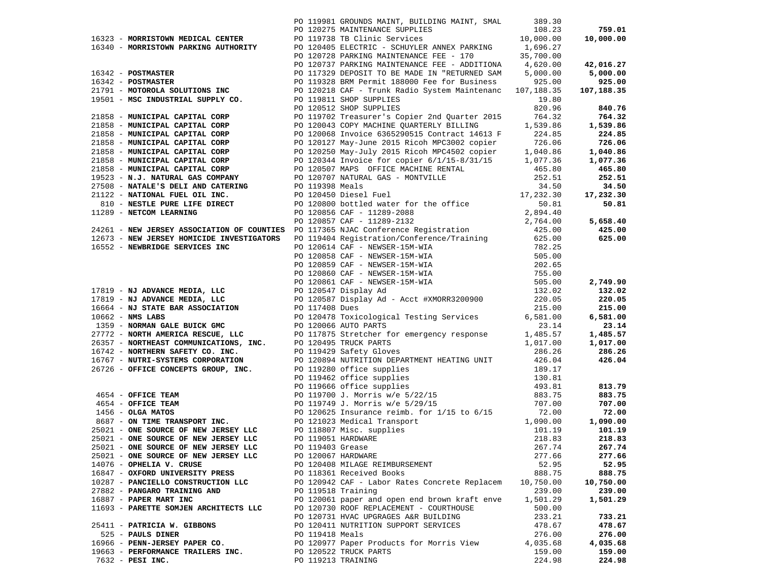| Vendor | PO / Description | Amount | Total |
|---|---|---|---|
| | PO 119981 GROUNDS MAINT, BUILDING MAINT, SMAL | 389.30 | |
| | PO 120275 MAINTENANCE SUPPLIES | 108.23 | **759.01** |
| 16323 - **MORRISTOWN MEDICAL CENTER** | PO 119738 TB Clinic Services | 10,000.00 | **10,000.00** |
| 16340 - **MORRISTOWN PARKING AUTHORITY** | PO 120405 ELECTRIC - SCHUYLER ANNEX PARKING | 1,696.27 | |
| | PO 120728 PARKING MAINTENANCE FEE - 170 | 35,700.00 | |
| | PO 120737 PARKING MAINTENANCE FEE - ADDITIONA | 4,620.00 | **42,016.27** |
| 16342 - **POSTMASTER** | PO 117329 DEPOSIT TO BE MADE IN "RETURNED SAM | 5,000.00 | **5,000.00** |
| 16342 - **POSTMASTER** | PO 119328 BRM Permit 188000 Fee for Business | 925.00 | **925.00** |
| 21791 - **MOTOROLA SOLUTIONS INC** | PO 120218 CAF - Trunk Radio System Maintenanc | 107,188.35 | **107,188.35** |
| 19501 - **MSC INDUSTRIAL SUPPLY CO.** | PO 119811 SHOP SUPPLIES | 19.80 | |
| | PO 120512 SHOP SUPPLIES | 820.96 | **840.76** |
| 21858 - **MUNICIPAL CAPITAL CORP** | PO 119702 Treasurer's Copier 2nd Quarter 2015 | 764.32 | **764.32** |
| 21858 - **MUNICIPAL CAPITAL CORP** | PO 120043 COPY MACHINE QUARTERLY BILLING | 1,539.86 | **1,539.86** |
| 21858 - **MUNICIPAL CAPITAL CORP** | PO 120068 Invoice 6365290515 Contract 14613 F | 224.85 | **224.85** |
| 21858 - **MUNICIPAL CAPITAL CORP** | PO 120127 May-June 2015 Ricoh MPC3002 copier | 726.06 | **726.06** |
| 21858 - **MUNICIPAL CAPITAL CORP** | PO 120250 May-July 2015 Ricoh MPC4502 copier | 1,040.86 | **1,040.86** |
| 21858 - **MUNICIPAL CAPITAL CORP** | PO 120344 Invoice for copier 6/1/15-8/31/15 | 1,077.36 | **1,077.36** |
| 21858 - **MUNICIPAL CAPITAL CORP** | PO 120507 MAPS OFFICE MACHINE RENTAL | 465.80 | **465.80** |
| 19523 - **N.J. NATURAL GAS COMPANY** | PO 120707 NATURAL GAS - MONTVILLE | 252.51 | **252.51** |
| 27508 - **NATALE'S DELI AND CATERING** | PO 119398 Meals | 34.50 | **34.50** |
| 21122 - **NATIONAL FUEL OIL INC.** | PO 120450 Diesel Fuel | 17,232.30 | **17,232.30** |
| 810 - **NESTLE PURE LIFE DIRECT** | PO 120800 bottled water for the office | 50.81 | **50.81** |
| 11289 - **NETCOM LEARNING** | PO 120856 CAF - 11289-2088 | 2,894.40 | |
| | PO 120857 CAF - 11289-2132 | 2,764.00 | **5,658.40** |
| 24261 - **NEW JERSEY ASSOCIATION OF COUNTIES** | PO 117365 NJAC Conference Registration | 425.00 | **425.00** |
| 12673 - **NEW JERSEY HOMICIDE INVESTIGATORS** | PO 119404 Registration/Conference/Training | 625.00 | **625.00** |
| 16552 - **NEWBRIDGE SERVICES INC** | PO 120614 CAF - NEWSER-15M-WIA | 782.25 | |
| | PO 120858 CAF - NEWSER-15M-WIA | 505.00 | |
| | PO 120859 CAF - NEWSER-15M-WIA | 202.65 | |
| | PO 120860 CAF - NEWSER-15M-WIA | 755.00 | |
| | PO 120861 CAF - NEWSER-15M-WIA | 505.00 | **2,749.90** |
| 17819 - **NJ ADVANCE MEDIA, LLC** | PO 120547 Display Ad | 132.02 | **132.02** |
| 17819 - **NJ ADVANCE MEDIA, LLC** | PO 120587 Display Ad - Acct #XMORR3200900 | 220.05 | **220.05** |
| 16664 - **NJ STATE BAR ASSOCIATION** | PO 117408 Dues | 215.00 | **215.00** |
| 10662 - **NMS LABS** | PO 120478 Toxicological Testing Services | 6,581.00 | **6,581.00** |
| 1359 - **NORMAN GALE BUICK GMC** | PO 120066 AUTO PARTS | 23.14 | **23.14** |
| 27772 - **NORTH AMERICA RESCUE, LLC** | PO 117875 Stretcher for emergency response | 1,485.57 | **1,485.57** |
| 26357 - **NORTHEAST COMMUNICATIONS, INC.** | PO 120495 TRUCK PARTS | 1,017.00 | **1,017.00** |
| 16742 - **NORTHERN SAFETY CO. INC.** | PO 119429 Safety Gloves | 286.26 | **286.26** |
| 16767 - **NUTRI-SYSTEMS CORPORATION** | PO 120894 NUTRITION DEPARTMENT HEATING UNIT | 426.04 | **426.04** |
| 26726 - **OFFICE CONCEPTS GROUP, INC.** | PO 119280 office supplies | 189.17 | |
| | PO 119462 office supplies | 130.81 | |
| | PO 119666 office supplies | 493.81 | **813.79** |
| 4654 - **OFFICE TEAM** | PO 119700 J. Morris w/e 5/22/15 | 883.75 | **883.75** |
| 4654 - **OFFICE TEAM** | PO 119749 J. Morris w/e 5/29/15 | 707.00 | **707.00** |
| 1456 - **OLGA MATOS** | PO 120625 Insurance reimb. for 1/15 to 6/15 | 72.00 | **72.00** |
| 8687 - **ON TIME TRANSPORT INC.** | PO 121023 Medical Transport | 1,090.00 | **1,090.00** |
| 25021 - **ONE SOURCE OF NEW JERSEY LLC** | PO 118807 Misc. supplies | 101.19 | **101.19** |
| 25021 - **ONE SOURCE OF NEW JERSEY LLC** | PO 119051 HARDWARE | 218.83 | **218.83** |
| 25021 - **ONE SOURCE OF NEW JERSEY LLC** | PO 119403 Grease | 267.74 | **267.74** |
| 25021 - **ONE SOURCE OF NEW JERSEY LLC** | PO 120067 HARDWARE | 277.66 | **277.66** |
| 14076 - **OPHELIA V. CRUSE** | PO 120408 MILAGE REIMBURSEMENT | 52.95 | **52.95** |
| 16847 - **OXFORD UNIVERSITY PRESS** | PO 118361 Received Books | 888.75 | **888.75** |
| 10287 - **PANCIELLO CONSTRUCTION LLC** | PO 120942 CAF - Labor Rates Concrete Replacem | 10,750.00 | **10,750.00** |
| 27882 - **PANGARO TRAINING AND** | PO 119518 Training | 239.00 | **239.00** |
| 16887 - **PAPER MART INC** | PO 120061 paper and open end brown kraft enve | 1,501.29 | **1,501.29** |
| 11693 - **PARETTE SOMJEN ARCHITECTS LLC** | PO 120730 ROOF REPLACEMENT - COURTHOUSE | 500.00 | |
| | PO 120731 HVAC UPGRAGES A&R BUILDING | 233.21 | **733.21** |
| 25411 - **PATRICIA W. GIBBONS** | PO 120411 NUTRITION SUPPORT SERVICES | 478.67 | **478.67** |
| 525 - **PAULS DINER** | PO 119418 Meals | 276.00 | **276.00** |
| 16966 - **PENN-JERSEY PAPER CO.** | PO 120977 Paper Products for Morris View | 4,035.68 | **4,035.68** |
| 19663 - **PERFORMANCE TRAILERS INC.** | PO 120522 TRUCK PARTS | 159.00 | **159.00** |
| 7632 - **PESI INC.** | PO 119213 TRAINING | 224.98 | **224.98** |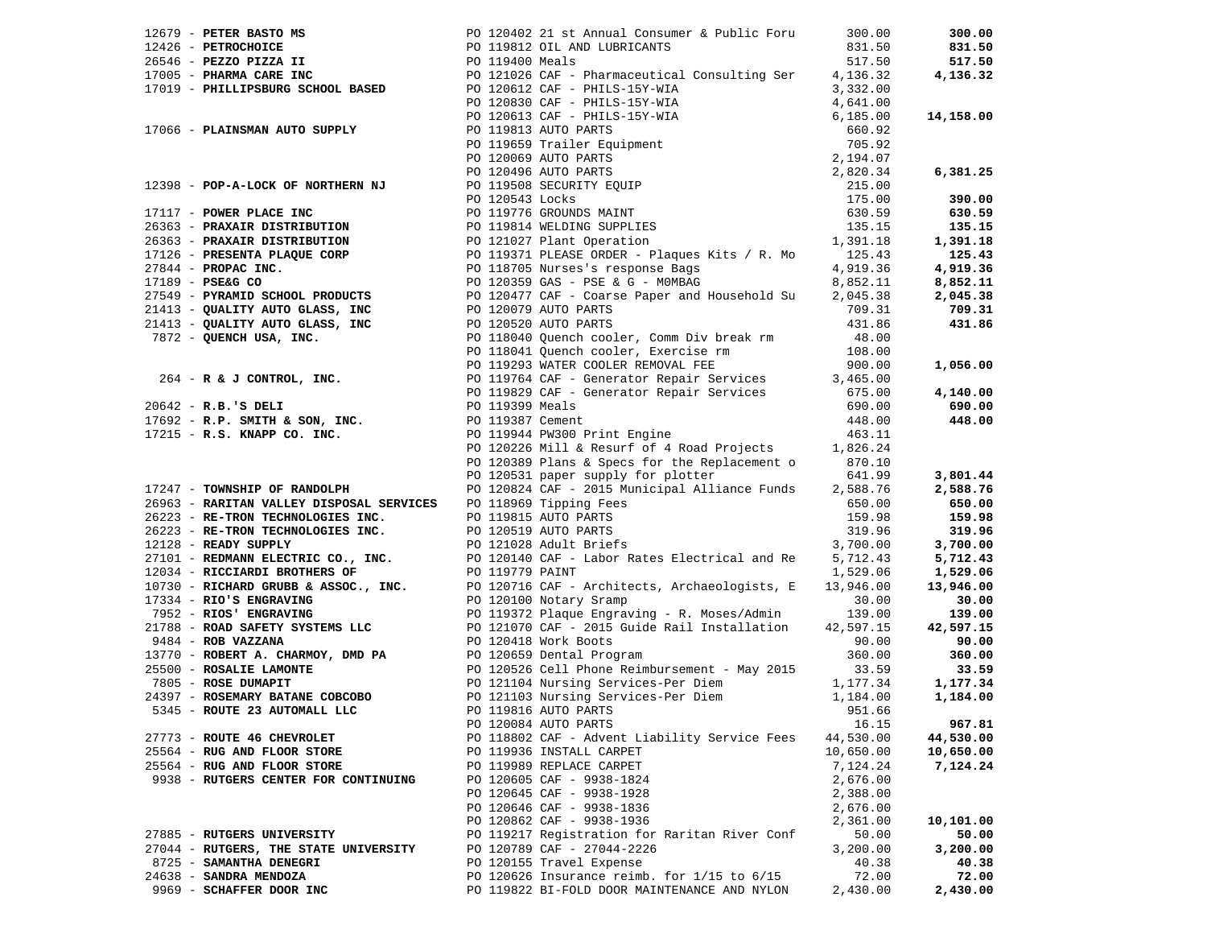| Vendor | PO / Description | Amount | Total |
|---|---|---|---|
| 12679 - **PETER BASTO MS** | PO 120402 21 st Annual Consumer & Public Foru | 300.00 | **300.00** |
| 12426 - **PETROCHOICE** | PO 119812 OIL AND LUBRICANTS | 831.50 | **831.50** |
| 26546 - **PEZZO PIZZA II** | PO 119400 Meals | 517.50 | **517.50** |
| 17005 - **PHARMA CARE INC** | PO 121026 CAF - Pharmaceutical Consulting Ser | 4,136.32 | **4,136.32** |
| 17019 - **PHILLIPSBURG SCHOOL BASED** | PO 120612 CAF - PHILS-15Y-WIA | 3,332.00 | |
| | PO 120830 CAF - PHILS-15Y-WIA | 4,641.00 | |
| | PO 120613 CAF - PHILS-15Y-WIA | 6,185.00 | **14,158.00** |
| 17066 - **PLAINSMAN AUTO SUPPLY** | PO 119813 AUTO PARTS | 660.92 | |
| | PO 119659 Trailer Equipment | 705.92 | |
| | PO 120069 AUTO PARTS | 2,194.07 | |
| | PO 120496 AUTO PARTS | 2,820.34 | **6,381.25** |
| 12398 - **POP-A-LOCK OF NORTHERN NJ** | PO 119508 SECURITY EQUIP | 215.00 | |
| | PO 120543 Locks | 175.00 | **390.00** |
| 17117 - **POWER PLACE INC** | PO 119776 GROUNDS MAINT | 630.59 | **630.59** |
| 26363 - **PRAXAIR DISTRIBUTION** | PO 119814 WELDING SUPPLIES | 135.15 | **135.15** |
| 26363 - **PRAXAIR DISTRIBUTION** | PO 121027 Plant Operation | 1,391.18 | **1,391.18** |
| 17126 - **PRESENTA PLAQUE CORP** | PO 119371 PLEASE ORDER - Plaques Kits / R. Mo | 125.43 | **125.43** |
| 27844 - **PROPAC INC.** | PO 118705 Nurses's response Bags | 4,919.36 | **4,919.36** |
| 17189 - **PSE&G CO** | PO 120359 GAS - PSE & G - M0MBAG | 8,852.11 | **8,852.11** |
| 27549 - **PYRAMID SCHOOL PRODUCTS** | PO 120477 CAF - Coarse Paper and Household Su | 2,045.38 | **2,045.38** |
| 21413 - **QUALITY AUTO GLASS, INC** | PO 120079 AUTO PARTS | 709.31 | **709.31** |
| 21413 - **QUALITY AUTO GLASS, INC** | PO 120520 AUTO PARTS | 431.86 | **431.86** |
| 7872 - **QUENCH USA, INC.** | PO 118040 Quench cooler, Comm Div break rm | 48.00 | |
| | PO 118041 Quench cooler, Exercise rm | 108.00 | |
| | PO 119293 WATER COOLER REMOVAL FEE | 900.00 | **1,056.00** |
| 264 - **R & J CONTROL, INC.** | PO 119764 CAF - Generator Repair Services | 3,465.00 | |
| | PO 119829 CAF - Generator Repair Services | 675.00 | **4,140.00** |
| 20642 - **R.B.'S DELI** | PO 119399 Meals | 690.00 | **690.00** |
| 17692 - **R.P. SMITH & SON, INC.** | PO 119387 Cement | 448.00 | **448.00** |
| 17215 - **R.S. KNAPP CO. INC.** | PO 119944 PW300 Print Engine | 463.11 | |
| | PO 120226 Mill & Resurf of 4 Road Projects | 1,826.24 | |
| | PO 120389 Plans & Specs for the Replacement o | 870.10 | |
| | PO 120531 paper supply for plotter | 641.99 | **3,801.44** |
| 17247 - **TOWNSHIP OF RANDOLPH** | PO 120824 CAF - 2015 Municipal Alliance Funds | 2,588.76 | **2,588.76** |
| 26963 - **RARITAN VALLEY DISPOSAL SERVICES** | PO 118969 Tipping Fees | 650.00 | **650.00** |
| 26223 - **RE-TRON TECHNOLOGIES INC.** | PO 119815 AUTO PARTS | 159.98 | **159.98** |
| 26223 - **RE-TRON TECHNOLOGIES INC.** | PO 120519 AUTO PARTS | 319.96 | **319.96** |
| 12128 - **READY SUPPLY** | PO 121028 Adult Briefs | 3,700.00 | **3,700.00** |
| 27101 - **REDMANN ELECTRIC CO., INC.** | PO 120140 CAF - Labor Rates Electrical and Re | 5,712.43 | **5,712.43** |
| 12034 - **RICCIARDI BROTHERS OF** | PO 119779 PAINT | 1,529.06 | **1,529.06** |
| 10730 - **RICHARD GRUBB & ASSOC., INC.** | PO 120716 CAF - Architects, Archaeologists, E | 13,946.00 | **13,946.00** |
| 17334 - **RIO'S ENGRAVING** | PO 120100 Notary Sramp | 30.00 | **30.00** |
| 7952 - **RIOS' ENGRAVING** | PO 119372 Plaque Engraving - R. Moses/Admin | 139.00 | **139.00** |
| 21788 - **ROAD SAFETY SYSTEMS LLC** | PO 121070 CAF - 2015 Guide Rail Installation | 42,597.15 | **42,597.15** |
| 9484 - **ROB VAZZANA** | PO 120418 Work Boots | 90.00 | **90.00** |
| 13770 - **ROBERT A. CHARMOY, DMD PA** | PO 120659 Dental Program | 360.00 | **360.00** |
| 25500 - **ROSALIE LAMONTE** | PO 120526 Cell Phone Reimbursement - May 2015 | 33.59 | **33.59** |
| 7805 - **ROSE DUMAPIT** | PO 121104 Nursing Services-Per Diem | 1,177.34 | **1,177.34** |
| 24397 - **ROSEMARY BATANE COBCOBO** | PO 121103 Nursing Services-Per Diem | 1,184.00 | **1,184.00** |
| 5345 - **ROUTE 23 AUTOMALL LLC** | PO 119816 AUTO PARTS | 951.66 | |
| | PO 120084 AUTO PARTS | 16.15 | **967.81** |
| 27773 - **ROUTE 46 CHEVROLET** | PO 118802 CAF - Advent Liability Service Fees | 44,530.00 | **44,530.00** |
| 25564 - **RUG AND FLOOR STORE** | PO 119936 INSTALL CARPET | 10,650.00 | **10,650.00** |
| 25564 - **RUG AND FLOOR STORE** | PO 119989 REPLACE CARPET | 7,124.24 | **7,124.24** |
| 9938 - **RUTGERS CENTER FOR CONTINUING** | PO 120605 CAF - 9938-1824 | 2,676.00 | |
| | PO 120645 CAF - 9938-1928 | 2,388.00 | |
| | PO 120646 CAF - 9938-1836 | 2,676.00 | |
| | PO 120862 CAF - 9938-1936 | 2,361.00 | **10,101.00** |
| 27885 - **RUTGERS UNIVERSITY** | PO 119217 Registration for Raritan River Conf | 50.00 | **50.00** |
| 27044 - **RUTGERS, THE STATE UNIVERSITY** | PO 120789 CAF - 27044-2226 | 3,200.00 | **3,200.00** |
| 8725 - **SAMANTHA DENEGRI** | PO 120155 Travel Expense | 40.38 | **40.38** |
| 24638 - **SANDRA MENDOZA** | PO 120626 Insurance reimb. for 1/15 to 6/15 | 72.00 | **72.00** |
| 9969 - **SCHAFFER DOOR INC** | PO 119822 BI-FOLD DOOR MAINTENANCE AND NYLON | 2,430.00 | **2,430.00** |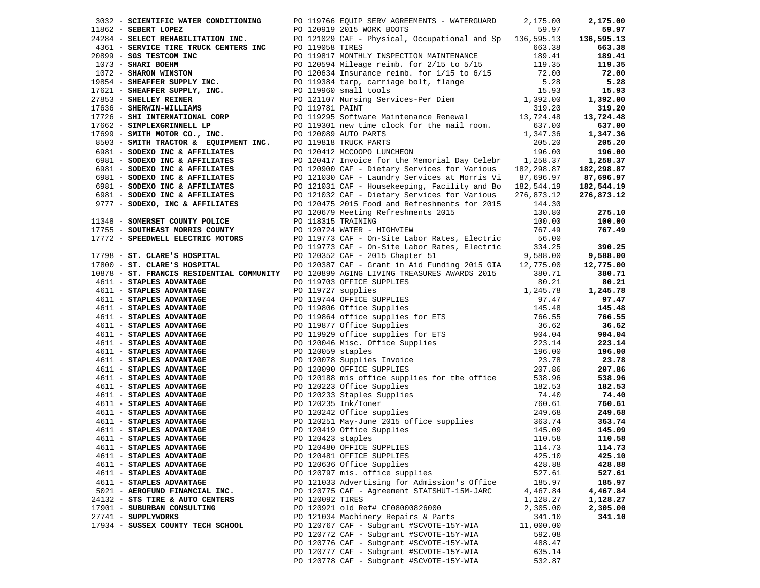| Vendor | Description | Amount | Total |
|---|---|---|---|
| 3032 - **SCIENTIFIC WATER CONDITIONING** | PO 119766 EQUIP SERV AGREEMENTS - WATERGUARD | 2,175.00 | **2,175.00** |
| 11862 - **SEBERT LOPEZ** | PO 120919 2015 WORK BOOTS | 59.97 | **59.97** |
| 24284 - **SELECT REHABILITATION INC.** | PO 121029 CAF - Physical, Occupational and Sp | 136,595.13 | **136,595.13** |
| 4361 - **SERVICE TIRE TRUCK CENTERS INC** | PO 119058 TIRES | 663.38 | **663.38** |
| 20899 - **SGS TESTCOM INC** | PO 119817 MONTHLY INSPECTION MAINTENANCE | 189.41 | **189.41** |
| 1073 - **SHARI BOEHM** | PO 120594 Mileage reimb. for 2/15 to 5/15 | 119.35 | **119.35** |
| 1072 - **SHARON WINSTON** | PO 120634 Insurance reimb. for 1/15 to 6/15 | 72.00 | **72.00** |
| 19854 - **SHEAFFER SUPPLY INC.** | PO 119384 tarp, carriage bolt, flange | 5.28 | **5.28** |
| 17621 - **SHEAFFER SUPPLY, INC.** | PO 119960 small tools | 15.93 | **15.93** |
| 27853 - **SHELLEY REINER** | PO 121107 Nursing Services-Per Diem | 1,392.00 | **1,392.00** |
| 17636 - **SHERWIN-WILLIAMS** | PO 119781 PAINT | 319.20 | **319.20** |
| 17726 - **SHI INTERNATIONAL CORP** | PO 119295 Software Maintenance Renewal | 13,724.48 | **13,724.48** |
| 17662 - **SIMPLEXGRINNELL LP** | PO 119301 new time clock for the mail room. | 637.00 | **637.00** |
| 17699 - **SMITH MOTOR CO., INC.** | PO 120089 AUTO PARTS | 1,347.36 | **1,347.36** |
| 8503 - **SMITH TRACTOR & EQUIPMENT INC.** | PO 119818 TRUCK PARTS | 205.20 | **205.20** |
| 6981 - **SODEXO INC & AFFILIATES** | PO 120412 MCCOOPO LUNCHEON | 196.00 | **196.00** |
| 6981 - **SODEXO INC & AFFILIATES** | PO 120417 Invoice for the Memorial Day Celebr | 1,258.37 | **1,258.37** |
| 6981 - **SODEXO INC & AFFILIATES** | PO 120900 CAF - Dietary Services for Various | 182,298.87 | **182,298.87** |
| 6981 - **SODEXO INC & AFFILIATES** | PO 121030 CAF - Laundry Services at Morris Vi | 87,696.97 | **87,696.97** |
| 6981 - **SODEXO INC & AFFILIATES** | PO 121031 CAF - Housekeeping, Facility and Bo | 182,544.19 | **182,544.19** |
| 6981 - **SODEXO INC & AFFILIATES** | PO 121032 CAF - Dietary Services for Various | 276,873.12 | **276,873.12** |
| 9777 - **SODEXO, INC & AFFILIATES** | PO 120475 2015 Food and Refreshments for 2015 | 144.30 | |
| | PO 120679 Meeting Refreshments 2015 | 130.80 | **275.10** |
| 11348 - **SOMERSET COUNTY POLICE** | PO 118315 TRAINING | 100.00 | **100.00** |
| 17755 - **SOUTHEAST MORRIS COUNTY** | PO 120724 WATER - HIGHVIEW | 767.49 | **767.49** |
| 17772 - **SPEEDWELL ELECTRIC MOTORS** | PO 119773 CAF - On-Site Labor Rates, Electric | 56.00 | |
| | PO 119773 CAF - On-Site Labor Rates, Electric | 334.25 | **390.25** |
| 17798 - **ST. CLARE'S HOSPITAL** | PO 120352 CAF - 2015 Chapter 51 | 9,588.00 | **9,588.00** |
| 17800 - **ST. CLARE'S HOSPITAL** | PO 120387 CAF - Grant in Aid Funding 2015 GIA | 12,775.00 | **12,775.00** |
| 10878 - **ST. FRANCIS RESIDENTIAL COMMUNITY** | PO 120899 AGING LIVING TREASURES AWARDS 2015 | 380.71 | **380.71** |
| 4611 - **STAPLES ADVANTAGE** | PO 119703 OFFICE SUPPLIES | 80.21 | **80.21** |
| 4611 - **STAPLES ADVANTAGE** | PO 119727 supplies | 1,245.78 | **1,245.78** |
| 4611 - **STAPLES ADVANTAGE** | PO 119744 OFFICE SUPPLIES | 97.47 | **97.47** |
| 4611 - **STAPLES ADVANTAGE** | PO 119806 Office Supplies | 145.48 | **145.48** |
| 4611 - **STAPLES ADVANTAGE** | PO 119864 office supplies for ETS | 766.55 | **766.55** |
| 4611 - **STAPLES ADVANTAGE** | PO 119877 Office Supplies | 36.62 | **36.62** |
| 4611 - **STAPLES ADVANTAGE** | PO 119929 office supplies for ETS | 904.04 | **904.04** |
| 4611 - **STAPLES ADVANTAGE** | PO 120046 Misc. Office Supplies | 223.14 | **223.14** |
| 4611 - **STAPLES ADVANTAGE** | PO 120059 staples | 196.00 | **196.00** |
| 4611 - **STAPLES ADVANTAGE** | PO 120078 Supplies Invoice | 23.78 | **23.78** |
| 4611 - **STAPLES ADVANTAGE** | PO 120090 OFFICE SUPPLIES | 207.86 | **207.86** |
| 4611 - **STAPLES ADVANTAGE** | PO 120188 mis office supplies for the office | 538.96 | **538.96** |
| 4611 - **STAPLES ADVANTAGE** | PO 120223 Office Supplies | 182.53 | **182.53** |
| 4611 - **STAPLES ADVANTAGE** | PO 120233 Staples Supplies | 74.40 | **74.40** |
| 4611 - **STAPLES ADVANTAGE** | PO 120235 Ink/Toner | 760.61 | **760.61** |
| 4611 - **STAPLES ADVANTAGE** | PO 120242 Office supplies | 249.68 | **249.68** |
| 4611 - **STAPLES ADVANTAGE** | PO 120251 May-June 2015 office supplies | 363.74 | **363.74** |
| 4611 - **STAPLES ADVANTAGE** | PO 120419 Office Supplies | 145.09 | **145.09** |
| 4611 - **STAPLES ADVANTAGE** | PO 120423 staples | 110.58 | **110.58** |
| 4611 - **STAPLES ADVANTAGE** | PO 120480 OFFICE SUPPLIES | 114.73 | **114.73** |
| 4611 - **STAPLES ADVANTAGE** | PO 120481 OFFICE SUPPLIES | 425.10 | **425.10** |
| 4611 - **STAPLES ADVANTAGE** | PO 120636 Office Supplies | 428.88 | **428.88** |
| 4611 - **STAPLES ADVANTAGE** | PO 120797 mis. office supplies | 527.61 | **527.61** |
| 4611 - **STAPLES ADVANTAGE** | PO 121033 Advertising for Admission's Office | 185.97 | **185.97** |
| 5021 - **AEROFUND FINANCIAL INC.** | PO 120775 CAF - Agreement STATSHUT-15M-JARC | 4,467.84 | **4,467.84** |
| 24132 - **STS TIRE & AUTO CENTERS** | PO 120092 TIRES | 1,128.27 | **1,128.27** |
| 17901 - **SUBURBAN CONSULTING** | PO 120921 old Ref# CF08000826000 | 2,305.00 | **2,305.00** |
| 27741 - **SUPPLYWORKS** | PO 121034 Machinery Repairs & Parts | 341.10 | **341.10** |
| 17934 - **SUSSEX COUNTY TECH SCHOOL** | PO 120767 CAF - Subgrant #SCVOTE-15Y-WIA | 11,000.00 | |
| | PO 120772 CAF - Subgrant #SCVOTE-15Y-WIA | 592.08 | |
| | PO 120776 CAF - Subgrant #SCVOTE-15Y-WIA | 488.47 | |
| | PO 120777 CAF - Subgrant #SCVOTE-15Y-WIA | 635.14 | |
| | PO 120778 CAF - Subgrant #SCVOTE-15Y-WIA | 532.87 | |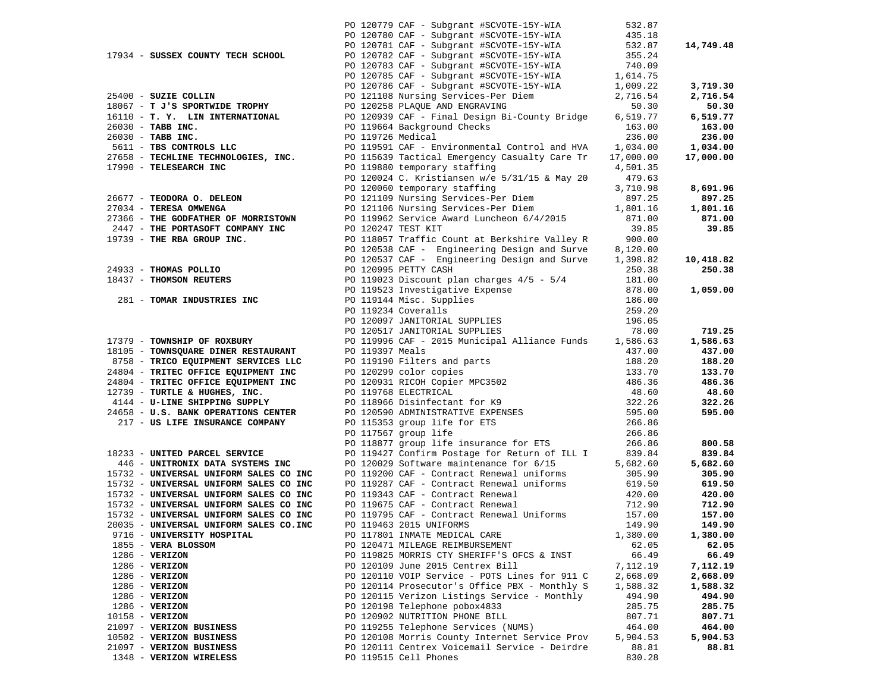| Vendor | PO / Description | Amount | Total |
|---|---|---|---|
| | PO 120779 CAF - Subgrant #SCVOTE-15Y-WIA | 532.87 | |
| | PO 120780 CAF - Subgrant #SCVOTE-15Y-WIA | 435.18 | |
| | PO 120781 CAF - Subgrant #SCVOTE-15Y-WIA | 532.87 | 14,749.48 |
| 17934 - **SUSSEX COUNTY TECH SCHOOL** | PO 120782 CAF - Subgrant #SCVOTE-15Y-WIA | 355.24 | |
| | PO 120783 CAF - Subgrant #SCVOTE-15Y-WIA | 740.09 | |
| | PO 120785 CAF - Subgrant #SCVOTE-15Y-WIA | 1,614.75 | |
| | PO 120786 CAF - Subgrant #SCVOTE-15Y-WIA | 1,009.22 | 3,719.30 |
| 25400 - **SUZIE COLLIN** | PO 121108 Nursing Services-Per Diem | 2,716.54 | 2,716.54 |
| 18067 - **T J'S SPORTWIDE TROPHY** | PO 120258 PLAQUE AND ENGRAVING | 50.30 | 50.30 |
| 16110 - **T. Y. LIN INTERNATIONAL** | PO 120939 CAF - Final Design Bi-County Bridge | 6,519.77 | 6,519.77 |
| 26030 - **TABB INC.** | PO 119664 Background Checks | 163.00 | 163.00 |
| 26030 - **TABB INC.** | PO 119726 Medical | 236.00 | 236.00 |
| 5611 - **TBS CONTROLS LLC** | PO 119591 CAF - Environmental Control and HVA | 1,034.00 | 1,034.00 |
| 27658 - **TECHLINE TECHNOLOGIES, INC.** | PO 115639 Tactical Emergency Casualty Care Tr | 17,000.00 | 17,000.00 |
| 17990 - **TELESEARCH INC** | PO 119880 temporary staffing | 4,501.35 | |
| | PO 120024 C. Kristiansen w/e 5/31/15 & May 20 | 479.63 | |
| | PO 120060 temporary staffing | 3,710.98 | 8,691.96 |
| 26677 - **TEODORA O. DELEON** | PO 121109 Nursing Services-Per Diem | 897.25 | 897.25 |
| 27034 - **TERESA OMWENGA** | PO 121106 Nursing Services-Per Diem | 1,801.16 | 1,801.16 |
| 27366 - **THE GODFATHER OF MORRISTOWN** | PO 119962 Service Award Luncheon 6/4/2015 | 871.00 | 871.00 |
| 2447 - **THE PORTASOFT COMPANY INC** | PO 120247 TEST KIT | 39.85 | 39.85 |
| 19739 - **THE RBA GROUP INC.** | PO 118057 Traffic Count at Berkshire Valley R | 900.00 | |
| | PO 120538 CAF - Engineering Design and Surve | 8,120.00 | |
| | PO 120537 CAF - Engineering Design and Surve | 1,398.82 | 10,418.82 |
| 24933 - **THOMAS POLLIO** | PO 120995 PETTY CASH | 250.38 | 250.38 |
| 18437 - **THOMSON REUTERS** | PO 119023 Discount plan charges 4/5 - 5/4 | 181.00 | |
| | PO 119523 Investigative Expense | 878.00 | 1,059.00 |
| 281 - **TOMAR INDUSTRIES INC** | PO 119144 Misc. Supplies | 186.00 | |
| | PO 119234 Coveralls | 259.20 | |
| | PO 120097 JANITORIAL SUPPLIES | 196.05 | |
| | PO 120517 JANITORIAL SUPPLIES | 78.00 | 719.25 |
| 17379 - **TOWNSHIP OF ROXBURY** | PO 119996 CAF - 2015 Municipal Alliance Funds | 1,586.63 | 1,586.63 |
| 18105 - **TOWNSQUARE DINER RESTAURANT** | PO 119397 Meals | 437.00 | 437.00 |
| 8758 - **TRICO EQUIPMENT SERVICES LLC** | PO 119190 Filters and parts | 188.20 | 188.20 |
| 24804 - **TRITEC OFFICE EQUIPMENT INC** | PO 120299 color copies | 133.70 | 133.70 |
| 24804 - **TRITEC OFFICE EQUIPMENT INC** | PO 120931 RICOH Copier MPC3502 | 486.36 | 486.36 |
| 12739 - **TURTLE & HUGHES, INC.** | PO 119768 ELECTRICAL | 48.60 | 48.60 |
| 4144 - **U-LINE SHIPPING SUPPLY** | PO 118966 Disinfectant for K9 | 322.26 | 322.26 |
| 24658 - **U.S. BANK OPERATIONS CENTER** | PO 120590 ADMINISTRATIVE EXPENSES | 595.00 | 595.00 |
| 217 - **US LIFE INSURANCE COMPANY** | PO 115353 group life for ETS | 266.86 | |
| | PO 117567 group life | 266.86 | |
| | PO 118877 group life insurance for ETS | 266.86 | 800.58 |
| 18233 - **UNITED PARCEL SERVICE** | PO 119427 Confirm Postage for Return of ILL I | 839.84 | 839.84 |
| 446 - **UNITRONIX DATA SYSTEMS INC** | PO 120029 Software maintenance for 6/15 | 5,682.60 | 5,682.60 |
| 15732 - **UNIVERSAL UNIFORM SALES CO INC** | PO 119200 CAF - Contract Renewal uniforms | 305.90 | 305.90 |
| 15732 - **UNIVERSAL UNIFORM SALES CO INC** | PO 119287 CAF - Contract Renewal uniforms | 619.50 | 619.50 |
| 15732 - **UNIVERSAL UNIFORM SALES CO INC** | PO 119343 CAF - Contract Renewal | 420.00 | 420.00 |
| 15732 - **UNIVERSAL UNIFORM SALES CO INC** | PO 119675 CAF - Contract Renewal | 712.90 | 712.90 |
| 15732 - **UNIVERSAL UNIFORM SALES CO INC** | PO 119795 CAF - Contract Renewal Uniforms | 157.00 | 157.00 |
| 20035 - **UNIVERSAL UNIFORM SALES CO.INC** | PO 119463 2015 UNIFORMS | 149.90 | 149.90 |
| 9716 - **UNIVERSITY HOSPITAL** | PO 117801 INMATE MEDICAL CARE | 1,380.00 | 1,380.00 |
| 1855 - **VERA BLOSSOM** | PO 120471 MILEAGE REIMBURSEMENT | 62.05 | 62.05 |
| 1286 - **VERIZON** | PO 119825 MORRIS CTY SHERIFF'S OFCS & INST | 66.49 | 66.49 |
| 1286 - **VERIZON** | PO 120109 June 2015 Centrex Bill | 7,112.19 | 7,112.19 |
| 1286 - **VERIZON** | PO 120110 VOIP Service - POTS Lines for 911 C | 2,668.09 | 2,668.09 |
| 1286 - **VERIZON** | PO 120114 Prosecutor's Office PBX - Monthly S | 1,588.32 | 1,588.32 |
| 1286 - **VERIZON** | PO 120115 Verizon Listings Service - Monthly | 494.90 | 494.90 |
| 1286 - **VERIZON** | PO 120198 Telephone pobox4833 | 285.75 | 285.75 |
| 10158 - **VERIZON** | PO 120902 NUTRITION PHONE BILL | 807.71 | 807.71 |
| 21097 - **VERIZON BUSINESS** | PO 119255 Telephone Services (NUMS) | 464.00 | 464.00 |
| 10502 - **VERIZON BUSINESS** | PO 120108 Morris County Internet Service Prov | 5,904.53 | 5,904.53 |
| 21097 - **VERIZON BUSINESS** | PO 120111 Centrex Voicemail Service - Deirdre | 88.81 | 88.81 |
| 1348 - **VERIZON WIRELESS** | PO 119515 Cell Phones | 830.28 | |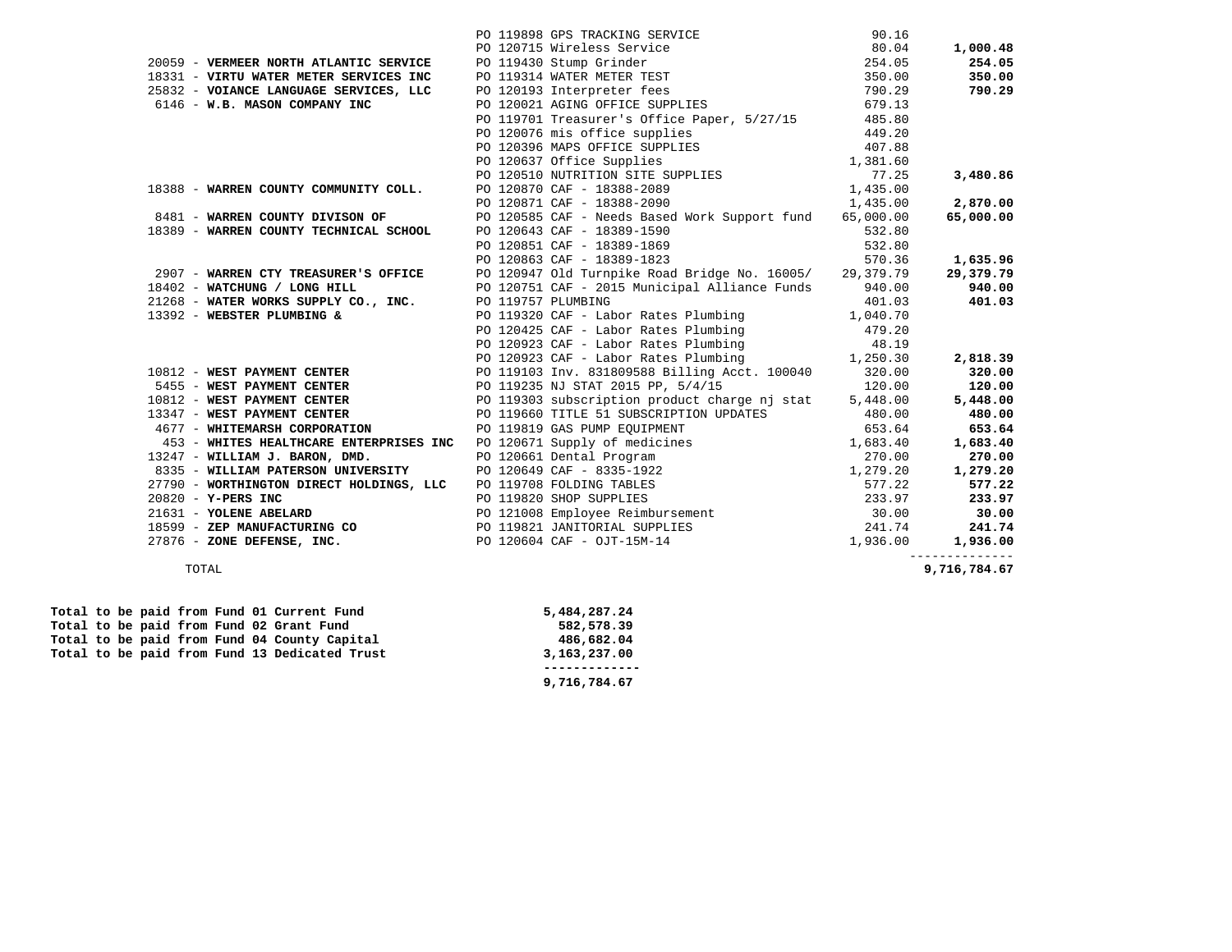| Vendor | PO / Description | Amount | Vendor Total |
|---|---|---|---|
| | PO 119898 GPS TRACKING SERVICE | 90.16 | |
| | PO 120715 Wireless Service | 80.04 | **1,000.48** |
| 20059 - **VERMEER NORTH ATLANTIC SERVICE** | PO 119430 Stump Grinder | 254.05 | **254.05** |
| 18331 - **VIRTU WATER METER SERVICES INC** | PO 119314 WATER METER TEST | 350.00 | **350.00** |
| 25832 - **VOIANCE LANGUAGE SERVICES, LLC** | PO 120193 Interpreter fees | 790.29 | **790.29** |
| 6146 - **W.B. MASON COMPANY INC** | PO 120021 AGING OFFICE SUPPLIES | 679.13 | |
| | PO 119701 Treasurer's Office Paper, 5/27/15 | 485.80 | |
| | PO 120076 mis office supplies | 449.20 | |
| | PO 120396 MAPS OFFICE SUPPLIES | 407.88 | |
| | PO 120637 Office Supplies | 1,381.60 | |
| | PO 120510 NUTRITION SITE SUPPLIES | 77.25 | **3,480.86** |
| 18388 - **WARREN COUNTY COMMUNITY COLL.** | PO 120870 CAF - 18388-2089 | 1,435.00 | |
| | PO 120871 CAF - 18388-2090 | 1,435.00 | **2,870.00** |
| 8481 - **WARREN COUNTY DIVISON OF** | PO 120585 CAF - Needs Based Work Support fund | 65,000.00 | **65,000.00** |
| 18389 - **WARREN COUNTY TECHNICAL SCHOOL** | PO 120643 CAF - 18389-1590 | 532.80 | |
| | PO 120851 CAF - 18389-1869 | 532.80 | |
| | PO 120863 CAF - 18389-1823 | 570.36 | **1,635.96** |
| 2907 - **WARREN CTY TREASURER'S OFFICE** | PO 120947 Old Turnpike Road Bridge No. 16005/ | 29,379.79 | **29,379.79** |
| 18402 - **WATCHUNG / LONG HILL** | PO 120751 CAF - 2015 Municipal Alliance Funds | 940.00 | **940.00** |
| 21268 - **WATER WORKS SUPPLY CO., INC.** | PO 119757 PLUMBING | 401.03 | **401.03** |
| 13392 - **WEBSTER PLUMBING &** | PO 119320 CAF - Labor Rates Plumbing | 1,040.70 | |
| | PO 120425 CAF - Labor Rates Plumbing | 479.20 | |
| | PO 120923 CAF - Labor Rates Plumbing | 48.19 | |
| | PO 120923 CAF - Labor Rates Plumbing | 1,250.30 | **2,818.39** |
| 10812 - **WEST PAYMENT CENTER** | PO 119103 Inv. 831809588 Billing Acct. 100040 | 320.00 | **320.00** |
| 5455 - **WEST PAYMENT CENTER** | PO 119235 NJ STAT 2015 PP, 5/4/15 | 120.00 | **120.00** |
| 10812 - **WEST PAYMENT CENTER** | PO 119303 subscription product charge nj stat | 5,448.00 | **5,448.00** |
| 13347 - **WEST PAYMENT CENTER** | PO 119660 TITLE 51 SUBSCRIPTION UPDATES | 480.00 | **480.00** |
| 4677 - **WHITEMARSH CORPORATION** | PO 119819 GAS PUMP EQUIPMENT | 653.64 | **653.64** |
| 453 - **WHITES HEALTHCARE ENTERPRISES INC** | PO 120671 Supply of medicines | 1,683.40 | **1,683.40** |
| 13247 - **WILLIAM J. BARON, DMD.** | PO 120661 Dental Program | 270.00 | **270.00** |
| 8335 - **WILLIAM PATERSON UNIVERSITY** | PO 120649 CAF - 8335-1922 | 1,279.20 | **1,279.20** |
| 27790 - **WORTHINGTON DIRECT HOLDINGS, LLC** | PO 119708 FOLDING TABLES | 577.22 | **577.22** |
| 20820 - **Y-PERS INC** | PO 119820 SHOP SUPPLIES | 233.97 | **233.97** |
| 21631 - **YOLENE ABELARD** | PO 121008 Employee Reimbursement | 30.00 | **30.00** |
| 18599 - **ZEP MANUFACTURING CO** | PO 119821 JANITORIAL SUPPLIES | 241.74 | **241.74** |
| 27876 - **ZONE DEFENSE, INC.** | PO 120604 CAF - OJT-15M-14 | 1,936.00 | **1,936.00** |
| TOTAL | | | **9,716,784.67** |

| | |
|---|---|
| **Total to be paid from Fund 01 Current Fund** | **5,484,287.24** |
| **Total to be paid from Fund 02 Grant Fund** | **582,578.39** |
| **Total to be paid from Fund 04 County Capital** | **486,682.04** |
| **Total to be paid from Fund 13 Dedicated Trust** | **3,163,237.00** |
| | **9,716,784.67** |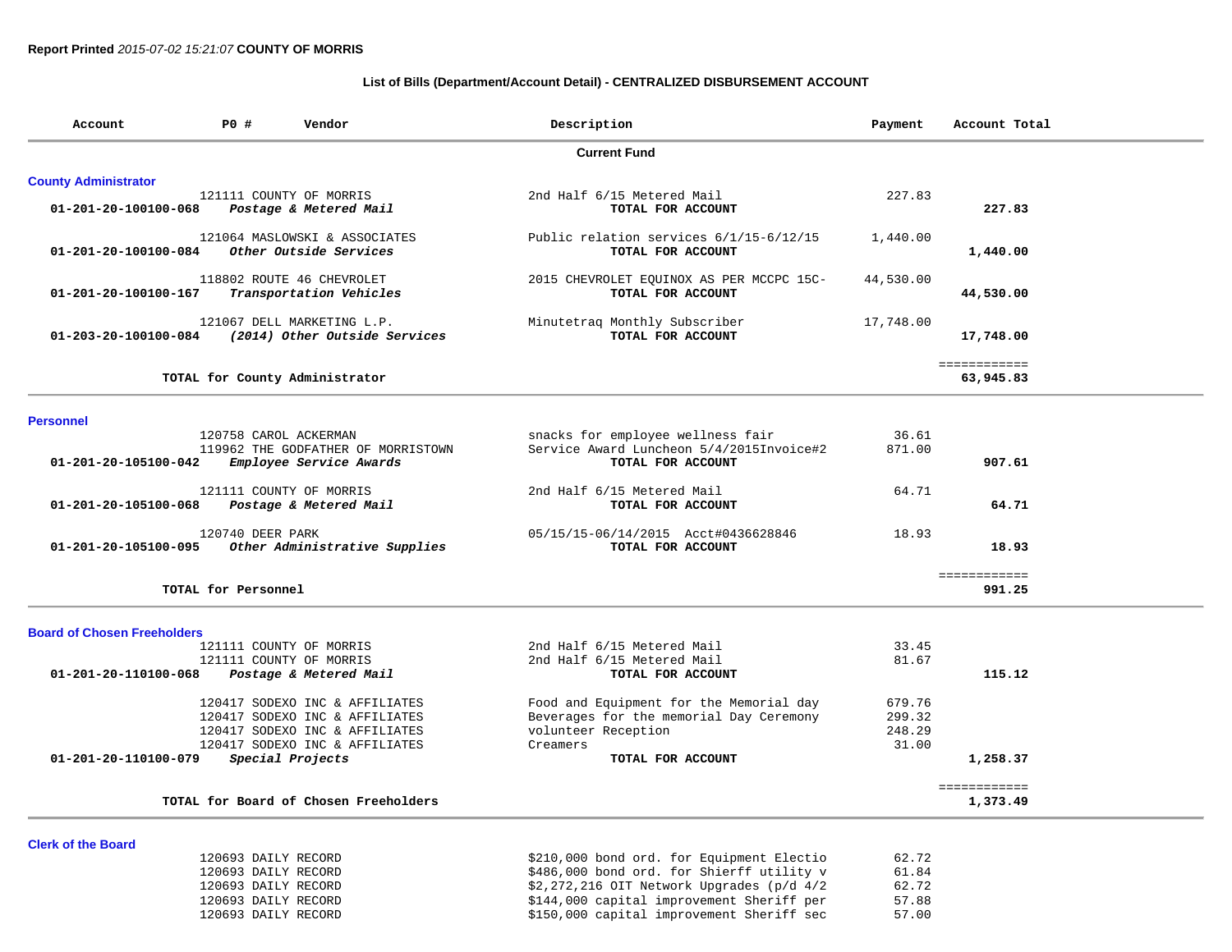**Report Printed** *2015-07-02 15:21:07* **COUNTY OF MORRIS**

**List of Bills (Department/Account Detail) - CENTRALIZED DISBURSEMENT ACCOUNT**

| Account | PO # | Vendor | Description | Payment | Account Total |
|---|---|---|---|---|---|
| | | | **Current Fund** | | |
| **County Administrator** | | | | | |
| | 121111 | COUNTY OF MORRIS | 2nd Half 6/15 Metered Mail | 227.83 | |
| **01-201-20-100100-068** | | ***Postage & Metered Mail*** | **TOTAL FOR ACCOUNT** | | **227.83** |
| | 121064 | MASLOWSKI & ASSOCIATES | Public relation services 6/1/15-6/12/15 | 1,440.00 | |
| **01-201-20-100100-084** | | ***Other Outside Services*** | **TOTAL FOR ACCOUNT** | | **1,440.00** |
| | 118802 | ROUTE 46 CHEVROLET | 2015 CHEVROLET EQUINOX AS PER MCCPC 15C- | 44,530.00 | |
| **01-201-20-100100-167** | | ***Transportation Vehicles*** | **TOTAL FOR ACCOUNT** | | **44,530.00** |
| | 121067 | DELL MARKETING L.P. | Minutetraq Monthly Subscriber | 17,748.00 | |
| **01-203-20-100100-084** | | ***(2014) Other Outside Services*** | **TOTAL FOR ACCOUNT** | | **17,748.00** |
| | | **TOTAL for County Administrator** | | | ============ **63,945.83** |
| **Personnel** | | | | | |
| | 120758 | CAROL ACKERMAN | snacks for employee wellness fair | 36.61 | |
| | 119962 | THE GODFATHER OF MORRISTOWN | Service Award Luncheon 5/4/2015Invoice#2 | 871.00 | |
| **01-201-20-105100-042** | | ***Employee Service Awards*** | **TOTAL FOR ACCOUNT** | | **907.61** |
| | 121111 | COUNTY OF MORRIS | 2nd Half 6/15 Metered Mail | 64.71 | |
| **01-201-20-105100-068** | | ***Postage & Metered Mail*** | **TOTAL FOR ACCOUNT** | | **64.71** |
| | 120740 | DEER PARK | 05/15/15-06/14/2015 Acct#0436628846 | 18.93 | |
| **01-201-20-105100-095** | | ***Other Administrative Supplies*** | **TOTAL FOR ACCOUNT** | | **18.93** |
| | | **TOTAL for Personnel** | | | ============ **991.25** |
| **Board of Chosen Freeholders** | | | | | |
| | 121111 | COUNTY OF MORRIS | 2nd Half 6/15 Metered Mail | 33.45 | |
| | 121111 | COUNTY OF MORRIS | 2nd Half 6/15 Metered Mail | 81.67 | |
| **01-201-20-110100-068** | | ***Postage & Metered Mail*** | **TOTAL FOR ACCOUNT** | | **115.12** |
| | 120417 | SODEXO INC & AFFILIATES | Food and Equipment for the Memorial day | 679.76 | |
| | 120417 | SODEXO INC & AFFILIATES | Beverages for the memorial Day Ceremony | 299.32 | |
| | 120417 | SODEXO INC & AFFILIATES | volunteer Reception | 248.29 | |
| | 120417 | SODEXO INC & AFFILIATES | Creamers | 31.00 | |
| **01-201-20-110100-079** | | ***Special Projects*** | **TOTAL FOR ACCOUNT** | | **1,258.37** |
| | | **TOTAL for Board of Chosen Freeholders** | | | ============ **1,373.49** |
| **Clerk of the Board** | | | | | |
| | 120693 | DAILY RECORD | $210,000 bond ord. for Equipment Electio | 62.72 | |
| | 120693 | DAILY RECORD | $486,000 bond ord. for Shierff utility v | 61.84 | |
| | 120693 | DAILY RECORD | $2,272,216 OIT Network Upgrades (p/d 4/2 | 62.72 | |
| | 120693 | DAILY RECORD | $144,000 capital improvement Sheriff per | 57.88 | |
| | 120693 | DAILY RECORD | $150,000 capital improvement Sheriff sec | 57.00 | |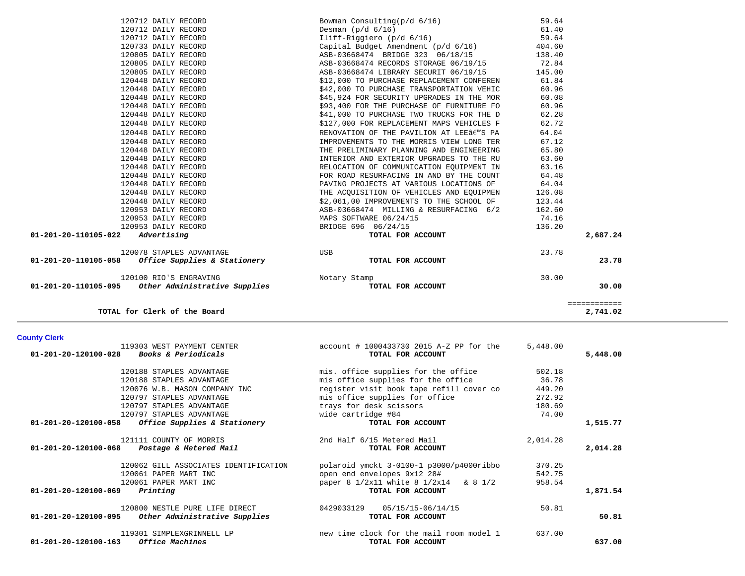| Account | Vendor | Description | Amount | Total |
|---|---|---|---|---|
| | 120712 DAILY RECORD | Bowman Consulting(p/d 6/16) | 59.64 | |
| | 120712 DAILY RECORD | Desman (p/d 6/16) | 61.40 | |
| | 120712 DAILY RECORD | Iliff-Riggiero (p/d 6/16) | 59.64 | |
| | 120733 DAILY RECORD | Capital Budget Amendment (p/d 6/16) | 404.60 | |
| | 120805 DAILY RECORD | ASB-03668474 BRIDGE 323 06/18/15 | 138.40 | |
| | 120805 DAILY RECORD | ASB-03668474 RECORDS STORAGE 06/19/15 | 72.84 | |
| | 120805 DAILY RECORD | ASB-03668474 LIBRARY SECURIT 06/19/15 | 145.00 | |
| | 120448 DAILY RECORD | $12,000 TO PURCHASE REPLACEMENT CONFEREN | 61.84 | |
| | 120448 DAILY RECORD | $42,000 TO PURCHASE TRANSPORTATION VEHIC | 60.96 | |
| | 120448 DAILY RECORD | $45,924 FOR SECURITY UPGRADES IN THE MOR | 60.08 | |
| | 120448 DAILY RECORD | $93,400 FOR THE PURCHASE OF FURNITURE FO | 60.96 | |
| | 120448 DAILY RECORD | $41,000 TO PURCHASE TWO TRUCKS FOR THE D | 62.28 | |
| | 120448 DAILY RECORD | $127,000 FOR REPLACEMENT MAPS VEHICLES F | 62.72 | |
| | 120448 DAILY RECORD | RENOVATION OF THE PAVILION AT LEEâ€™S PA | 64.04 | |
| | 120448 DAILY RECORD | IMPROVEMENTS TO THE MORRIS VIEW LONG TER | 67.12 | |
| | 120448 DAILY RECORD | THE PRELIMINARY PLANNING AND ENGINEERING | 65.80 | |
| | 120448 DAILY RECORD | INTERIOR AND EXTERIOR UPGRADES TO THE RU | 63.60 | |
| | 120448 DAILY RECORD | RELOCATION OF COMMUNICATION EQUIPMENT IN | 63.16 | |
| | 120448 DAILY RECORD | FOR ROAD RESURFACING IN AND BY THE COUNT | 64.48 | |
| | 120448 DAILY RECORD | PAVING PROJECTS AT VARIOUS LOCATIONS OF | 64.04 | |
| | 120448 DAILY RECORD | THE ACQUISITION OF VEHICLES AND EQUIPMEN | 126.08 | |
| | 120448 DAILY RECORD | $2,061,00 IMPROVEMENTS TO THE SCHOOL OF | 123.44 | |
| | 120953 DAILY RECORD | ASB-03668474 MILLING & RESURFACING 6/2 | 162.60 | |
| | 120953 DAILY RECORD | MAPS SOFTWARE 06/24/15 | 74.16 | |
| | 120953 DAILY RECORD | BRIDGE 696 06/24/15 | 136.20 | |
| **01-201-20-110105-022** | ***Advertising*** | **TOTAL FOR ACCOUNT** | | **2,687.24** |
| | 120078 STAPLES ADVANTAGE | USB | 23.78 | |
| **01-201-20-110105-058** | ***Office Supplies & Stationery*** | **TOTAL FOR ACCOUNT** | | **23.78** |
| | 120100 RIO'S ENGRAVING | Notary Stamp | 30.00 | |
| **01-201-20-110105-095** | ***Other Administrative Supplies*** | **TOTAL FOR ACCOUNT** | | **30.00** |
| | | | | ============ |
| | **TOTAL for Clerk of the Board** | | | **2,741.02** |

## County Clerk

| Account | Vendor | Description | Amount | Total |
|---|---|---|---|---|
| | 119303 WEST PAYMENT CENTER | account # 1000433730 2015 A-Z PP for the | 5,448.00 | |
| **01-201-20-120100-028** | ***Books & Periodicals*** | **TOTAL FOR ACCOUNT** | | **5,448.00** |
| | 120188 STAPLES ADVANTAGE | mis. office supplies for the office | 502.18 | |
| | 120188 STAPLES ADVANTAGE | mis office supplies for the office | 36.78 | |
| | 120076 W.B. MASON COMPANY INC | register visit book tape refill cover co | 449.20 | |
| | 120797 STAPLES ADVANTAGE | mis office supplies for office | 272.92 | |
| | 120797 STAPLES ADVANTAGE | trays for desk scissors | 180.69 | |
| | 120797 STAPLES ADVANTAGE | wide cartridge #84 | 74.00 | |
| **01-201-20-120100-058** | ***Office Supplies & Stationery*** | **TOTAL FOR ACCOUNT** | | **1,515.77** |
| | 121111 COUNTY OF MORRIS | 2nd Half 6/15 Metered Mail | 2,014.28 | |
| **01-201-20-120100-068** | ***Postage & Metered Mail*** | **TOTAL FOR ACCOUNT** | | **2,014.28** |
| | 120062 GILL ASSOCIATES IDENTIFICATION | polaroid ymckt 3-0100-1 p3000/p4000ribbo | 370.25 | |
| | 120061 PAPER MART INC | open end envelopes 9x12 28# | 542.75 | |
| | 120061 PAPER MART INC | paper 8 1/2x11 white 8 1/2x14 & 8 1/2 | 958.54 | |
| **01-201-20-120100-069** | ***Printing*** | **TOTAL FOR ACCOUNT** | | **1,871.54** |
| | 120800 NESTLE PURE LIFE DIRECT | 0429033129 05/15/15-06/14/15 | 50.81 | |
| **01-201-20-120100-095** | ***Other Administrative Supplies*** | **TOTAL FOR ACCOUNT** | | **50.81** |
| | 119301 SIMPLEXGRINNELL LP | new time clock for the mail room model 1 | 637.00 | |
| **01-201-20-120100-163** | ***Office Machines*** | **TOTAL FOR ACCOUNT** | | **637.00** |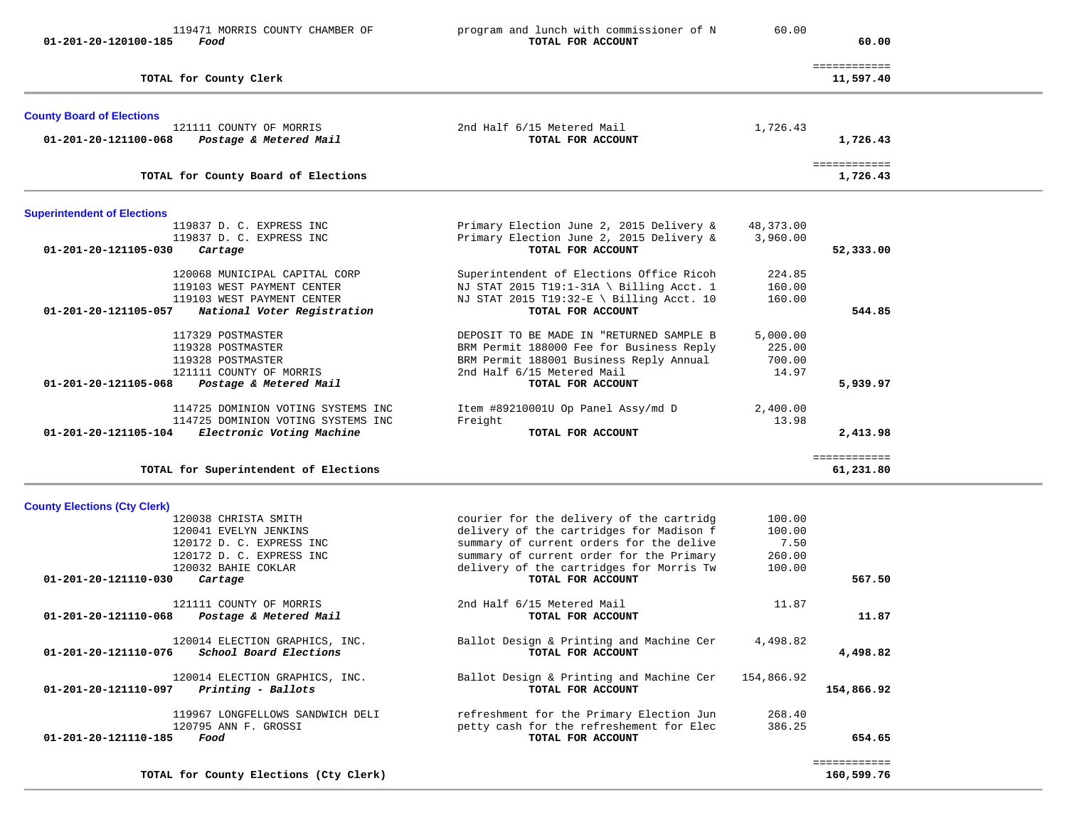| Account | Vendor / Description | Detail | Amount | Total |
|---|---|---|---|---|
| | 119471 MORRIS COUNTY CHAMBER OF | program and lunch with commissioner of N | 60.00 | |
| 01-201-20-120100-185 | *Food* | **TOTAL FOR ACCOUNT** | | **60.00** |
| | **TOTAL for County Clerk** | | | ============ **11,597.40** |

## County Board of Elections

| Account | Vendor / Description | Detail | Amount | Total |
|---|---|---|---|---|
| | 121111 COUNTY OF MORRIS | 2nd Half 6/15 Metered Mail | 1,726.43 | |
| 01-201-20-121100-068 | *Postage & Metered Mail* | **TOTAL FOR ACCOUNT** | | **1,726.43** |
| | **TOTAL for County Board of Elections** | | | ============ **1,726.43** |

## Superintendent of Elections

| Account | Vendor / Description | Detail | Amount | Total |
|---|---|---|---|---|
| | 119837 D. C. EXPRESS INC | Primary Election June 2, 2015 Delivery & | 48,373.00 | |
| | 119837 D. C. EXPRESS INC | Primary Election June 2, 2015 Delivery & | 3,960.00 | |
| 01-201-20-121105-030 | *Cartage* | **TOTAL FOR ACCOUNT** | | **52,333.00** |
| | 120068 MUNICIPAL CAPITAL CORP | Superintendent of Elections Office Ricoh | 224.85 | |
| | 119103 WEST PAYMENT CENTER | NJ STAT 2015 T19:1-31A \ Billing Acct. 1 | 160.00 | |
| | 119103 WEST PAYMENT CENTER | NJ STAT 2015 T19:32-E \ Billing Acct. 10 | 160.00 | |
| 01-201-20-121105-057 | *National Voter Registration* | **TOTAL FOR ACCOUNT** | | **544.85** |
| | 117329 POSTMASTER | DEPOSIT TO BE MADE IN "RETURNED SAMPLE B | 5,000.00 | |
| | 119328 POSTMASTER | BRM Permit 188000 Fee for Business Reply | 225.00 | |
| | 119328 POSTMASTER | BRM Permit 188001 Business Reply Annual | 700.00 | |
| | 121111 COUNTY OF MORRIS | 2nd Half 6/15 Metered Mail | 14.97 | |
| 01-201-20-121105-068 | *Postage & Metered Mail* | **TOTAL FOR ACCOUNT** | | **5,939.97** |
| | 114725 DOMINION VOTING SYSTEMS INC | Item #89210001U Op Panel Assy/md D | 2,400.00 | |
| | 114725 DOMINION VOTING SYSTEMS INC | Freight | 13.98 | |
| 01-201-20-121105-104 | *Electronic Voting Machine* | **TOTAL FOR ACCOUNT** | | **2,413.98** |
| | **TOTAL for Superintendent of Elections** | | | ============ **61,231.80** |

## County Elections (Cty Clerk)

| Account | Vendor / Description | Detail | Amount | Total |
|---|---|---|---|---|
| | 120038 CHRISTA SMITH | courier for the delivery of the cartridg | 100.00 | |
| | 120041 EVELYN JENKINS | delivery of the cartridges for Madison f | 100.00 | |
| | 120172 D. C. EXPRESS INC | summary of current orders for the delive | 7.50 | |
| | 120172 D. C. EXPRESS INC | summary of current order for the Primary | 260.00 | |
| | 120032 BAHIE COKLAR | delivery of the cartridges for Morris Tw | 100.00 | |
| 01-201-20-121110-030 | *Cartage* | **TOTAL FOR ACCOUNT** | | **567.50** |
| | 121111 COUNTY OF MORRIS | 2nd Half 6/15 Metered Mail | 11.87 | |
| 01-201-20-121110-068 | *Postage & Metered Mail* | **TOTAL FOR ACCOUNT** | | **11.87** |
| | 120014 ELECTION GRAPHICS, INC. | Ballot Design & Printing and Machine Cer | 4,498.82 | |
| 01-201-20-121110-076 | *School Board Elections* | **TOTAL FOR ACCOUNT** | | **4,498.82** |
| | 120014 ELECTION GRAPHICS, INC. | Ballot Design & Printing and Machine Cer | 154,866.92 | |
| 01-201-20-121110-097 | *Printing - Ballots* | **TOTAL FOR ACCOUNT** | | **154,866.92** |
| | 119967 LONGFELLOWS SANDWICH DELI | refreshment for the Primary Election Jun | 268.40 | |
| | 120795 ANN F. GROSSI | petty cash for the refreshement for Elec | 386.25 | |
| 01-201-20-121110-185 | *Food* | **TOTAL FOR ACCOUNT** | | **654.65** |
| | **TOTAL for County Elections (Cty Clerk)** | | | ============ **160,599.76** |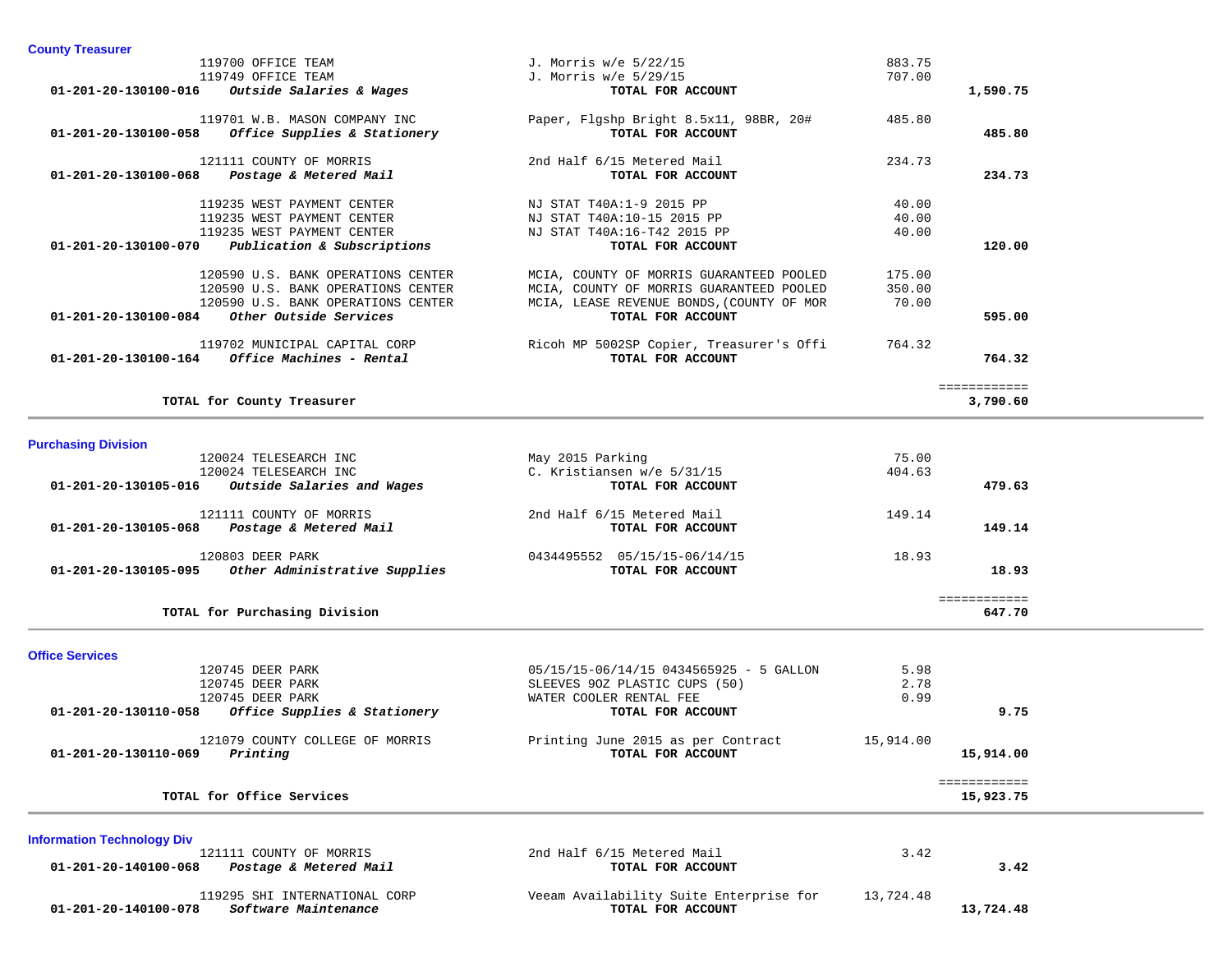### County Treasurer

| Account | Vendor / Description | Detail | Amount | Total |
|---|---|---|---|---|
| | 119700 OFFICE TEAM | J. Morris w/e 5/22/15 | 883.75 | |
| | 119749 OFFICE TEAM | J. Morris w/e 5/29/15 | 707.00 | |
| **01-201-20-130100-016** | ***Outside Salaries & Wages*** | **TOTAL FOR ACCOUNT** | | **1,590.75** |
| | 119701 W.B. MASON COMPANY INC | Paper, Flgshp Bright 8.5x11, 98BR, 20# | 485.80 | |
| **01-201-20-130100-058** | ***Office Supplies & Stationery*** | **TOTAL FOR ACCOUNT** | | **485.80** |
| | 121111 COUNTY OF MORRIS | 2nd Half 6/15 Metered Mail | 234.73 | |
| **01-201-20-130100-068** | ***Postage & Metered Mail*** | **TOTAL FOR ACCOUNT** | | **234.73** |
| | 119235 WEST PAYMENT CENTER | NJ STAT T40A:1-9 2015 PP | 40.00 | |
| | 119235 WEST PAYMENT CENTER | NJ STAT T40A:10-15 2015 PP | 40.00 | |
| | 119235 WEST PAYMENT CENTER | NJ STAT T40A:16-T42 2015 PP | 40.00 | |
| **01-201-20-130100-070** | ***Publication & Subscriptions*** | **TOTAL FOR ACCOUNT** | | **120.00** |
| | 120590 U.S. BANK OPERATIONS CENTER | MCIA, COUNTY OF MORRIS GUARANTEED POOLED | 175.00 | |
| | 120590 U.S. BANK OPERATIONS CENTER | MCIA, COUNTY OF MORRIS GUARANTEED POOLED | 350.00 | |
| | 120590 U.S. BANK OPERATIONS CENTER | MCIA, LEASE REVENUE BONDS,(COUNTY OF MOR | 70.00 | |
| **01-201-20-130100-084** | ***Other Outside Services*** | **TOTAL FOR ACCOUNT** | | **595.00** |
| | 119702 MUNICIPAL CAPITAL CORP | Ricoh MP 5002SP Copier, Treasurer's Offi | 764.32 | |
| **01-201-20-130100-164** | ***Office Machines - Rental*** | **TOTAL FOR ACCOUNT** | | **764.32** |
| | **TOTAL for County Treasurer** | | | **3,790.60** |

### Purchasing Division

| Account | Vendor / Description | Detail | Amount | Total |
|---|---|---|---|---|
| | 120024 TELESEARCH INC | May 2015 Parking | 75.00 | |
| | 120024 TELESEARCH INC | C. Kristiansen w/e 5/31/15 | 404.63 | |
| **01-201-20-130105-016** | ***Outside Salaries and Wages*** | **TOTAL FOR ACCOUNT** | | **479.63** |
| | 121111 COUNTY OF MORRIS | 2nd Half 6/15 Metered Mail | 149.14 | |
| **01-201-20-130105-068** | ***Postage & Metered Mail*** | **TOTAL FOR ACCOUNT** | | **149.14** |
| | 120803 DEER PARK | 0434495552 05/15/15-06/14/15 | 18.93 | |
| **01-201-20-130105-095** | ***Other Administrative Supplies*** | **TOTAL FOR ACCOUNT** | | **18.93** |
| | **TOTAL for Purchasing Division** | | | **647.70** |

### Office Services

| Account | Vendor / Description | Detail | Amount | Total |
|---|---|---|---|---|
| | 120745 DEER PARK | 05/15/15-06/14/15 0434565925 - 5 GALLON | 5.98 | |
| | 120745 DEER PARK | SLEEVES 9OZ PLASTIC CUPS (50) | 2.78 | |
| | 120745 DEER PARK | WATER COOLER RENTAL FEE | 0.99 | |
| **01-201-20-130110-058** | ***Office Supplies & Stationery*** | **TOTAL FOR ACCOUNT** | | **9.75** |
| | 121079 COUNTY COLLEGE OF MORRIS | Printing June 2015 as per Contract | 15,914.00 | |
| **01-201-20-130110-069** | ***Printing*** | **TOTAL FOR ACCOUNT** | | **15,914.00** |
| | **TOTAL for Office Services** | | | **15,923.75** |

### Information Technology Div

| Account | Vendor / Description | Detail | Amount | Total |
|---|---|---|---|---|
| | 121111 COUNTY OF MORRIS | 2nd Half 6/15 Metered Mail | 3.42 | |
| **01-201-20-140100-068** | ***Postage & Metered Mail*** | **TOTAL FOR ACCOUNT** | | **3.42** |
| | 119295 SHI INTERNATIONAL CORP | Veeam Availability Suite Enterprise for | 13,724.48 | |
| **01-201-20-140100-078** | ***Software Maintenance*** | **TOTAL FOR ACCOUNT** | | **13,724.48** |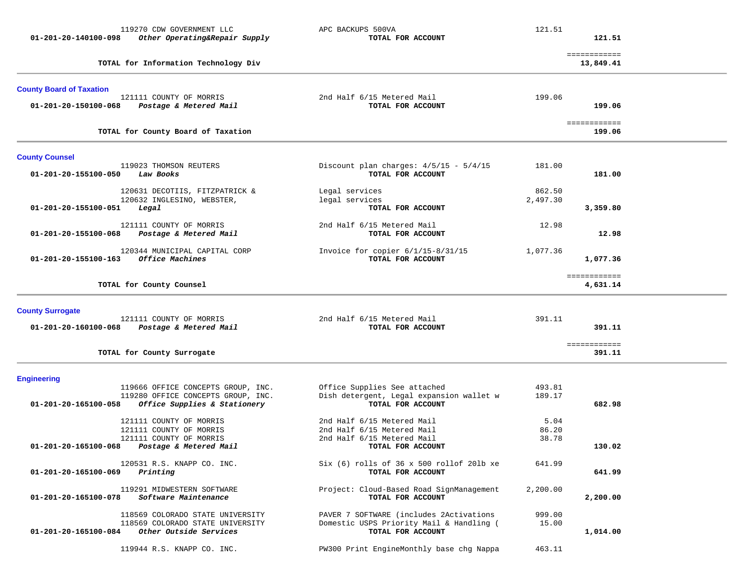| Account | Description | Vendor | Item | Amount | Total |
|---|---|---|---|---|---|
| | | 119270 CDW GOVERNMENT LLC | APC BACKUPS 500VA | 121.51 | |
| 01-201-20-140100-098 | *Other Operating&Repair Supply* | | **TOTAL FOR ACCOUNT** | | **121.51** |
| | | | | | ============ |
| | **TOTAL for Information Technology Div** | | | | **13,849.41** |

## County Board of Taxation

| Account | Description | Vendor | Item | Amount | Total |
|---|---|---|---|---|---|
| | | 121111 COUNTY OF MORRIS | 2nd Half 6/15 Metered Mail | 199.06 | |
| 01-201-20-150100-068 | *Postage & Metered Mail* | | **TOTAL FOR ACCOUNT** | | **199.06** |
| | | | | | ============ |
| | **TOTAL for County Board of Taxation** | | | | **199.06** |

## County Counsel

| Account | Description | Vendor | Item | Amount | Total |
|---|---|---|---|---|---|
| | | 119023 THOMSON REUTERS | Discount plan charges: 4/5/15 - 5/4/15 | 181.00 | |
| 01-201-20-155100-050 | *Law Books* | | **TOTAL FOR ACCOUNT** | | **181.00** |
| | | 120631 DECOTIIS, FITZPATRICK & | Legal services | 862.50 | |
| | | 120632 INGLESINO, WEBSTER, | legal services | 2,497.30 | |
| 01-201-20-155100-051 | *Legal* | | **TOTAL FOR ACCOUNT** | | **3,359.80** |
| | | 121111 COUNTY OF MORRIS | 2nd Half 6/15 Metered Mail | 12.98 | |
| 01-201-20-155100-068 | *Postage & Metered Mail* | | **TOTAL FOR ACCOUNT** | | **12.98** |
| | | 120344 MUNICIPAL CAPITAL CORP | Invoice for copier 6/1/15-8/31/15 | 1,077.36 | |
| 01-201-20-155100-163 | *Office Machines* | | **TOTAL FOR ACCOUNT** | | **1,077.36** |
| | | | | | ============ |
| | **TOTAL for County Counsel** | | | | **4,631.14** |

## County Surrogate

| Account | Description | Vendor | Item | Amount | Total |
|---|---|---|---|---|---|
| | | 121111 COUNTY OF MORRIS | 2nd Half 6/15 Metered Mail | 391.11 | |
| 01-201-20-160100-068 | *Postage & Metered Mail* | | **TOTAL FOR ACCOUNT** | | **391.11** |
| | | | | | ============ |
| | **TOTAL for County Surrogate** | | | | **391.11** |

## Engineering

| Account | Description | Vendor | Item | Amount | Total |
|---|---|---|---|---|---|
| | | 119666 OFFICE CONCEPTS GROUP, INC. | Office Supplies See attached | 493.81 | |
| | | 119280 OFFICE CONCEPTS GROUP, INC. | Dish detergent, Legal expansion wallet w | 189.17 | |
| 01-201-20-165100-058 | *Office Supplies & Stationery* | | **TOTAL FOR ACCOUNT** | | **682.98** |
| | | 121111 COUNTY OF MORRIS | 2nd Half 6/15 Metered Mail | 5.04 | |
| | | 121111 COUNTY OF MORRIS | 2nd Half 6/15 Metered Mail | 86.20 | |
| | | 121111 COUNTY OF MORRIS | 2nd Half 6/15 Metered Mail | 38.78 | |
| 01-201-20-165100-068 | *Postage & Metered Mail* | | **TOTAL FOR ACCOUNT** | | **130.02** |
| | | 120531 R.S. KNAPP CO. INC. | Six (6) rolls of 36 x 500 rollof 20lb xe | 641.99 | |
| 01-201-20-165100-069 | *Printing* | | **TOTAL FOR ACCOUNT** | | **641.99** |
| | | 119291 MIDWESTERN SOFTWARE | Project: Cloud-Based Road SignManagement | 2,200.00 | |
| 01-201-20-165100-078 | *Software Maintenance* | | **TOTAL FOR ACCOUNT** | | **2,200.00** |
| | | 118569 COLORADO STATE UNIVERSITY | PAVER 7 SOFTWARE (includes 2Activations | 999.00 | |
| | | 118569 COLORADO STATE UNIVERSITY | Domestic USPS Priority Mail & Handling ( | 15.00 | |
| 01-201-20-165100-084 | *Other Outside Services* | | **TOTAL FOR ACCOUNT** | | **1,014.00** |
| | | 119944 R.S. KNAPP CO. INC. | PW300 Print EngineMonthly base chg Nappa | 463.11 | |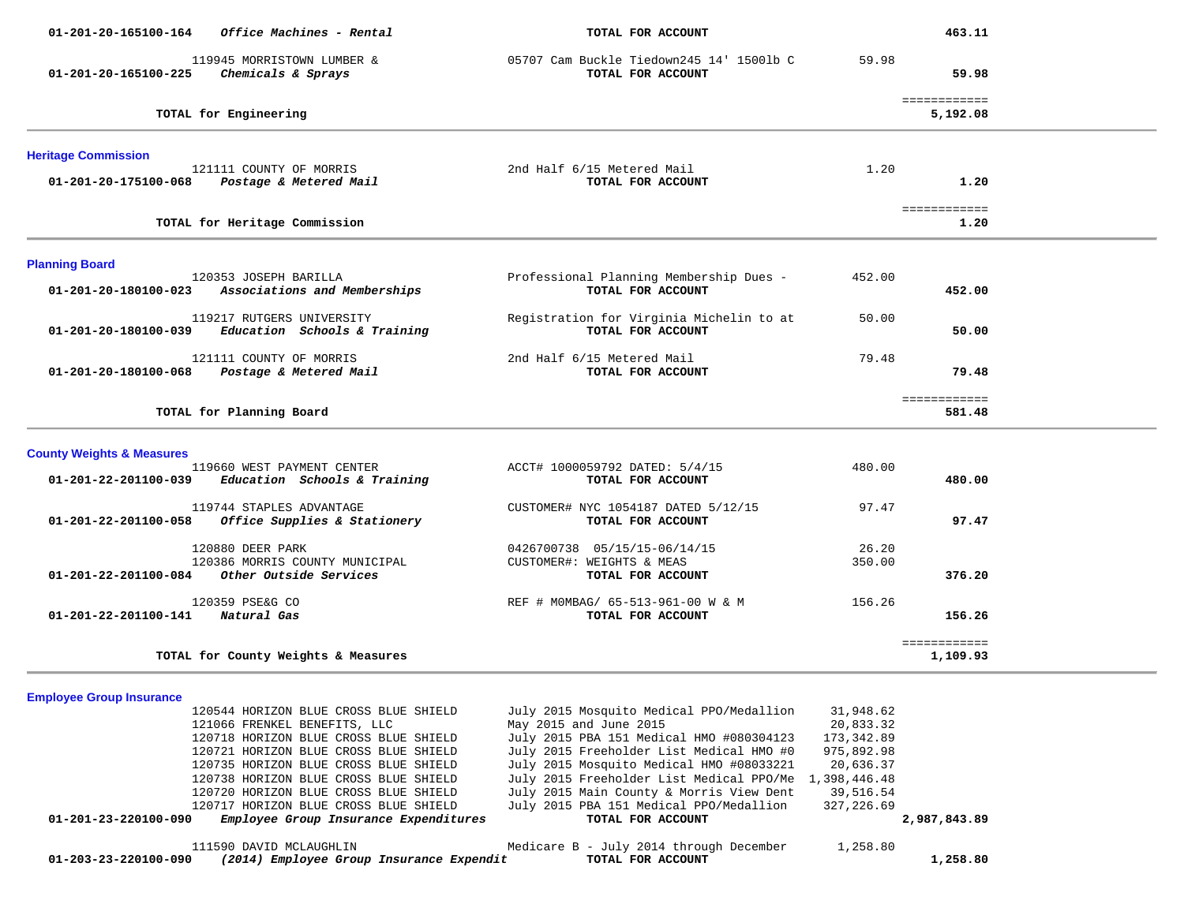| Account | Vendor / Account Name | Description | Amount | Total |
|---|---|---|---|---|
| 01-201-20-165100-164 | *Office Machines - Rental* | **TOTAL FOR ACCOUNT** | | **463.11** |
| | 119945 MORRISTOWN LUMBER & | 05707 Cam Buckle Tiedown245 14' 1500lb C | 59.98 | |
| 01-201-20-165100-225 | *Chemicals & Sprays* | **TOTAL FOR ACCOUNT** | | **59.98** |
| | **TOTAL for Engineering** | | | **5,192.08** |

## Heritage Commission

| Account | Vendor / Account Name | Description | Amount | Total |
|---|---|---|---|---|
| | 121111 COUNTY OF MORRIS | 2nd Half 6/15 Metered Mail | 1.20 | |
| 01-201-20-175100-068 | *Postage & Metered Mail* | **TOTAL FOR ACCOUNT** | | **1.20** |
| | **TOTAL for Heritage Commission** | | | **1.20** |

## Planning Board

| Account | Vendor / Account Name | Description | Amount | Total |
|---|---|---|---|---|
| | 120353 JOSEPH BARILLA | Professional Planning Membership Dues - | 452.00 | |
| 01-201-20-180100-023 | *Associations and Memberships* | **TOTAL FOR ACCOUNT** | | **452.00** |
| | 119217 RUTGERS UNIVERSITY | Registration for Virginia Michelin to at | 50.00 | |
| 01-201-20-180100-039 | *Education Schools & Training* | **TOTAL FOR ACCOUNT** | | **50.00** |
| | 121111 COUNTY OF MORRIS | 2nd Half 6/15 Metered Mail | 79.48 | |
| 01-201-20-180100-068 | *Postage & Metered Mail* | **TOTAL FOR ACCOUNT** | | **79.48** |
| | **TOTAL for Planning Board** | | | **581.48** |

## County Weights & Measures

| Account | Vendor / Account Name | Description | Amount | Total |
|---|---|---|---|---|
| | 119660 WEST PAYMENT CENTER | ACCT# 1000059792 DATED: 5/4/15 | 480.00 | |
| 01-201-22-201100-039 | *Education Schools & Training* | **TOTAL FOR ACCOUNT** | | **480.00** |
| | 119744 STAPLES ADVANTAGE | CUSTOMER# NYC 1054187 DATED 5/12/15 | 97.47 | |
| 01-201-22-201100-058 | *Office Supplies & Stationery* | **TOTAL FOR ACCOUNT** | | **97.47** |
| | 120880 DEER PARK | 0426700738 05/15/15-06/14/15 | 26.20 | |
| | 120386 MORRIS COUNTY MUNICIPAL | CUSTOMER#: WEIGHTS & MEAS | 350.00 | |
| 01-201-22-201100-084 | *Other Outside Services* | **TOTAL FOR ACCOUNT** | | **376.20** |
| | 120359 PSE&G CO | REF # M0MBAG/ 65-513-961-00 W & M | 156.26 | |
| 01-201-22-201100-141 | *Natural Gas* | **TOTAL FOR ACCOUNT** | | **156.26** |
| | **TOTAL for County Weights & Measures** | | | **1,109.93** |

## Employee Group Insurance

| Account | Vendor / Account Name | Description | Amount | Total |
|---|---|---|---|---|
| | 120544 HORIZON BLUE CROSS BLUE SHIELD | July 2015 Mosquito Medical PPO/Medallion | 31,948.62 | |
| | 121066 FRENKEL BENEFITS, LLC | May 2015 and June 2015 | 20,833.32 | |
| | 120718 HORIZON BLUE CROSS BLUE SHIELD | July 2015 PBA 151 Medical HMO #080304123 | 173,342.89 | |
| | 120721 HORIZON BLUE CROSS BLUE SHIELD | July 2015 Freeholder List Medical HMO #0 | 975,892.98 | |
| | 120735 HORIZON BLUE CROSS BLUE SHIELD | July 2015 Mosquito Medical HMO #08033221 | 20,636.37 | |
| | 120738 HORIZON BLUE CROSS BLUE SHIELD | July 2015 Freeholder List Medical PPO/Me | 1,398,446.48 | |
| | 120720 HORIZON BLUE CROSS BLUE SHIELD | July 2015 Main County & Morris View Dent | 39,516.54 | |
| | 120717 HORIZON BLUE CROSS BLUE SHIELD | July 2015 PBA 151 Medical PPO/Medallion | 327,226.69 | |
| 01-201-23-220100-090 | *Employee Group Insurance Expenditures* | **TOTAL FOR ACCOUNT** | | **2,987,843.89** |
| | 111590 DAVID MCLAUGHLIN | Medicare B - July 2014 through December | 1,258.80 | |
| 01-203-23-220100-090 | *(2014) Employee Group Insurance Expendit* | **TOTAL FOR ACCOUNT** | | **1,258.80** |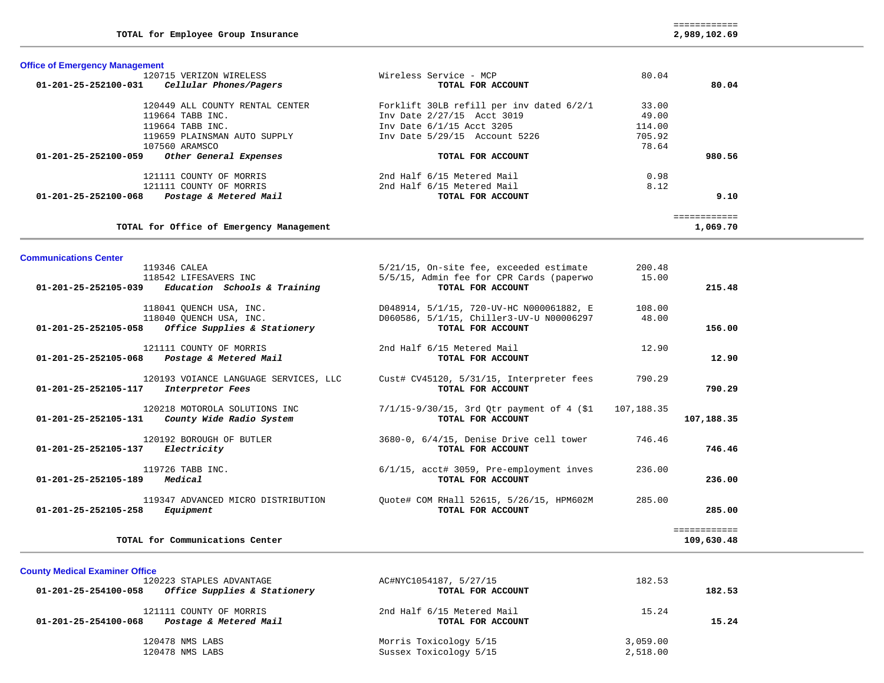| | | | | |
|---|---|---|---|---|
| **TOTAL for Employee Group Insurance** | | | | **2,989,102.69** |

### Office of Emergency Management

| Account | Vendor / Description | Invoice Description | Amount | Total |
|---|---|---|---|---|
| | 120715 VERIZON WIRELESS | Wireless Service - MCP | 80.04 | |
| **01-201-25-252100-031** | ***Cellular Phones/Pagers*** | **TOTAL FOR ACCOUNT** | | **80.04** |
| | 120449 ALL COUNTY RENTAL CENTER | Forklift 30LB refill per inv dated 6/2/1 | 33.00 | |
| | 119664 TABB INC. | Inv Date 2/27/15 Acct 3019 | 49.00 | |
| | 119664 TABB INC. | Inv Date 6/1/15 Acct 3205 | 114.00 | |
| | 119659 PLAINSMAN AUTO SUPPLY | Inv Date 5/29/15 Account 5226 | 705.92 | |
| | 107560 ARAMSCO | | 78.64 | |
| **01-201-25-252100-059** | ***Other General Expenses*** | **TOTAL FOR ACCOUNT** | | **980.56** |
| | 121111 COUNTY OF MORRIS | 2nd Half 6/15 Metered Mail | 0.98 | |
| | 121111 COUNTY OF MORRIS | 2nd Half 6/15 Metered Mail | 8.12 | |
| **01-201-25-252100-068** | ***Postage & Metered Mail*** | **TOTAL FOR ACCOUNT** | | **9.10** |
| | **TOTAL for Office of Emergency Management** | | | **1,069.70** |

### Communications Center

| Account | Vendor / Description | Invoice Description | Amount | Total |
|---|---|---|---|---|
| | 119346 CALEA | 5/21/15, On-site fee, exceeded estimate | 200.48 | |
| | 118542 LIFESAVERS INC | 5/5/15, Admin fee for CPR Cards (paperwo | 15.00 | |
| **01-201-25-252105-039** | ***Education Schools & Training*** | **TOTAL FOR ACCOUNT** | | **215.48** |
| | 118041 QUENCH USA, INC. | D048914, 5/1/15, 720-UV-HC N000061882, E | 108.00 | |
| | 118040 QUENCH USA, INC. | D060586, 5/1/15, Chiller3-UV-U N00006297 | 48.00 | |
| **01-201-25-252105-058** | ***Office Supplies & Stationery*** | **TOTAL FOR ACCOUNT** | | **156.00** |
| | 121111 COUNTY OF MORRIS | 2nd Half 6/15 Metered Mail | 12.90 | |
| **01-201-25-252105-068** | ***Postage & Metered Mail*** | **TOTAL FOR ACCOUNT** | | **12.90** |
| | 120193 VOIANCE LANGUAGE SERVICES, LLC | Cust# CV45120, 5/31/15, Interpreter fees | 790.29 | |
| **01-201-25-252105-117** | ***Interpretor Fees*** | **TOTAL FOR ACCOUNT** | | **790.29** |
| | 120218 MOTOROLA SOLUTIONS INC | 7/1/15-9/30/15, 3rd Qtr payment of 4 ($1 | 107,188.35 | |
| **01-201-25-252105-131** | ***County Wide Radio System*** | **TOTAL FOR ACCOUNT** | | **107,188.35** |
| | 120192 BOROUGH OF BUTLER | 3680-0, 6/4/15, Denise Drive cell tower | 746.46 | |
| **01-201-25-252105-137** | ***Electricity*** | **TOTAL FOR ACCOUNT** | | **746.46** |
| | 119726 TABB INC. | 6/1/15, acct# 3059, Pre-employment inves | 236.00 | |
| **01-201-25-252105-189** | ***Medical*** | **TOTAL FOR ACCOUNT** | | **236.00** |
| | 119347 ADVANCED MICRO DISTRIBUTION | Quote# COM RHall 52615, 5/26/15, HPM602M | 285.00 | |
| **01-201-25-252105-258** | ***Equipment*** | **TOTAL FOR ACCOUNT** | | **285.00** |
| | **TOTAL for Communications Center** | | | **109,630.48** |

### County Medical Examiner Office

| Account | Vendor / Description | Invoice Description | Amount | Total |
|---|---|---|---|---|
| | 120223 STAPLES ADVANTAGE | AC#NYC1054187, 5/27/15 | 182.53 | |
| **01-201-25-254100-058** | ***Office Supplies & Stationery*** | **TOTAL FOR ACCOUNT** | | **182.53** |
| | 121111 COUNTY OF MORRIS | 2nd Half 6/15 Metered Mail | 15.24 | |
| **01-201-25-254100-068** | ***Postage & Metered Mail*** | **TOTAL FOR ACCOUNT** | | **15.24** |
| | 120478 NMS LABS | Morris Toxicology 5/15 | 3,059.00 | |
| | 120478 NMS LABS | Sussex Toxicology 5/15 | 2,518.00 | |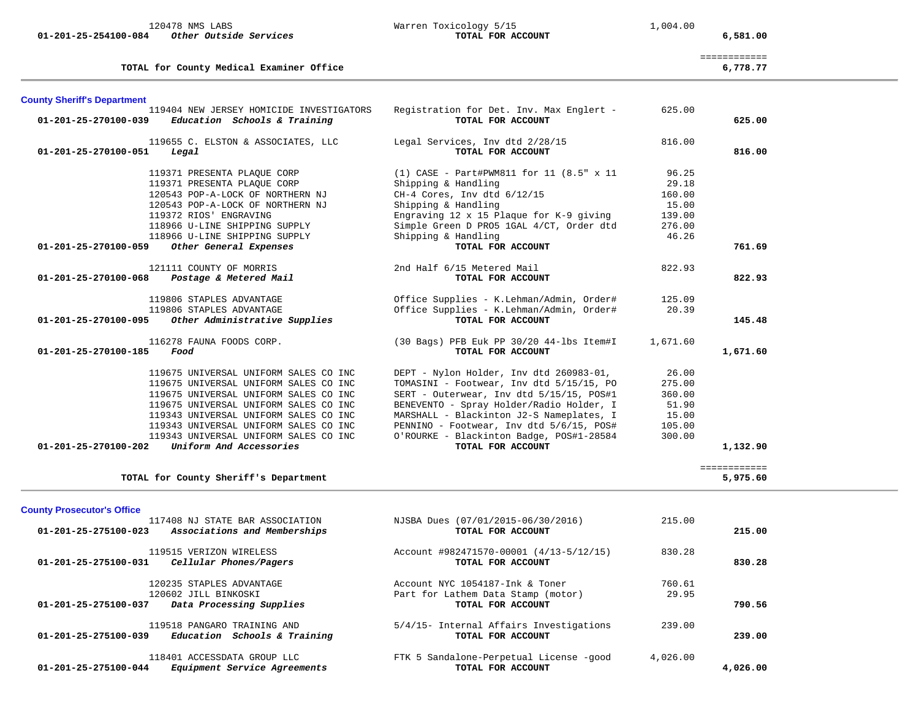| Vendor | Description | Amount | Total |
|---|---|---|---|
| 120478 NMS LABS | Warren Toxicology 5/15 | 1,004.00 | |
| **01-201-25-254100-084** ***Other Outside Services*** | **TOTAL FOR ACCOUNT** | | **6,581.00** |

**TOTAL for County Medical Examiner Office** ============ **6,778.77**

## County Sheriff's Department

| Vendor | Description | Amount | Total |
|---|---|---|---|
| 119404 NEW JERSEY HOMICIDE INVESTIGATORS | Registration for Det. Inv. Max Englert - | 625.00 | |
| **01-201-25-270100-039** ***Education Schools & Training*** | **TOTAL FOR ACCOUNT** | | **625.00** |
| 119655 C. ELSTON & ASSOCIATES, LLC | Legal Services, Inv dtd 2/28/15 | 816.00 | |
| **01-201-25-270100-051** ***Legal*** | **TOTAL FOR ACCOUNT** | | **816.00** |
| 119371 PRESENTA PLAQUE CORP | (1) CASE - Part#PWM811 for 11 (8.5" x 11 | 96.25 | |
| 119371 PRESENTA PLAQUE CORP | Shipping & Handling | 29.18 | |
| 120543 POP-A-LOCK OF NORTHERN NJ | CH-4 Cores, Inv dtd 6/12/15 | 160.00 | |
| 120543 POP-A-LOCK OF NORTHERN NJ | Shipping & Handling | 15.00 | |
| 119372 RIOS' ENGRAVING | Engraving 12 x 15 Plaque for K-9 giving | 139.00 | |
| 118966 U-LINE SHIPPING SUPPLY | Simple Green D PRO5 1GAL 4/CT, Order dtd | 276.00 | |
| 118966 U-LINE SHIPPING SUPPLY | Shipping & Handling | 46.26 | |
| **01-201-25-270100-059** ***Other General Expenses*** | **TOTAL FOR ACCOUNT** | | **761.69** |
| 121111 COUNTY OF MORRIS | 2nd Half 6/15 Metered Mail | 822.93 | |
| **01-201-25-270100-068** ***Postage & Metered Mail*** | **TOTAL FOR ACCOUNT** | | **822.93** |
| 119806 STAPLES ADVANTAGE | Office Supplies - K.Lehman/Admin, Order# | 125.09 | |
| 119806 STAPLES ADVANTAGE | Office Supplies - K.Lehman/Admin, Order# | 20.39 | |
| **01-201-25-270100-095** ***Other Administrative Supplies*** | **TOTAL FOR ACCOUNT** | | **145.48** |
| 116278 FAUNA FOODS CORP. | (30 Bags) PFB Euk PP 30/20 44-lbs Item#I | 1,671.60 | |
| **01-201-25-270100-185** ***Food*** | **TOTAL FOR ACCOUNT** | | **1,671.60** |
| 119675 UNIVERSAL UNIFORM SALES CO INC | DEPT - Nylon Holder, Inv dtd 260983-01, | 26.00 | |
| 119675 UNIVERSAL UNIFORM SALES CO INC | TOMASINI - Footwear, Inv dtd 5/15/15, PO | 275.00 | |
| 119675 UNIVERSAL UNIFORM SALES CO INC | SERT - Outerwear, Inv dtd 5/15/15, POS#1 | 360.00 | |
| 119675 UNIVERSAL UNIFORM SALES CO INC | BENEVENTO - Spray Holder/Radio Holder, I | 51.90 | |
| 119343 UNIVERSAL UNIFORM SALES CO INC | MARSHALL - Blackinton J2-S Nameplates, I | 15.00 | |
| 119343 UNIVERSAL UNIFORM SALES CO INC | PENNINO - Footwear, Inv dtd 5/6/15, POS# | 105.00 | |
| 119343 UNIVERSAL UNIFORM SALES CO INC | O'ROURKE - Blackinton Badge, POS#1-28584 | 300.00 | |
| **01-201-25-270100-202** ***Uniform And Accessories*** | **TOTAL FOR ACCOUNT** | | **1,132.90** |

**TOTAL for County Sheriff's Department** ============ **5,975.60**

## County Prosecutor's Office

| Vendor | Description | Amount | Total |
|---|---|---|---|
| 117408 NJ STATE BAR ASSOCIATION | NJSBA Dues (07/01/2015-06/30/2016) | 215.00 | |
| **01-201-25-275100-023** ***Associations and Memberships*** | **TOTAL FOR ACCOUNT** | | **215.00** |
| 119515 VERIZON WIRELESS | Account #982471570-00001 (4/13-5/12/15) | 830.28 | |
| **01-201-25-275100-031** ***Cellular Phones/Pagers*** | **TOTAL FOR ACCOUNT** | | **830.28** |
| 120235 STAPLES ADVANTAGE | Account NYC 1054187-Ink & Toner | 760.61 | |
| 120602 JILL BINKOSKI | Part for Lathem Data Stamp (motor) | 29.95 | |
| **01-201-25-275100-037** ***Data Processing Supplies*** | **TOTAL FOR ACCOUNT** | | **790.56** |
| 119518 PANGARO TRAINING AND | 5/4/15- Internal Affairs Investigations | 239.00 | |
| **01-201-25-275100-039** ***Education Schools & Training*** | **TOTAL FOR ACCOUNT** | | **239.00** |
| 118401 ACCESSDATA GROUP LLC | FTK 5 Sandalone-Perpetual License -good | 4,026.00 | |
| **01-201-25-275100-044** ***Equipment Service Agreements*** | **TOTAL FOR ACCOUNT** | | **4,026.00** |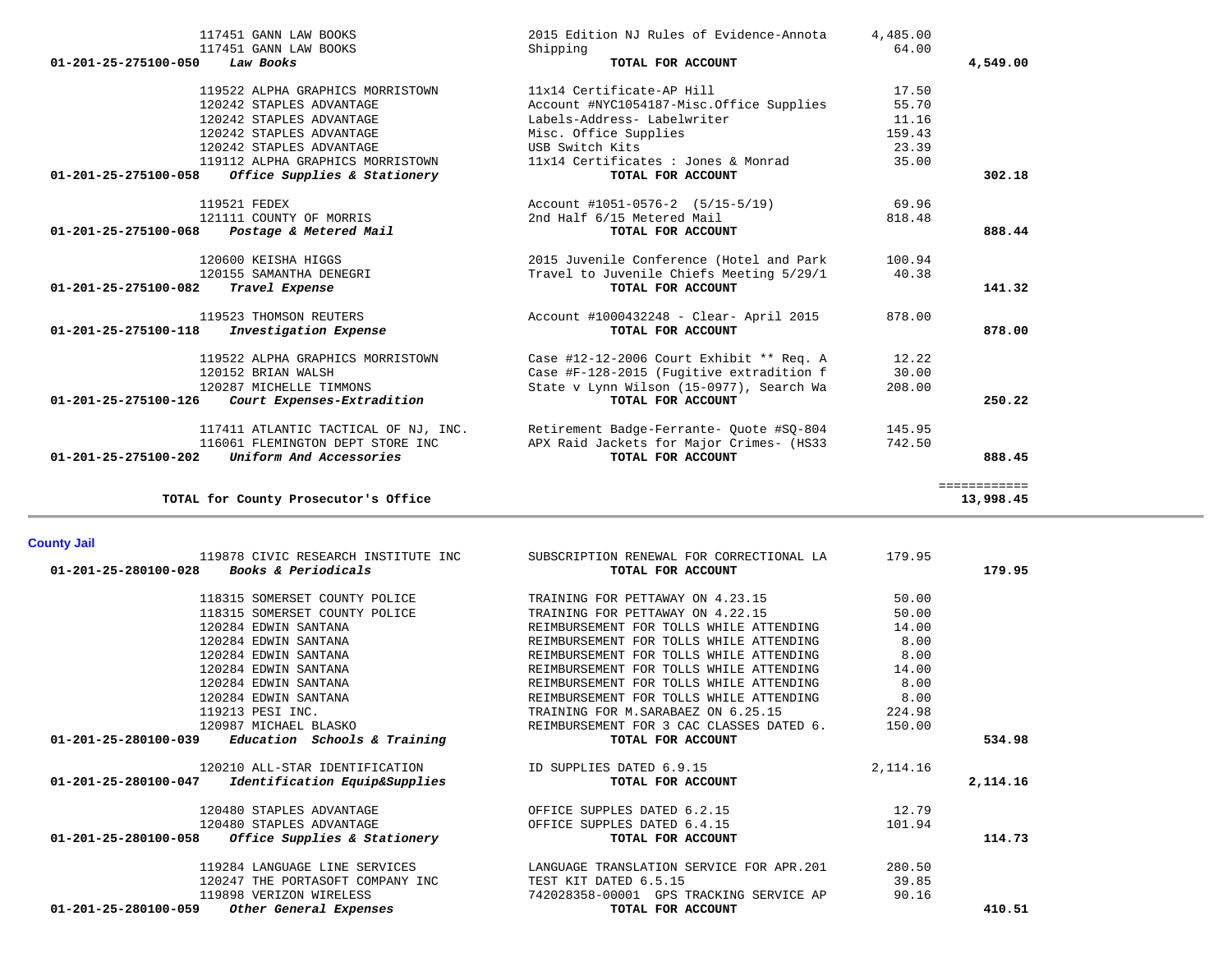| Account | Vendor | Description | Amount | Total |
|---|---|---|---|---|
| | 117451 GANN LAW BOOKS | 2015 Edition NJ Rules of Evidence-Annota | 4,485.00 | |
| | 117451 GANN LAW BOOKS | Shipping | 64.00 | |
| **01-201-25-275100-050** | ***Law Books*** | **TOTAL FOR ACCOUNT** | | **4,549.00** |
| | 119522 ALPHA GRAPHICS MORRISTOWN | 11x14 Certificate-AP Hill | 17.50 | |
| | 120242 STAPLES ADVANTAGE | Account #NYC1054187-Misc.Office Supplies | 55.70 | |
| | 120242 STAPLES ADVANTAGE | Labels-Address- Labelwriter | 11.16 | |
| | 120242 STAPLES ADVANTAGE | Misc. Office Supplies | 159.43 | |
| | 120242 STAPLES ADVANTAGE | USB Switch Kits | 23.39 | |
| | 119112 ALPHA GRAPHICS MORRISTOWN | 11x14 Certificates : Jones & Monrad | 35.00 | |
| **01-201-25-275100-058** | ***Office Supplies & Stationery*** | **TOTAL FOR ACCOUNT** | | **302.18** |
| | 119521 FEDEX | Account #1051-0576-2 (5/15-5/19) | 69.96 | |
| | 121111 COUNTY OF MORRIS | 2nd Half 6/15 Metered Mail | 818.48 | |
| **01-201-25-275100-068** | ***Postage & Metered Mail*** | **TOTAL FOR ACCOUNT** | | **888.44** |
| | 120600 KEISHA HIGGS | 2015 Juvenile Conference (Hotel and Park | 100.94 | |
| | 120155 SAMANTHA DENEGRI | Travel to Juvenile Chiefs Meeting 5/29/1 | 40.38 | |
| **01-201-25-275100-082** | ***Travel Expense*** | **TOTAL FOR ACCOUNT** | | **141.32** |
| | 119523 THOMSON REUTERS | Account #1000432248 - Clear- April 2015 | 878.00 | |
| **01-201-25-275100-118** | ***Investigation Expense*** | **TOTAL FOR ACCOUNT** | | **878.00** |
| | 119522 ALPHA GRAPHICS MORRISTOWN | Case #12-12-2006 Court Exhibit ** Req. A | 12.22 | |
| | 120152 BRIAN WALSH | Case #F-128-2015 (Fugitive extradition f | 30.00 | |
| | 120287 MICHELLE TIMMONS | State v Lynn Wilson (15-0977), Search Wa | 208.00 | |
| **01-201-25-275100-126** | ***Court Expenses-Extradition*** | **TOTAL FOR ACCOUNT** | | **250.22** |
| | 117411 ATLANTIC TACTICAL OF NJ, INC. | Retirement Badge-Ferrante- Quote #SQ-804 | 145.95 | |
| | 116061 FLEMINGTON DEPT STORE INC | APX Raid Jackets for Major Crimes- (HS33 | 742.50 | |
| **01-201-25-275100-202** | ***Uniform And Accessories*** | **TOTAL FOR ACCOUNT** | | **888.45** |
| | | | | ============ |
| | **TOTAL for County Prosecutor's Office** | | | **13,998.45** |

**County Jail**

| Account | Vendor | Description | Amount | Total |
|---|---|---|---|---|
| | 119878 CIVIC RESEARCH INSTITUTE INC | SUBSCRIPTION RENEWAL FOR CORRECTIONAL LA | 179.95 | |
| **01-201-25-280100-028** | ***Books & Periodicals*** | **TOTAL FOR ACCOUNT** | | **179.95** |
| | 118315 SOMERSET COUNTY POLICE | TRAINING FOR PETTAWAY ON 4.23.15 | 50.00 | |
| | 118315 SOMERSET COUNTY POLICE | TRAINING FOR PETTAWAY ON 4.22.15 | 50.00 | |
| | 120284 EDWIN SANTANA | REIMBURSEMENT FOR TOLLS WHILE ATTENDING | 14.00 | |
| | 120284 EDWIN SANTANA | REIMBURSEMENT FOR TOLLS WHILE ATTENDING | 8.00 | |
| | 120284 EDWIN SANTANA | REIMBURSEMENT FOR TOLLS WHILE ATTENDING | 8.00 | |
| | 120284 EDWIN SANTANA | REIMBURSEMENT FOR TOLLS WHILE ATTENDING | 14.00 | |
| | 120284 EDWIN SANTANA | REIMBURSEMENT FOR TOLLS WHILE ATTENDING | 8.00 | |
| | 120284 EDWIN SANTANA | REIMBURSEMENT FOR TOLLS WHILE ATTENDING | 8.00 | |
| | 119213 PESI INC. | TRAINING FOR M.SARABAEZ ON 6.25.15 | 224.98 | |
| | 120987 MICHAEL BLASKO | REIMBURSEMENT FOR 3 CAC CLASSES DATED 6. | 150.00 | |
| **01-201-25-280100-039** | ***Education Schools & Training*** | **TOTAL FOR ACCOUNT** | | **534.98** |
| | 120210 ALL-STAR IDENTIFICATION | ID SUPPLIES DATED 6.9.15 | 2,114.16 | |
| **01-201-25-280100-047** | ***Identification Equip&Supplies*** | **TOTAL FOR ACCOUNT** | | **2,114.16** |
| | 120480 STAPLES ADVANTAGE | OFFICE SUPPLES DATED 6.2.15 | 12.79 | |
| | 120480 STAPLES ADVANTAGE | OFFICE SUPPLES DATED 6.4.15 | 101.94 | |
| **01-201-25-280100-058** | ***Office Supplies & Stationery*** | **TOTAL FOR ACCOUNT** | | **114.73** |
| | 119284 LANGUAGE LINE SERVICES | LANGUAGE TRANSLATION SERVICE FOR APR.201 | 280.50 | |
| | 120247 THE PORTASOFT COMPANY INC | TEST KIT DATED 6.5.15 | 39.85 | |
| | 119898 VERIZON WIRELESS | 742028358-00001 GPS TRACKING SERVICE AP | 90.16 | |
| **01-201-25-280100-059** | ***Other General Expenses*** | **TOTAL FOR ACCOUNT** | | **410.51** |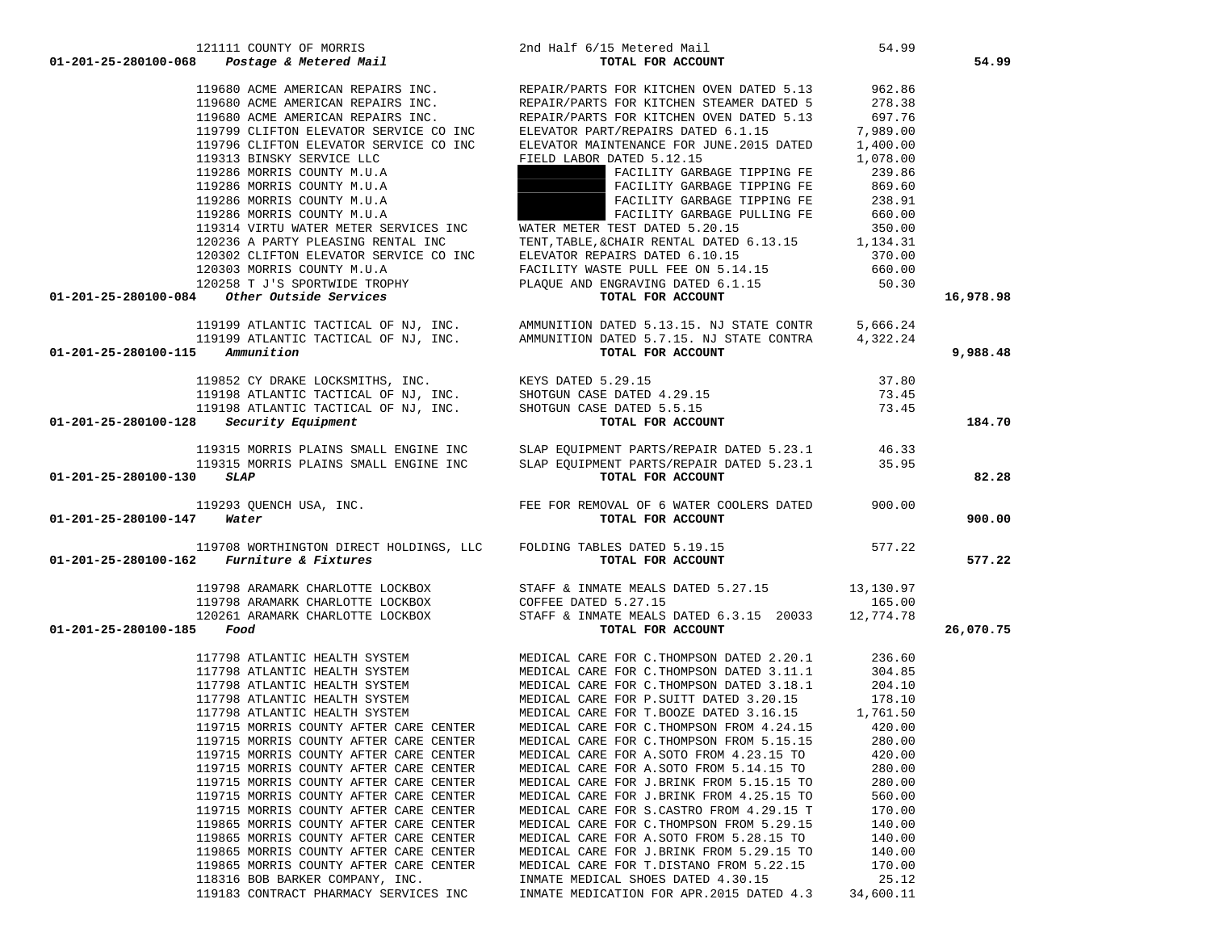| Account | Vendor | Description | Amount | Total |
|---|---|---|---|---|
| | 121111 COUNTY OF MORRIS | 2nd Half 6/15 Metered Mail | 54.99 | |
| 01-201-25-280100-068 *Postage & Metered Mail* | | **TOTAL FOR ACCOUNT** | | **54.99** |
| | 119680 ACME AMERICAN REPAIRS INC. | REPAIR/PARTS FOR KITCHEN OVEN DATED 5.13 | 962.86 | |
| | 119680 ACME AMERICAN REPAIRS INC. | REPAIR/PARTS FOR KITCHEN STEAMER DATED 5 | 278.38 | |
| | 119680 ACME AMERICAN REPAIRS INC. | REPAIR/PARTS FOR KITCHEN OVEN DATED 5.13 | 697.76 | |
| | 119799 CLIFTON ELEVATOR SERVICE CO INC | ELEVATOR PART/REPAIRS DATED 6.1.15 | 7,989.00 | |
| | 119796 CLIFTON ELEVATOR SERVICE CO INC | ELEVATOR MAINTENANCE FOR JUNE.2015 DATED | 1,400.00 | |
| | 119313 BINSKY SERVICE LLC | FIELD LABOR DATED 5.12.15 | 1,078.00 | |
| | 119286 MORRIS COUNTY M.U.A | FACILITY GARBAGE TIPPING FE | 239.86 | |
| | 119286 MORRIS COUNTY M.U.A | FACILITY GARBAGE TIPPING FE | 869.60 | |
| | 119286 MORRIS COUNTY M.U.A | FACILITY GARBAGE TIPPING FE | 238.91 | |
| | 119286 MORRIS COUNTY M.U.A | FACILITY GARBAGE PULLING FE | 660.00 | |
| | 119314 VIRTU WATER METER SERVICES INC | WATER METER TEST DATED 5.20.15 | 350.00 | |
| | 120236 A PARTY PLEASING RENTAL INC | TENT,TABLE,&CHAIR RENTAL DATED 6.13.15 | 1,134.31 | |
| | 120302 CLIFTON ELEVATOR SERVICE CO INC | ELEVATOR REPAIRS DATED 6.10.15 | 370.00 | |
| | 120303 MORRIS COUNTY M.U.A | FACILITY WASTE PULL FEE ON 5.14.15 | 660.00 | |
| | 120258 T J'S SPORTWIDE TROPHY | PLAQUE AND ENGRAVING DATED 6.1.15 | 50.30 | |
| 01-201-25-280100-084 *Other Outside Services* | | **TOTAL FOR ACCOUNT** | | **16,978.98** |
| | 119199 ATLANTIC TACTICAL OF NJ, INC. | AMMUNITION DATED 5.13.15. NJ STATE CONTR | 5,666.24 | |
| | 119199 ATLANTIC TACTICAL OF NJ, INC. | AMMUNITION DATED 5.7.15. NJ STATE CONTRA | 4,322.24 | |
| 01-201-25-280100-115 *Ammunition* | | **TOTAL FOR ACCOUNT** | | **9,988.48** |
| | 119852 CY DRAKE LOCKSMITHS, INC. | KEYS DATED 5.29.15 | 37.80 | |
| | 119198 ATLANTIC TACTICAL OF NJ, INC. | SHOTGUN CASE DATED 4.29.15 | 73.45 | |
| | 119198 ATLANTIC TACTICAL OF NJ, INC. | SHOTGUN CASE DATED 5.5.15 | 73.45 | |
| 01-201-25-280100-128 *Security Equipment* | | **TOTAL FOR ACCOUNT** | | **184.70** |
| | 119315 MORRIS PLAINS SMALL ENGINE INC | SLAP EQUIPMENT PARTS/REPAIR DATED 5.23.1 | 46.33 | |
| | 119315 MORRIS PLAINS SMALL ENGINE INC | SLAP EQUIPMENT PARTS/REPAIR DATED 5.23.1 | 35.95 | |
| 01-201-25-280100-130 *SLAP* | | **TOTAL FOR ACCOUNT** | | **82.28** |
| | 119293 QUENCH USA, INC. | FEE FOR REMOVAL OF 6 WATER COOLERS DATED | 900.00 | |
| 01-201-25-280100-147 *Water* | | **TOTAL FOR ACCOUNT** | | **900.00** |
| | 119708 WORTHINGTON DIRECT HOLDINGS, LLC | FOLDING TABLES DATED 5.19.15 | 577.22 | |
| 01-201-25-280100-162 *Furniture & Fixtures* | | **TOTAL FOR ACCOUNT** | | **577.22** |
| | 119798 ARAMARK CHARLOTTE LOCKBOX | STAFF & INMATE MEALS DATED 5.27.15 | 13,130.97 | |
| | 119798 ARAMARK CHARLOTTE LOCKBOX | COFFEE DATED 5.27.15 | 165.00 | |
| | 120261 ARAMARK CHARLOTTE LOCKBOX | STAFF & INMATE MEALS DATED 6.3.15 20033 | 12,774.78 | |
| 01-201-25-280100-185 *Food* | | **TOTAL FOR ACCOUNT** | | **26,070.75** |
| | 117798 ATLANTIC HEALTH SYSTEM | MEDICAL CARE FOR C.THOMPSON DATED 2.20.1 | 236.60 | |
| | 117798 ATLANTIC HEALTH SYSTEM | MEDICAL CARE FOR C.THOMPSON DATED 3.11.1 | 304.85 | |
| | 117798 ATLANTIC HEALTH SYSTEM | MEDICAL CARE FOR C.THOMPSON DATED 3.18.1 | 204.10 | |
| | 117798 ATLANTIC HEALTH SYSTEM | MEDICAL CARE FOR P.SUITT DATED 3.20.15 | 178.10 | |
| | 117798 ATLANTIC HEALTH SYSTEM | MEDICAL CARE FOR T.BOOZE DATED 3.16.15 | 1,761.50 | |
| | 119715 MORRIS COUNTY AFTER CARE CENTER | MEDICAL CARE FOR C.THOMPSON FROM 4.24.15 | 420.00 | |
| | 119715 MORRIS COUNTY AFTER CARE CENTER | MEDICAL CARE FOR C.THOMPSON FROM 5.15.15 | 280.00 | |
| | 119715 MORRIS COUNTY AFTER CARE CENTER | MEDICAL CARE FOR A.SOTO FROM 4.23.15 TO | 420.00 | |
| | 119715 MORRIS COUNTY AFTER CARE CENTER | MEDICAL CARE FOR A.SOTO FROM 5.14.15 TO | 280.00 | |
| | 119715 MORRIS COUNTY AFTER CARE CENTER | MEDICAL CARE FOR J.BRINK FROM 5.15.15 TO | 280.00 | |
| | 119715 MORRIS COUNTY AFTER CARE CENTER | MEDICAL CARE FOR J.BRINK FROM 4.25.15 TO | 560.00 | |
| | 119715 MORRIS COUNTY AFTER CARE CENTER | MEDICAL CARE FOR S.CASTRO FROM 4.29.15 T | 170.00 | |
| | 119865 MORRIS COUNTY AFTER CARE CENTER | MEDICAL CARE FOR C.THOMPSON FROM 5.29.15 | 140.00 | |
| | 119865 MORRIS COUNTY AFTER CARE CENTER | MEDICAL CARE FOR A.SOTO FROM 5.28.15 TO | 140.00 | |
| | 119865 MORRIS COUNTY AFTER CARE CENTER | MEDICAL CARE FOR J.BRINK FROM 5.29.15 TO | 140.00 | |
| | 119865 MORRIS COUNTY AFTER CARE CENTER | MEDICAL CARE FOR T.DISTANO FROM 5.22.15 | 170.00 | |
| | 118316 BOB BARKER COMPANY, INC. | INMATE MEDICAL SHOES DATED 4.30.15 | 25.12 | |
| | 119183 CONTRACT PHARMACY SERVICES INC | INMATE MEDICATION FOR APR.2015 DATED 4.3 | 34,600.11 | |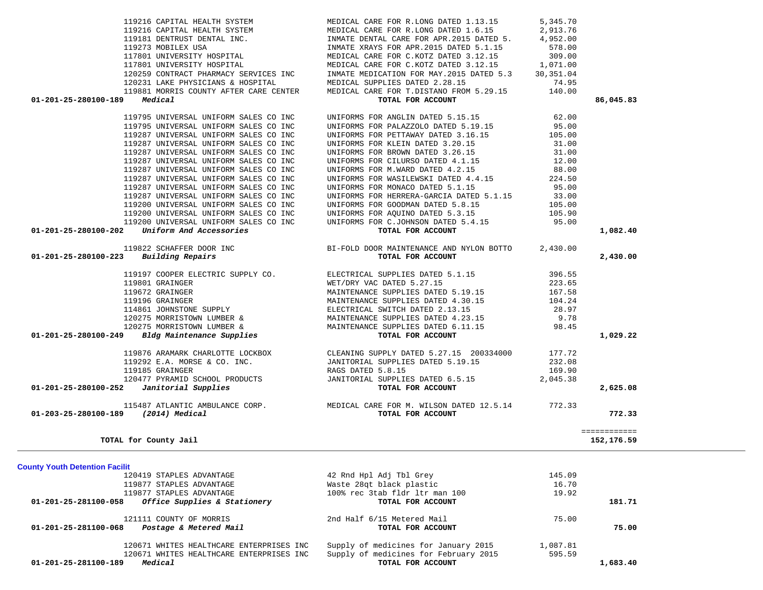| Account | Vendor | Description | Amount | Total |
|---|---|---|---|---|
| | 119216 CAPITAL HEALTH SYSTEM | MEDICAL CARE FOR R.LONG DATED 1.13.15 | 5,345.70 | |
| | 119216 CAPITAL HEALTH SYSTEM | MEDICAL CARE FOR R.LONG DATED 1.6.15 | 2,913.76 | |
| | 119181 DENTRUST DENTAL INC. | INMATE DENTAL CARE FOR APR.2015 DATED 5. | 4,952.00 | |
| | 119273 MOBILEX USA | INMATE XRAYS FOR APR.2015 DATED 5.1.15 | 578.00 | |
| | 117801 UNIVERSITY HOSPITAL | MEDICAL CARE FOR C.KOTZ DATED 3.12.15 | 309.00 | |
| | 117801 UNIVERSITY HOSPITAL | MEDICAL CARE FOR C.KOTZ DATED 3.12.15 | 1,071.00 | |
| | 120259 CONTRACT PHARMACY SERVICES INC | INMATE MEDICATION FOR MAY.2015 DATED 5.3 | 30,351.04 | |
| | 120231 LAKE PHYSICIANS & HOSPITAL | MEDICAL SUPPLIES DATED 2.28.15 | 74.95 | |
| | 119881 MORRIS COUNTY AFTER CARE CENTER | MEDICAL CARE FOR T.DISTANO FROM 5.29.15 | 140.00 | |
| **01-201-25-280100-189** | ***Medical*** | **TOTAL FOR ACCOUNT** | | **86,045.83** |
| | 119795 UNIVERSAL UNIFORM SALES CO INC | UNIFORMS FOR ANGLIN DATED 5.15.15 | 62.00 | |
| | 119795 UNIVERSAL UNIFORM SALES CO INC | UNIFORMS FOR PALAZZOLO DATED 5.19.15 | 95.00 | |
| | 119287 UNIVERSAL UNIFORM SALES CO INC | UNIFORMS FOR PETTAWAY DATED 3.16.15 | 105.00 | |
| | 119287 UNIVERSAL UNIFORM SALES CO INC | UNIFORMS FOR KLEIN DATED 3.20.15 | 31.00 | |
| | 119287 UNIVERSAL UNIFORM SALES CO INC | UNIFORMS FOR BROWN DATED 3.26.15 | 31.00 | |
| | 119287 UNIVERSAL UNIFORM SALES CO INC | UNIFORMS FOR CILURSO DATED 4.1.15 | 12.00 | |
| | 119287 UNIVERSAL UNIFORM SALES CO INC | UNIFORMS FOR M.WARD DATED 4.2.15 | 88.00 | |
| | 119287 UNIVERSAL UNIFORM SALES CO INC | UNIFORMS FOR WASILEWSKI DATED 4.4.15 | 224.50 | |
| | 119287 UNIVERSAL UNIFORM SALES CO INC | UNIFORMS FOR MONACO DATED 5.1.15 | 95.00 | |
| | 119287 UNIVERSAL UNIFORM SALES CO INC | UNIFORMS FOR HERRERA-GARCIA DATED 5.1.15 | 33.00 | |
| | 119200 UNIVERSAL UNIFORM SALES CO INC | UNIFORMS FOR GOODMAN DATED 5.8.15 | 105.00 | |
| | 119200 UNIVERSAL UNIFORM SALES CO INC | UNIFORMS FOR AQUINO DATED 5.3.15 | 105.90 | |
| | 119200 UNIVERSAL UNIFORM SALES CO INC | UNIFORMS FOR C.JOHNSON DATED 5.4.15 | 95.00 | |
| **01-201-25-280100-202** | ***Uniform And Accessories*** | **TOTAL FOR ACCOUNT** | | **1,082.40** |
| | 119822 SCHAFFER DOOR INC | BI-FOLD DOOR MAINTENANCE AND NYLON BOTTO | 2,430.00 | |
| **01-201-25-280100-223** | ***Building Repairs*** | **TOTAL FOR ACCOUNT** | | **2,430.00** |
| | 119197 COOPER ELECTRIC SUPPLY CO. | ELECTRICAL SUPPLIES DATED 5.1.15 | 396.55 | |
| | 119801 GRAINGER | WET/DRY VAC DATED 5.27.15 | 223.65 | |
| | 119672 GRAINGER | MAINTENANCE SUPPLIES DATED 5.19.15 | 167.58 | |
| | 119196 GRAINGER | MAINTENANCE SUPPLIES DATED 4.30.15 | 104.24 | |
| | 114861 JOHNSTONE SUPPLY | ELECTRICAL SWITCH DATED 2.13.15 | 28.97 | |
| | 120275 MORRISTOWN LUMBER & | MAINTENANCE SUPPLIES DATED 4.23.15 | 9.78 | |
| | 120275 MORRISTOWN LUMBER & | MAINTENANCE SUPPLIES DATED 6.11.15 | 98.45 | |
| **01-201-25-280100-249** | ***Bldg Maintenance Supplies*** | **TOTAL FOR ACCOUNT** | | **1,029.22** |
| | 119876 ARAMARK CHARLOTTE LOCKBOX | CLEANING SUPPLY DATED 5.27.15 200334000 | 177.72 | |
| | 119292 E.A. MORSE & CO. INC. | JANITORIAL SUPPLIES DATED 5.19.15 | 232.08 | |
| | 119185 GRAINGER | RAGS DATED 5.8.15 | 169.90 | |
| | 120477 PYRAMID SCHOOL PRODUCTS | JANITORIAL SUPPLIES DATED 6.5.15 | 2,045.38 | |
| **01-201-25-280100-252** | ***Janitorial Supplies*** | **TOTAL FOR ACCOUNT** | | **2,625.08** |
| | 115487 ATLANTIC AMBULANCE CORP. | MEDICAL CARE FOR M. WILSON DATED 12.5.14 | 772.33 | |
| **01-203-25-280100-189** | ***(2014) Medical*** | **TOTAL FOR ACCOUNT** | | **772.33** |
| | | | | ============ |
| **TOTAL for County Jail** | | | | **152,176.59** |

**County Youth Detention Facilit**

| Account | Vendor | Description | Amount | Total |
|---|---|---|---|---|
| | 120419 STAPLES ADVANTAGE | 42 Rnd Hpl Adj Tbl Grey | 145.09 | |
| | 119877 STAPLES ADVANTAGE | Waste 28qt black plastic | 16.70 | |
| | 119877 STAPLES ADVANTAGE | 100% rec 3tab fldr ltr man 100 | 19.92 | |
| **01-201-25-281100-058** | ***Office Supplies & Stationery*** | **TOTAL FOR ACCOUNT** | | **181.71** |
| | 121111 COUNTY OF MORRIS | 2nd Half 6/15 Metered Mail | 75.00 | |
| **01-201-25-281100-068** | ***Postage & Metered Mail*** | **TOTAL FOR ACCOUNT** | | **75.00** |
| | 120671 WHITES HEALTHCARE ENTERPRISES INC | Supply of medicines for January 2015 | 1,087.81 | |
| | 120671 WHITES HEALTHCARE ENTERPRISES INC | Supply of medicines for February 2015 | 595.59 | |
| **01-201-25-281100-189** | ***Medical*** | **TOTAL FOR ACCOUNT** | | **1,683.40** |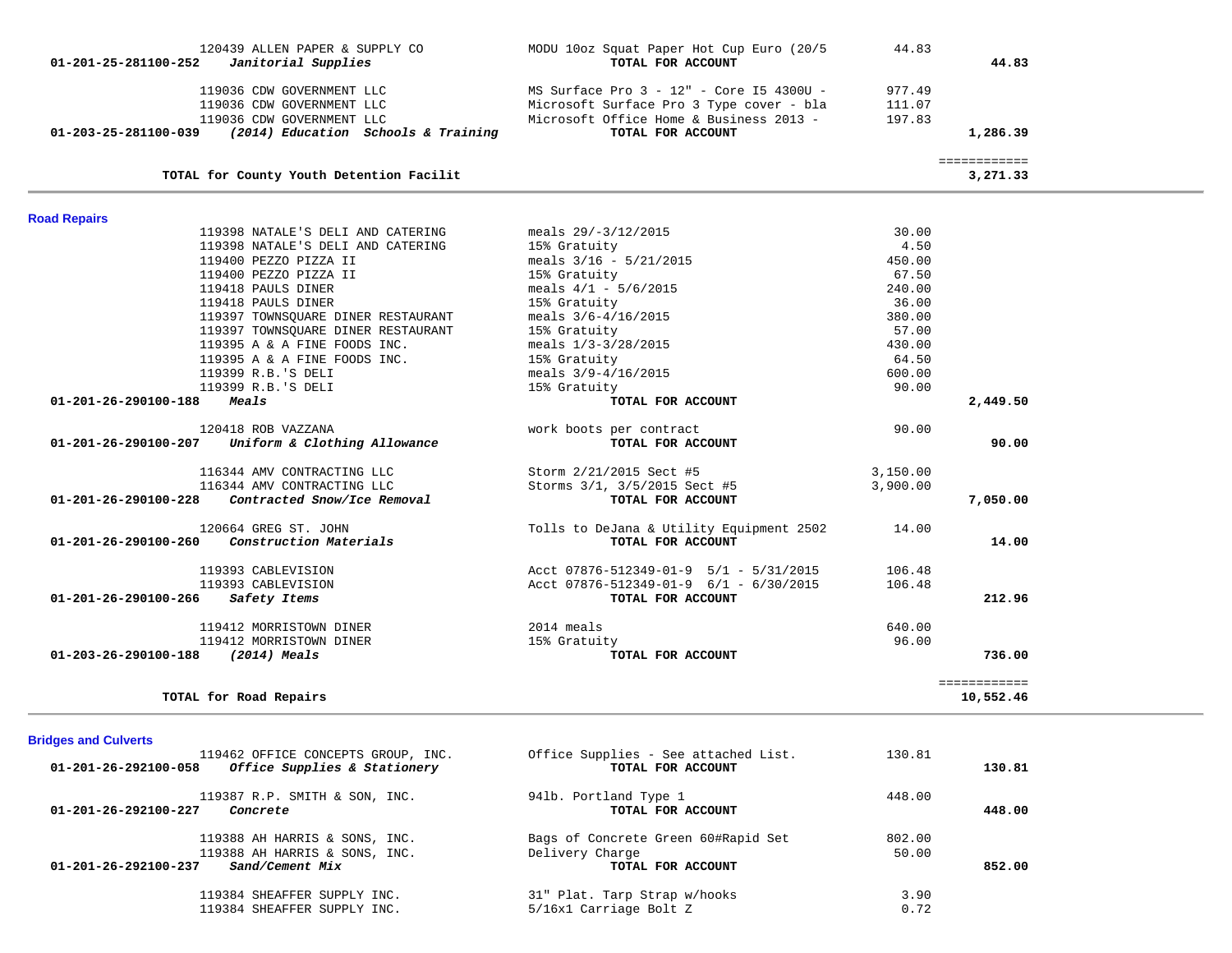| Account | Vendor / Account Name | Description | Amount | Total |
|---|---|---|---|---|
| | 120439 ALLEN PAPER & SUPPLY CO | MODU 10oz Squat Paper Hot Cup Euro (20/5 | 44.83 | |
| 01-201-25-281100-252 | *Janitorial Supplies* | **TOTAL FOR ACCOUNT** | | **44.83** |
| | 119036 CDW GOVERNMENT LLC | MS Surface Pro 3 - 12" - Core I5 4300U - | 977.49 | |
| | 119036 CDW GOVERNMENT LLC | Microsoft Surface Pro 3 Type cover - bla | 111.07 | |
| | 119036 CDW GOVERNMENT LLC | Microsoft Office Home & Business 2013 - | 197.83 | |
| 01-203-25-281100-039 | *(2014) Education Schools & Training* | **TOTAL FOR ACCOUNT** | | **1,286.39** |
| | | | | ============ |
| | **TOTAL for County Youth Detention Facilit** | | | **3,271.33** |

## Road Repairs

| Account | Vendor / Account Name | Description | Amount | Total |
|---|---|---|---|---|
| | 119398 NATALE'S DELI AND CATERING | meals 29/-3/12/2015 | 30.00 | |
| | 119398 NATALE'S DELI AND CATERING | 15% Gratuity | 4.50 | |
| | 119400 PEZZO PIZZA II | meals 3/16 - 5/21/2015 | 450.00 | |
| | 119400 PEZZO PIZZA II | 15% Gratuity | 67.50 | |
| | 119418 PAULS DINER | meals 4/1 - 5/6/2015 | 240.00 | |
| | 119418 PAULS DINER | 15% Gratuity | 36.00 | |
| | 119397 TOWNSQUARE DINER RESTAURANT | meals 3/6-4/16/2015 | 380.00 | |
| | 119397 TOWNSQUARE DINER RESTAURANT | 15% Gratuity | 57.00 | |
| | 119395 A & A FINE FOODS INC. | meals 1/3-3/28/2015 | 430.00 | |
| | 119395 A & A FINE FOODS INC. | 15% Gratuity | 64.50 | |
| | 119399 R.B.'S DELI | meals 3/9-4/16/2015 | 600.00 | |
| | 119399 R.B.'S DELI | 15% Gratuity | 90.00 | |
| 01-201-26-290100-188 | *Meals* | **TOTAL FOR ACCOUNT** | | **2,449.50** |
| | 120418 ROB VAZZANA | work boots per contract | 90.00 | |
| 01-201-26-290100-207 | *Uniform & Clothing Allowance* | **TOTAL FOR ACCOUNT** | | **90.00** |
| | 116344 AMV CONTRACTING LLC | Storm 2/21/2015 Sect #5 | 3,150.00 | |
| | 116344 AMV CONTRACTING LLC | Storms 3/1, 3/5/2015 Sect #5 | 3,900.00 | |
| 01-201-26-290100-228 | *Contracted Snow/Ice Removal* | **TOTAL FOR ACCOUNT** | | **7,050.00** |
| | 120664 GREG ST. JOHN | Tolls to DeJana & Utility Equipment 2502 | 14.00 | |
| 01-201-26-290100-260 | *Construction Materials* | **TOTAL FOR ACCOUNT** | | **14.00** |
| | 119393 CABLEVISION | Acct 07876-512349-01-9 5/1 - 5/31/2015 | 106.48 | |
| | 119393 CABLEVISION | Acct 07876-512349-01-9 6/1 - 6/30/2015 | 106.48 | |
| 01-201-26-290100-266 | *Safety Items* | **TOTAL FOR ACCOUNT** | | **212.96** |
| | 119412 MORRISTOWN DINER | 2014 meals | 640.00 | |
| | 119412 MORRISTOWN DINER | 15% Gratuity | 96.00 | |
| 01-203-26-290100-188 | *(2014) Meals* | **TOTAL FOR ACCOUNT** | | **736.00** |
| | | | | ============ |
| | **TOTAL for Road Repairs** | | | **10,552.46** |

## Bridges and Culverts

| Account | Vendor / Account Name | Description | Amount | Total |
|---|---|---|---|---|
| | 119462 OFFICE CONCEPTS GROUP, INC. | Office Supplies - See attached List. | 130.81 | |
| 01-201-26-292100-058 | *Office Supplies & Stationery* | **TOTAL FOR ACCOUNT** | | **130.81** |
| | 119387 R.P. SMITH & SON, INC. | 94lb. Portland Type 1 | 448.00 | |
| 01-201-26-292100-227 | *Concrete* | **TOTAL FOR ACCOUNT** | | **448.00** |
| | 119388 AH HARRIS & SONS, INC. | Bags of Concrete Green 60#Rapid Set | 802.00 | |
| | 119388 AH HARRIS & SONS, INC. | Delivery Charge | 50.00 | |
| 01-201-26-292100-237 | *Sand/Cement Mix* | **TOTAL FOR ACCOUNT** | | **852.00** |
| | 119384 SHEAFFER SUPPLY INC. | 31" Plat. Tarp Strap w/hooks | 3.90 | |
| | 119384 SHEAFFER SUPPLY INC. | 5/16x1 Carriage Bolt Z | 0.72 | |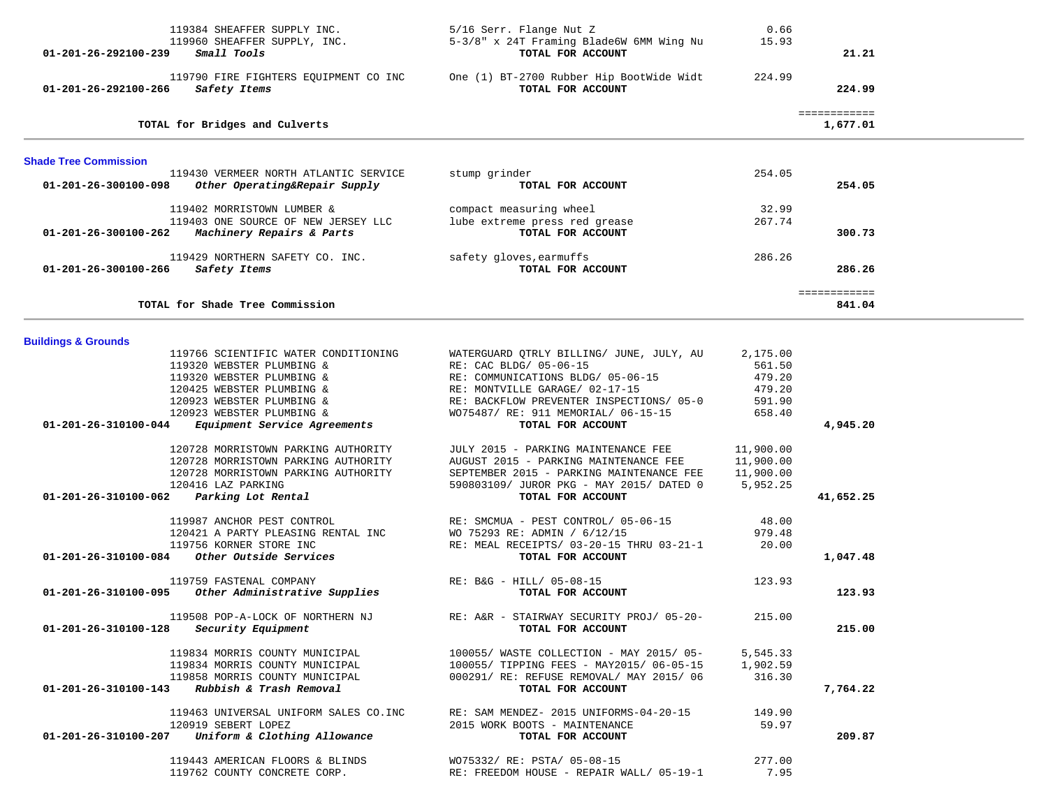| Account | Vendor | Description | Amount | Total |
|---|---|---|---|---|
| | 119384 SHEAFFER SUPPLY INC. | 5/16 Serr. Flange Nut Z | 0.66 | |
| | 119960 SHEAFFER SUPPLY, INC. | 5-3/8" x 24T Framing Blade6W 6MM Wing Nu | 15.93 | |
| **01-201-26-292100-239** | ***Small Tools*** | **TOTAL FOR ACCOUNT** | | **21.21** |
| | 119790 FIRE FIGHTERS EQUIPMENT CO INC | One (1) BT-2700 Rubber Hip BootWide Widt | 224.99 | |
| **01-201-26-292100-266** | ***Safety Items*** | **TOTAL FOR ACCOUNT** | | **224.99** |
| | **TOTAL for Bridges and Culverts** | | | **1,677.01** |

## Shade Tree Commission

| Account | Vendor | Description | Amount | Total |
|---|---|---|---|---|
| | 119430 VERMEER NORTH ATLANTIC SERVICE | stump grinder | 254.05 | |
| **01-201-26-300100-098** | ***Other Operating&Repair Supply*** | **TOTAL FOR ACCOUNT** | | **254.05** |
| | 119402 MORRISTOWN LUMBER & | compact measuring wheel | 32.99 | |
| | 119403 ONE SOURCE OF NEW JERSEY LLC | lube extreme press red grease | 267.74 | |
| **01-201-26-300100-262** | ***Machinery Repairs & Parts*** | **TOTAL FOR ACCOUNT** | | **300.73** |
| | 119429 NORTHERN SAFETY CO. INC. | safety gloves,earmuffs | 286.26 | |
| **01-201-26-300100-266** | ***Safety Items*** | **TOTAL FOR ACCOUNT** | | **286.26** |
| | **TOTAL for Shade Tree Commission** | | | **841.04** |

## Buildings & Grounds

| Account | Vendor | Description | Amount | Total |
|---|---|---|---|---|
| | 119766 SCIENTIFIC WATER CONDITIONING | WATERGUARD QTRLY BILLING/ JUNE, JULY, AU | 2,175.00 | |
| | 119320 WEBSTER PLUMBING & | RE: CAC BLDG/ 05-06-15 | 561.50 | |
| | 119320 WEBSTER PLUMBING & | RE: COMMUNICATIONS BLDG/ 05-06-15 | 479.20 | |
| | 120425 WEBSTER PLUMBING & | RE: MONTVILLE GARAGE/ 02-17-15 | 479.20 | |
| | 120923 WEBSTER PLUMBING & | RE: BACKFLOW PREVENTER INSPECTIONS/ 05-0 | 591.90 | |
| | 120923 WEBSTER PLUMBING & | WO75487/ RE: 911 MEMORIAL/ 06-15-15 | 658.40 | |
| **01-201-26-310100-044** | ***Equipment Service Agreements*** | **TOTAL FOR ACCOUNT** | | **4,945.20** |
| | 120728 MORRISTOWN PARKING AUTHORITY | JULY 2015 - PARKING MAINTENANCE FEE | 11,900.00 | |
| | 120728 MORRISTOWN PARKING AUTHORITY | AUGUST 2015 - PARKING MAINTENANCE FEE | 11,900.00 | |
| | 120728 MORRISTOWN PARKING AUTHORITY | SEPTEMBER 2015 - PARKING MAINTENANCE FEE | 11,900.00 | |
| | 120416 LAZ PARKING | 590803109/ JUROR PKG - MAY 2015/ DATED 0 | 5,952.25 | |
| **01-201-26-310100-062** | ***Parking Lot Rental*** | **TOTAL FOR ACCOUNT** | | **41,652.25** |
| | 119987 ANCHOR PEST CONTROL | RE: SMCMUA - PEST CONTROL/ 05-06-15 | 48.00 | |
| | 120421 A PARTY PLEASING RENTAL INC | WO 75293 RE: ADMIN / 6/12/15 | 979.48 | |
| | 119756 KORNER STORE INC | RE: MEAL RECEIPTS/ 03-20-15 THRU 03-21-1 | 20.00 | |
| **01-201-26-310100-084** | ***Other Outside Services*** | **TOTAL FOR ACCOUNT** | | **1,047.48** |
| | 119759 FASTENAL COMPANY | RE: B&G - HILL/ 05-08-15 | 123.93 | |
| **01-201-26-310100-095** | ***Other Administrative Supplies*** | **TOTAL FOR ACCOUNT** | | **123.93** |
| | 119508 POP-A-LOCK OF NORTHERN NJ | RE: A&R - STAIRWAY SECURITY PROJ/ 05-20- | 215.00 | |
| **01-201-26-310100-128** | ***Security Equipment*** | **TOTAL FOR ACCOUNT** | | **215.00** |
| | 119834 MORRIS COUNTY MUNICIPAL | 100055/ WASTE COLLECTION - MAY 2015/ 05- | 5,545.33 | |
| | 119834 MORRIS COUNTY MUNICIPAL | 100055/ TIPPING FEES - MAY2015/ 06-05-15 | 1,902.59 | |
| | 119858 MORRIS COUNTY MUNICIPAL | 000291/ RE: REFUSE REMOVAL/ MAY 2015/ 06 | 316.30 | |
| **01-201-26-310100-143** | ***Rubbish & Trash Removal*** | **TOTAL FOR ACCOUNT** | | **7,764.22** |
| | 119463 UNIVERSAL UNIFORM SALES CO.INC | RE: SAM MENDEZ- 2015 UNIFORMS-04-20-15 | 149.90 | |
| | 120919 SEBERT LOPEZ | 2015 WORK BOOTS - MAINTENANCE | 59.97 | |
| **01-201-26-310100-207** | ***Uniform & Clothing Allowance*** | **TOTAL FOR ACCOUNT** | | **209.87** |
| | 119443 AMERICAN FLOORS & BLINDS | WO75332/ RE: PSTA/ 05-08-15 | 277.00 | |
| | 119762 COUNTY CONCRETE CORP. | RE: FREEDOM HOUSE - REPAIR WALL/ 05-19-1 | 7.95 | |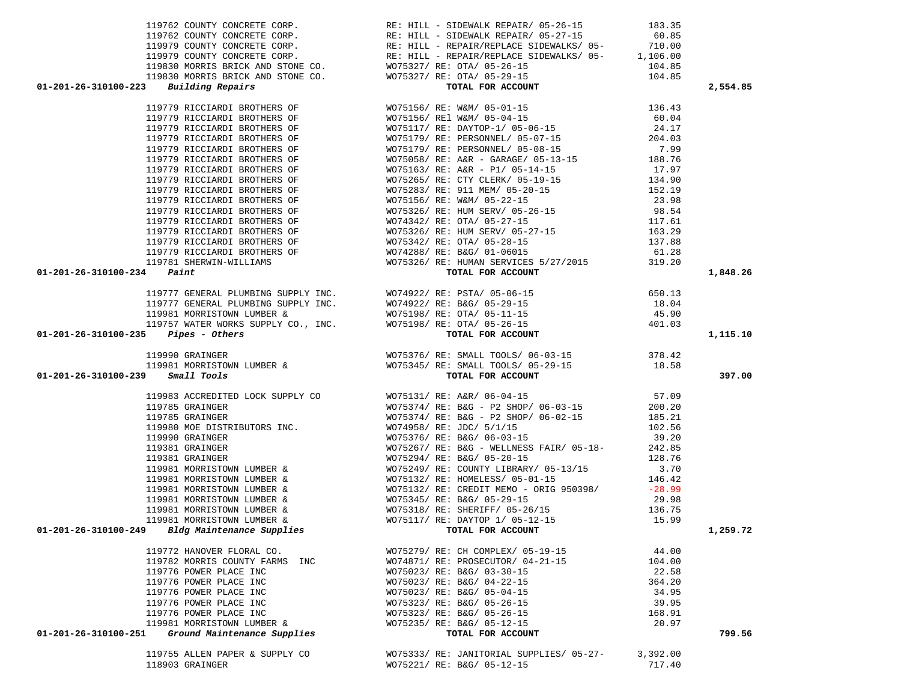| Account | Vendor | Description | Amount | Total |
|---|---|---|---|---|
| | 119762 COUNTY CONCRETE CORP. | RE: HILL - SIDEWALK REPAIR/ 05-26-15 | 183.35 | |
| | 119762 COUNTY CONCRETE CORP. | RE: HILL - SIDEWALK REPAIR/ 05-27-15 | 60.85 | |
| | 119979 COUNTY CONCRETE CORP. | RE: HILL - REPAIR/REPLACE SIDEWALKS/ 05- | 710.00 | |
| | 119979 COUNTY CONCRETE CORP. | RE: HILL - REPAIR/REPLACE SIDEWALKS/ 05- | 1,106.00 | |
| | 119830 MORRIS BRICK AND STONE CO. | WO75327/ RE: OTA/ 05-26-15 | 104.85 | |
| | 119830 MORRIS BRICK AND STONE CO. | WO75327/ RE: OTA/ 05-29-15 | 104.85 | |
| **01-201-26-310100-223** *Building Repairs* | | **TOTAL FOR ACCOUNT** | | **2,554.85** |
| | 119779 RICCIARDI BROTHERS OF | WO75156/ RE: W&M/ 05-01-15 | 136.43 | |
| | 119779 RICCIARDI BROTHERS OF | WO75156/ REl W&M/ 05-04-15 | 60.04 | |
| | 119779 RICCIARDI BROTHERS OF | WO75117/ RE: DAYTOP-1/ 05-06-15 | 24.17 | |
| | 119779 RICCIARDI BROTHERS OF | WO75179/ RE: PERSONNEL/ 05-07-15 | 204.03 | |
| | 119779 RICCIARDI BROTHERS OF | WO75179/ RE: PERSONNEL/ 05-08-15 | 7.99 | |
| | 119779 RICCIARDI BROTHERS OF | WO75058/ RE: A&R - GARAGE/ 05-13-15 | 188.76 | |
| | 119779 RICCIARDI BROTHERS OF | WO75163/ RE: A&R - P1/ 05-14-15 | 17.97 | |
| | 119779 RICCIARDI BROTHERS OF | WO75265/ RE: CTY CLERK/ 05-19-15 | 134.90 | |
| | 119779 RICCIARDI BROTHERS OF | WO75283/ RE: 911 MEM/ 05-20-15 | 152.19 | |
| | 119779 RICCIARDI BROTHERS OF | WO75156/ RE: W&M/ 05-22-15 | 23.98 | |
| | 119779 RICCIARDI BROTHERS OF | WO75326/ RE: HUM SERV/ 05-26-15 | 98.54 | |
| | 119779 RICCIARDI BROTHERS OF | WO74342/ RE: OTA/ 05-27-15 | 117.61 | |
| | 119779 RICCIARDI BROTHERS OF | WO75326/ RE: HUM SERV/ 05-27-15 | 163.29 | |
| | 119779 RICCIARDI BROTHERS OF | WO75342/ RE: OTA/ 05-28-15 | 137.88 | |
| | 119779 RICCIARDI BROTHERS OF | WO74288/ RE: B&G/ 01-06015 | 61.28 | |
| | 119781 SHERWIN-WILLIAMS | WO75326/ RE: HUMAN SERVICES 5/27/2015 | 319.20 | |
| **01-201-26-310100-234** *Paint* | | **TOTAL FOR ACCOUNT** | | **1,848.26** |
| | 119777 GENERAL PLUMBING SUPPLY INC. | WO74922/ RE: PSTA/ 05-06-15 | 650.13 | |
| | 119777 GENERAL PLUMBING SUPPLY INC. | WO74922/ RE: B&G/ 05-29-15 | 18.04 | |
| | 119981 MORRISTOWN LUMBER & | WO75198/ RE: OTA/ 05-11-15 | 45.90 | |
| | 119757 WATER WORKS SUPPLY CO., INC. | WO75198/ RE: OTA/ 05-26-15 | 401.03 | |
| **01-201-26-310100-235** *Pipes - Others* | | **TOTAL FOR ACCOUNT** | | **1,115.10** |
| | 119990 GRAINGER | WO75376/ RE: SMALL TOOLS/ 06-03-15 | 378.42 | |
| | 119981 MORRISTOWN LUMBER & | WO75345/ RE: SMALL TOOLS/ 05-29-15 | 18.58 | |
| **01-201-26-310100-239** *Small Tools* | | **TOTAL FOR ACCOUNT** | | **397.00** |
| | 119983 ACCREDITED LOCK SUPPLY CO | WO75131/ RE: A&R/ 06-04-15 | 57.09 | |
| | 119785 GRAINGER | WO75374/ RE: B&G - P2 SHOP/ 06-03-15 | 200.20 | |
| | 119785 GRAINGER | WO75374/ RE: B&G - P2 SHOP/ 06-02-15 | 185.21 | |
| | 119980 MOE DISTRIBUTORS INC. | WO74958/ RE: JDC/ 5/1/15 | 102.56 | |
| | 119990 GRAINGER | WO75376/ RE: B&G/ 06-03-15 | 39.20 | |
| | 119381 GRAINGER | WO75267/ RE: B&G - WELLNESS FAIR/ 05-18- | 242.85 | |
| | 119381 GRAINGER | WO75294/ RE: B&G/ 05-20-15 | 128.76 | |
| | 119981 MORRISTOWN LUMBER & | WO75249/ RE: COUNTY LIBRARY/ 05-13/15 | 3.70 | |
| | 119981 MORRISTOWN LUMBER & | WO75132/ RE: HOMELESS/ 05-01-15 | 146.42 | |
| | 119981 MORRISTOWN LUMBER & | WO75132/ RE: CREDIT MEMO - ORIG 950398/ | -28.99 | |
| | 119981 MORRISTOWN LUMBER & | WO75345/ RE: B&G/ 05-29-15 | 29.98 | |
| | 119981 MORRISTOWN LUMBER & | WO75318/ RE: SHERIFF/ 05-26/15 | 136.75 | |
| | 119981 MORRISTOWN LUMBER & | WO75117/ RE: DAYTOP 1/ 05-12-15 | 15.99 | |
| **01-201-26-310100-249** *Bldg Maintenance Supplies* | | **TOTAL FOR ACCOUNT** | | **1,259.72** |
| | 119772 HANOVER FLORAL CO. | WO75279/ RE: CH COMPLEX/ 05-19-15 | 44.00 | |
| | 119782 MORRIS COUNTY FARMS INC | WO74871/ RE: PROSECUTOR/ 04-21-15 | 104.00 | |
| | 119776 POWER PLACE INC | WO75023/ RE: B&G/ 03-30-15 | 22.58 | |
| | 119776 POWER PLACE INC | WO75023/ RE: B&G/ 04-22-15 | 364.20 | |
| | 119776 POWER PLACE INC | WO75023/ RE: B&G/ 05-04-15 | 34.95 | |
| | 119776 POWER PLACE INC | WO75323/ RE: B&G/ 05-26-15 | 39.95 | |
| | 119776 POWER PLACE INC | WO75323/ RE: B&G/ 05-26-15 | 168.91 | |
| | 119981 MORRISTOWN LUMBER & | WO75235/ RE: B&G/ 05-12-15 | 20.97 | |
| **01-201-26-310100-251** *Ground Maintenance Supplies* | | **TOTAL FOR ACCOUNT** | | **799.56** |
| | 119755 ALLEN PAPER & SUPPLY CO | WO75333/ RE: JANITORIAL SUPPLIES/ 05-27- | 3,392.00 | |
| | 118903 GRAINGER | WO75221/ RE: B&G/ 05-12-15 | 717.40 | |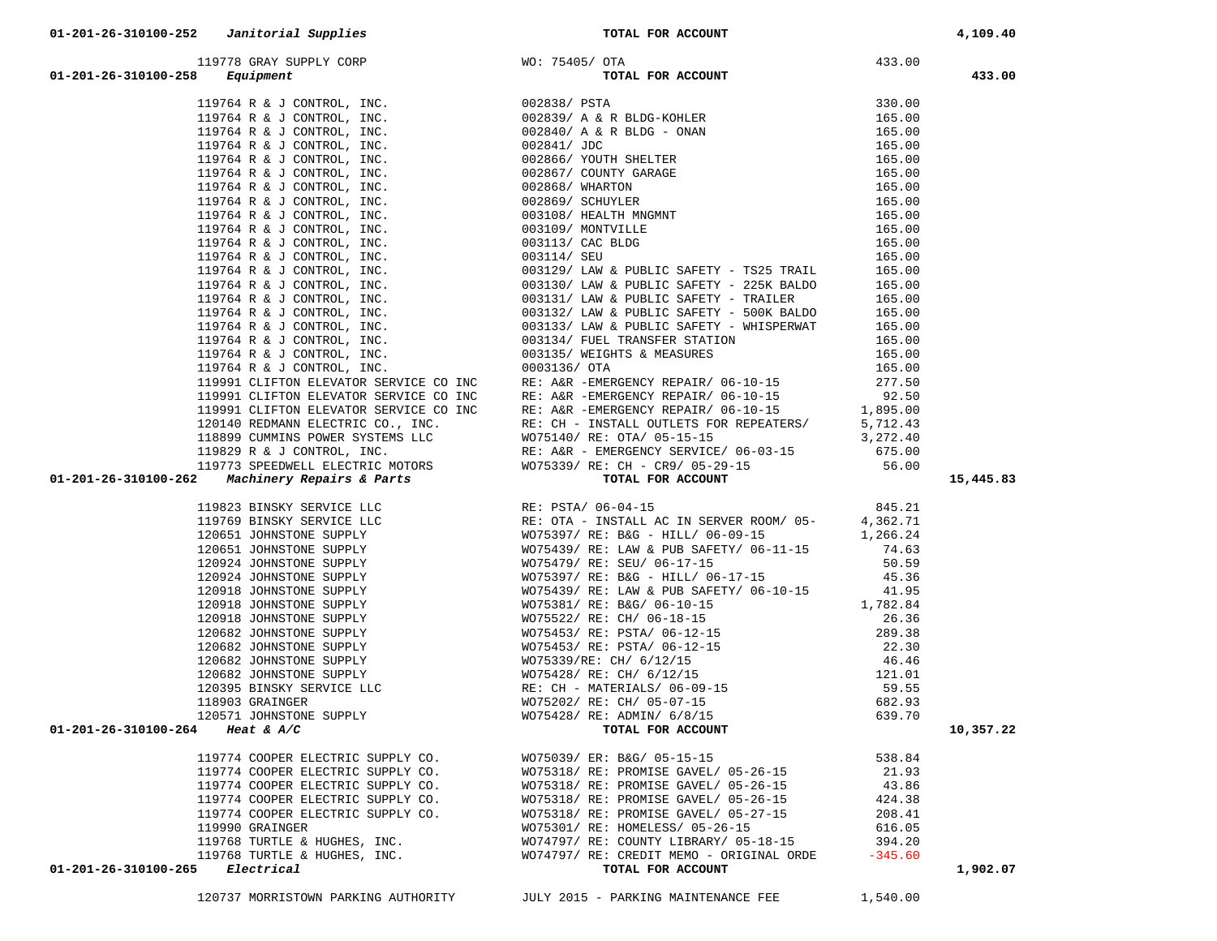| Account | Vendor | Description | Amount | Account Total |
|---|---|---|---|---|
| 01-201-26-310100-252 *Janitorial Supplies* | | TOTAL FOR ACCOUNT | | 4,109.40 |
| | 119778 GRAY SUPPLY CORP | WO: 75405/ OTA | 433.00 | |
| 01-201-26-310100-258 *Equipment* | | TOTAL FOR ACCOUNT | | 433.00 |
| | 119764 R & J CONTROL, INC. | 002838/ PSTA | 330.00 | |
| | 119764 R & J CONTROL, INC. | 002839/ A & R BLDG-KOHLER | 165.00 | |
| | 119764 R & J CONTROL, INC. | 002840/ A & R BLDG - ONAN | 165.00 | |
| | 119764 R & J CONTROL, INC. | 002841/ JDC | 165.00 | |
| | 119764 R & J CONTROL, INC. | 002866/ YOUTH SHELTER | 165.00 | |
| | 119764 R & J CONTROL, INC. | 002867/ COUNTY GARAGE | 165.00 | |
| | 119764 R & J CONTROL, INC. | 002868/ WHARTON | 165.00 | |
| | 119764 R & J CONTROL, INC. | 002869/ SCHUYLER | 165.00 | |
| | 119764 R & J CONTROL, INC. | 003108/ HEALTH MNGMNT | 165.00 | |
| | 119764 R & J CONTROL, INC. | 003109/ MONTVILLE | 165.00 | |
| | 119764 R & J CONTROL, INC. | 003113/ CAC BLDG | 165.00 | |
| | 119764 R & J CONTROL, INC. | 003114/ SEU | 165.00 | |
| | 119764 R & J CONTROL, INC. | 003129/ LAW & PUBLIC SAFETY - TS25 TRAIL | 165.00 | |
| | 119764 R & J CONTROL, INC. | 003130/ LAW & PUBLIC SAFETY - 225K BALDO | 165.00 | |
| | 119764 R & J CONTROL, INC. | 003131/ LAW & PUBLIC SAFETY - TRAILER | 165.00 | |
| | 119764 R & J CONTROL, INC. | 003132/ LAW & PUBLIC SAFETY - 500K BALDO | 165.00 | |
| | 119764 R & J CONTROL, INC. | 003133/ LAW & PUBLIC SAFETY - WHISPERWAT | 165.00 | |
| | 119764 R & J CONTROL, INC. | 003134/ FUEL TRANSFER STATION | 165.00 | |
| | 119764 R & J CONTROL, INC. | 003135/ WEIGHTS & MEASURES | 165.00 | |
| | 119764 R & J CONTROL, INC. | 0003136/ OTA | 165.00 | |
| | 119991 CLIFTON ELEVATOR SERVICE CO INC | RE: A&R -EMERGENCY REPAIR/ 06-10-15 | 277.50 | |
| | 119991 CLIFTON ELEVATOR SERVICE CO INC | RE: A&R -EMERGENCY REPAIR/ 06-10-15 | 92.50 | |
| | 119991 CLIFTON ELEVATOR SERVICE CO INC | RE: A&R -EMERGENCY REPAIR/ 06-10-15 | 1,895.00 | |
| | 120140 REDMANN ELECTRIC CO., INC. | RE: CH - INSTALL OUTLETS FOR REPEATERS/ | 5,712.43 | |
| | 118899 CUMMINS POWER SYSTEMS LLC | WO75140/ RE: OTA/ 05-15-15 | 3,272.40 | |
| | 119829 R & J CONTROL, INC. | RE: A&R - EMERGENCY SERVICE/ 06-03-15 | 675.00 | |
| | 119773 SPEEDWELL ELECTRIC MOTORS | WO75339/ RE: CH - CR9/ 05-29-15 | 56.00 | |
| 01-201-26-310100-262 *Machinery Repairs & Parts* | | TOTAL FOR ACCOUNT | | 15,445.83 |
| | 119823 BINSKY SERVICE LLC | RE: PSTA/ 06-04-15 | 845.21 | |
| | 119769 BINSKY SERVICE LLC | RE: OTA - INSTALL AC IN SERVER ROOM/ 05- | 4,362.71 | |
| | 120651 JOHNSTONE SUPPLY | WO75397/ RE: B&G - HILL/ 06-09-15 | 1,266.24 | |
| | 120651 JOHNSTONE SUPPLY | WO75439/ RE: LAW & PUB SAFETY/ 06-11-15 | 74.63 | |
| | 120924 JOHNSTONE SUPPLY | WO75479/ RE: SEU/ 06-17-15 | 50.59 | |
| | 120924 JOHNSTONE SUPPLY | WO75397/ RE: B&G - HILL/ 06-17-15 | 45.36 | |
| | 120918 JOHNSTONE SUPPLY | WO75439/ RE: LAW & PUB SAFETY/ 06-10-15 | 41.95 | |
| | 120918 JOHNSTONE SUPPLY | WO75381/ RE: B&G/ 06-10-15 | 1,782.84 | |
| | 120918 JOHNSTONE SUPPLY | WO75522/ RE: CH/ 06-18-15 | 26.36 | |
| | 120682 JOHNSTONE SUPPLY | WO75453/ RE: PSTA/ 06-12-15 | 289.38 | |
| | 120682 JOHNSTONE SUPPLY | WO75453/ RE: PSTA/ 06-12-15 | 22.30 | |
| | 120682 JOHNSTONE SUPPLY | WO75339/RE: CH/ 6/12/15 | 46.46 | |
| | 120682 JOHNSTONE SUPPLY | WO75428/ RE: CH/ 6/12/15 | 121.01 | |
| | 120395 BINSKY SERVICE LLC | RE: CH - MATERIALS/ 06-09-15 | 59.55 | |
| | 118903 GRAINGER | WO75202/ RE: CH/ 05-07-15 | 682.93 | |
| | 120571 JOHNSTONE SUPPLY | WO75428/ RE: ADMIN/ 6/8/15 | 639.70 | |
| 01-201-26-310100-264 *Heat & A/C* | | TOTAL FOR ACCOUNT | | 10,357.22 |
| | 119774 COOPER ELECTRIC SUPPLY CO. | WO75039/ ER: B&G/ 05-15-15 | 538.84 | |
| | 119774 COOPER ELECTRIC SUPPLY CO. | WO75318/ RE: PROMISE GAVEL/ 05-26-15 | 21.93 | |
| | 119774 COOPER ELECTRIC SUPPLY CO. | WO75318/ RE: PROMISE GAVEL/ 05-26-15 | 43.86 | |
| | 119774 COOPER ELECTRIC SUPPLY CO. | WO75318/ RE: PROMISE GAVEL/ 05-26-15 | 424.38 | |
| | 119774 COOPER ELECTRIC SUPPLY CO. | WO75318/ RE: PROMISE GAVEL/ 05-27-15 | 208.41 | |
| | 119990 GRAINGER | WO75301/ RE: HOMELESS/ 05-26-15 | 616.05 | |
| | 119768 TURTLE & HUGHES, INC. | WO74797/ RE: COUNTY LIBRARY/ 05-18-15 | 394.20 | |
| | 119768 TURTLE & HUGHES, INC. | WO74797/ RE: CREDIT MEMO - ORIGINAL ORDE | -345.60 | |
| 01-201-26-310100-265 *Electrical* | | TOTAL FOR ACCOUNT | | 1,902.07 |
| | 120737 MORRISTOWN PARKING AUTHORITY | JULY 2015 - PARKING MAINTENANCE FEE | 1,540.00 | |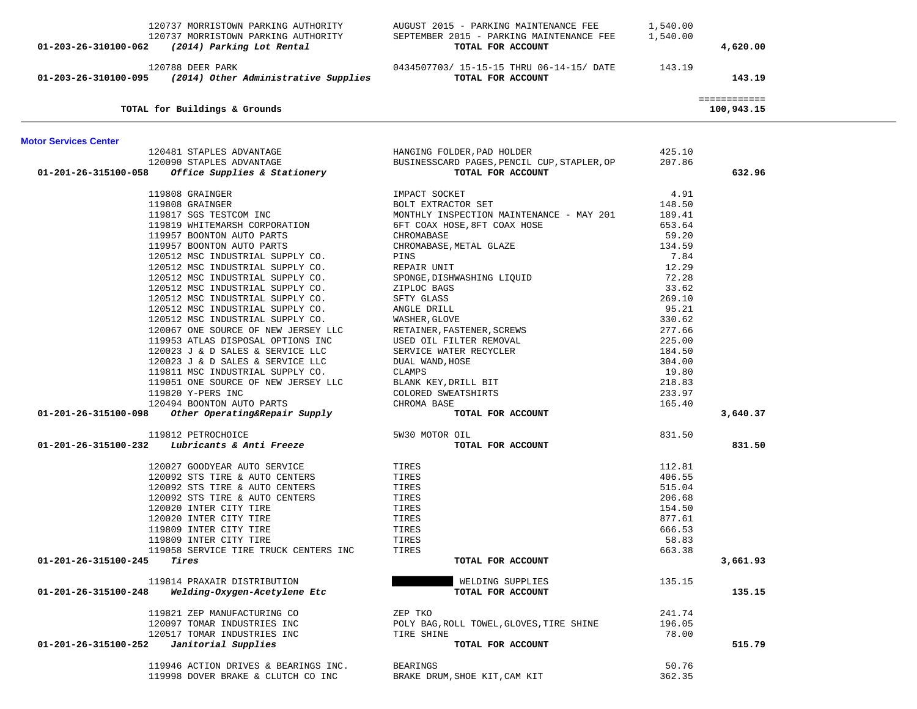| Account | Vendor | Description | Amount | Total |
|---|---|---|---|---|
| | 120737 MORRISTOWN PARKING AUTHORITY | AUGUST 2015 - PARKING MAINTENANCE FEE | 1,540.00 | |
| | 120737 MORRISTOWN PARKING AUTHORITY | SEPTEMBER 2015 - PARKING MAINTENANCE FEE | 1,540.00 | |
| **01-203-26-310100-062** | ***(2014) Parking Lot Rental*** | **TOTAL FOR ACCOUNT** | | **4,620.00** |
| | 120788 DEER PARK | 0434507703/ 15-15-15 THRU 06-14-15/ DATE | 143.19 | |
| **01-203-26-310100-095** | ***(2014) Other Administrative Supplies*** | **TOTAL FOR ACCOUNT** | | **143.19** |
| | | | | ============ |
| | **TOTAL for Buildings & Grounds** | | | **100,943.15** |

**Motor Services Center**

| Account | Vendor | Description | Amount | Total |
|---|---|---|---|---|
| | 120481 STAPLES ADVANTAGE | HANGING FOLDER,PAD HOLDER | 425.10 | |
| | 120090 STAPLES ADVANTAGE | BUSINESSCARD PAGES,PENCIL CUP,STAPLER,OP | 207.86 | |
| **01-201-26-315100-058** | ***Office Supplies & Stationery*** | **TOTAL FOR ACCOUNT** | | **632.96** |
| | 119808 GRAINGER | IMPACT SOCKET | 4.91 | |
| | 119808 GRAINGER | BOLT EXTRACTOR SET | 148.50 | |
| | 119817 SGS TESTCOM INC | MONTHLY INSPECTION MAINTENANCE - MAY 201 | 189.41 | |
| | 119819 WHITEMARSH CORPORATION | 6FT COAX HOSE,8FT COAX HOSE | 653.64 | |
| | 119957 BOONTON AUTO PARTS | CHROMABASE | 59.20 | |
| | 119957 BOONTON AUTO PARTS | CHROMABASE,METAL GLAZE | 134.59 | |
| | 120512 MSC INDUSTRIAL SUPPLY CO. | PINS | 7.84 | |
| | 120512 MSC INDUSTRIAL SUPPLY CO. | REPAIR UNIT | 12.29 | |
| | 120512 MSC INDUSTRIAL SUPPLY CO. | SPONGE,DISHWASHING LIQUID | 72.28 | |
| | 120512 MSC INDUSTRIAL SUPPLY CO. | ZIPLOC BAGS | 33.62 | |
| | 120512 MSC INDUSTRIAL SUPPLY CO. | SFTY GLASS | 269.10 | |
| | 120512 MSC INDUSTRIAL SUPPLY CO. | ANGLE DRILL | 95.21 | |
| | 120512 MSC INDUSTRIAL SUPPLY CO. | WASHER,GLOVE | 330.62 | |
| | 120067 ONE SOURCE OF NEW JERSEY LLC | RETAINER,FASTENER,SCREWS | 277.66 | |
| | 119953 ATLAS DISPOSAL OPTIONS INC | USED OIL FILTER REMOVAL | 225.00 | |
| | 120023 J & D SALES & SERVICE LLC | SERVICE WATER RECYCLER | 184.50 | |
| | 120023 J & D SALES & SERVICE LLC | DUAL WAND,HOSE | 304.00 | |
| | 119811 MSC INDUSTRIAL SUPPLY CO. | CLAMPS | 19.80 | |
| | 119051 ONE SOURCE OF NEW JERSEY LLC | BLANK KEY,DRILL BIT | 218.83 | |
| | 119820 Y-PERS INC | COLORED SWEATSHIRTS | 233.97 | |
| | 120494 BOONTON AUTO PARTS | CHROMA BASE | 165.40 | |
| **01-201-26-315100-098** | ***Other Operating&Repair Supply*** | **TOTAL FOR ACCOUNT** | | **3,640.37** |
| | 119812 PETROCHOICE | 5W30 MOTOR OIL | 831.50 | |
| **01-201-26-315100-232** | ***Lubricants & Anti Freeze*** | **TOTAL FOR ACCOUNT** | | **831.50** |
| | 120027 GOODYEAR AUTO SERVICE | TIRES | 112.81 | |
| | 120092 STS TIRE & AUTO CENTERS | TIRES | 406.55 | |
| | 120092 STS TIRE & AUTO CENTERS | TIRES | 515.04 | |
| | 120092 STS TIRE & AUTO CENTERS | TIRES | 206.68 | |
| | 120020 INTER CITY TIRE | TIRES | 154.50 | |
| | 120020 INTER CITY TIRE | TIRES | 877.61 | |
| | 119809 INTER CITY TIRE | TIRES | 666.53 | |
| | 119809 INTER CITY TIRE | TIRES | 58.83 | |
| | 119058 SERVICE TIRE TRUCK CENTERS INC | TIRES | 663.38 | |
| **01-201-26-315100-245** | ***Tires*** | **TOTAL FOR ACCOUNT** | | **3,661.93** |
| | 119814 PRAXAIR DISTRIBUTION | ████████ WELDING SUPPLIES | 135.15 | |
| **01-201-26-315100-248** | ***Welding-Oxygen-Acetylene Etc*** | **TOTAL FOR ACCOUNT** | | **135.15** |
| | 119821 ZEP MANUFACTURING CO | ZEP TKO | 241.74 | |
| | 120097 TOMAR INDUSTRIES INC | POLY BAG,ROLL TOWEL,GLOVES,TIRE SHINE | 196.05 | |
| | 120517 TOMAR INDUSTRIES INC | TIRE SHINE | 78.00 | |
| **01-201-26-315100-252** | ***Janitorial Supplies*** | **TOTAL FOR ACCOUNT** | | **515.79** |
| | 119946 ACTION DRIVES & BEARINGS INC. | BEARINGS | 50.76 | |
| | 119998 DOVER BRAKE & CLUTCH CO INC | BRAKE DRUM,SHOE KIT,CAM KIT | 362.35 | |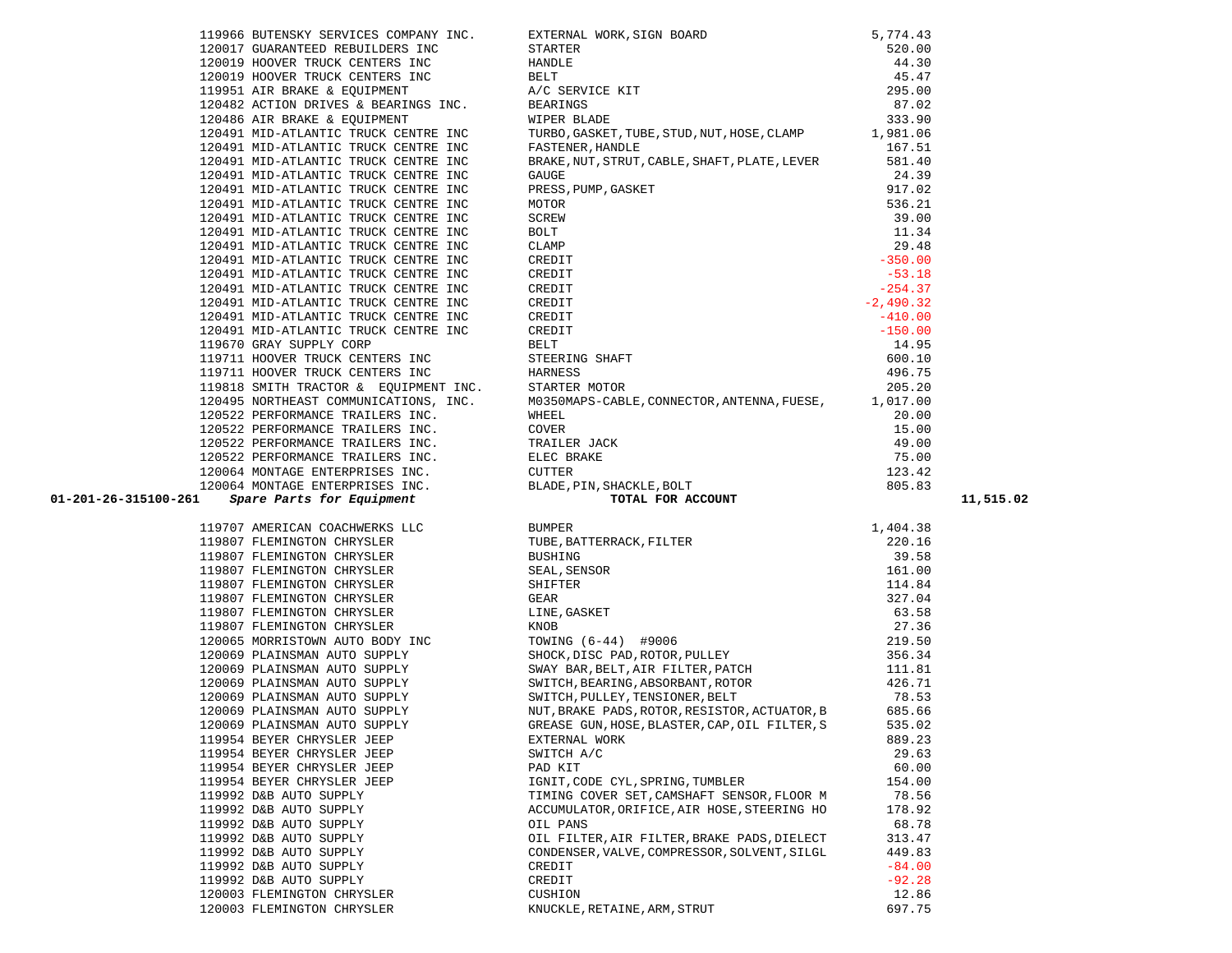| PO | Vendor | Description | Amount | Total |
|---|---|---|---|---|
| 119966 | BUTENSKY SERVICES COMPANY INC. | EXTERNAL WORK,SIGN BOARD | 5,774.43 | |
| 120017 | GUARANTEED REBUILDERS INC | STARTER | 520.00 | |
| 120019 | HOOVER TRUCK CENTERS INC | HANDLE | 44.30 | |
| 120019 | HOOVER TRUCK CENTERS INC | BELT | 45.47 | |
| 119951 | AIR BRAKE & EQUIPMENT | A/C SERVICE KIT | 295.00 | |
| 120482 | ACTION DRIVES & BEARINGS INC. | BEARINGS | 87.02 | |
| 120486 | AIR BRAKE & EQUIPMENT | WIPER BLADE | 333.90 | |
| 120491 | MID-ATLANTIC TRUCK CENTRE INC | TURBO,GASKET,TUBE,STUD,NUT,HOSE,CLAMP | 1,981.06 | |
| 120491 | MID-ATLANTIC TRUCK CENTRE INC | FASTENER,HANDLE | 167.51 | |
| 120491 | MID-ATLANTIC TRUCK CENTRE INC | BRAKE,NUT,STRUT,CABLE,SHAFT,PLATE,LEVER | 581.40 | |
| 120491 | MID-ATLANTIC TRUCK CENTRE INC | GAUGE | 24.39 | |
| 120491 | MID-ATLANTIC TRUCK CENTRE INC | PRESS,PUMP,GASKET | 917.02 | |
| 120491 | MID-ATLANTIC TRUCK CENTRE INC | MOTOR | 536.21 | |
| 120491 | MID-ATLANTIC TRUCK CENTRE INC | SCREW | 39.00 | |
| 120491 | MID-ATLANTIC TRUCK CENTRE INC | BOLT | 11.34 | |
| 120491 | MID-ATLANTIC TRUCK CENTRE INC | CLAMP | 29.48 | |
| 120491 | MID-ATLANTIC TRUCK CENTRE INC | CREDIT | -350.00 | |
| 120491 | MID-ATLANTIC TRUCK CENTRE INC | CREDIT | -53.18 | |
| 120491 | MID-ATLANTIC TRUCK CENTRE INC | CREDIT | -254.37 | |
| 120491 | MID-ATLANTIC TRUCK CENTRE INC | CREDIT | -2,490.32 | |
| 120491 | MID-ATLANTIC TRUCK CENTRE INC | CREDIT | -410.00 | |
| 120491 | MID-ATLANTIC TRUCK CENTRE INC | CREDIT | -150.00 | |
| 119670 | GRAY SUPPLY CORP | BELT | 14.95 | |
| 119711 | HOOVER TRUCK CENTERS INC | STEERING SHAFT | 600.10 | |
| 119711 | HOOVER TRUCK CENTERS INC | HARNESS | 496.75 | |
| 119818 | SMITH TRACTOR & EQUIPMENT INC. | STARTER MOTOR | 205.20 | |
| 120495 | NORTHEAST COMMUNICATIONS, INC. | M0350MAPS-CABLE,CONNECTOR,ANTENNA,FUESE, | 1,017.00 | |
| 120522 | PERFORMANCE TRAILERS INC. | WHEEL | 20.00 | |
| 120522 | PERFORMANCE TRAILERS INC. | COVER | 15.00 | |
| 120522 | PERFORMANCE TRAILERS INC. | TRAILER JACK | 49.00 | |
| 120522 | PERFORMANCE TRAILERS INC. | ELEC BRAKE | 75.00 | |
| 120064 | MONTAGE ENTERPRISES INC. | CUTTER | 123.42 | |
| 120064 | MONTAGE ENTERPRISES INC. | BLADE,PIN,SHACKLE,BOLT | 805.83 | |
| **01-201-26-315100-261** | ***Spare Parts for Equipment*** | **TOTAL FOR ACCOUNT** | | **11,515.02** |
| 119707 | AMERICAN COACHWERKS LLC | BUMPER | 1,404.38 | |
| 119807 | FLEMINGTON CHRYSLER | TUBE,BATTERRACK,FILTER | 220.16 | |
| 119807 | FLEMINGTON CHRYSLER | BUSHING | 39.58 | |
| 119807 | FLEMINGTON CHRYSLER | SEAL,SENSOR | 161.00 | |
| 119807 | FLEMINGTON CHRYSLER | SHIFTER | 114.84 | |
| 119807 | FLEMINGTON CHRYSLER | GEAR | 327.04 | |
| 119807 | FLEMINGTON CHRYSLER | LINE,GASKET | 63.58 | |
| 119807 | FLEMINGTON CHRYSLER | KNOB | 27.36 | |
| 120065 | MORRISTOWN AUTO BODY INC | TOWING (6-44) #9006 | 219.50 | |
| 120069 | PLAINSMAN AUTO SUPPLY | SHOCK,DISC PAD,ROTOR,PULLEY | 356.34 | |
| 120069 | PLAINSMAN AUTO SUPPLY | SWAY BAR,BELT,AIR FILTER,PATCH | 111.81 | |
| 120069 | PLAINSMAN AUTO SUPPLY | SWITCH,BEARING,ABSORBANT,ROTOR | 426.71 | |
| 120069 | PLAINSMAN AUTO SUPPLY | SWITCH,PULLEY,TENSIONER,BELT | 78.53 | |
| 120069 | PLAINSMAN AUTO SUPPLY | NUT,BRAKE PADS,ROTOR,RESISTOR,ACTUATOR,B | 685.66 | |
| 120069 | PLAINSMAN AUTO SUPPLY | GREASE GUN,HOSE,BLASTER,CAP,OIL FILTER,S | 535.02 | |
| 119954 | BEYER CHRYSLER JEEP | EXTERNAL WORK | 889.23 | |
| 119954 | BEYER CHRYSLER JEEP | SWITCH A/C | 29.63 | |
| 119954 | BEYER CHRYSLER JEEP | PAD KIT | 60.00 | |
| 119954 | BEYER CHRYSLER JEEP | IGNIT,CODE CYL,SPRING,TUMBLER | 154.00 | |
| 119992 | D&B AUTO SUPPLY | TIMING COVER SET,CAMSHAFT SENSOR,FLOOR M | 78.56 | |
| 119992 | D&B AUTO SUPPLY | ACCUMULATOR,ORIFICE,AIR HOSE,STEERING HO | 178.92 | |
| 119992 | D&B AUTO SUPPLY | OIL PANS | 68.78 | |
| 119992 | D&B AUTO SUPPLY | OIL FILTER,AIR FILTER,BRAKE PADS,DIELECT | 313.47 | |
| 119992 | D&B AUTO SUPPLY | CONDENSER,VALVE,COMPRESSOR,SOLVENT,SILGL | 449.83 | |
| 119992 | D&B AUTO SUPPLY | CREDIT | -84.00 | |
| 119992 | D&B AUTO SUPPLY | CREDIT | -92.28 | |
| 120003 | FLEMINGTON CHRYSLER | CUSHION | 12.86 | |
| 120003 | FLEMINGTON CHRYSLER | KNUCKLE,RETAINE,ARM,STRUT | 697.75 | |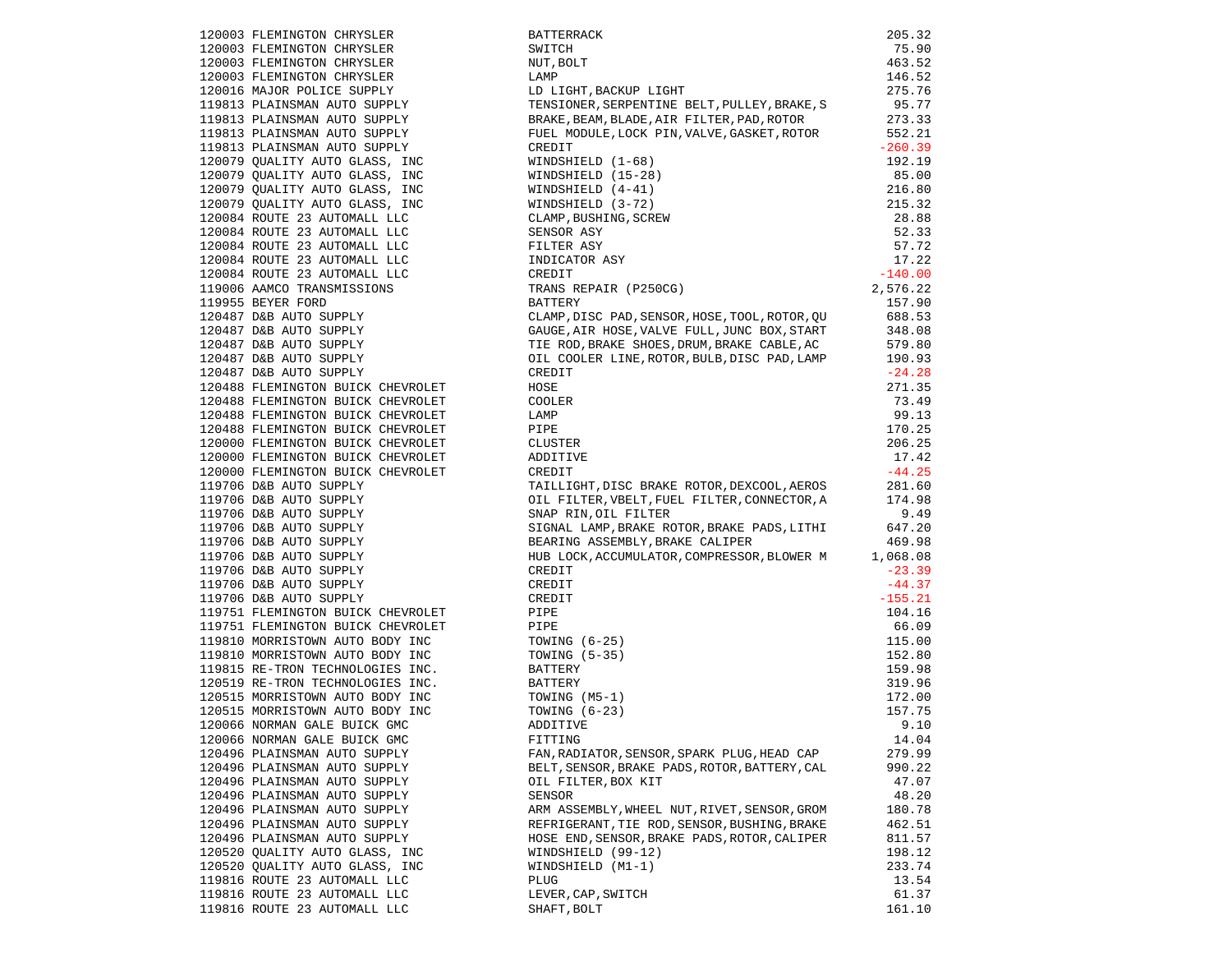| | | | |
|---|---|---|---|
| 120003 | FLEMINGTON CHRYSLER | BATTERRACK | 205.32 |
| 120003 | FLEMINGTON CHRYSLER | SWITCH | 75.90 |
| 120003 | FLEMINGTON CHRYSLER | NUT,BOLT | 463.52 |
| 120003 | FLEMINGTON CHRYSLER | LAMP | 146.52 |
| 120016 | MAJOR POLICE SUPPLY | LD LIGHT,BACKUP LIGHT | 275.76 |
| 119813 | PLAINSMAN AUTO SUPPLY | TENSIONER,SERPENTINE BELT,PULLEY,BRAKE,S | 95.77 |
| 119813 | PLAINSMAN AUTO SUPPLY | BRAKE,BEAM,BLADE,AIR FILTER,PAD,ROTOR | 273.33 |
| 119813 | PLAINSMAN AUTO SUPPLY | FUEL MODULE,LOCK PIN,VALVE,GASKET,ROTOR | 552.21 |
| 119813 | PLAINSMAN AUTO SUPPLY | CREDIT | -260.39 |
| 120079 | QUALITY AUTO GLASS, INC | WINDSHIELD (1-68) | 192.19 |
| 120079 | QUALITY AUTO GLASS, INC | WINDSHIELD (15-28) | 85.00 |
| 120079 | QUALITY AUTO GLASS, INC | WINDSHIELD (4-41) | 216.80 |
| 120079 | QUALITY AUTO GLASS, INC | WINDSHIELD (3-72) | 215.32 |
| 120084 | ROUTE 23 AUTOMALL LLC | CLAMP,BUSHING,SCREW | 28.88 |
| 120084 | ROUTE 23 AUTOMALL LLC | SENSOR ASY | 52.33 |
| 120084 | ROUTE 23 AUTOMALL LLC | FILTER ASY | 57.72 |
| 120084 | ROUTE 23 AUTOMALL LLC | INDICATOR ASY | 17.22 |
| 120084 | ROUTE 23 AUTOMALL LLC | CREDIT | -140.00 |
| 119006 | AAMCO TRANSMISSIONS | TRANS REPAIR (P250CG) | 2,576.22 |
| 119955 | BEYER FORD | BATTERY | 157.90 |
| 120487 | D&B AUTO SUPPLY | CLAMP,DISC PAD,SENSOR,HOSE,TOOL,ROTOR,QU | 688.53 |
| 120487 | D&B AUTO SUPPLY | GAUGE,AIR HOSE,VALVE FULL,JUNC BOX,START | 348.08 |
| 120487 | D&B AUTO SUPPLY | TIE ROD,BRAKE SHOES,DRUM,BRAKE CABLE,AC | 579.80 |
| 120487 | D&B AUTO SUPPLY | OIL COOLER LINE,ROTOR,BULB,DISC PAD,LAMP | 190.93 |
| 120487 | D&B AUTO SUPPLY | CREDIT | -24.28 |
| 120488 | FLEMINGTON BUICK CHEVROLET | HOSE | 271.35 |
| 120488 | FLEMINGTON BUICK CHEVROLET | COOLER | 73.49 |
| 120488 | FLEMINGTON BUICK CHEVROLET | LAMP | 99.13 |
| 120488 | FLEMINGTON BUICK CHEVROLET | PIPE | 170.25 |
| 120000 | FLEMINGTON BUICK CHEVROLET | CLUSTER | 206.25 |
| 120000 | FLEMINGTON BUICK CHEVROLET | ADDITIVE | 17.42 |
| 120000 | FLEMINGTON BUICK CHEVROLET | CREDIT | -44.25 |
| 119706 | D&B AUTO SUPPLY | TAILLIGHT,DISC BRAKE ROTOR,DEXCOOL,AEROS | 281.60 |
| 119706 | D&B AUTO SUPPLY | OIL FILTER,VBELT,FUEL FILTER,CONNECTOR,A | 174.98 |
| 119706 | D&B AUTO SUPPLY | SNAP RIN,OIL FILTER | 9.49 |
| 119706 | D&B AUTO SUPPLY | SIGNAL LAMP,BRAKE ROTOR,BRAKE PADS,LITHI | 647.20 |
| 119706 | D&B AUTO SUPPLY | BEARING ASSEMBLY,BRAKE CALIPER | 469.98 |
| 119706 | D&B AUTO SUPPLY | HUB LOCK,ACCUMULATOR,COMPRESSOR,BLOWER M | 1,068.08 |
| 119706 | D&B AUTO SUPPLY | CREDIT | -23.39 |
| 119706 | D&B AUTO SUPPLY | CREDIT | -44.37 |
| 119706 | D&B AUTO SUPPLY | CREDIT | -155.21 |
| 119751 | FLEMINGTON BUICK CHEVROLET | PIPE | 104.16 |
| 119751 | FLEMINGTON BUICK CHEVROLET | PIPE | 66.09 |
| 119810 | MORRISTOWN AUTO BODY INC | TOWING (6-25) | 115.00 |
| 119810 | MORRISTOWN AUTO BODY INC | TOWING (5-35) | 152.80 |
| 119815 | RE-TRON TECHNOLOGIES INC. | BATTERY | 159.98 |
| 120519 | RE-TRON TECHNOLOGIES INC. | BATTERY | 319.96 |
| 120515 | MORRISTOWN AUTO BODY INC | TOWING (M5-1) | 172.00 |
| 120515 | MORRISTOWN AUTO BODY INC | TOWING (6-23) | 157.75 |
| 120066 | NORMAN GALE BUICK GMC | ADDITIVE | 9.10 |
| 120066 | NORMAN GALE BUICK GMC | FITTING | 14.04 |
| 120496 | PLAINSMAN AUTO SUPPLY | FAN,RADIATOR,SENSOR,SPARK PLUG,HEAD CAP | 279.99 |
| 120496 | PLAINSMAN AUTO SUPPLY | BELT,SENSOR,BRAKE PADS,ROTOR,BATTERY,CAL | 990.22 |
| 120496 | PLAINSMAN AUTO SUPPLY | OIL FILTER,BOX KIT | 47.07 |
| 120496 | PLAINSMAN AUTO SUPPLY | SENSOR | 48.20 |
| 120496 | PLAINSMAN AUTO SUPPLY | ARM ASSEMBLY,WHEEL NUT,RIVET,SENSOR,GROM | 180.78 |
| 120496 | PLAINSMAN AUTO SUPPLY | REFRIGERANT,TIE ROD,SENSOR,BUSHING,BRAKE | 462.51 |
| 120496 | PLAINSMAN AUTO SUPPLY | HOSE END,SENSOR,BRAKE PADS,ROTOR,CALIPER | 811.57 |
| 120520 | QUALITY AUTO GLASS, INC | WINDSHIELD (99-12) | 198.12 |
| 120520 | QUALITY AUTO GLASS, INC | WINDSHIELD (M1-1) | 233.74 |
| 119816 | ROUTE 23 AUTOMALL LLC | PLUG | 13.54 |
| 119816 | ROUTE 23 AUTOMALL LLC | LEVER,CAP,SWITCH | 61.37 |
| 119816 | ROUTE 23 AUTOMALL LLC | SHAFT,BOLT | 161.10 |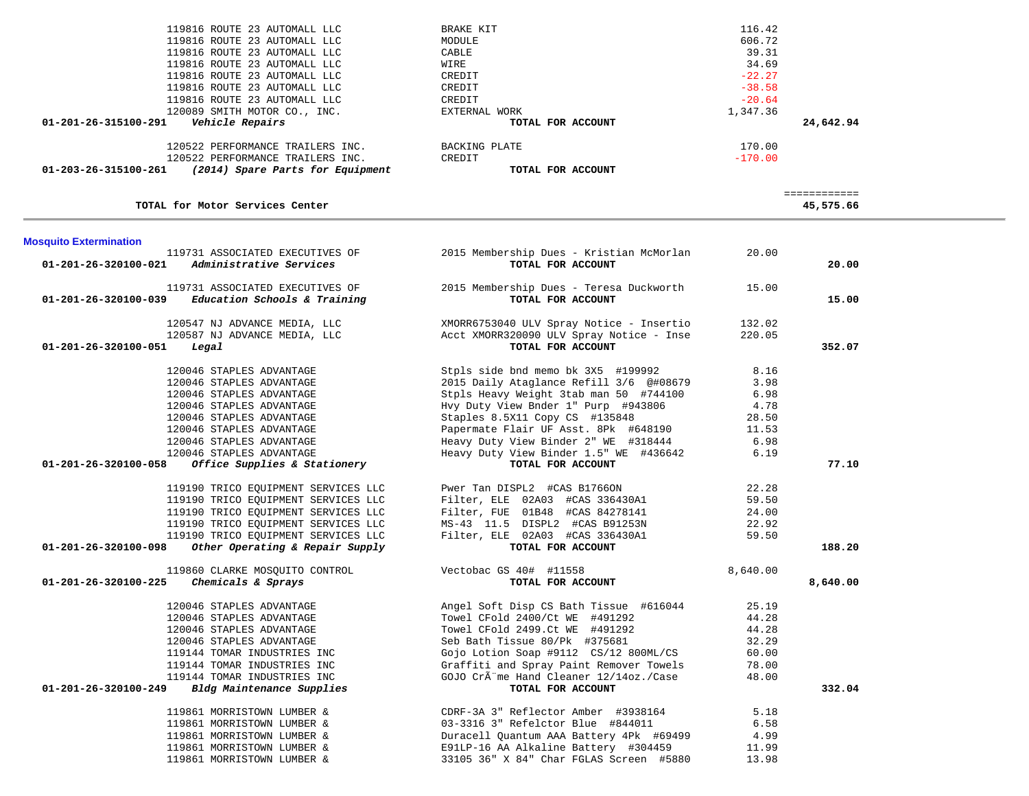| Account | Vendor | Description | Amount | Total |
|---|---|---|---|---|
| | 119816 ROUTE 23 AUTOMALL LLC | BRAKE KIT | 116.42 | |
| | 119816 ROUTE 23 AUTOMALL LLC | MODULE | 606.72 | |
| | 119816 ROUTE 23 AUTOMALL LLC | CABLE | 39.31 | |
| | 119816 ROUTE 23 AUTOMALL LLC | WIRE | 34.69 | |
| | 119816 ROUTE 23 AUTOMALL LLC | CREDIT | -22.27 | |
| | 119816 ROUTE 23 AUTOMALL LLC | CREDIT | -38.58 | |
| | 119816 ROUTE 23 AUTOMALL LLC | CREDIT | -20.64 | |
| | 120089 SMITH MOTOR CO., INC. | EXTERNAL WORK | 1,347.36 | |
| **01-201-26-315100-291** | ***Vehicle Repairs*** | **TOTAL FOR ACCOUNT** | | **24,642.94** |
| | 120522 PERFORMANCE TRAILERS INC. | BACKING PLATE | 170.00 | |
| | 120522 PERFORMANCE TRAILERS INC. | CREDIT | -170.00 | |
| **01-203-26-315100-261** | ***(2014) Spare Parts for Equipment*** | **TOTAL FOR ACCOUNT** | | |
| | | | | ============ |
| | **TOTAL for Motor Services Center** | | | **45,575.66** |

## Mosquito Extermination

| Account | Vendor | Description | Amount | Total |
|---|---|---|---|---|
| | 119731 ASSOCIATED EXECUTIVES OF | 2015 Membership Dues - Kristian McMorlan | 20.00 | |
| **01-201-26-320100-021** | ***Administrative Services*** | **TOTAL FOR ACCOUNT** | | **20.00** |
| | 119731 ASSOCIATED EXECUTIVES OF | 2015 Membership Dues - Teresa Duckworth | 15.00 | |
| **01-201-26-320100-039** | ***Education Schools & Training*** | **TOTAL FOR ACCOUNT** | | **15.00** |
| | 120547 NJ ADVANCE MEDIA, LLC | XMORR6753040 ULV Spray Notice - Insertio | 132.02 | |
| | 120587 NJ ADVANCE MEDIA, LLC | Acct XMORR320090 ULV Spray Notice - Inse | 220.05 | |
| **01-201-26-320100-051** | ***Legal*** | **TOTAL FOR ACCOUNT** | | **352.07** |
| | 120046 STAPLES ADVANTAGE | Stpls side bnd memo bk 3X5 #199992 | 8.16 | |
| | 120046 STAPLES ADVANTAGE | 2015 Daily Ataglance Refill 3/6 @#08679 | 3.98 | |
| | 120046 STAPLES ADVANTAGE | Stpls Heavy Weight 3tab man 50 #744100 | 6.98 | |
| | 120046 STAPLES ADVANTAGE | Hvy Duty View Bnder 1" Purp #943806 | 4.78 | |
| | 120046 STAPLES ADVANTAGE | Staples 8.5X11 Copy CS #135848 | 28.50 | |
| | 120046 STAPLES ADVANTAGE | Papermate Flair UF Asst. 8Pk #648190 | 11.53 | |
| | 120046 STAPLES ADVANTAGE | Heavy Duty View Binder 2" WE #318444 | 6.98 | |
| | 120046 STAPLES ADVANTAGE | Heavy Duty View Binder 1.5" WE #436642 | 6.19 | |
| **01-201-26-320100-058** | ***Office Supplies & Stationery*** | **TOTAL FOR ACCOUNT** | | **77.10** |
| | 119190 TRICO EQUIPMENT SERVICES LLC | Pwer Tan DISPL2 #CAS B1766ON | 22.28 | |
| | 119190 TRICO EQUIPMENT SERVICES LLC | Filter, ELE 02A03 #CAS 336430A1 | 59.50 | |
| | 119190 TRICO EQUIPMENT SERVICES LLC | Filter, FUE 01B48 #CAS 84278141 | 24.00 | |
| | 119190 TRICO EQUIPMENT SERVICES LLC | MS-43 11.5 DISPL2 #CAS B91253N | 22.92 | |
| | 119190 TRICO EQUIPMENT SERVICES LLC | Filter, ELE 02A03 #CAS 336430A1 | 59.50 | |
| **01-201-26-320100-098** | ***Other Operating & Repair Supply*** | **TOTAL FOR ACCOUNT** | | **188.20** |
| | 119860 CLARKE MOSQUITO CONTROL | Vectobac GS 40# #11558 | 8,640.00 | |
| **01-201-26-320100-225** | ***Chemicals & Sprays*** | **TOTAL FOR ACCOUNT** | | **8,640.00** |
| | 120046 STAPLES ADVANTAGE | Angel Soft Disp CS Bath Tissue #616044 | 25.19 | |
| | 120046 STAPLES ADVANTAGE | Towel CFold 2400/Ct WE #491292 | 44.28 | |
| | 120046 STAPLES ADVANTAGE | Towel CFold 2499.Ct WE #491292 | 44.28 | |
| | 120046 STAPLES ADVANTAGE | Seb Bath Tissue 80/Pk #375681 | 32.29 | |
| | 119144 TOMAR INDUSTRIES INC | Gojo Lotion Soap #9112 CS/12 800ML/CS | 60.00 | |
| | 119144 TOMAR INDUSTRIES INC | Graffiti and Spray Paint Remover Towels | 78.00 | |
| | 119144 TOMAR INDUSTRIES INC | GOJO CrÃ¨me Hand Cleaner 12/14oz./Case | 48.00 | |
| **01-201-26-320100-249** | ***Bldg Maintenance Supplies*** | **TOTAL FOR ACCOUNT** | | **332.04** |
| | 119861 MORRISTOWN LUMBER & | CDRF-3A 3" Reflector Amber #3938164 | 5.18 | |
| | 119861 MORRISTOWN LUMBER & | 03-3316 3" Refelctor Blue #844011 | 6.58 | |
| | 119861 MORRISTOWN LUMBER & | Duracell Quantum AAA Battery 4Pk #69499 | 4.99 | |
| | 119861 MORRISTOWN LUMBER & | E91LP-16 AA Alkaline Battery #304459 | 11.99 | |
| | 119861 MORRISTOWN LUMBER & | 33105 36" X 84" Char FGLAS Screen #5880 | 13.98 | |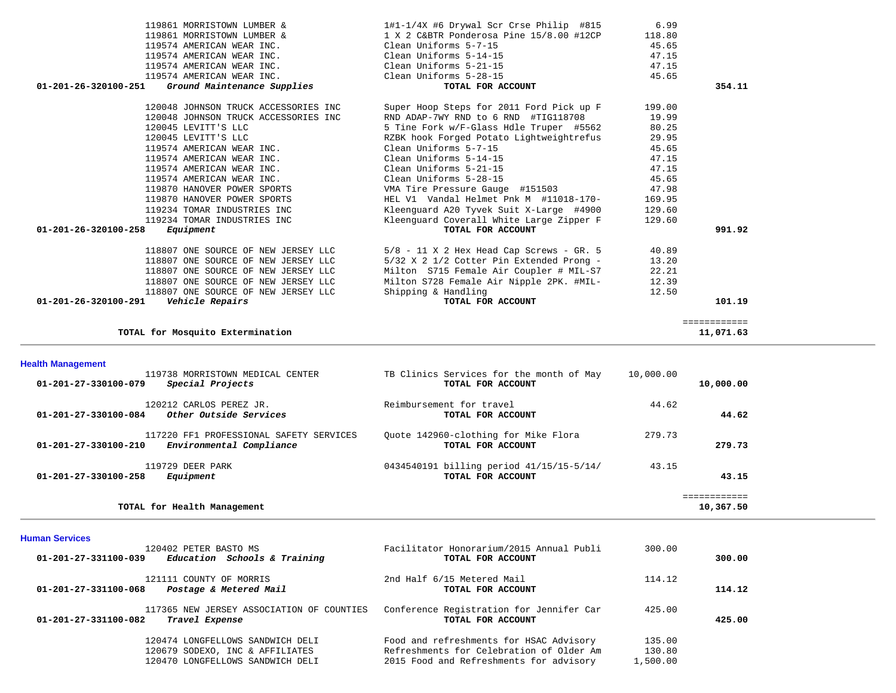| Account | Vendor / Account Name | Description | Amount | Total |
|---|---|---|---|---|
| | 119861 MORRISTOWN LUMBER & | 1#1-1/4X #6 Drywal Scr Crse Philip #815 | 6.99 | |
| | 119861 MORRISTOWN LUMBER & | 1 X 2 C&BTR Ponderosa Pine 15/8.00 #12CP | 118.80 | |
| | 119574 AMERICAN WEAR INC. | Clean Uniforms 5-7-15 | 45.65 | |
| | 119574 AMERICAN WEAR INC. | Clean Uniforms 5-14-15 | 47.15 | |
| | 119574 AMERICAN WEAR INC. | Clean Uniforms 5-21-15 | 47.15 | |
| | 119574 AMERICAN WEAR INC. | Clean Uniforms 5-28-15 | 45.65 | |
| **01-201-26-320100-251** | ***Ground Maintenance Supplies*** | **TOTAL FOR ACCOUNT** | | **354.11** |
| | 120048 JOHNSON TRUCK ACCESSORIES INC | Super Hoop Steps for 2011 Ford Pick up F | 199.00 | |
| | 120048 JOHNSON TRUCK ACCESSORIES INC | RND ADAP-7WY RND to 6 RND #TIG118708 | 19.99 | |
| | 120045 LEVITT'S LLC | 5 Tine Fork w/F-Glass Hdle Truper #5562 | 80.25 | |
| | 120045 LEVITT'S LLC | RZBK hook Forged Potato Lightweightrefus | 29.95 | |
| | 119574 AMERICAN WEAR INC. | Clean Uniforms 5-7-15 | 45.65 | |
| | 119574 AMERICAN WEAR INC. | Clean Uniforms 5-14-15 | 47.15 | |
| | 119574 AMERICAN WEAR INC. | Clean Uniforms 5-21-15 | 47.15 | |
| | 119574 AMERICAN WEAR INC. | Clean Uniforms 5-28-15 | 45.65 | |
| | 119870 HANOVER POWER SPORTS | VMA Tire Pressure Gauge #151503 | 47.98 | |
| | 119870 HANOVER POWER SPORTS | HEL V1 Vandal Helmet Pnk M #11018-170- | 169.95 | |
| | 119234 TOMAR INDUSTRIES INC | Kleenguard A20 Tyvek Suit X-Large #4900 | 129.60 | |
| | 119234 TOMAR INDUSTRIES INC | Kleenguard Coverall White Large Zipper F | 129.60 | |
| **01-201-26-320100-258** | ***Equipment*** | **TOTAL FOR ACCOUNT** | | **991.92** |
| | 118807 ONE SOURCE OF NEW JERSEY LLC | 5/8 - 11 X 2 Hex Head Cap Screws - GR. 5 | 40.89 | |
| | 118807 ONE SOURCE OF NEW JERSEY LLC | 5/32 X 2 1/2 Cotter Pin Extended Prong - | 13.20 | |
| | 118807 ONE SOURCE OF NEW JERSEY LLC | Milton S715 Female Air Coupler # MIL-S7 | 22.21 | |
| | 118807 ONE SOURCE OF NEW JERSEY LLC | Milton S728 Female Air Nipple 2PK. #MIL- | 12.39 | |
| | 118807 ONE SOURCE OF NEW JERSEY LLC | Shipping & Handling | 12.50 | |
| **01-201-26-320100-291** | ***Vehicle Repairs*** | **TOTAL FOR ACCOUNT** | | **101.19** |
| | | | | ============ |
| | **TOTAL for Mosquito Extermination** | | | **11,071.63** |

## Health Management

| Account | Vendor / Account Name | Description | Amount | Total |
|---|---|---|---|---|
| | 119738 MORRISTOWN MEDICAL CENTER | TB Clinics Services for the month of May | 10,000.00 | |
| **01-201-27-330100-079** | ***Special Projects*** | **TOTAL FOR ACCOUNT** | | **10,000.00** |
| | 120212 CARLOS PEREZ JR. | Reimbursement for travel | 44.62 | |
| **01-201-27-330100-084** | ***Other Outside Services*** | **TOTAL FOR ACCOUNT** | | **44.62** |
| | 117220 FF1 PROFESSIONAL SAFETY SERVICES | Quote 142960-clothing for Mike Flora | 279.73 | |
| **01-201-27-330100-210** | ***Environmental Compliance*** | **TOTAL FOR ACCOUNT** | | **279.73** |
| | 119729 DEER PARK | 0434540191 billing period 41/15/15-5/14/ | 43.15 | |
| **01-201-27-330100-258** | ***Equipment*** | **TOTAL FOR ACCOUNT** | | **43.15** |
| | | | | ============ |
| | **TOTAL for Health Management** | | | **10,367.50** |

## Human Services

| Account | Vendor / Account Name | Description | Amount | Total |
|---|---|---|---|---|
| | 120402 PETER BASTO MS | Facilitator Honorarium/2015 Annual Publi | 300.00 | |
| **01-201-27-331100-039** | ***Education Schools & Training*** | **TOTAL FOR ACCOUNT** | | **300.00** |
| | 121111 COUNTY OF MORRIS | 2nd Half 6/15 Metered Mail | 114.12 | |
| **01-201-27-331100-068** | ***Postage & Metered Mail*** | **TOTAL FOR ACCOUNT** | | **114.12** |
| | 117365 NEW JERSEY ASSOCIATION OF COUNTIES | Conference Registration for Jennifer Car | 425.00 | |
| **01-201-27-331100-082** | ***Travel Expense*** | **TOTAL FOR ACCOUNT** | | **425.00** |
| | 120474 LONGFELLOWS SANDWICH DELI | Food and refreshments for HSAC Advisory | 135.00 | |
| | 120679 SODEXO, INC & AFFILIATES | Refreshments for Celebration of Older Am | 130.80 | |
| | 120470 LONGFELLOWS SANDWICH DELI | 2015 Food and Refreshments for advisory | 1,500.00 | |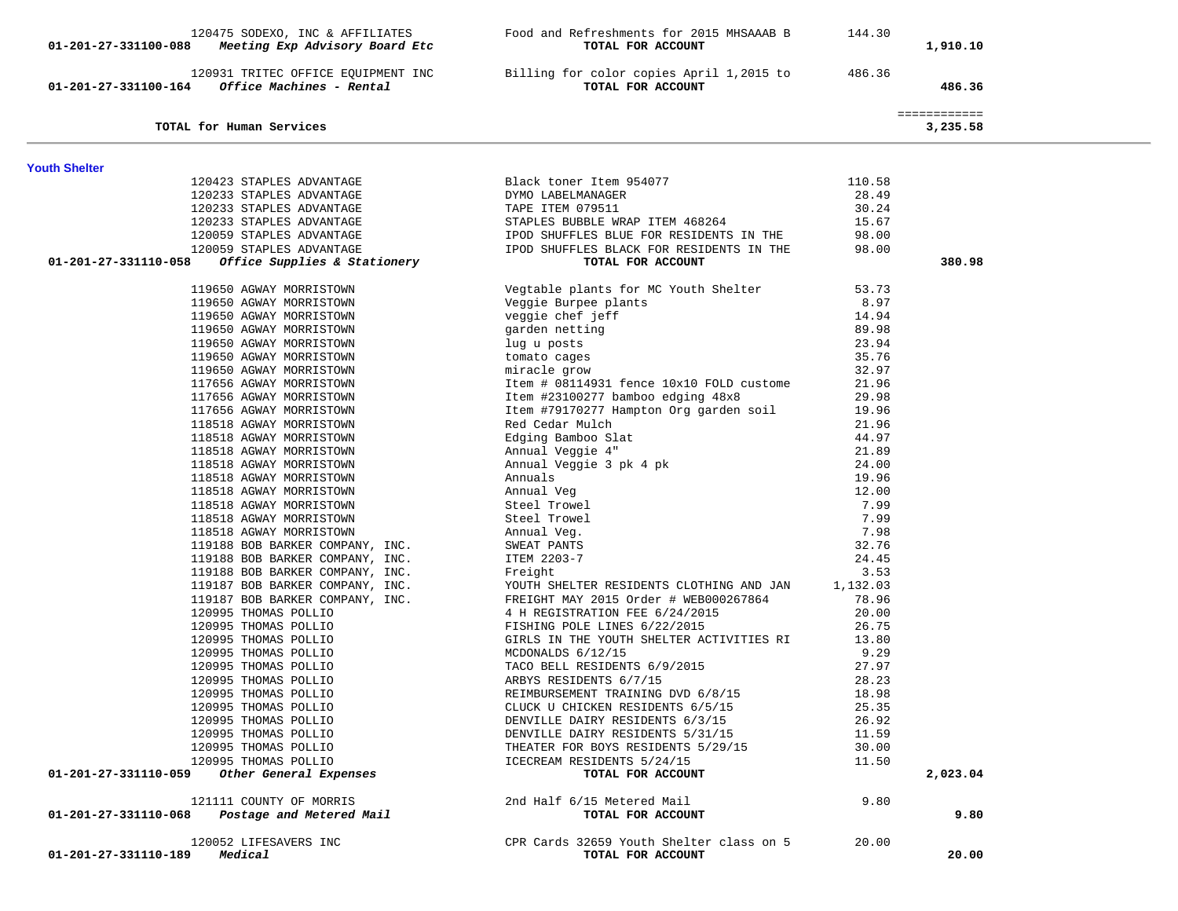| Account | Vendor / Account Name | Description | Amount | Account Total |
|---|---|---|---|---|
| | 120475 SODEXO, INC & AFFILIATES | Food and Refreshments for 2015 MHSAAAB B | 144.30 | |
| 01-201-27-331100-088 | *Meeting Exp Advisory Board Etc* | **TOTAL FOR ACCOUNT** | | **1,910.10** |
| | 120931 TRITEC OFFICE EQUIPMENT INC | Billing for color copies April 1,2015 to | 486.36 | |
| 01-201-27-331100-164 | *Office Machines - Rental* | **TOTAL FOR ACCOUNT** | | **486.36** |
| | | | | ============ |
| | **TOTAL for Human Services** | | | **3,235.58** |

**Youth Shelter**

| Account | Vendor / Account Name | Description | Amount | Account Total |
|---|---|---|---|---|
| | 120423 STAPLES ADVANTAGE | Black toner Item 954077 | 110.58 | |
| | 120233 STAPLES ADVANTAGE | DYMO LABELMANAGER | 28.49 | |
| | 120233 STAPLES ADVANTAGE | TAPE ITEM 079511 | 30.24 | |
| | 120233 STAPLES ADVANTAGE | STAPLES BUBBLE WRAP ITEM 468264 | 15.67 | |
| | 120059 STAPLES ADVANTAGE | IPOD SHUFFLES BLUE FOR RESIDENTS IN THE | 98.00 | |
| | 120059 STAPLES ADVANTAGE | IPOD SHUFFLES BLACK FOR RESIDENTS IN THE | 98.00 | |
| 01-201-27-331110-058 | *Office Supplies & Stationery* | **TOTAL FOR ACCOUNT** | | **380.98** |
| | 119650 AGWAY MORRISTOWN | Vegtable plants for MC Youth Shelter | 53.73 | |
| | 119650 AGWAY MORRISTOWN | Veggie Burpee plants | 8.97 | |
| | 119650 AGWAY MORRISTOWN | veggie chef jeff | 14.94 | |
| | 119650 AGWAY MORRISTOWN | garden netting | 89.98 | |
| | 119650 AGWAY MORRISTOWN | lug u posts | 23.94 | |
| | 119650 AGWAY MORRISTOWN | tomato cages | 35.76 | |
| | 119650 AGWAY MORRISTOWN | miracle grow | 32.97 | |
| | 117656 AGWAY MORRISTOWN | Item # 08114931 fence 10x10 FOLD custome | 21.96 | |
| | 117656 AGWAY MORRISTOWN | Item #23100277 bamboo edging 48x8 | 29.98 | |
| | 117656 AGWAY MORRISTOWN | Item #79170277 Hampton Org garden soil | 19.96 | |
| | 118518 AGWAY MORRISTOWN | Red Cedar Mulch | 21.96 | |
| | 118518 AGWAY MORRISTOWN | Edging Bamboo Slat | 44.97 | |
| | 118518 AGWAY MORRISTOWN | Annual Veggie 4" | 21.89 | |
| | 118518 AGWAY MORRISTOWN | Annual Veggie 3 pk 4 pk | 24.00 | |
| | 118518 AGWAY MORRISTOWN | Annuals | 19.96 | |
| | 118518 AGWAY MORRISTOWN | Annual Veg | 12.00 | |
| | 118518 AGWAY MORRISTOWN | Steel Trowel | 7.99 | |
| | 118518 AGWAY MORRISTOWN | Steel Trowel | 7.99 | |
| | 118518 AGWAY MORRISTOWN | Annual Veg. | 7.98 | |
| | 119188 BOB BARKER COMPANY, INC. | SWEAT PANTS | 32.76 | |
| | 119188 BOB BARKER COMPANY, INC. | ITEM 2203-7 | 24.45 | |
| | 119188 BOB BARKER COMPANY, INC. | Freight | 3.53 | |
| | 119187 BOB BARKER COMPANY, INC. | YOUTH SHELTER RESIDENTS CLOTHING AND JAN | 1,132.03 | |
| | 119187 BOB BARKER COMPANY, INC. | FREIGHT MAY 2015 Order # WEB000267864 | 78.96 | |
| | 120995 THOMAS POLLIO | 4 H REGISTRATION FEE 6/24/2015 | 20.00 | |
| | 120995 THOMAS POLLIO | FISHING POLE LINES 6/22/2015 | 26.75 | |
| | 120995 THOMAS POLLIO | GIRLS IN THE YOUTH SHELTER ACTIVITIES RI | 13.80 | |
| | 120995 THOMAS POLLIO | MCDONALDS 6/12/15 | 9.29 | |
| | 120995 THOMAS POLLIO | TACO BELL RESIDENTS 6/9/2015 | 27.97 | |
| | 120995 THOMAS POLLIO | ARBYS RESIDENTS 6/7/15 | 28.23 | |
| | 120995 THOMAS POLLIO | REIMBURSEMENT TRAINING DVD 6/8/15 | 18.98 | |
| | 120995 THOMAS POLLIO | CLUCK U CHICKEN RESIDENTS 6/5/15 | 25.35 | |
| | 120995 THOMAS POLLIO | DENVILLE DAIRY RESIDENTS 6/3/15 | 26.92 | |
| | 120995 THOMAS POLLIO | DENVILLE DAIRY RESIDENTS 5/31/15 | 11.59 | |
| | 120995 THOMAS POLLIO | THEATER FOR BOYS RESIDENTS 5/29/15 | 30.00 | |
| | 120995 THOMAS POLLIO | ICECREAM RESIDENTS 5/24/15 | 11.50 | |
| 01-201-27-331110-059 | *Other General Expenses* | **TOTAL FOR ACCOUNT** | | **2,023.04** |
| | 121111 COUNTY OF MORRIS | 2nd Half 6/15 Metered Mail | 9.80 | |
| 01-201-27-331110-068 | *Postage and Metered Mail* | **TOTAL FOR ACCOUNT** | | **9.80** |
| | 120052 LIFESAVERS INC | CPR Cards 32659 Youth Shelter class on 5 | 20.00 | |
| 01-201-27-331110-189 | *Medical* | **TOTAL FOR ACCOUNT** | | **20.00** |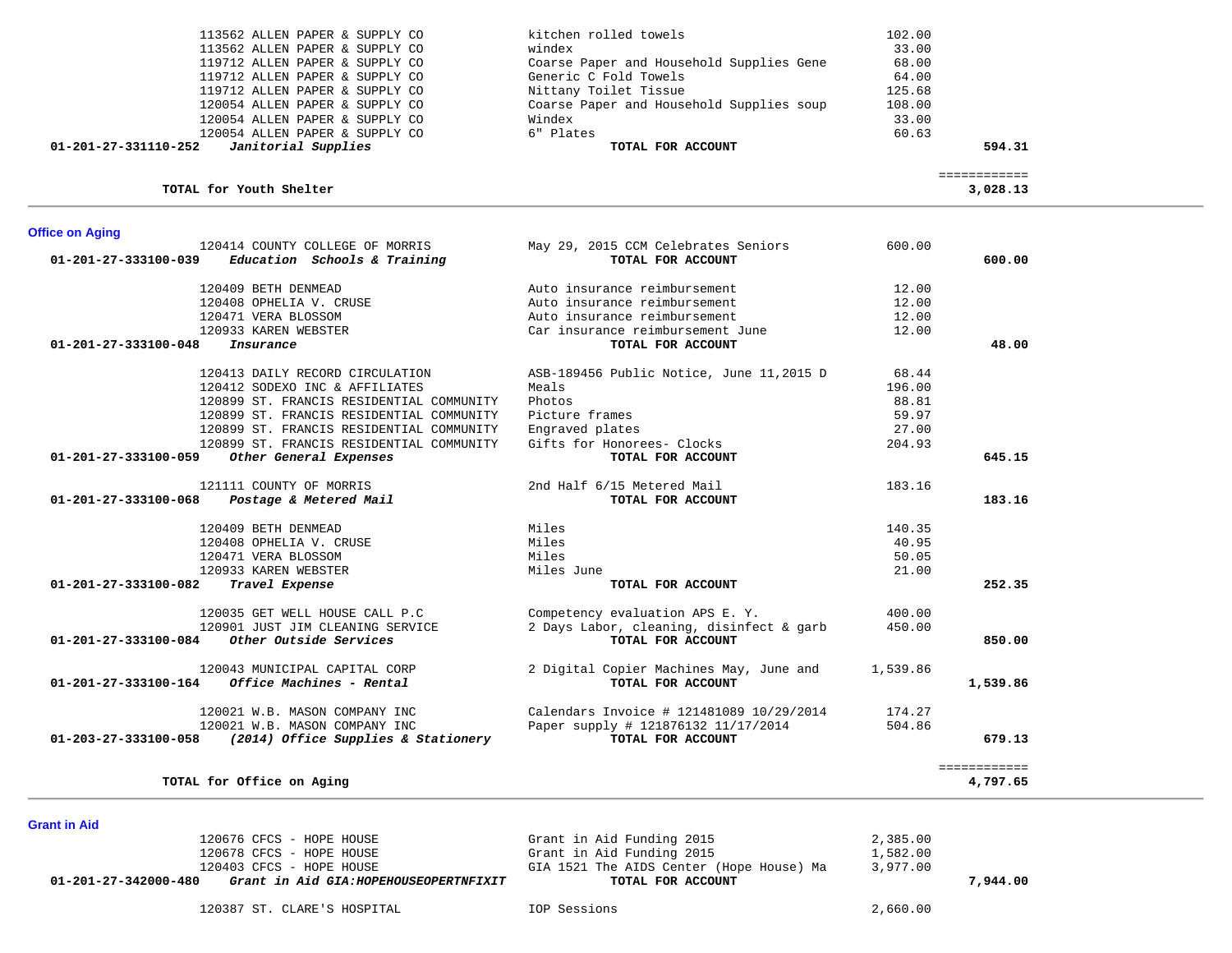| Account | Vendor | Description | Amount | Total |
|---|---|---|---|---|
| | 113562 ALLEN PAPER & SUPPLY CO | kitchen rolled towels | 102.00 | |
| | 113562 ALLEN PAPER & SUPPLY CO | windex | 33.00 | |
| | 119712 ALLEN PAPER & SUPPLY CO | Coarse Paper and Household Supplies Gene | 68.00 | |
| | 119712 ALLEN PAPER & SUPPLY CO | Generic C Fold Towels | 64.00 | |
| | 119712 ALLEN PAPER & SUPPLY CO | Nittany Toilet Tissue | 125.68 | |
| | 120054 ALLEN PAPER & SUPPLY CO | Coarse Paper and Household Supplies soup | 108.00 | |
| | 120054 ALLEN PAPER & SUPPLY CO | Windex | 33.00 | |
| | 120054 ALLEN PAPER & SUPPLY CO | 6" Plates | 60.63 | |
| **01-201-27-331110-252** | ***Janitorial Supplies*** | **TOTAL FOR ACCOUNT** | | **594.31** |
| | | | | ============ |
| | **TOTAL for Youth Shelter** | | | **3,028.13** |

## Office on Aging

| Account | Vendor | Description | Amount | Total |
|---|---|---|---|---|
| | 120414 COUNTY COLLEGE OF MORRIS | May 29, 2015 CCM Celebrates Seniors | 600.00 | |
| **01-201-27-333100-039** | ***Education Schools & Training*** | **TOTAL FOR ACCOUNT** | | **600.00** |
| | 120409 BETH DENMEAD | Auto insurance reimbursement | 12.00 | |
| | 120408 OPHELIA V. CRUSE | Auto insurance reimbursement | 12.00 | |
| | 120471 VERA BLOSSOM | Auto insurance reimbursement | 12.00 | |
| | 120933 KAREN WEBSTER | Car insurance reimbursement June | 12.00 | |
| **01-201-27-333100-048** | ***Insurance*** | **TOTAL FOR ACCOUNT** | | **48.00** |
| | 120413 DAILY RECORD CIRCULATION | ASB-189456 Public Notice, June 11,2015 D | 68.44 | |
| | 120412 SODEXO INC & AFFILIATES | Meals | 196.00 | |
| | 120899 ST. FRANCIS RESIDENTIAL COMMUNITY | Photos | 88.81 | |
| | 120899 ST. FRANCIS RESIDENTIAL COMMUNITY | Picture frames | 59.97 | |
| | 120899 ST. FRANCIS RESIDENTIAL COMMUNITY | Engraved plates | 27.00 | |
| | 120899 ST. FRANCIS RESIDENTIAL COMMUNITY | Gifts for Honorees- Clocks | 204.93 | |
| **01-201-27-333100-059** | ***Other General Expenses*** | **TOTAL FOR ACCOUNT** | | **645.15** |
| | 121111 COUNTY OF MORRIS | 2nd Half 6/15 Metered Mail | 183.16 | |
| **01-201-27-333100-068** | ***Postage & Metered Mail*** | **TOTAL FOR ACCOUNT** | | **183.16** |
| | 120409 BETH DENMEAD | Miles | 140.35 | |
| | 120408 OPHELIA V. CRUSE | Miles | 40.95 | |
| | 120471 VERA BLOSSOM | Miles | 50.05 | |
| | 120933 KAREN WEBSTER | Miles June | 21.00 | |
| **01-201-27-333100-082** | ***Travel Expense*** | **TOTAL FOR ACCOUNT** | | **252.35** |
| | 120035 GET WELL HOUSE CALL P.C | Competency evaluation APS E. Y. | 400.00 | |
| | 120901 JUST JIM CLEANING SERVICE | 2 Days Labor, cleaning, disinfect & garb | 450.00 | |
| **01-201-27-333100-084** | ***Other Outside Services*** | **TOTAL FOR ACCOUNT** | | **850.00** |
| | 120043 MUNICIPAL CAPITAL CORP | 2 Digital Copier Machines May, June and | 1,539.86 | |
| **01-201-27-333100-164** | ***Office Machines - Rental*** | **TOTAL FOR ACCOUNT** | | **1,539.86** |
| | 120021 W.B. MASON COMPANY INC | Calendars Invoice # 121481089 10/29/2014 | 174.27 | |
| | 120021 W.B. MASON COMPANY INC | Paper supply # 121876132 11/17/2014 | 504.86 | |
| **01-203-27-333100-058** | ***(2014) Office Supplies & Stationery*** | **TOTAL FOR ACCOUNT** | | **679.13** |
| | | | | ============ |
| | **TOTAL for Office on Aging** | | | **4,797.65** |

## Grant in Aid

| Account | Vendor | Description | Amount | Total |
|---|---|---|---|---|
| | 120676 CFCS - HOPE HOUSE | Grant in Aid Funding 2015 | 2,385.00 | |
| | 120678 CFCS - HOPE HOUSE | Grant in Aid Funding 2015 | 1,582.00 | |
| | 120403 CFCS - HOPE HOUSE | GIA 1521 The AIDS Center (Hope House) Ma | 3,977.00 | |
| **01-201-27-342000-480** | ***Grant in Aid GIA:HOPEHOUSEOPERTNFIXIT*** | **TOTAL FOR ACCOUNT** | | **7,944.00** |
| | 120387 ST. CLARE'S HOSPITAL | IOP Sessions | 2,660.00 | |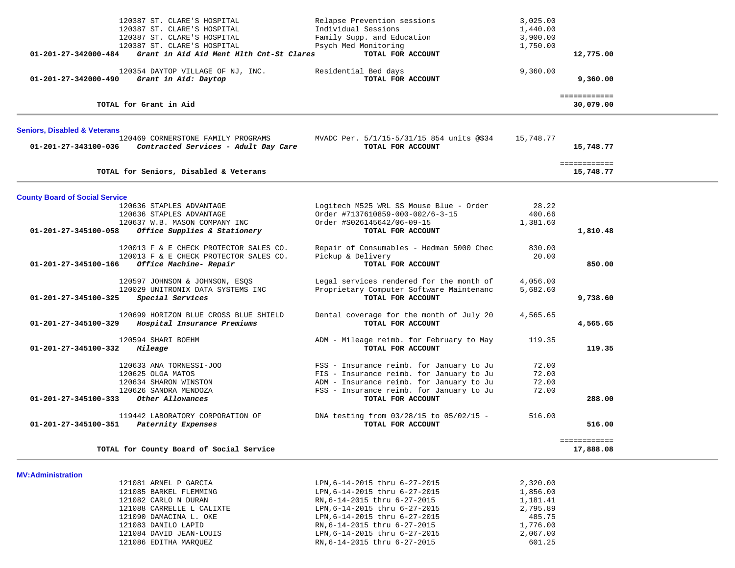| Account | Vendor / Description | Item Description | Amount | Total |
|---|---|---|---|---|
| | 120387 ST. CLARE'S HOSPITAL | Relapse Prevention sessions | 3,025.00 | |
| | 120387 ST. CLARE'S HOSPITAL | Individual Sessions | 1,440.00 | |
| | 120387 ST. CLARE'S HOSPITAL | Family Supp. and Education | 3,900.00 | |
| | 120387 ST. CLARE'S HOSPITAL | Psych Med Monitoring | 1,750.00 | |
| **01-201-27-342000-484** | ***Grant in Aid Aid Ment Hlth Cnt-St Clares*** | **TOTAL FOR ACCOUNT** | | **12,775.00** |
| | 120354 DAYTOP VILLAGE OF NJ, INC. | Residential Bed days | 9,360.00 | |
| **01-201-27-342000-490** | ***Grant in Aid: Daytop*** | **TOTAL FOR ACCOUNT** | | **9,360.00** |
| | | | | ============ |
| | **TOTAL for Grant in Aid** | | | **30,079.00** |

## Seniors, Disabled & Veterans

| Account | Vendor / Description | Item Description | Amount | Total |
|---|---|---|---|---|
| | 120469 CORNERSTONE FAMILY PROGRAMS | MVADC Per. 5/1/15-5/31/15 854 units @$34 | 15,748.77 | |
| **01-201-27-343100-036** | ***Contracted Services - Adult Day Care*** | **TOTAL FOR ACCOUNT** | | **15,748.77** |
| | | | | ============ |
| | **TOTAL for Seniors, Disabled & Veterans** | | | **15,748.77** |

## County Board of Social Service

| Account | Vendor / Description | Item Description | Amount | Total |
|---|---|---|---|---|
| | 120636 STAPLES ADVANTAGE | Logitech M525 WRL SS Mouse Blue - Order | 28.22 | |
| | 120636 STAPLES ADVANTAGE | Order #7137610859-000-002/6-3-15 | 400.66 | |
| | 120637 W.B. MASON COMPANY INC | Order #S026145642/06-09-15 | 1,381.60 | |
| **01-201-27-345100-058** | ***Office Supplies & Stationery*** | **TOTAL FOR ACCOUNT** | | **1,810.48** |
| | 120013 F & E CHECK PROTECTOR SALES CO. | Repair of Consumables - Hedman 5000 Chec | 830.00 | |
| | 120013 F & E CHECK PROTECTOR SALES CO. | Pickup & Delivery | 20.00 | |
| **01-201-27-345100-166** | ***Office Machine- Repair*** | **TOTAL FOR ACCOUNT** | | **850.00** |
| | 120597 JOHNSON & JOHNSON, ESQS | Legal services rendered for the month of | 4,056.00 | |
| | 120029 UNITRONIX DATA SYSTEMS INC | Proprietary Computer Software Maintenanc | 5,682.60 | |
| **01-201-27-345100-325** | ***Special Services*** | **TOTAL FOR ACCOUNT** | | **9,738.60** |
| | 120699 HORIZON BLUE CROSS BLUE SHIELD | Dental coverage for the month of July 20 | 4,565.65 | |
| **01-201-27-345100-329** | ***Hospital Insurance Premiums*** | **TOTAL FOR ACCOUNT** | | **4,565.65** |
| | 120594 SHARI BOEHM | ADM - Mileage reimb. for February to May | 119.35 | |
| **01-201-27-345100-332** | ***Mileage*** | **TOTAL FOR ACCOUNT** | | **119.35** |
| | 120633 ANA TORNESSI-JOO | FSS - Insurance reimb. for January to Ju | 72.00 | |
| | 120625 OLGA MATOS | FIS - Insurance reimb. for January to Ju | 72.00 | |
| | 120634 SHARON WINSTON | ADM - Insurance reimb. for January to Ju | 72.00 | |
| | 120626 SANDRA MENDOZA | FSS - Insurance reimb. for January to Ju | 72.00 | |
| **01-201-27-345100-333** | ***Other Allowances*** | **TOTAL FOR ACCOUNT** | | **288.00** |
| | 119442 LABORATORY CORPORATION OF | DNA testing from 03/28/15 to 05/02/15 - | 516.00 | |
| **01-201-27-345100-351** | ***Paternity Expenses*** | **TOTAL FOR ACCOUNT** | | **516.00** |
| | | | | ============ |
| | **TOTAL for County Board of Social Service** | | | **17,888.08** |

## MV:Administration

| Account | Vendor / Description | Item Description | Amount | Total |
|---|---|---|---|---|
| | 121081 ARNEL P GARCIA | LPN,6-14-2015 thru 6-27-2015 | 2,320.00 | |
| | 121085 BARKEL FLEMMING | LPN,6-14-2015 thru 6-27-2015 | 1,856.00 | |
| | 121082 CARLO N DURAN | RN,6-14-2015 thru 6-27-2015 | 1,181.41 | |
| | 121088 CARRELLE L CALIXTE | LPN,6-14-2015 thru 6-27-2015 | 2,795.89 | |
| | 121090 DAMACINA L. OKE | LPN,6-14-2015 thru 6-27-2015 | 485.75 | |
| | 121083 DANILO LAPID | RN,6-14-2015 thru 6-27-2015 | 1,776.00 | |
| | 121084 DAVID JEAN-LOUIS | LPN,6-14-2015 thru 6-27-2015 | 2,067.00 | |
| | 121086 EDITHA MARQUEZ | RN,6-14-2015 thru 6-27-2015 | 601.25 | |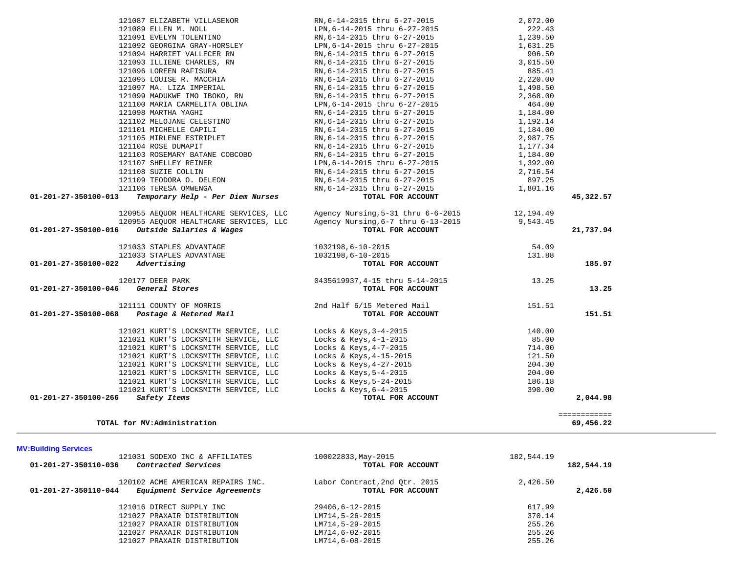| Account | Vendor / Description | Detail | Amount | Total |
|---|---|---|---|---|
| | 121087 ELIZABETH VILLASENOR | RN,6-14-2015 thru 6-27-2015 | 2,072.00 | |
| | 121089 ELLEN M. NOLL | LPN,6-14-2015 thru 6-27-2015 | 222.43 | |
| | 121091 EVELYN TOLENTINO | RN,6-14-2015 thru 6-27-2015 | 1,239.50 | |
| | 121092 GEORGINA GRAY-HORSLEY | LPN,6-14-2015 thru 6-27-2015 | 1,631.25 | |
| | 121094 HARRIET VALLECER RN | RN,6-14-2015 thru 6-27-2015 | 906.50 | |
| | 121093 ILLIENE CHARLES, RN | RN,6-14-2015 thru 6-27-2015 | 3,015.50 | |
| | 121096 LOREEN RAFISURA | RN,6-14-2015 thru 6-27-2015 | 885.41 | |
| | 121095 LOUISE R. MACCHIA | RN,6-14-2015 thru 6-27-2015 | 2,220.00 | |
| | 121097 MA. LIZA IMPERIAL | RN,6-14-2015 thru 6-27-2015 | 1,498.50 | |
| | 121099 MADUKWE IMO IBOKO, RN | RN,6-14-2015 thru 6-27-2015 | 2,368.00 | |
| | 121100 MARIA CARMELITA OBLINA | LPN,6-14-2015 thru 6-27-2015 | 464.00 | |
| | 121098 MARTHA YAGHI | RN,6-14-2015 thru 6-27-2015 | 1,184.00 | |
| | 121102 MELOJANE CELESTINO | RN,6-14-2015 thru 6-27-2015 | 1,192.14 | |
| | 121101 MICHELLE CAPILI | RN,6-14-2015 thru 6-27-2015 | 1,184.00 | |
| | 121105 MIRLENE ESTRIPLET | RN,6-14-2015 thru 6-27-2015 | 2,987.75 | |
| | 121104 ROSE DUMAPIT | RN,6-14-2015 thru 6-27-2015 | 1,177.34 | |
| | 121103 ROSEMARY BATANE COBCOBO | RN,6-14-2015 thru 6-27-2015 | 1,184.00 | |
| | 121107 SHELLEY REINER | LPN,6-14-2015 thru 6-27-2015 | 1,392.00 | |
| | 121108 SUZIE COLLIN | RN,6-14-2015 thru 6-27-2015 | 2,716.54 | |
| | 121109 TEODORA O. DELEON | RN,6-14-2015 thru 6-27-2015 | 897.25 | |
| | 121106 TERESA OMWENGA | RN,6-14-2015 thru 6-27-2015 | 1,801.16 | |
| **01-201-27-350100-013** | ***Temporary Help - Per Diem Nurses*** | **TOTAL FOR ACCOUNT** | | **45,322.57** |
| | 120955 AEQUOR HEALTHCARE SERVICES, LLC | Agency Nursing,5-31 thru 6-6-2015 | 12,194.49 | |
| | 120955 AEQUOR HEALTHCARE SERVICES, LLC | Agency Nursing,6-7 thru 6-13-2015 | 9,543.45 | |
| **01-201-27-350100-016** | ***Outside Salaries & Wages*** | **TOTAL FOR ACCOUNT** | | **21,737.94** |
| | 121033 STAPLES ADVANTAGE | 1032198,6-10-2015 | 54.09 | |
| | 121033 STAPLES ADVANTAGE | 1032198,6-10-2015 | 131.88 | |
| **01-201-27-350100-022** | ***Advertising*** | **TOTAL FOR ACCOUNT** | | **185.97** |
| | 120177 DEER PARK | 0435619937,4-15 thru 5-14-2015 | 13.25 | |
| **01-201-27-350100-046** | ***General Stores*** | **TOTAL FOR ACCOUNT** | | **13.25** |
| | 121111 COUNTY OF MORRIS | 2nd Half 6/15 Metered Mail | 151.51 | |
| **01-201-27-350100-068** | ***Postage & Metered Mail*** | **TOTAL FOR ACCOUNT** | | **151.51** |
| | 121021 KURT'S LOCKSMITH SERVICE, LLC | Locks & Keys,3-4-2015 | 140.00 | |
| | 121021 KURT'S LOCKSMITH SERVICE, LLC | Locks & Keys,4-1-2015 | 85.00 | |
| | 121021 KURT'S LOCKSMITH SERVICE, LLC | Locks & Keys,4-7-2015 | 714.00 | |
| | 121021 KURT'S LOCKSMITH SERVICE, LLC | Locks & Keys,4-15-2015 | 121.50 | |
| | 121021 KURT'S LOCKSMITH SERVICE, LLC | Locks & Keys,4-27-2015 | 204.30 | |
| | 121021 KURT'S LOCKSMITH SERVICE, LLC | Locks & Keys,5-4-2015 | 204.00 | |
| | 121021 KURT'S LOCKSMITH SERVICE, LLC | Locks & Keys,5-24-2015 | 186.18 | |
| | 121021 KURT'S LOCKSMITH SERVICE, LLC | Locks & Keys,6-4-2015 | 390.00 | |
| **01-201-27-350100-266** | ***Safety Items*** | **TOTAL FOR ACCOUNT** | | **2,044.98** |
| | | | | ============ |
| | **TOTAL for MV:Administration** | | | **69,456.22** |

**MV:Building Services**

| Account | Vendor / Description | Detail | Amount | Total |
|---|---|---|---|---|
| | 121031 SODEXO INC & AFFILIATES | 100022833,May-2015 | 182,544.19 | |
| **01-201-27-350110-036** | ***Contracted Services*** | **TOTAL FOR ACCOUNT** | | **182,544.19** |
| | 120102 ACME AMERICAN REPAIRS INC. | Labor Contract,2nd Qtr. 2015 | 2,426.50 | |
| **01-201-27-350110-044** | ***Equipment Service Agreements*** | **TOTAL FOR ACCOUNT** | | **2,426.50** |
| | 121016 DIRECT SUPPLY INC | 29406,6-12-2015 | 617.99 | |
| | 121027 PRAXAIR DISTRIBUTION | LM714,5-26-2015 | 370.14 | |
| | 121027 PRAXAIR DISTRIBUTION | LM714,5-29-2015 | 255.26 | |
| | 121027 PRAXAIR DISTRIBUTION | LM714,6-02-2015 | 255.26 | |
| | 121027 PRAXAIR DISTRIBUTION | LM714,6-08-2015 | 255.26 | |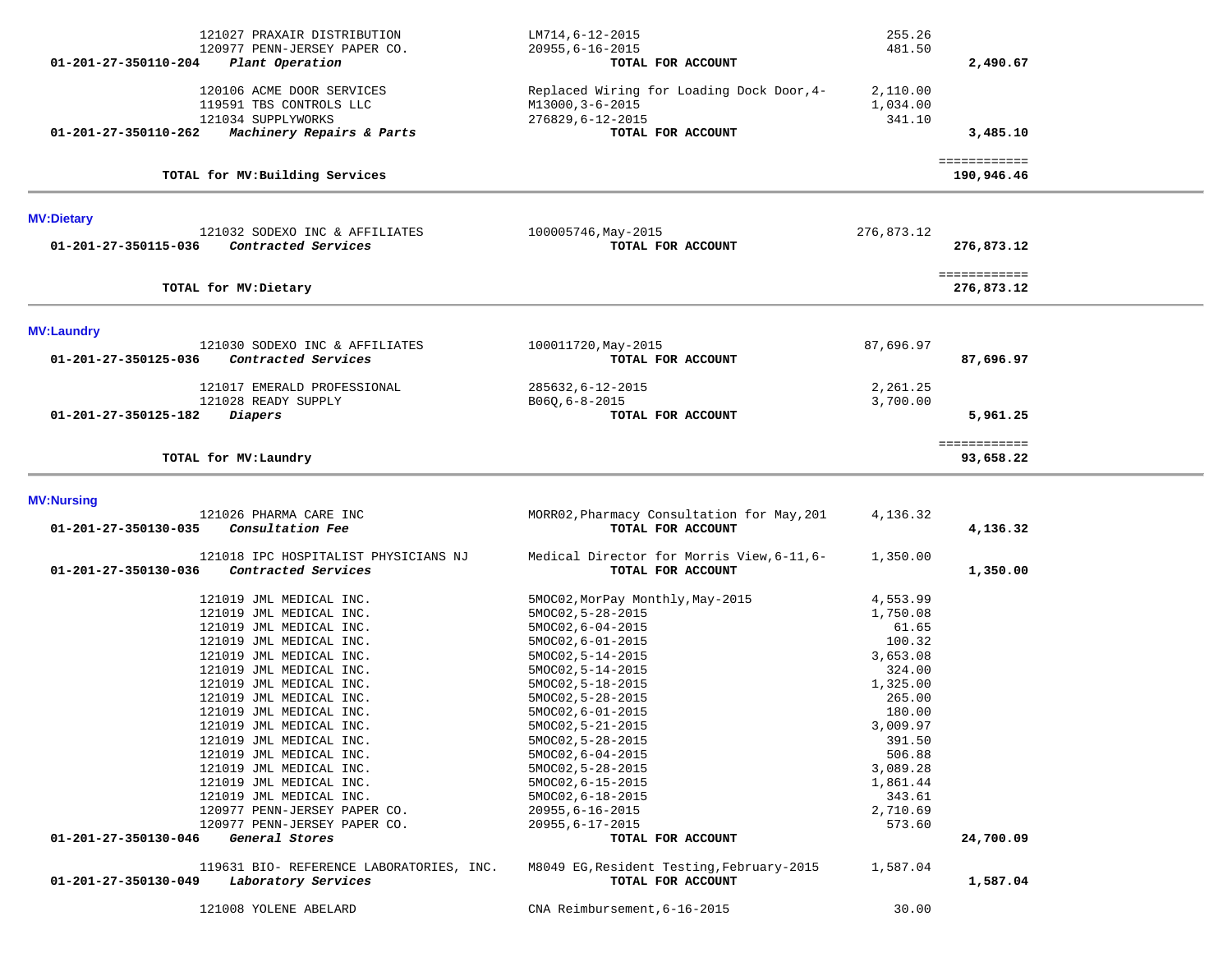| Account | Vendor / Description | Reference | Amount | Total |
|---|---|---|---|---|
| | 121027 PRAXAIR DISTRIBUTION | LM714,6-12-2015 | 255.26 | |
| | 120977 PENN-JERSEY PAPER CO. | 20955,6-16-2015 | 481.50 | |
| **01-201-27-350110-204** | ***Plant Operation*** | **TOTAL FOR ACCOUNT** | | **2,490.67** |
| | 120106 ACME DOOR SERVICES | Replaced Wiring for Loading Dock Door,4- | 2,110.00 | |
| | 119591 TBS CONTROLS LLC | M13000,3-6-2015 | 1,034.00 | |
| | 121034 SUPPLYWORKS | 276829,6-12-2015 | 341.10 | |
| **01-201-27-350110-262** | ***Machinery Repairs & Parts*** | **TOTAL FOR ACCOUNT** | | **3,485.10** |
| | | | | ============ |
| | **TOTAL for MV:Building Services** | | | **190,946.46** |

**MV:Dietary**

| Account | Vendor / Description | Reference | Amount | Total |
|---|---|---|---|---|
| | 121032 SODEXO INC & AFFILIATES | 100005746,May-2015 | 276,873.12 | |
| **01-201-27-350115-036** | ***Contracted Services*** | **TOTAL FOR ACCOUNT** | | **276,873.12** |
| | | | | ============ |
| | **TOTAL for MV:Dietary** | | | **276,873.12** |

**MV:Laundry**

| Account | Vendor / Description | Reference | Amount | Total |
|---|---|---|---|---|
| | 121030 SODEXO INC & AFFILIATES | 100011720,May-2015 | 87,696.97 | |
| **01-201-27-350125-036** | ***Contracted Services*** | **TOTAL FOR ACCOUNT** | | **87,696.97** |
| | 121017 EMERALD PROFESSIONAL | 285632,6-12-2015 | 2,261.25 | |
| | 121028 READY SUPPLY | B06Q,6-8-2015 | 3,700.00 | |
| **01-201-27-350125-182** | ***Diapers*** | **TOTAL FOR ACCOUNT** | | **5,961.25** |
| | | | | ============ |
| | **TOTAL for MV:Laundry** | | | **93,658.22** |

**MV:Nursing**

| Account | Vendor / Description | Reference | Amount | Total |
|---|---|---|---|---|
| | 121026 PHARMA CARE INC | MORR02,Pharmacy Consultation for May,201 | 4,136.32 | |
| **01-201-27-350130-035** | ***Consultation Fee*** | **TOTAL FOR ACCOUNT** | | **4,136.32** |
| | 121018 IPC HOSPITALIST PHYSICIANS NJ | Medical Director for Morris View,6-11,6- | 1,350.00 | |
| **01-201-27-350130-036** | ***Contracted Services*** | **TOTAL FOR ACCOUNT** | | **1,350.00** |
| | 121019 JML MEDICAL INC. | 5MOC02,MorPay Monthly,May-2015 | 4,553.99 | |
| | 121019 JML MEDICAL INC. | 5MOC02,5-28-2015 | 1,750.08 | |
| | 121019 JML MEDICAL INC. | 5MOC02,6-04-2015 | 61.65 | |
| | 121019 JML MEDICAL INC. | 5MOC02,6-01-2015 | 100.32 | |
| | 121019 JML MEDICAL INC. | 5MOC02,5-14-2015 | 3,653.08 | |
| | 121019 JML MEDICAL INC. | 5MOC02,5-14-2015 | 324.00 | |
| | 121019 JML MEDICAL INC. | 5MOC02,5-18-2015 | 1,325.00 | |
| | 121019 JML MEDICAL INC. | 5MOC02,5-28-2015 | 265.00 | |
| | 121019 JML MEDICAL INC. | 5MOC02,6-01-2015 | 180.00 | |
| | 121019 JML MEDICAL INC. | 5MOC02,5-21-2015 | 3,009.97 | |
| | 121019 JML MEDICAL INC. | 5MOC02,5-28-2015 | 391.50 | |
| | 121019 JML MEDICAL INC. | 5MOC02,6-04-2015 | 506.88 | |
| | 121019 JML MEDICAL INC. | 5MOC02,5-28-2015 | 3,089.28 | |
| | 121019 JML MEDICAL INC. | 5MOC02,6-15-2015 | 1,861.44 | |
| | 121019 JML MEDICAL INC. | 5MOC02,6-18-2015 | 343.61 | |
| | 120977 PENN-JERSEY PAPER CO. | 20955,6-16-2015 | 2,710.69 | |
| | 120977 PENN-JERSEY PAPER CO. | 20955,6-17-2015 | 573.60 | |
| **01-201-27-350130-046** | ***General Stores*** | **TOTAL FOR ACCOUNT** | | **24,700.09** |
| | 119631 BIO- REFERENCE LABORATORIES, INC. | M8049 EG,Resident Testing,February-2015 | 1,587.04 | |
| **01-201-27-350130-049** | ***Laboratory Services*** | **TOTAL FOR ACCOUNT** | | **1,587.04** |
| | 121008 YOLENE ABELARD | CNA Reimbursement,6-16-2015 | 30.00 | |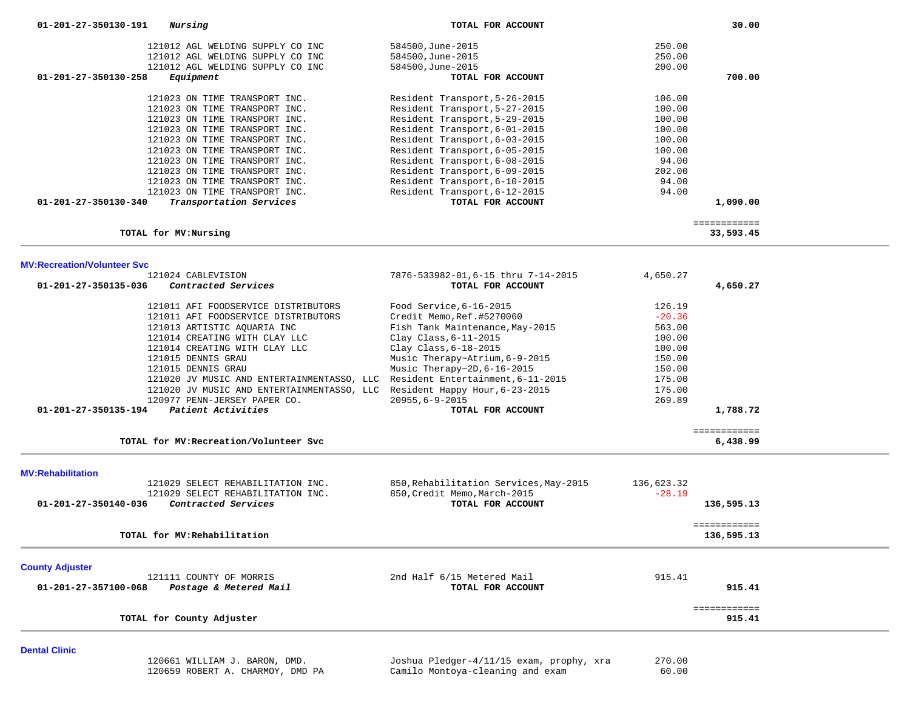| Account / Vendor | Description | Amount | Total |
|---|---|---|---|
| 01-201-27-350130-191 *Nursing* | TOTAL FOR ACCOUNT | | 30.00 |
| 121012 AGL WELDING SUPPLY CO INC | 584500,June-2015 | 250.00 | |
| 121012 AGL WELDING SUPPLY CO INC | 584500,June-2015 | 250.00 | |
| 121012 AGL WELDING SUPPLY CO INC | 584500,June-2015 | 200.00 | |
| 01-201-27-350130-258 *Equipment* | TOTAL FOR ACCOUNT | | 700.00 |
| 121023 ON TIME TRANSPORT INC. | Resident Transport,5-26-2015 | 106.00 | |
| 121023 ON TIME TRANSPORT INC. | Resident Transport,5-27-2015 | 100.00 | |
| 121023 ON TIME TRANSPORT INC. | Resident Transport,5-29-2015 | 100.00 | |
| 121023 ON TIME TRANSPORT INC. | Resident Transport,6-01-2015 | 100.00 | |
| 121023 ON TIME TRANSPORT INC. | Resident Transport,6-03-2015 | 100.00 | |
| 121023 ON TIME TRANSPORT INC. | Resident Transport,6-05-2015 | 100.00 | |
| 121023 ON TIME TRANSPORT INC. | Resident Transport,6-08-2015 | 94.00 | |
| 121023 ON TIME TRANSPORT INC. | Resident Transport,6-09-2015 | 202.00 | |
| 121023 ON TIME TRANSPORT INC. | Resident Transport,6-10-2015 | 94.00 | |
| 121023 ON TIME TRANSPORT INC. | Resident Transport,6-12-2015 | 94.00 | |
| 01-201-27-350130-340 *Transportation Services* | TOTAL FOR ACCOUNT | | 1,090.00 |
| **TOTAL for MV:Nursing** | | | 33,593.45 |

### MV:Recreation/Volunteer Svc

| Account / Vendor | Description | Amount | Total |
|---|---|---|---|
| 121024 CABLEVISION | 7876-533982-01,6-15 thru 7-14-2015 | 4,650.27 | |
| 01-201-27-350135-036 *Contracted Services* | TOTAL FOR ACCOUNT | | 4,650.27 |
| 121011 AFI FOODSERVICE DISTRIBUTORS | Food Service,6-16-2015 | 126.19 | |
| 121011 AFI FOODSERVICE DISTRIBUTORS | Credit Memo,Ref.#5270060 | -20.36 | |
| 121013 ARTISTIC AQUARIA INC | Fish Tank Maintenance,May-2015 | 563.00 | |
| 121014 CREATING WITH CLAY LLC | Clay Class,6-11-2015 | 100.00 | |
| 121014 CREATING WITH CLAY LLC | Clay Class,6-18-2015 | 100.00 | |
| 121015 DENNIS GRAU | Music Therapy~Atrium,6-9-2015 | 150.00 | |
| 121015 DENNIS GRAU | Music Therapy~2D,6-16-2015 | 150.00 | |
| 121020 JV MUSIC AND ENTERTAINMENTASSO, LLC | Resident Entertainment,6-11-2015 | 175.00 | |
| 121020 JV MUSIC AND ENTERTAINMENTASSO, LLC | Resident Happy Hour,6-23-2015 | 175.00 | |
| 120977 PENN-JERSEY PAPER CO. | 20955,6-9-2015 | 269.89 | |
| 01-201-27-350135-194 *Patient Activities* | TOTAL FOR ACCOUNT | | 1,788.72 |
| **TOTAL for MV:Recreation/Volunteer Svc** | | | 6,438.99 |

### MV:Rehabilitation

| Account / Vendor | Description | Amount | Total |
|---|---|---|---|
| 121029 SELECT REHABILITATION INC. | 850,Rehabilitation Services,May-2015 | 136,623.32 | |
| 121029 SELECT REHABILITATION INC. | 850,Credit Memo,March-2015 | -28.19 | |
| 01-201-27-350140-036 *Contracted Services* | TOTAL FOR ACCOUNT | | 136,595.13 |
| **TOTAL for MV:Rehabilitation** | | | 136,595.13 |

### County Adjuster

| Account / Vendor | Description | Amount | Total |
|---|---|---|---|
| 121111 COUNTY OF MORRIS | 2nd Half 6/15 Metered Mail | 915.41 | |
| 01-201-27-357100-068 *Postage & Metered Mail* | TOTAL FOR ACCOUNT | | 915.41 |
| **TOTAL for County Adjuster** | | | 915.41 |

### Dental Clinic

| Account / Vendor | Description | Amount | Total |
|---|---|---|---|
| 120661 WILLIAM J. BARON, DMD. | Joshua Pledger-4/11/15 exam, prophy, xra | 270.00 | |
| 120659 ROBERT A. CHARMOY, DMD PA | Camilo Montoya-cleaning and exam | 60.00 | |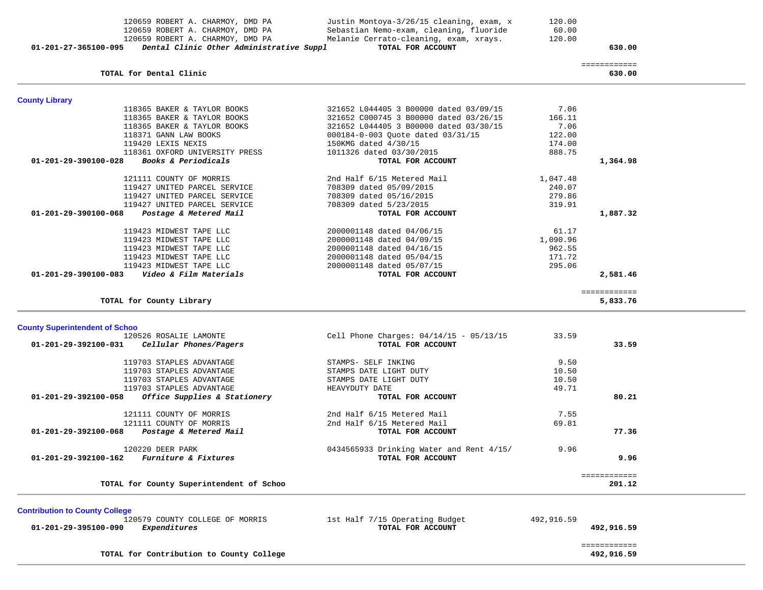| Account | Vendor / Description | Details | Amount | Total |
|---|---|---|---|---|
| | 120659 ROBERT A. CHARMOY, DMD PA | Justin Montoya-3/26/15 cleaning, exam, x | 120.00 | |
| | 120659 ROBERT A. CHARMOY, DMD PA | Sebastian Nemo-exam, cleaning, fluoride | 60.00 | |
| | 120659 ROBERT A. CHARMOY, DMD PA | Melanie Cerrato-cleaning, exam, xrays. | 120.00 | |
| **01-201-27-365100-095** | ***Dental Clinic Other Administrative Suppl*** | **TOTAL FOR ACCOUNT** | | **630.00** |
| | **TOTAL for Dental Clinic** | | | **630.00** |

## County Library

| Account | Vendor / Description | Details | Amount | Total |
|---|---|---|---|---|
| | 118365 BAKER & TAYLOR BOOKS | 321652 L044405 3 B00000 dated 03/09/15 | 7.06 | |
| | 118365 BAKER & TAYLOR BOOKS | 321652 C000745 3 B00000 dated 03/26/15 | 166.11 | |
| | 118365 BAKER & TAYLOR BOOKS | 321652 L044405 3 B00000 dated 03/30/15 | 7.06 | |
| | 118371 GANN LAW BOOKS | 000184-0-003 Quote dated 03/31/15 | 122.00 | |
| | 119420 LEXIS NEXIS | 150KMG dated 4/30/15 | 174.00 | |
| | 118361 OXFORD UNIVERSITY PRESS | 1011326 dated 03/30/2015 | 888.75 | |
| **01-201-29-390100-028** | ***Books & Periodicals*** | **TOTAL FOR ACCOUNT** | | **1,364.98** |
| | 121111 COUNTY OF MORRIS | 2nd Half 6/15 Metered Mail | 1,047.48 | |
| | 119427 UNITED PARCEL SERVICE | 708309 dated 05/09/2015 | 240.07 | |
| | 119427 UNITED PARCEL SERVICE | 708309 dated 05/16/2015 | 279.86 | |
| | 119427 UNITED PARCEL SERVICE | 708309 dated 5/23/2015 | 319.91 | |
| **01-201-29-390100-068** | ***Postage & Metered Mail*** | **TOTAL FOR ACCOUNT** | | **1,887.32** |
| | 119423 MIDWEST TAPE LLC | 2000001148 dated 04/06/15 | 61.17 | |
| | 119423 MIDWEST TAPE LLC | 2000001148 dated 04/09/15 | 1,090.96 | |
| | 119423 MIDWEST TAPE LLC | 2000001148 dated 04/16/15 | 962.55 | |
| | 119423 MIDWEST TAPE LLC | 2000001148 dated 05/04/15 | 171.72 | |
| | 119423 MIDWEST TAPE LLC | 2000001148 dated 05/07/15 | 295.06 | |
| **01-201-29-390100-083** | ***Video & Film Materials*** | **TOTAL FOR ACCOUNT** | | **2,581.46** |
| | **TOTAL for County Library** | | | **5,833.76** |

## County Superintendent of Schoo

| Account | Vendor / Description | Details | Amount | Total |
|---|---|---|---|---|
| | 120526 ROSALIE LAMONTE | Cell Phone Charges: 04/14/15 - 05/13/15 | 33.59 | |
| **01-201-29-392100-031** | ***Cellular Phones/Pagers*** | **TOTAL FOR ACCOUNT** | | **33.59** |
| | 119703 STAPLES ADVANTAGE | STAMPS- SELF INKING | 9.50 | |
| | 119703 STAPLES ADVANTAGE | STAMPS DATE LIGHT DUTY | 10.50 | |
| | 119703 STAPLES ADVANTAGE | STAMPS DATE LIGHT DUTY | 10.50 | |
| | 119703 STAPLES ADVANTAGE | HEAVYDUTY DATE | 49.71 | |
| **01-201-29-392100-058** | ***Office Supplies & Stationery*** | **TOTAL FOR ACCOUNT** | | **80.21** |
| | 121111 COUNTY OF MORRIS | 2nd Half 6/15 Metered Mail | 7.55 | |
| | 121111 COUNTY OF MORRIS | 2nd Half 6/15 Metered Mail | 69.81 | |
| **01-201-29-392100-068** | ***Postage & Metered Mail*** | **TOTAL FOR ACCOUNT** | | **77.36** |
| | 120220 DEER PARK | 0434565933 Drinking Water and Rent 4/15/ | 9.96 | |
| **01-201-29-392100-162** | ***Furniture & Fixtures*** | **TOTAL FOR ACCOUNT** | | **9.96** |
| | **TOTAL for County Superintendent of Schoo** | | | **201.12** |

## Contribution to County College

| Account | Vendor / Description | Details | Amount | Total |
|---|---|---|---|---|
| | 120579 COUNTY COLLEGE OF MORRIS | 1st Half 7/15 Operating Budget | 492,916.59 | |
| **01-201-29-395100-090** | ***Expenditures*** | **TOTAL FOR ACCOUNT** | | **492,916.59** |
| | **TOTAL for Contribution to County College** | | | **492,916.59** |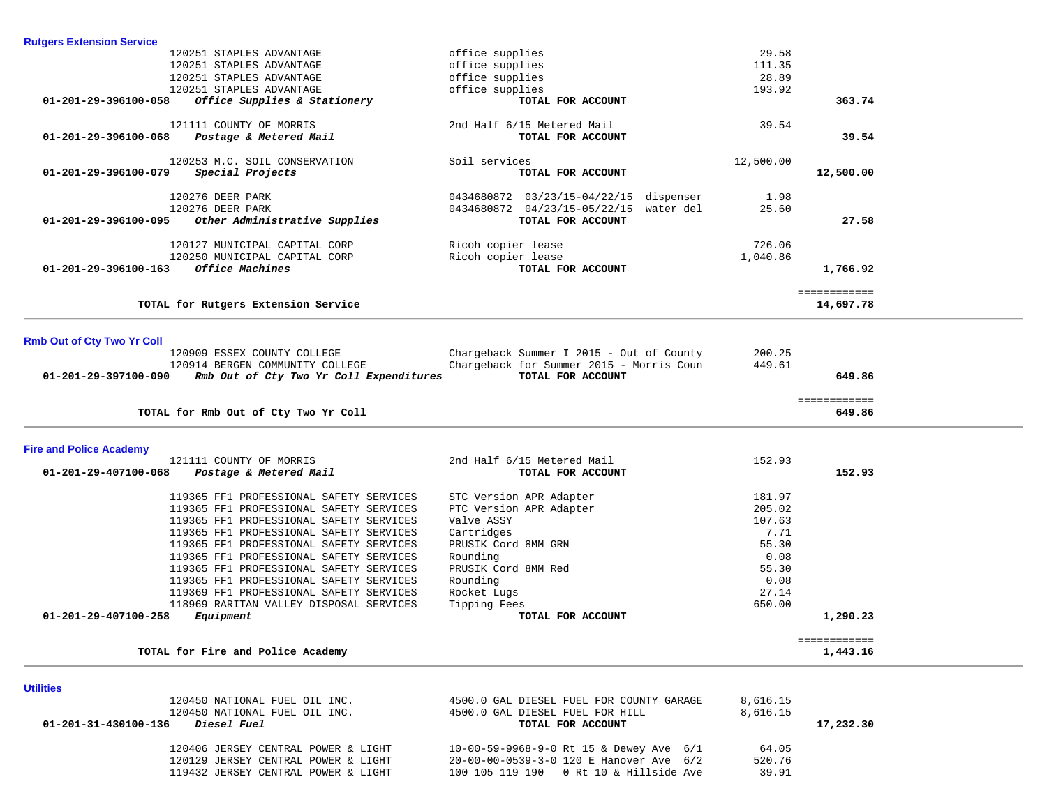## Rutgers Extension Service

| Account | Vendor | Description | Amount | Total |
|---|---|---|---|---|
| | 120251 STAPLES ADVANTAGE | office supplies | 29.58 | |
| | 120251 STAPLES ADVANTAGE | office supplies | 111.35 | |
| | 120251 STAPLES ADVANTAGE | office supplies | 28.89 | |
| | 120251 STAPLES ADVANTAGE | office supplies | 193.92 | |
| **01-201-29-396100-058** | ***Office Supplies & Stationery*** | **TOTAL FOR ACCOUNT** | | **363.74** |
| | 121111 COUNTY OF MORRIS | 2nd Half 6/15 Metered Mail | 39.54 | |
| **01-201-29-396100-068** | ***Postage & Metered Mail*** | **TOTAL FOR ACCOUNT** | | **39.54** |
| | 120253 M.C. SOIL CONSERVATION | Soil services | 12,500.00 | |
| **01-201-29-396100-079** | ***Special Projects*** | **TOTAL FOR ACCOUNT** | | **12,500.00** |
| | 120276 DEER PARK | 0434680872 03/23/15-04/22/15 dispenser | 1.98 | |
| | 120276 DEER PARK | 0434680872 04/23/15-05/22/15 water del | 25.60 | |
| **01-201-29-396100-095** | ***Other Administrative Supplies*** | **TOTAL FOR ACCOUNT** | | **27.58** |
| | 120127 MUNICIPAL CAPITAL CORP | Ricoh copier lease | 726.06 | |
| | 120250 MUNICIPAL CAPITAL CORP | Ricoh copier lease | 1,040.86 | |
| **01-201-29-396100-163** | ***Office Machines*** | **TOTAL FOR ACCOUNT** | | **1,766.92** |
| | | | | ============ |
| | **TOTAL for Rutgers Extension Service** | | | **14,697.78** |

## Rmb Out of Cty Two Yr Coll

| Account | Vendor | Description | Amount | Total |
|---|---|---|---|---|
| | 120909 ESSEX COUNTY COLLEGE | Chargeback Summer I 2015 - Out of County | 200.25 | |
| | 120914 BERGEN COMMUNITY COLLEGE | Chargeback for Summer 2015 - Morris Coun | 449.61 | |
| **01-201-29-397100-090** | ***Rmb Out of Cty Two Yr Coll Expenditures*** | **TOTAL FOR ACCOUNT** | | **649.86** |
| | | | | ============ |
| | **TOTAL for Rmb Out of Cty Two Yr Coll** | | | **649.86** |

## Fire and Police Academy

| Account | Vendor | Description | Amount | Total |
|---|---|---|---|---|
| | 121111 COUNTY OF MORRIS | 2nd Half 6/15 Metered Mail | 152.93 | |
| **01-201-29-407100-068** | ***Postage & Metered Mail*** | **TOTAL FOR ACCOUNT** | | **152.93** |
| | 119365 FF1 PROFESSIONAL SAFETY SERVICES | STC Version APR Adapter | 181.97 | |
| | 119365 FF1 PROFESSIONAL SAFETY SERVICES | PTC Version APR Adapter | 205.02 | |
| | 119365 FF1 PROFESSIONAL SAFETY SERVICES | Valve ASSY | 107.63 | |
| | 119365 FF1 PROFESSIONAL SAFETY SERVICES | Cartridges | 7.71 | |
| | 119365 FF1 PROFESSIONAL SAFETY SERVICES | PRUSIK Cord 8MM GRN | 55.30 | |
| | 119365 FF1 PROFESSIONAL SAFETY SERVICES | Rounding | 0.08 | |
| | 119365 FF1 PROFESSIONAL SAFETY SERVICES | PRUSIK Cord 8MM Red | 55.30 | |
| | 119365 FF1 PROFESSIONAL SAFETY SERVICES | Rounding | 0.08 | |
| | 119369 FF1 PROFESSIONAL SAFETY SERVICES | Rocket Lugs | 27.14 | |
| | 118969 RARITAN VALLEY DISPOSAL SERVICES | Tipping Fees | 650.00 | |
| **01-201-29-407100-258** | ***Equipment*** | **TOTAL FOR ACCOUNT** | | **1,290.23** |
| | | | | ============ |
| | **TOTAL for Fire and Police Academy** | | | **1,443.16** |

## Utilities

| Account | Vendor | Description | Amount | Total |
|---|---|---|---|---|
| | 120450 NATIONAL FUEL OIL INC. | 4500.0 GAL DIESEL FUEL FOR COUNTY GARAGE | 8,616.15 | |
| | 120450 NATIONAL FUEL OIL INC. | 4500.0 GAL DIESEL FUEL FOR HILL | 8,616.15 | |
| **01-201-31-430100-136** | ***Diesel Fuel*** | **TOTAL FOR ACCOUNT** | | **17,232.30** |
| | 120406 JERSEY CENTRAL POWER & LIGHT | 10-00-59-9968-9-0 Rt 15 & Dewey Ave 6/1 | 64.05 | |
| | 120129 JERSEY CENTRAL POWER & LIGHT | 20-00-00-0539-3-0 120 E Hanover Ave 6/2 | 520.76 | |
| | 119432 JERSEY CENTRAL POWER & LIGHT | 100 105 119 190 0 Rt 10 & Hillside Ave | 39.91 | |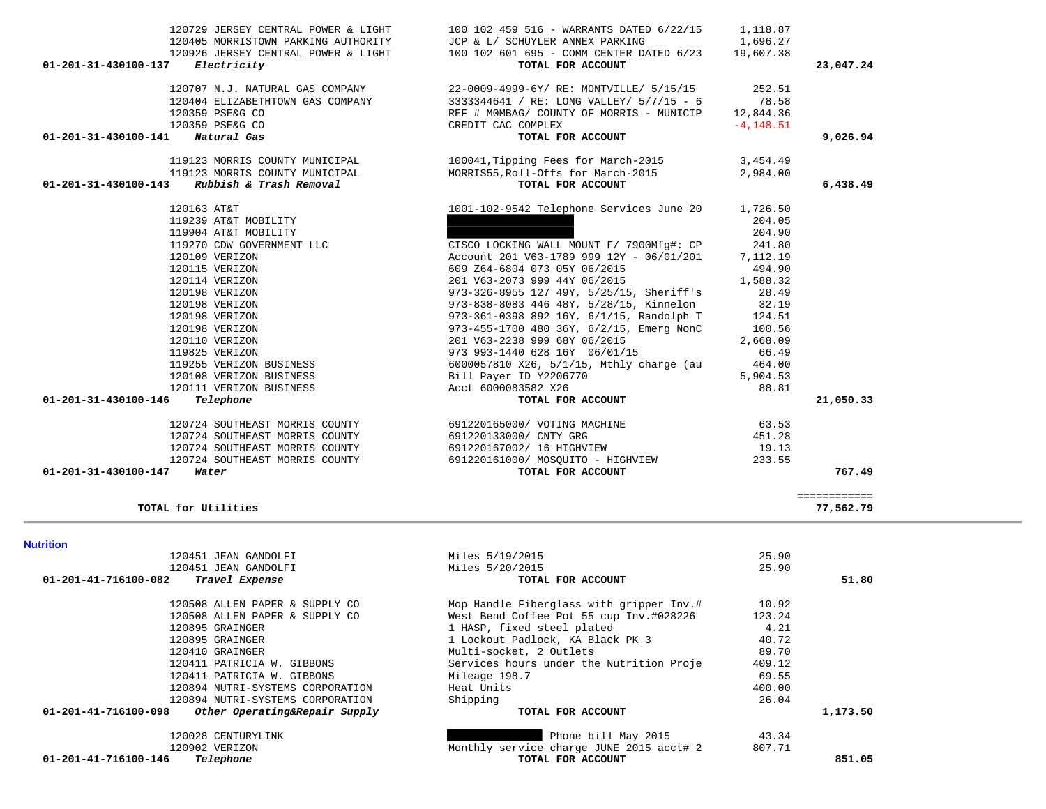| Account | Vendor | Description | Amount | Total |
|---|---|---|---|---|
| | 120729 JERSEY CENTRAL POWER & LIGHT | 100 102 459 516 - WARRANTS DATED 6/22/15 | 1,118.87 | |
| | 120405 MORRISTOWN PARKING AUTHORITY | JCP & L/ SCHUYLER ANNEX PARKING | 1,696.27 | |
| | 120926 JERSEY CENTRAL POWER & LIGHT | 100 102 601 695 - COMM CENTER DATED 6/23 | 19,607.38 | |
| 01-201-31-430100-137 | ***Electricity*** | **TOTAL FOR ACCOUNT** | | **23,047.24** |
| | 120707 N.J. NATURAL GAS COMPANY | 22-0009-4999-6Y/ RE: MONTVILLE/ 5/15/15 | 252.51 | |
| | 120404 ELIZABETHTOWN GAS COMPANY | 3333344641 / RE: LONG VALLEY/ 5/7/15 - 6 | 78.58 | |
| | 120359 PSE&G CO | REF # M0MBAG/ COUNTY OF MORRIS - MUNICIP | 12,844.36 | |
| | 120359 PSE&G CO | CREDIT CAC COMPLEX | -4,148.51 | |
| 01-201-31-430100-141 | ***Natural Gas*** | **TOTAL FOR ACCOUNT** | | **9,026.94** |
| | 119123 MORRIS COUNTY MUNICIPAL | 100041,Tipping Fees for March-2015 | 3,454.49 | |
| | 119123 MORRIS COUNTY MUNICIPAL | MORRIS55,Roll-Offs for March-2015 | 2,984.00 | |
| 01-201-31-430100-143 | ***Rubbish & Trash Removal*** | **TOTAL FOR ACCOUNT** | | **6,438.49** |
| | 120163 AT&T | 1001-102-9542 Telephone Services June 20 | 1,726.50 | |
| | 119239 AT&T MOBILITY | | 204.05 | |
| | 119904 AT&T MOBILITY | | 204.90 | |
| | 119270 CDW GOVERNMENT LLC | CISCO LOCKING WALL MOUNT F/ 7900Mfg#: CP | 241.80 | |
| | 120109 VERIZON | Account 201 V63-1789 999 12Y - 06/01/201 | 7,112.19 | |
| | 120115 VERIZON | 609 Z64-6804 073 05Y 06/2015 | 494.90 | |
| | 120114 VERIZON | 201 V63-2073 999 44Y 06/2015 | 1,588.32 | |
| | 120198 VERIZON | 973-326-8955 127 49Y, 5/25/15, Sheriff's | 28.49 | |
| | 120198 VERIZON | 973-838-8083 446 48Y, 5/28/15, Kinnelon | 32.19 | |
| | 120198 VERIZON | 973-361-0398 892 16Y, 6/1/15, Randolph T | 124.51 | |
| | 120198 VERIZON | 973-455-1700 480 36Y, 6/2/15, Emerg NonC | 100.56 | |
| | 120110 VERIZON | 201 V63-2238 999 68Y 06/2015 | 2,668.09 | |
| | 119825 VERIZON | 973 993-1440 628 16Y 06/01/15 | 66.49 | |
| | 119255 VERIZON BUSINESS | 6000057810 X26, 5/1/15, Mthly charge (au | 464.00 | |
| | 120108 VERIZON BUSINESS | Bill Payer ID Y2206770 | 5,904.53 | |
| | 120111 VERIZON BUSINESS | Acct 6000083582 X26 | 88.81 | |
| 01-201-31-430100-146 | ***Telephone*** | **TOTAL FOR ACCOUNT** | | **21,050.33** |
| | 120724 SOUTHEAST MORRIS COUNTY | 691220165000/ VOTING MACHINE | 63.53 | |
| | 120724 SOUTHEAST MORRIS COUNTY | 691220133000/ CNTY GRG | 451.28 | |
| | 120724 SOUTHEAST MORRIS COUNTY | 691220167002/ 16 HIGHVIEW | 19.13 | |
| | 120724 SOUTHEAST MORRIS COUNTY | 691220161000/ MOSQUITO - HIGHVIEW | 233.55 | |
| 01-201-31-430100-147 | ***Water*** | **TOTAL FOR ACCOUNT** | | **767.49** |
| | **TOTAL for Utilities** | | | **77,562.79** |

**Nutrition**

| Account | Vendor | Description | Amount | Total |
|---|---|---|---|---|
| | 120451 JEAN GANDOLFI | Miles 5/19/2015 | 25.90 | |
| | 120451 JEAN GANDOLFI | Miles 5/20/2015 | 25.90 | |
| 01-201-41-716100-082 | ***Travel Expense*** | **TOTAL FOR ACCOUNT** | | **51.80** |
| | 120508 ALLEN PAPER & SUPPLY CO | Mop Handle Fiberglass with gripper Inv.# | 10.92 | |
| | 120508 ALLEN PAPER & SUPPLY CO | West Bend Coffee Pot 55 cup Inv.#028226 | 123.24 | |
| | 120895 GRAINGER | 1 HASP, fixed steel plated | 4.21 | |
| | 120895 GRAINGER | 1 Lockout Padlock, KA Black PK 3 | 40.72 | |
| | 120410 GRAINGER | Multi-socket, 2 Outlets | 89.70 | |
| | 120411 PATRICIA W. GIBBONS | Services hours under the Nutrition Proje | 409.12 | |
| | 120411 PATRICIA W. GIBBONS | Mileage 198.7 | 69.55 | |
| | 120894 NUTRI-SYSTEMS CORPORATION | Heat Units | 400.00 | |
| | 120894 NUTRI-SYSTEMS CORPORATION | Shipping | 26.04 | |
| 01-201-41-716100-098 | ***Other Operating&Repair Supply*** | **TOTAL FOR ACCOUNT** | | **1,173.50** |
| | 120028 CENTURYLINK | Phone bill May 2015 | 43.34 | |
| | 120902 VERIZON | Monthly service charge JUNE 2015 acct# 2 | 807.71 | |
| 01-201-41-716100-146 | ***Telephone*** | **TOTAL FOR ACCOUNT** | | **851.05** |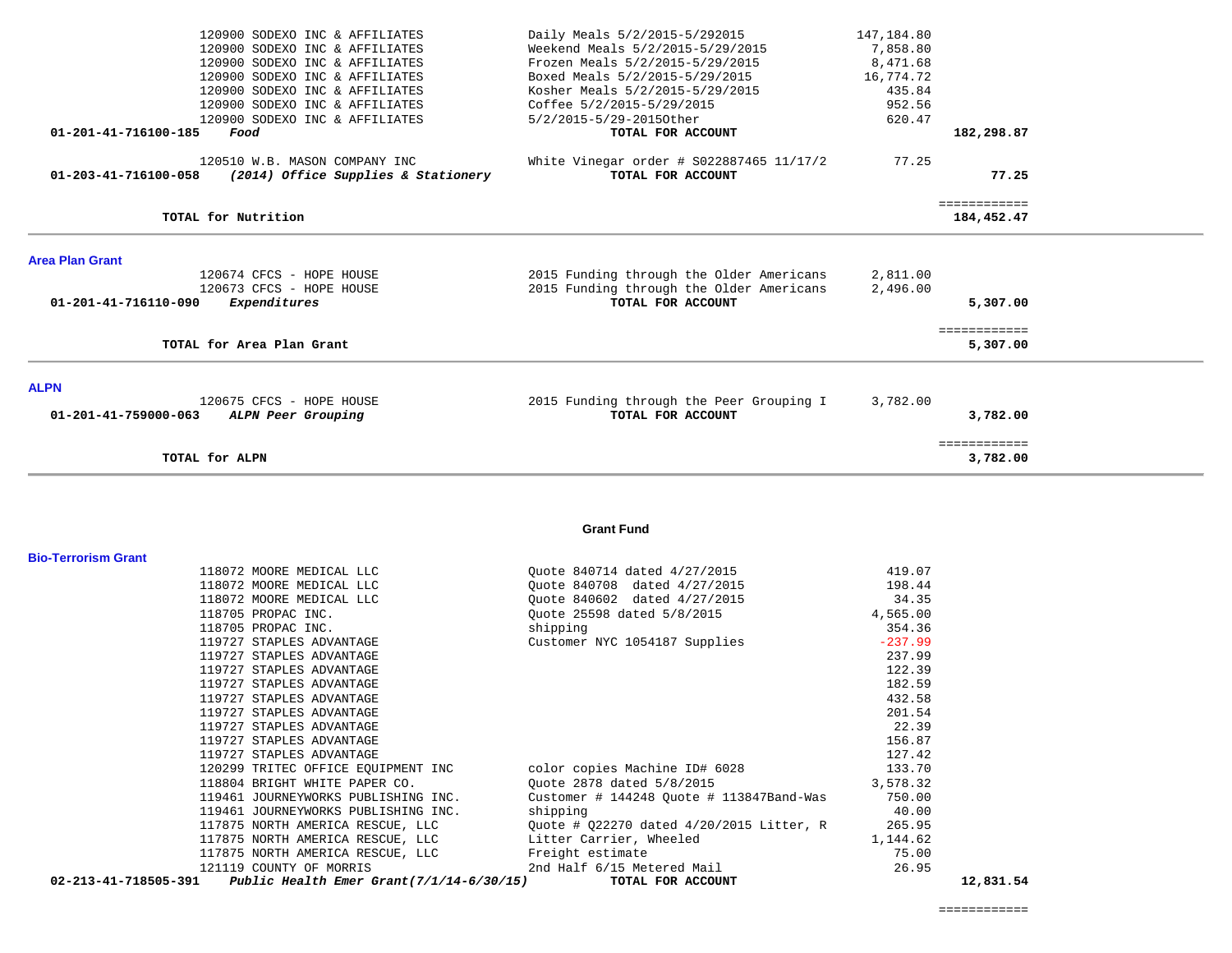| Account | Vendor / Description | Description | Amount | Total |
|---|---|---|---|---|
| | 120900 SODEXO INC & AFFILIATES | Daily Meals 5/2/2015-5/292015 | 147,184.80 | |
| | 120900 SODEXO INC & AFFILIATES | Weekend Meals 5/2/2015-5/29/2015 | 7,858.80 | |
| | 120900 SODEXO INC & AFFILIATES | Frozen Meals 5/2/2015-5/29/2015 | 8,471.68 | |
| | 120900 SODEXO INC & AFFILIATES | Boxed Meals 5/2/2015-5/29/2015 | 16,774.72 | |
| | 120900 SODEXO INC & AFFILIATES | Kosher Meals 5/2/2015-5/29/2015 | 435.84 | |
| | 120900 SODEXO INC & AFFILIATES | Coffee 5/2/2015-5/29/2015 | 952.56 | |
| | 120900 SODEXO INC & AFFILIATES | 5/2/2015-5/29-2015Other | 620.47 | |
| **01-201-41-716100-185** | ***Food*** | **TOTAL FOR ACCOUNT** | | **182,298.87** |
| | 120510 W.B. MASON COMPANY INC | White Vinegar order # S022887465 11/17/2 | 77.25 | |
| **01-203-41-716100-058** | ***(2014) Office Supplies & Stationery*** | **TOTAL FOR ACCOUNT** | | **77.25** |
| | | | | ============ |
| | **TOTAL for Nutrition** | | | **184,452.47** |

**Area Plan Grant**

| Account | Vendor / Description | Description | Amount | Total |
|---|---|---|---|---|
| | 120674 CFCS - HOPE HOUSE | 2015 Funding through the Older Americans | 2,811.00 | |
| | 120673 CFCS - HOPE HOUSE | 2015 Funding through the Older Americans | 2,496.00 | |
| **01-201-41-716110-090** | ***Expenditures*** | **TOTAL FOR ACCOUNT** | | **5,307.00** |
| | | | | ============ |
| | **TOTAL for Area Plan Grant** | | | **5,307.00** |

**ALPN**

| Account | Vendor / Description | Description | Amount | Total |
|---|---|---|---|---|
| | 120675 CFCS - HOPE HOUSE | 2015 Funding through the Peer Grouping I | 3,782.00 | |
| **01-201-41-759000-063** | ***ALPN Peer Grouping*** | **TOTAL FOR ACCOUNT** | | **3,782.00** |
| | | | | ============ |
| | **TOTAL for ALPN** | | | **3,782.00** |

## Grant Fund

**Bio-Terrorism Grant**

| Account | Vendor / Description | Description | Amount | Total |
|---|---|---|---|---|
| | 118072 MOORE MEDICAL LLC | Quote 840714 dated 4/27/2015 | 419.07 | |
| | 118072 MOORE MEDICAL LLC | Quote 840708 dated 4/27/2015 | 198.44 | |
| | 118072 MOORE MEDICAL LLC | Quote 840602 dated 4/27/2015 | 34.35 | |
| | 118705 PROPAC INC. | Quote 25598 dated 5/8/2015 | 4,565.00 | |
| | 118705 PROPAC INC. | shipping | 354.36 | |
| | 119727 STAPLES ADVANTAGE | Customer NYC 1054187 Supplies | -237.99 | |
| | 119727 STAPLES ADVANTAGE | | 237.99 | |
| | 119727 STAPLES ADVANTAGE | | 122.39 | |
| | 119727 STAPLES ADVANTAGE | | 182.59 | |
| | 119727 STAPLES ADVANTAGE | | 432.58 | |
| | 119727 STAPLES ADVANTAGE | | 201.54 | |
| | 119727 STAPLES ADVANTAGE | | 22.39 | |
| | 119727 STAPLES ADVANTAGE | | 156.87 | |
| | 119727 STAPLES ADVANTAGE | | 127.42 | |
| | 120299 TRITEC OFFICE EQUIPMENT INC | color copies Machine ID# 6028 | 133.70 | |
| | 118804 BRIGHT WHITE PAPER CO. | Quote 2878 dated 5/8/2015 | 3,578.32 | |
| | 119461 JOURNEYWORKS PUBLISHING INC. | Customer # 144248 Quote # 113847Band-Was | 750.00 | |
| | 119461 JOURNEYWORKS PUBLISHING INC. | shipping | 40.00 | |
| | 117875 NORTH AMERICA RESCUE, LLC | Quote # Q22270 dated 4/20/2015 Litter, R | 265.95 | |
| | 117875 NORTH AMERICA RESCUE, LLC | Litter Carrier, Wheeled | 1,144.62 | |
| | 117875 NORTH AMERICA RESCUE, LLC | Freight estimate | 75.00 | |
| | 121119 COUNTY OF MORRIS | 2nd Half 6/15 Metered Mail | 26.95 | |
| **02-213-41-718505-391** | ***Public Health Emer Grant(7/1/14-6/30/15)*** | **TOTAL FOR ACCOUNT** | | **12,831.54** |
| | | | | ============ |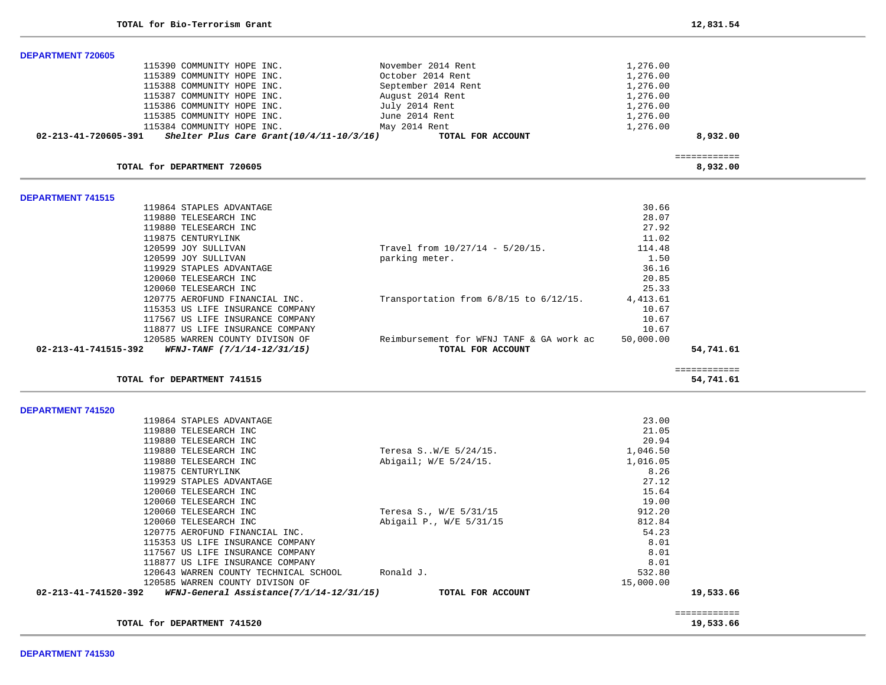**TOTAL for Bio-Terrorism Grant** **12,831.54**

---

**DEPARTMENT 720605**

| Vendor | Description | Amount | Total |
|---|---|---|---|
| 115390 COMMUNITY HOPE INC. | November 2014 Rent | 1,276.00 | |
| 115389 COMMUNITY HOPE INC. | October 2014 Rent | 1,276.00 | |
| 115388 COMMUNITY HOPE INC. | September 2014 Rent | 1,276.00 | |
| 115387 COMMUNITY HOPE INC. | August 2014 Rent | 1,276.00 | |
| 115386 COMMUNITY HOPE INC. | July 2014 Rent | 1,276.00 | |
| 115385 COMMUNITY HOPE INC. | June 2014 Rent | 1,276.00 | |
| 115384 COMMUNITY HOPE INC. | May 2014 Rent | 1,276.00 | |
| **02-213-41-720605-391** *Shelter Plus Care Grant(10/4/11-10/3/16)* | **TOTAL FOR ACCOUNT** | | **8,932.00** |

**TOTAL for DEPARTMENT 720605** **8,932.00**

---

**DEPARTMENT 741515**

| Vendor | Description | Amount | Total |
|---|---|---|---|
| 119864 STAPLES ADVANTAGE | | 30.66 | |
| 119880 TELESEARCH INC | | 28.07 | |
| 119880 TELESEARCH INC | | 27.92 | |
| 119875 CENTURYLINK | | 11.02 | |
| 120599 JOY SULLIVAN | Travel from 10/27/14 - 5/20/15. | 114.48 | |
| 120599 JOY SULLIVAN | parking meter. | 1.50 | |
| 119929 STAPLES ADVANTAGE | | 36.16 | |
| 120060 TELESEARCH INC | | 20.85 | |
| 120060 TELESEARCH INC | | 25.33 | |
| 120775 AEROFUND FINANCIAL INC. | Transportation from 6/8/15 to 6/12/15. | 4,413.61 | |
| 115353 US LIFE INSURANCE COMPANY | | 10.67 | |
| 117567 US LIFE INSURANCE COMPANY | | 10.67 | |
| 118877 US LIFE INSURANCE COMPANY | | 10.67 | |
| 120585 WARREN COUNTY DIVISON OF | Reimbursement for WFNJ TANF & GA work ac | 50,000.00 | |
| **02-213-41-741515-392** *WFNJ-TANF (7/1/14-12/31/15)* | **TOTAL FOR ACCOUNT** | | **54,741.61** |

**TOTAL for DEPARTMENT 741515** **54,741.61**

---

**DEPARTMENT 741520**

| Vendor | Description | Amount | Total |
|---|---|---|---|
| 119864 STAPLES ADVANTAGE | | 23.00 | |
| 119880 TELESEARCH INC | | 21.05 | |
| 119880 TELESEARCH INC | | 20.94 | |
| 119880 TELESEARCH INC | Teresa S..W/E 5/24/15. | 1,046.50 | |
| 119880 TELESEARCH INC | Abigail; W/E 5/24/15. | 1,016.05 | |
| 119875 CENTURYLINK | | 8.26 | |
| 119929 STAPLES ADVANTAGE | | 27.12 | |
| 120060 TELESEARCH INC | | 15.64 | |
| 120060 TELESEARCH INC | | 19.00 | |
| 120060 TELESEARCH INC | Teresa S., W/E 5/31/15 | 912.20 | |
| 120060 TELESEARCH INC | Abigail P., W/E 5/31/15 | 812.84 | |
| 120775 AEROFUND FINANCIAL INC. | | 54.23 | |
| 115353 US LIFE INSURANCE COMPANY | | 8.01 | |
| 117567 US LIFE INSURANCE COMPANY | | 8.01 | |
| 118877 US LIFE INSURANCE COMPANY | | 8.01 | |
| 120643 WARREN COUNTY TECHNICAL SCHOOL | Ronald J. | 532.80 | |
| 120585 WARREN COUNTY DIVISON OF | | 15,000.00 | |
| **02-213-41-741520-392** *WFNJ-General Assistance(7/1/14-12/31/15)* | **TOTAL FOR ACCOUNT** | | **19,533.66** |

**TOTAL for DEPARTMENT 741520** **19,533.66**

---

**DEPARTMENT 741530**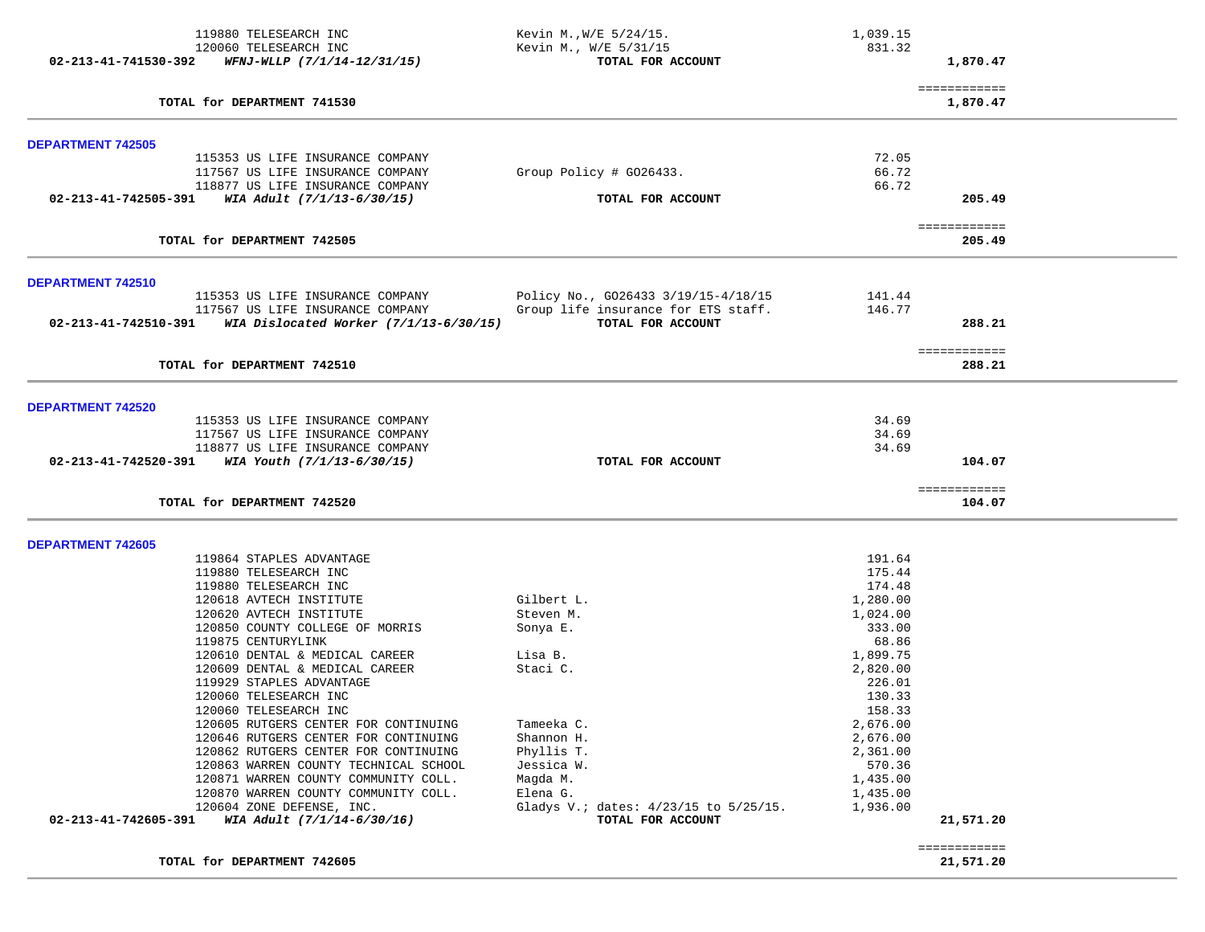| | Vendor | Description | Amount | Total |
|---|---|---|---|---|
| | 119880 TELESEARCH INC | Kevin M.,W/E 5/24/15. | 1,039.15 | |
| | 120060 TELESEARCH INC | Kevin M., W/E 5/31/15 | 831.32 | |
| **02-213-41-741530-392** | ***WFNJ-WLLP (7/1/14-12/31/15)*** | **TOTAL FOR ACCOUNT** | | **1,870.47** |
| | | | | ============ |
| | **TOTAL for DEPARTMENT 741530** | | | **1,870.47** |

## DEPARTMENT 742505

| | Vendor | Description | Amount | Total |
|---|---|---|---|---|
| | 115353 US LIFE INSURANCE COMPANY | | 72.05 | |
| | 117567 US LIFE INSURANCE COMPANY | Group Policy # GO26433. | 66.72 | |
| | 118877 US LIFE INSURANCE COMPANY | | 66.72 | |
| **02-213-41-742505-391** | ***WIA Adult (7/1/13-6/30/15)*** | **TOTAL FOR ACCOUNT** | | **205.49** |
| | | | | ============ |
| | **TOTAL for DEPARTMENT 742505** | | | **205.49** |

## DEPARTMENT 742510

| | Vendor | Description | Amount | Total |
|---|---|---|---|---|
| | 115353 US LIFE INSURANCE COMPANY | Policy No., GO26433 3/19/15-4/18/15 | 141.44 | |
| | 117567 US LIFE INSURANCE COMPANY | Group life insurance for ETS staff. | 146.77 | |
| **02-213-41-742510-391** | ***WIA Dislocated Worker (7/1/13-6/30/15)*** | **TOTAL FOR ACCOUNT** | | **288.21** |
| | | | | ============ |
| | **TOTAL for DEPARTMENT 742510** | | | **288.21** |

## DEPARTMENT 742520

| | Vendor | Description | Amount | Total |
|---|---|---|---|---|
| | 115353 US LIFE INSURANCE COMPANY | | 34.69 | |
| | 117567 US LIFE INSURANCE COMPANY | | 34.69 | |
| | 118877 US LIFE INSURANCE COMPANY | | 34.69 | |
| **02-213-41-742520-391** | ***WIA Youth (7/1/13-6/30/15)*** | **TOTAL FOR ACCOUNT** | | **104.07** |
| | | | | ============ |
| | **TOTAL for DEPARTMENT 742520** | | | **104.07** |

## DEPARTMENT 742605

| | Vendor | Description | Amount | Total |
|---|---|---|---|---|
| | 119864 STAPLES ADVANTAGE | | 191.64 | |
| | 119880 TELESEARCH INC | | 175.44 | |
| | 119880 TELESEARCH INC | | 174.48 | |
| | 120618 AVTECH INSTITUTE | Gilbert L. | 1,280.00 | |
| | 120620 AVTECH INSTITUTE | Steven M. | 1,024.00 | |
| | 120850 COUNTY COLLEGE OF MORRIS | Sonya E. | 333.00 | |
| | 119875 CENTURYLINK | | 68.86 | |
| | 120610 DENTAL & MEDICAL CAREER | Lisa B. | 1,899.75 | |
| | 120609 DENTAL & MEDICAL CAREER | Staci C. | 2,820.00 | |
| | 119929 STAPLES ADVANTAGE | | 226.01 | |
| | 120060 TELESEARCH INC | | 130.33 | |
| | 120060 TELESEARCH INC | | 158.33 | |
| | 120605 RUTGERS CENTER FOR CONTINUING | Tameeka C. | 2,676.00 | |
| | 120646 RUTGERS CENTER FOR CONTINUING | Shannon H. | 2,676.00 | |
| | 120862 RUTGERS CENTER FOR CONTINUING | Phyllis T. | 2,361.00 | |
| | 120863 WARREN COUNTY TECHNICAL SCHOOL | Jessica W. | 570.36 | |
| | 120871 WARREN COUNTY COMMUNITY COLL. | Magda M. | 1,435.00 | |
| | 120870 WARREN COUNTY COMMUNITY COLL. | Elena G. | 1,435.00 | |
| | 120604 ZONE DEFENSE, INC. | Gladys V.; dates: 4/23/15 to 5/25/15. | 1,936.00 | |
| **02-213-41-742605-391** | ***WIA Adult (7/1/14-6/30/16)*** | **TOTAL FOR ACCOUNT** | | **21,571.20** |
| | | | | ============ |
| | **TOTAL for DEPARTMENT 742605** | | | **21,571.20** |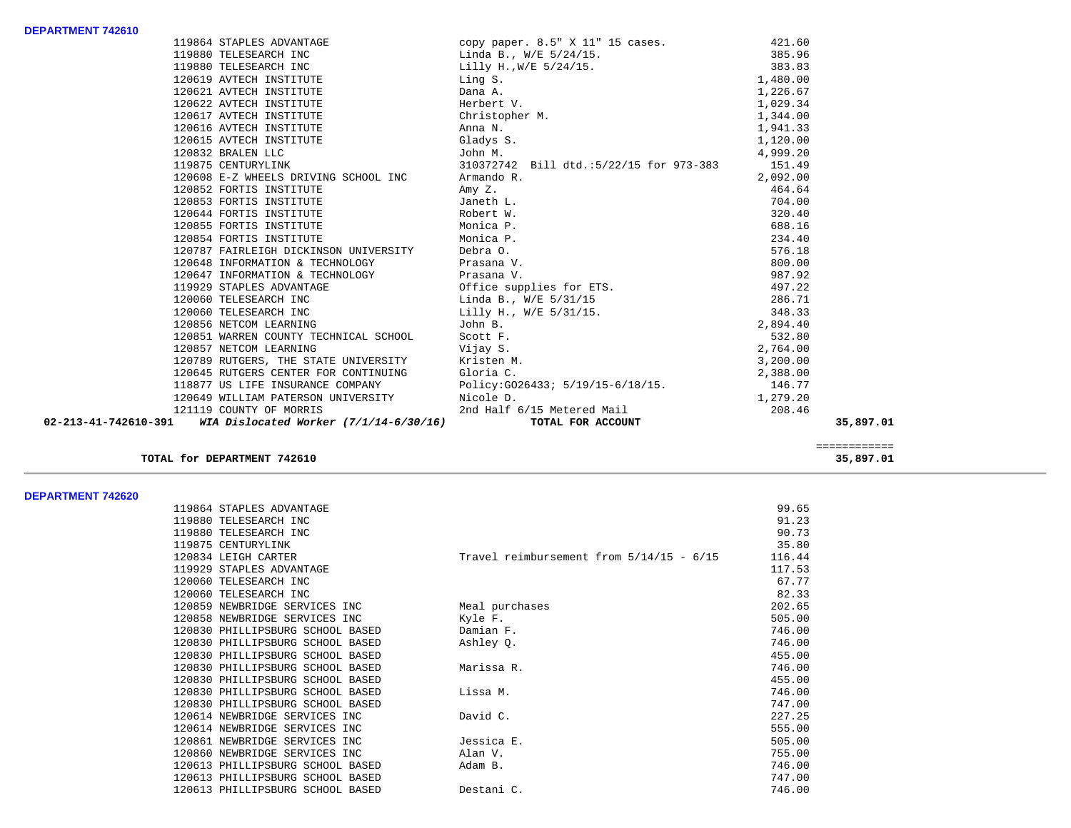**DEPARTMENT 742610**

| Vendor | Description | Amount | Total |
|---|---|---|---|
| 119864 STAPLES ADVANTAGE | copy paper. 8.5" X 11" 15 cases. | 421.60 | |
| 119880 TELESEARCH INC | Linda B., W/E 5/24/15. | 385.96 | |
| 119880 TELESEARCH INC | Lilly H.,W/E 5/24/15. | 383.83 | |
| 120619 AVTECH INSTITUTE | Ling S. | 1,480.00 | |
| 120621 AVTECH INSTITUTE | Dana A. | 1,226.67 | |
| 120622 AVTECH INSTITUTE | Herbert V. | 1,029.34 | |
| 120617 AVTECH INSTITUTE | Christopher M. | 1,344.00 | |
| 120616 AVTECH INSTITUTE | Anna N. | 1,941.33 | |
| 120615 AVTECH INSTITUTE | Gladys S. | 1,120.00 | |
| 120832 BRALEN LLC | John M. | 4,999.20 | |
| 119875 CENTURYLINK | 310372742 Bill dtd.:5/22/15 for 973-383 | 151.49 | |
| 120608 E-Z WHEELS DRIVING SCHOOL INC | Armando R. | 2,092.00 | |
| 120852 FORTIS INSTITUTE | Amy Z. | 464.64 | |
| 120853 FORTIS INSTITUTE | Janeth L. | 704.00 | |
| 120644 FORTIS INSTITUTE | Robert W. | 320.40 | |
| 120855 FORTIS INSTITUTE | Monica P. | 688.16 | |
| 120854 FORTIS INSTITUTE | Monica P. | 234.40 | |
| 120787 FAIRLEIGH DICKINSON UNIVERSITY | Debra O. | 576.18 | |
| 120648 INFORMATION & TECHNOLOGY | Prasana V. | 800.00 | |
| 120647 INFORMATION & TECHNOLOGY | Prasana V. | 987.92 | |
| 119929 STAPLES ADVANTAGE | Office supplies for ETS. | 497.22 | |
| 120060 TELESEARCH INC | Linda B., W/E 5/31/15 | 286.71 | |
| 120060 TELESEARCH INC | Lilly H., W/E 5/31/15. | 348.33 | |
| 120856 NETCOM LEARNING | John B. | 2,894.40 | |
| 120851 WARREN COUNTY TECHNICAL SCHOOL | Scott F. | 532.80 | |
| 120857 NETCOM LEARNING | Vijay S. | 2,764.00 | |
| 120789 RUTGERS, THE STATE UNIVERSITY | Kristen M. | 3,200.00 | |
| 120645 RUTGERS CENTER FOR CONTINUING | Gloria C. | 2,388.00 | |
| 118877 US LIFE INSURANCE COMPANY | Policy:GO26433; 5/19/15-6/18/15. | 146.77 | |
| 120649 WILLIAM PATERSON UNIVERSITY | Nicole D. | 1,279.20 | |
| 121119 COUNTY OF MORRIS | 2nd Half 6/15 Metered Mail | 208.46 | |
| **02-213-41-742610-391 *WIA Dislocated Worker (7/1/14-6/30/16)*** | **TOTAL FOR ACCOUNT** | | **35,897.01** |

**TOTAL for DEPARTMENT 742610** ============ **35,897.01**

**DEPARTMENT 742620**

| Vendor | Description | Amount |
|---|---|---|
| 119864 STAPLES ADVANTAGE | | 99.65 |
| 119880 TELESEARCH INC | | 91.23 |
| 119880 TELESEARCH INC | | 90.73 |
| 119875 CENTURYLINK | | 35.80 |
| 120834 LEIGH CARTER | Travel reimbursement from 5/14/15 - 6/15 | 116.44 |
| 119929 STAPLES ADVANTAGE | | 117.53 |
| 120060 TELESEARCH INC | | 67.77 |
| 120060 TELESEARCH INC | | 82.33 |
| 120859 NEWBRIDGE SERVICES INC | Meal purchases | 202.65 |
| 120858 NEWBRIDGE SERVICES INC | Kyle F. | 505.00 |
| 120830 PHILLIPSBURG SCHOOL BASED | Damian F. | 746.00 |
| 120830 PHILLIPSBURG SCHOOL BASED | Ashley Q. | 746.00 |
| 120830 PHILLIPSBURG SCHOOL BASED | | 455.00 |
| 120830 PHILLIPSBURG SCHOOL BASED | Marissa R. | 746.00 |
| 120830 PHILLIPSBURG SCHOOL BASED | | 455.00 |
| 120830 PHILLIPSBURG SCHOOL BASED | Lissa M. | 746.00 |
| 120830 PHILLIPSBURG SCHOOL BASED | | 747.00 |
| 120614 NEWBRIDGE SERVICES INC | David C. | 227.25 |
| 120614 NEWBRIDGE SERVICES INC | | 555.00 |
| 120861 NEWBRIDGE SERVICES INC | Jessica E. | 505.00 |
| 120860 NEWBRIDGE SERVICES INC | Alan V. | 755.00 |
| 120613 PHILLIPSBURG SCHOOL BASED | Adam B. | 746.00 |
| 120613 PHILLIPSBURG SCHOOL BASED | | 747.00 |
| 120613 PHILLIPSBURG SCHOOL BASED | Destani C. | 746.00 |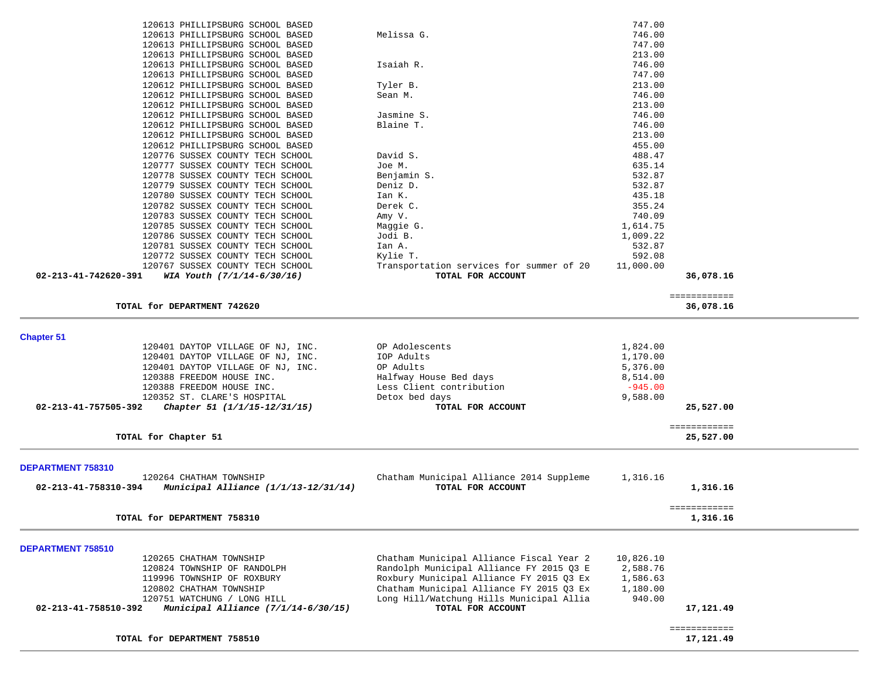| Account | Vendor | Description | Amount | Total |
|---|---|---|---|---|
| | 120613 PHILLIPSBURG SCHOOL BASED | | 747.00 | |
| | 120613 PHILLIPSBURG SCHOOL BASED | Melissa G. | 746.00 | |
| | 120613 PHILLIPSBURG SCHOOL BASED | | 747.00 | |
| | 120613 PHILLIPSBURG SCHOOL BASED | | 213.00 | |
| | 120613 PHILLIPSBURG SCHOOL BASED | Isaiah R. | 746.00 | |
| | 120613 PHILLIPSBURG SCHOOL BASED | | 747.00 | |
| | 120612 PHILLIPSBURG SCHOOL BASED | Tyler B. | 213.00 | |
| | 120612 PHILLIPSBURG SCHOOL BASED | Sean M. | 746.00 | |
| | 120612 PHILLIPSBURG SCHOOL BASED | | 213.00 | |
| | 120612 PHILLIPSBURG SCHOOL BASED | Jasmine S. | 746.00 | |
| | 120612 PHILLIPSBURG SCHOOL BASED | Blaine T. | 746.00 | |
| | 120612 PHILLIPSBURG SCHOOL BASED | | 213.00 | |
| | 120612 PHILLIPSBURG SCHOOL BASED | | 455.00 | |
| | 120776 SUSSEX COUNTY TECH SCHOOL | David S. | 488.47 | |
| | 120777 SUSSEX COUNTY TECH SCHOOL | Joe M. | 635.14 | |
| | 120778 SUSSEX COUNTY TECH SCHOOL | Benjamin S. | 532.87 | |
| | 120779 SUSSEX COUNTY TECH SCHOOL | Deniz D. | 532.87 | |
| | 120780 SUSSEX COUNTY TECH SCHOOL | Ian K. | 435.18 | |
| | 120782 SUSSEX COUNTY TECH SCHOOL | Derek C. | 355.24 | |
| | 120783 SUSSEX COUNTY TECH SCHOOL | Amy V. | 740.09 | |
| | 120785 SUSSEX COUNTY TECH SCHOOL | Maggie G. | 1,614.75 | |
| | 120786 SUSSEX COUNTY TECH SCHOOL | Jodi B. | 1,009.22 | |
| | 120781 SUSSEX COUNTY TECH SCHOOL | Ian A. | 532.87 | |
| | 120772 SUSSEX COUNTY TECH SCHOOL | Kylie T. | 592.08 | |
| | 120767 SUSSEX COUNTY TECH SCHOOL | Transportation services for summer of 20 | 11,000.00 | |
| **02-213-41-742620-391** | ***WIA Youth (7/1/14-6/30/16)*** | **TOTAL FOR ACCOUNT** | | **36,078.16** |
| | | | | ============ |
| | **TOTAL for DEPARTMENT 742620** | | | **36,078.16** |

## Chapter 51

| Account | Vendor | Description | Amount | Total |
|---|---|---|---|---|
| | 120401 DAYTOP VILLAGE OF NJ, INC. | OP Adolescents | 1,824.00 | |
| | 120401 DAYTOP VILLAGE OF NJ, INC. | IOP Adults | 1,170.00 | |
| | 120401 DAYTOP VILLAGE OF NJ, INC. | OP Adults | 5,376.00 | |
| | 120388 FREEDOM HOUSE INC. | Halfway House Bed days | 8,514.00 | |
| | 120388 FREEDOM HOUSE INC. | Less Client contribution | -945.00 | |
| | 120352 ST. CLARE'S HOSPITAL | Detox bed days | 9,588.00 | |
| **02-213-41-757505-392** | ***Chapter 51 (1/1/15-12/31/15)*** | **TOTAL FOR ACCOUNT** | | **25,527.00** |
| | | | | ============ |
| | **TOTAL for Chapter 51** | | | **25,527.00** |

## DEPARTMENT 758310

| Account | Vendor | Description | Amount | Total |
|---|---|---|---|---|
| | 120264 CHATHAM TOWNSHIP | Chatham Municipal Alliance 2014 Suppleme | 1,316.16 | |
| **02-213-41-758310-394** | ***Municipal Alliance (1/1/13-12/31/14)*** | **TOTAL FOR ACCOUNT** | | **1,316.16** |
| | | | | ============ |
| | **TOTAL for DEPARTMENT 758310** | | | **1,316.16** |

## DEPARTMENT 758510

| Account | Vendor | Description | Amount | Total |
|---|---|---|---|---|
| | 120265 CHATHAM TOWNSHIP | Chatham Municipal Alliance Fiscal Year 2 | 10,826.10 | |
| | 120824 TOWNSHIP OF RANDOLPH | Randolph Municipal Alliance FY 2015 Q3 E | 2,588.76 | |
| | 119996 TOWNSHIP OF ROXBURY | Roxbury Municipal Alliance FY 2015 Q3 Ex | 1,586.63 | |
| | 120802 CHATHAM TOWNSHIP | Chatham Municipal Alliance FY 2015 Q3 Ex | 1,180.00 | |
| | 120751 WATCHUNG / LONG HILL | Long Hill/Watchung Hills Municipal Allia | 940.00 | |
| **02-213-41-758510-392** | ***Municipal Alliance (7/1/14-6/30/15)*** | **TOTAL FOR ACCOUNT** | | **17,121.49** |
| | | | | ============ |
| | **TOTAL for DEPARTMENT 758510** | | | **17,121.49** |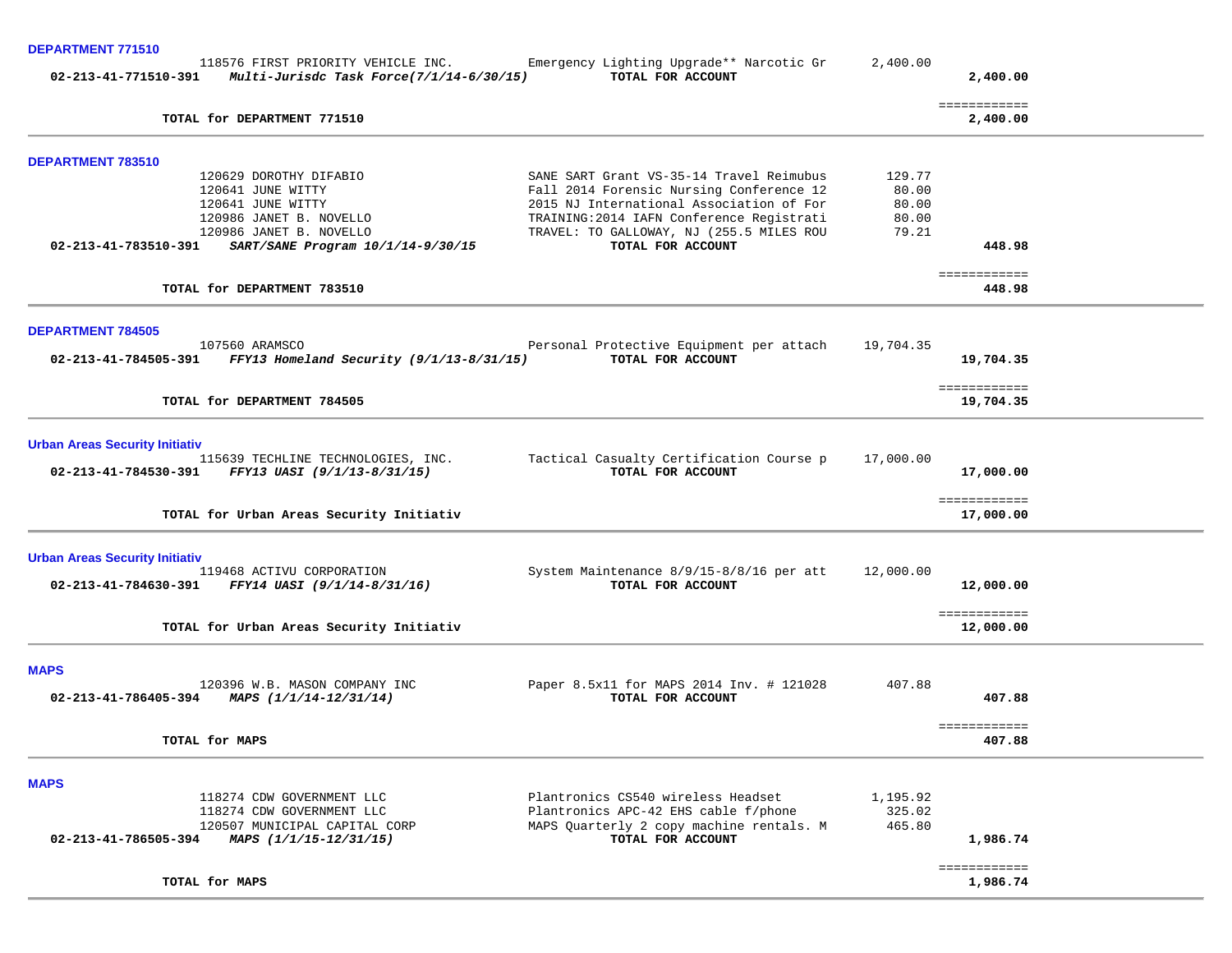**DEPARTMENT 771510**

| | Vendor | Description | Amount | Total |
|---|---|---|---|---|
| | 118576 FIRST PRIORITY VEHICLE INC. | Emergency Lighting Upgrade** Narcotic Gr | 2,400.00 | |
| 02-213-41-771510-391 | *Multi-Jurisdc Task Force(7/1/14-6/30/15)* | **TOTAL FOR ACCOUNT** | | **2,400.00** |

**TOTAL for DEPARTMENT 771510** ============ **2,400.00**

---

**DEPARTMENT 783510**

| | Vendor | Description | Amount | Total |
|---|---|---|---|---|
| | 120629 DOROTHY DIFABIO | SANE SART Grant VS-35-14 Travel Reimubus | 129.77 | |
| | 120641 JUNE WITTY | Fall 2014 Forensic Nursing Conference 12 | 80.00 | |
| | 120641 JUNE WITTY | 2015 NJ International Association of For | 80.00 | |
| | 120986 JANET B. NOVELLO | TRAINING:2014 IAFN Conference Registrati | 80.00 | |
| | 120986 JANET B. NOVELLO | TRAVEL: TO GALLOWAY, NJ (255.5 MILES ROU | 79.21 | |
| 02-213-41-783510-391 | *SART/SANE Program 10/1/14-9/30/15* | **TOTAL FOR ACCOUNT** | | **448.98** |

**TOTAL for DEPARTMENT 783510** ============ **448.98**

---

**DEPARTMENT 784505**

| | Vendor | Description | Amount | Total |
|---|---|---|---|---|
| | 107560 ARAMSCO | Personal Protective Equipment per attach | 19,704.35 | |
| 02-213-41-784505-391 | *FFY13 Homeland Security (9/1/13-8/31/15)* | **TOTAL FOR ACCOUNT** | | **19,704.35** |

**TOTAL for DEPARTMENT 784505** ============ **19,704.35**

---

**Urban Areas Security Initiativ**

| | Vendor | Description | Amount | Total |
|---|---|---|---|---|
| | 115639 TECHLINE TECHNOLOGIES, INC. | Tactical Casualty Certification Course p | 17,000.00 | |
| 02-213-41-784530-391 | *FFY13 UASI (9/1/13-8/31/15)* | **TOTAL FOR ACCOUNT** | | **17,000.00** |

**TOTAL for Urban Areas Security Initiativ** ============ **17,000.00**

---

**Urban Areas Security Initiativ**

| | Vendor | Description | Amount | Total |
|---|---|---|---|---|
| | 119468 ACTIVU CORPORATION | System Maintenance 8/9/15-8/8/16 per att | 12,000.00 | |
| 02-213-41-784630-391 | *FFY14 UASI (9/1/14-8/31/16)* | **TOTAL FOR ACCOUNT** | | **12,000.00** |

**TOTAL for Urban Areas Security Initiativ** ============ **12,000.00**

---

**MAPS**

| | Vendor | Description | Amount | Total |
|---|---|---|---|---|
| | 120396 W.B. MASON COMPANY INC | Paper 8.5x11 for MAPS 2014 Inv. # 121028 | 407.88 | |
| 02-213-41-786405-394 | *MAPS (1/1/14-12/31/14)* | **TOTAL FOR ACCOUNT** | | **407.88** |

**TOTAL for MAPS** ============ **407.88**

---

**MAPS**

| | Vendor | Description | Amount | Total |
|---|---|---|---|---|
| | 118274 CDW GOVERNMENT LLC | Plantronics CS540 wireless Headset | 1,195.92 | |
| | 118274 CDW GOVERNMENT LLC | Plantronics APC-42 EHS cable f/phone | 325.02 | |
| | 120507 MUNICIPAL CAPITAL CORP | MAPS Quarterly 2 copy machine rentals. M | 465.80 | |
| 02-213-41-786505-394 | *MAPS (1/1/15-12/31/15)* | **TOTAL FOR ACCOUNT** | | **1,986.74** |

**TOTAL for MAPS** ============ **1,986.74**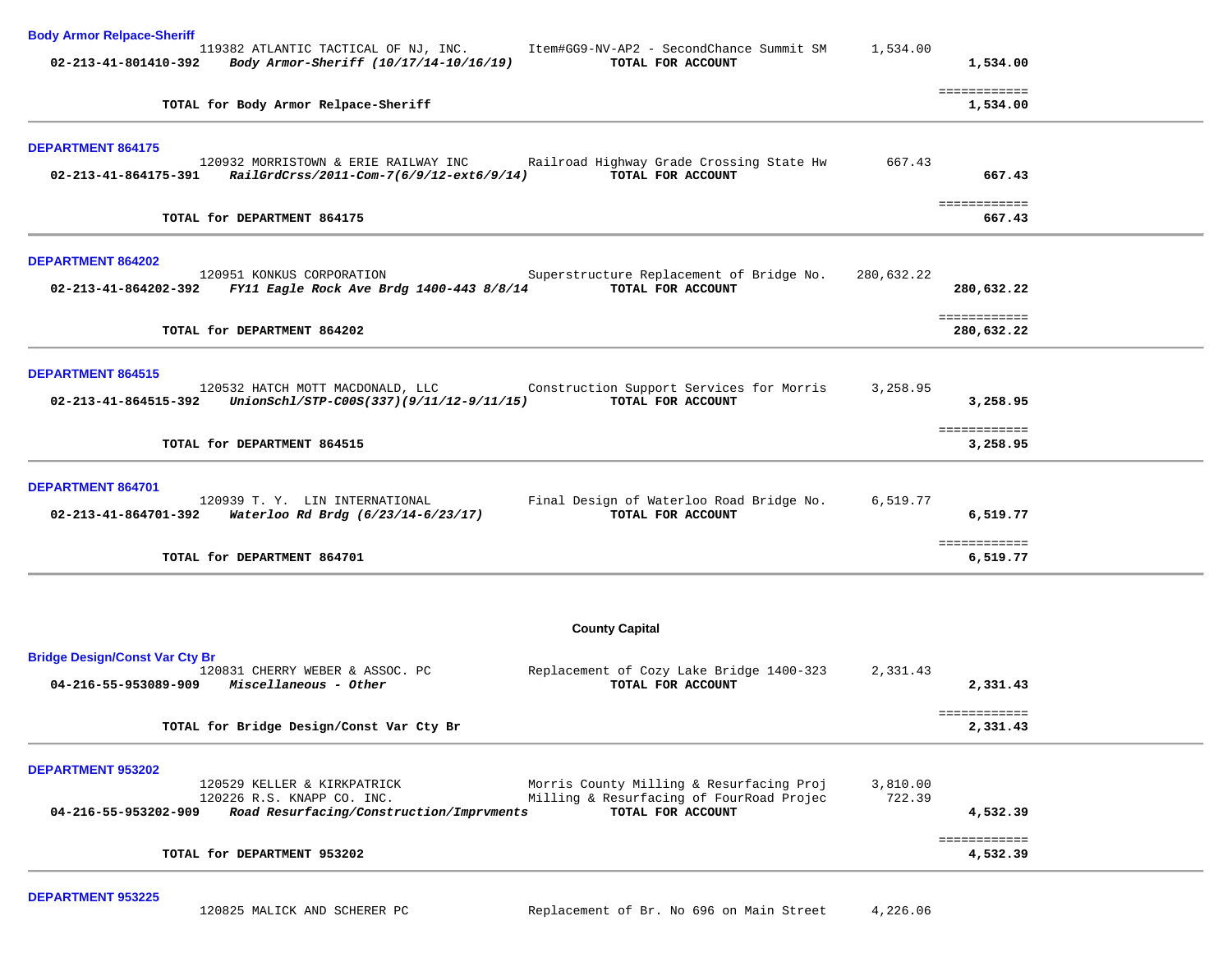**Body Armor Relpace-Sheriff**

| Account | Vendor / Description | Item Description | Amount | Total |
|---|---|---|---|---|
| | 119382 ATLANTIC TACTICAL OF NJ, INC. | Item#GG9-NV-AP2 - SecondChance Summit SM | 1,534.00 | |
| **02-213-41-801410-392** | ***Body Armor-Sheriff (10/17/14-10/16/19)*** | **TOTAL FOR ACCOUNT** | | **1,534.00** |
| | **TOTAL for Body Armor Relpace-Sheriff** | | | **1,534.00** |

**DEPARTMENT 864175**

| Account | Vendor / Description | Item Description | Amount | Total |
|---|---|---|---|---|
| | 120932 MORRISTOWN & ERIE RAILWAY INC | Railroad Highway Grade Crossing State Hw | 667.43 | |
| **02-213-41-864175-391** | ***RailGrdCrss/2011-Com-7(6/9/12-ext6/9/14)*** | **TOTAL FOR ACCOUNT** | | **667.43** |
| | **TOTAL for DEPARTMENT 864175** | | | **667.43** |

**DEPARTMENT 864202**

| Account | Vendor / Description | Item Description | Amount | Total |
|---|---|---|---|---|
| | 120951 KONKUS CORPORATION | Superstructure Replacement of Bridge No. | 280,632.22 | |
| **02-213-41-864202-392** | ***FY11 Eagle Rock Ave Brdg 1400-443 8/8/14*** | **TOTAL FOR ACCOUNT** | | **280,632.22** |
| | **TOTAL for DEPARTMENT 864202** | | | **280,632.22** |

**DEPARTMENT 864515**

| Account | Vendor / Description | Item Description | Amount | Total |
|---|---|---|---|---|
| | 120532 HATCH MOTT MACDONALD, LLC | Construction Support Services for Morris | 3,258.95 | |
| **02-213-41-864515-392** | ***UnionSchl/STP-C00S(337)(9/11/12-9/11/15)*** | **TOTAL FOR ACCOUNT** | | **3,258.95** |
| | **TOTAL for DEPARTMENT 864515** | | | **3,258.95** |

**DEPARTMENT 864701**

| Account | Vendor / Description | Item Description | Amount | Total |
|---|---|---|---|---|
| | 120939 T. Y. LIN INTERNATIONAL | Final Design of Waterloo Road Bridge No. | 6,519.77 | |
| **02-213-41-864701-392** | ***Waterloo Rd Brdg (6/23/14-6/23/17)*** | **TOTAL FOR ACCOUNT** | | **6,519.77** |
| | **TOTAL for DEPARTMENT 864701** | | | **6,519.77** |

## County Capital

**Bridge Design/Const Var Cty Br**

| Account | Vendor / Description | Item Description | Amount | Total |
|---|---|---|---|---|
| | 120831 CHERRY WEBER & ASSOC. PC | Replacement of Cozy Lake Bridge 1400-323 | 2,331.43 | |
| **04-216-55-953089-909** | ***Miscellaneous - Other*** | **TOTAL FOR ACCOUNT** | | **2,331.43** |
| | **TOTAL for Bridge Design/Const Var Cty Br** | | | **2,331.43** |

**DEPARTMENT 953202**

| Account | Vendor / Description | Item Description | Amount | Total |
|---|---|---|---|---|
| | 120529 KELLER & KIRKPATRICK | Morris County Milling & Resurfacing Proj | 3,810.00 | |
| | 120226 R.S. KNAPP CO. INC. | Milling & Resurfacing of FourRoad Projec | 722.39 | |
| **04-216-55-953202-909** | ***Road Resurfacing/Construction/Imprvments*** | **TOTAL FOR ACCOUNT** | | **4,532.39** |
| | **TOTAL for DEPARTMENT 953202** | | | **4,532.39** |

**DEPARTMENT 953225**

| Account | Vendor / Description | Item Description | Amount | Total |
|---|---|---|---|---|
| | 120825 MALICK AND SCHERER PC | Replacement of Br. No 696 on Main Street | 4,226.06 | |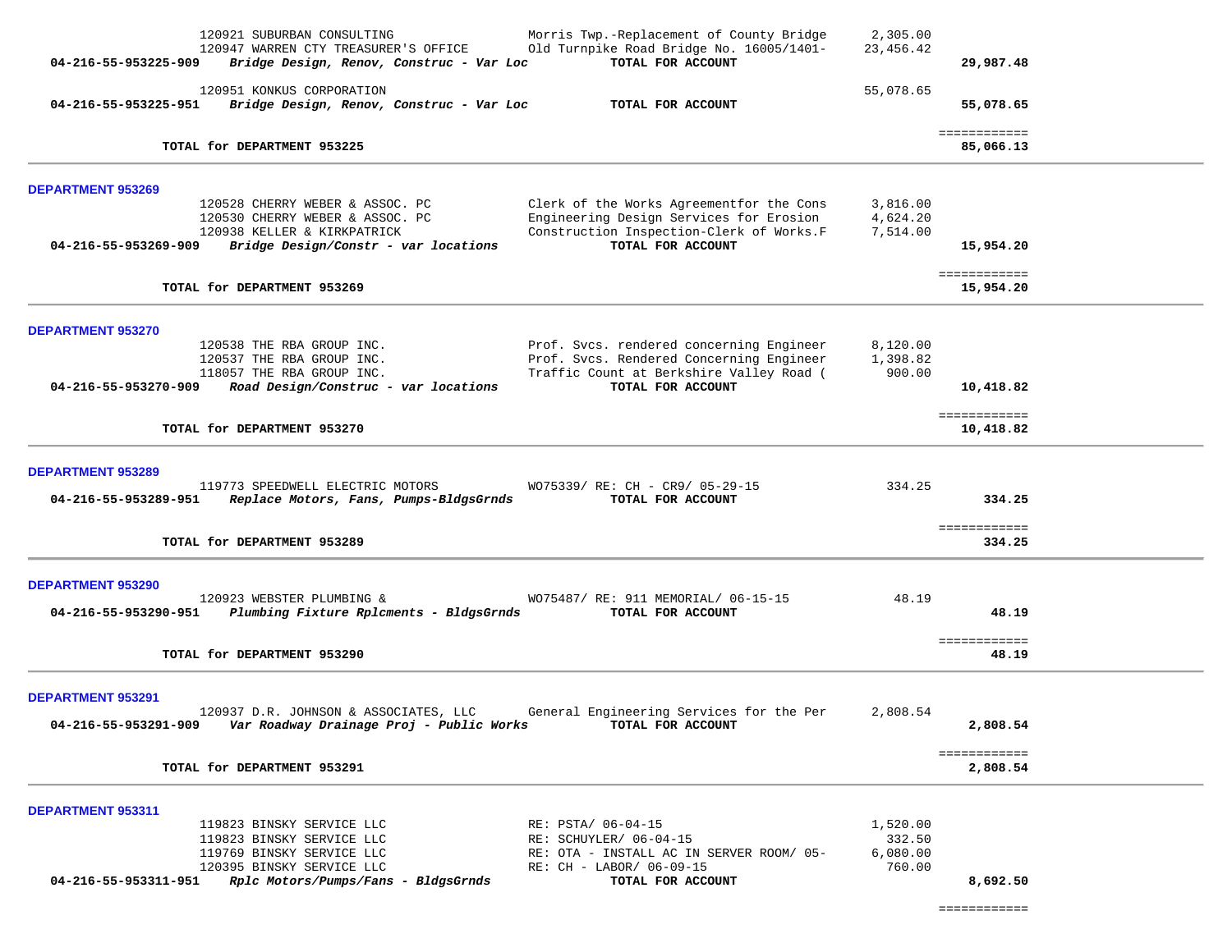| Account | Vendor / Description | Detail | Amount | Total |
|---|---|---|---|---|
| | 120921 SUBURBAN CONSULTING | Morris Twp.-Replacement of County Bridge | 2,305.00 | |
| | 120947 WARREN CTY TREASURER'S OFFICE | Old Turnpike Road Bridge No. 16005/1401- | 23,456.42 | |
| **04-216-55-953225-909** | ***Bridge Design, Renov, Construc - Var Loc*** | **TOTAL FOR ACCOUNT** | | **29,987.48** |
| | 120951 KONKUS CORPORATION | | 55,078.65 | |
| **04-216-55-953225-951** | ***Bridge Design, Renov, Construc - Var Loc*** | **TOTAL FOR ACCOUNT** | | **55,078.65** |
| | | | | ============ |
| | **TOTAL for DEPARTMENT 953225** | | | **85,066.13** |

## DEPARTMENT 953269

| Account | Vendor / Description | Detail | Amount | Total |
|---|---|---|---|---|
| | 120528 CHERRY WEBER & ASSOC. PC | Clerk of the Works Agreementfor the Cons | 3,816.00 | |
| | 120530 CHERRY WEBER & ASSOC. PC | Engineering Design Services for Erosion | 4,624.20 | |
| | 120938 KELLER & KIRKPATRICK | Construction Inspection-Clerk of Works.F | 7,514.00 | |
| **04-216-55-953269-909** | ***Bridge Design/Constr - var locations*** | **TOTAL FOR ACCOUNT** | | **15,954.20** |
| | | | | ============ |
| | **TOTAL for DEPARTMENT 953269** | | | **15,954.20** |

## DEPARTMENT 953270

| Account | Vendor / Description | Detail | Amount | Total |
|---|---|---|---|---|
| | 120538 THE RBA GROUP INC. | Prof. Svcs. rendered concerning Engineer | 8,120.00 | |
| | 120537 THE RBA GROUP INC. | Prof. Svcs. Rendered Concerning Engineer | 1,398.82 | |
| | 118057 THE RBA GROUP INC. | Traffic Count at Berkshire Valley Road ( | 900.00 | |
| **04-216-55-953270-909** | ***Road Design/Construc - var locations*** | **TOTAL FOR ACCOUNT** | | **10,418.82** |
| | | | | ============ |
| | **TOTAL for DEPARTMENT 953270** | | | **10,418.82** |

## DEPARTMENT 953289

| Account | Vendor / Description | Detail | Amount | Total |
|---|---|---|---|---|
| | 119773 SPEEDWELL ELECTRIC MOTORS | WO75339/ RE: CH - CR9/ 05-29-15 | 334.25 | |
| **04-216-55-953289-951** | ***Replace Motors, Fans, Pumps-BldgsGrnds*** | **TOTAL FOR ACCOUNT** | | **334.25** |
| | | | | ============ |
| | **TOTAL for DEPARTMENT 953289** | | | **334.25** |

## DEPARTMENT 953290

| Account | Vendor / Description | Detail | Amount | Total |
|---|---|---|---|---|
| | 120923 WEBSTER PLUMBING & | WO75487/ RE: 911 MEMORIAL/ 06-15-15 | 48.19 | |
| **04-216-55-953290-951** | ***Plumbing Fixture Rplcments - BldgsGrnds*** | **TOTAL FOR ACCOUNT** | | **48.19** |
| | | | | ============ |
| | **TOTAL for DEPARTMENT 953290** | | | **48.19** |

## DEPARTMENT 953291

| Account | Vendor / Description | Detail | Amount | Total |
|---|---|---|---|---|
| | 120937 D.R. JOHNSON & ASSOCIATES, LLC | General Engineering Services for the Per | 2,808.54 | |
| **04-216-55-953291-909** | ***Var Roadway Drainage Proj - Public Works*** | **TOTAL FOR ACCOUNT** | | **2,808.54** |
| | | | | ============ |
| | **TOTAL for DEPARTMENT 953291** | | | **2,808.54** |

## DEPARTMENT 953311

| Account | Vendor / Description | Detail | Amount | Total |
|---|---|---|---|---|
| | 119823 BINSKY SERVICE LLC | RE: PSTA/ 06-04-15 | 1,520.00 | |
| | 119823 BINSKY SERVICE LLC | RE: SCHUYLER/ 06-04-15 | 332.50 | |
| | 119769 BINSKY SERVICE LLC | RE: OTA - INSTALL AC IN SERVER ROOM/ 05- | 6,080.00 | |
| | 120395 BINSKY SERVICE LLC | RE: CH - LABOR/ 06-09-15 | 760.00 | |
| **04-216-55-953311-951** | ***Rplc Motors/Pumps/Fans - BldgsGrnds*** | **TOTAL FOR ACCOUNT** | | **8,692.50** |
| | | | | ============ |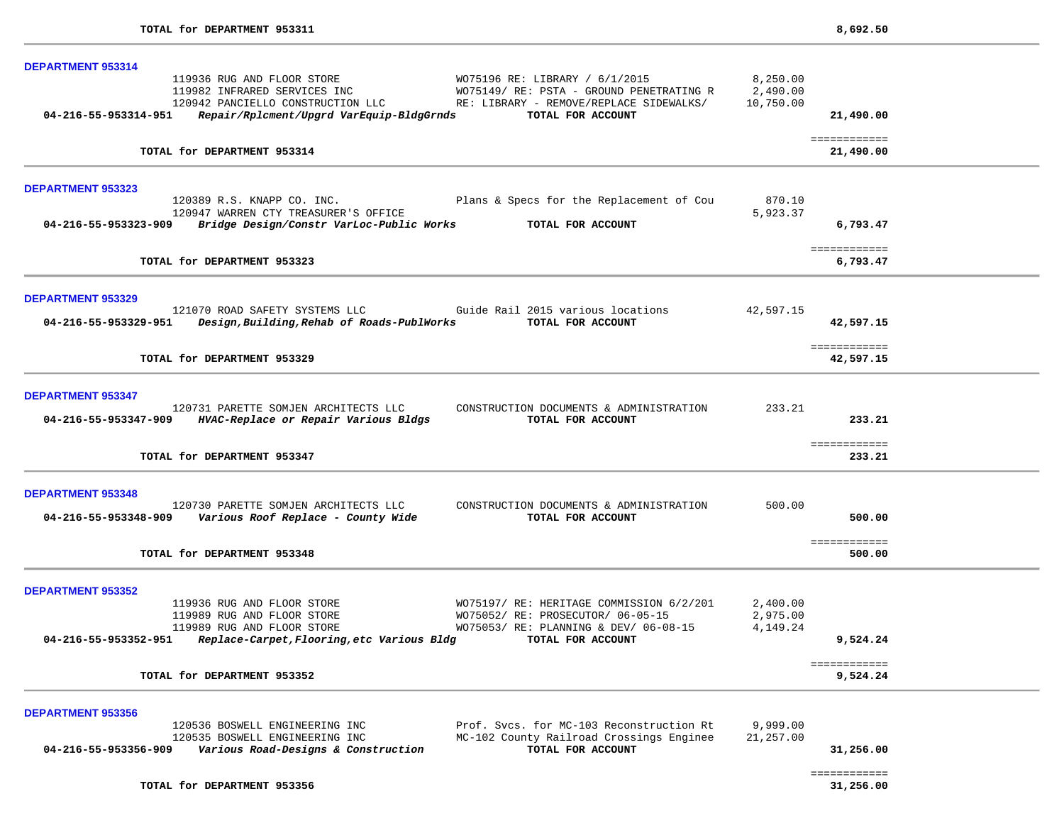**TOTAL for DEPARTMENT 953311** — 8,692.50

## DEPARTMENT 953314

| | | | |
|---|---|---|---|
| 119936 RUG AND FLOOR STORE | WO75196 RE: LIBRARY / 6/1/2015 | 8,250.00 | |
| 119982 INFRARED SERVICES INC | WO75149/ RE: PSTA - GROUND PENETRATING R | 2,490.00 | |
| 120942 PANCIELLO CONSTRUCTION LLC | RE: LIBRARY - REMOVE/REPLACE SIDEWALKS/ | 10,750.00 | |
| **04-216-55-953314-951** *Repair/Rplcment/Upgrd VarEquip-BldgGrnds* | **TOTAL FOR ACCOUNT** | | **21,490.00** |

**TOTAL for DEPARTMENT 953314** — 21,490.00

## DEPARTMENT 953323

| | | | |
|---|---|---|---|
| 120389 R.S. KNAPP CO. INC. | Plans & Specs for the Replacement of Cou | 870.10 | |
| 120947 WARREN CTY TREASURER'S OFFICE | | 5,923.37 | |
| **04-216-55-953323-909** *Bridge Design/Constr VarLoc-Public Works* | **TOTAL FOR ACCOUNT** | | **6,793.47** |

**TOTAL for DEPARTMENT 953323** — 6,793.47

## DEPARTMENT 953329

| | | | |
|---|---|---|---|
| 121070 ROAD SAFETY SYSTEMS LLC | Guide Rail 2015 various locations | 42,597.15 | |
| **04-216-55-953329-951** *Design,Building,Rehab of Roads-PublWorks* | **TOTAL FOR ACCOUNT** | | **42,597.15** |

**TOTAL for DEPARTMENT 953329** — 42,597.15

## DEPARTMENT 953347

| | | | |
|---|---|---|---|
| 120731 PARETTE SOMJEN ARCHITECTS LLC | CONSTRUCTION DOCUMENTS & ADMINISTRATION | 233.21 | |
| **04-216-55-953347-909** *HVAC-Replace or Repair Various Bldgs* | **TOTAL FOR ACCOUNT** | | **233.21** |

**TOTAL for DEPARTMENT 953347** — 233.21

## DEPARTMENT 953348

| | | | |
|---|---|---|---|
| 120730 PARETTE SOMJEN ARCHITECTS LLC | CONSTRUCTION DOCUMENTS & ADMINISTRATION | 500.00 | |
| **04-216-55-953348-909** *Various Roof Replace - County Wide* | **TOTAL FOR ACCOUNT** | | **500.00** |

**TOTAL for DEPARTMENT 953348** — 500.00

## DEPARTMENT 953352

| | | | |
|---|---|---|---|
| 119936 RUG AND FLOOR STORE | WO75197/ RE: HERITAGE COMMISSION 6/2/201 | 2,400.00 | |
| 119989 RUG AND FLOOR STORE | WO75052/ RE: PROSECUTOR/ 06-05-15 | 2,975.00 | |
| 119989 RUG AND FLOOR STORE | WO75053/ RE: PLANNING & DEV/ 06-08-15 | 4,149.24 | |
| **04-216-55-953352-951** *Replace-Carpet,Flooring,etc Various Bldg* | **TOTAL FOR ACCOUNT** | | **9,524.24** |

**TOTAL for DEPARTMENT 953352** — 9,524.24

## DEPARTMENT 953356

| | | | |
|---|---|---|---|
| 120536 BOSWELL ENGINEERING INC | Prof. Svcs. for MC-103 Reconstruction Rt | 9,999.00 | |
| 120535 BOSWELL ENGINEERING INC | MC-102 County Railroad Crossings Enginee | 21,257.00 | |
| **04-216-55-953356-909** *Various Road-Designs & Construction* | **TOTAL FOR ACCOUNT** | | **31,256.00** |

**TOTAL for DEPARTMENT 953356** — 31,256.00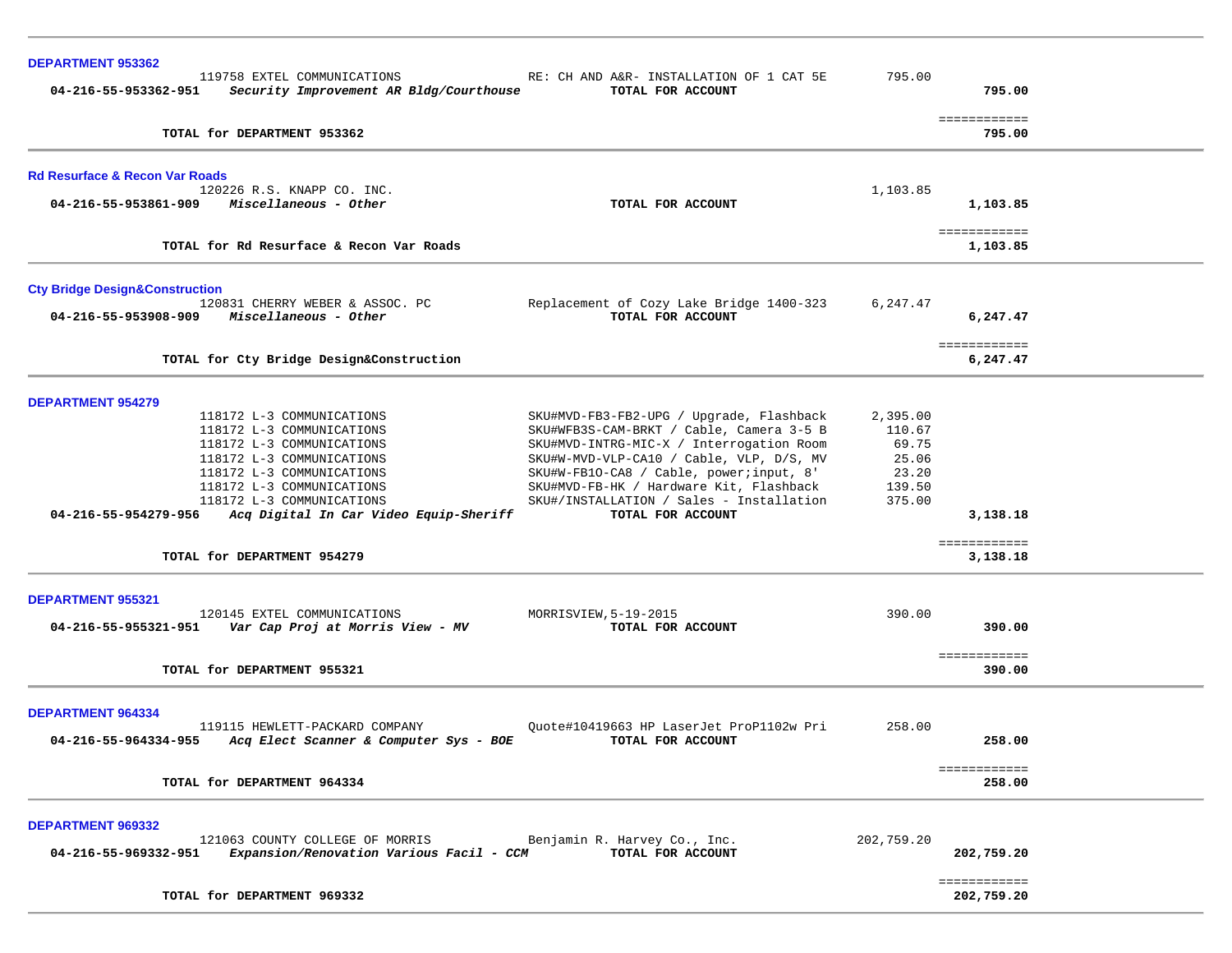### DEPARTMENT 953362

| Account | Vendor | Description | Amount | Total |
|---|---|---|---|---|
| | 119758 EXTEL COMMUNICATIONS | RE: CH AND A&R- INSTALLATION OF 1 CAT 5E | 795.00 | |
| **04-216-55-953362-951** | ***Security Improvement AR Bldg/Courthouse*** | **TOTAL FOR ACCOUNT** | | **795.00** |
| | **TOTAL for DEPARTMENT 953362** | | | **795.00** |

### Rd Resurface & Recon Var Roads

| Account | Vendor | Description | Amount | Total |
|---|---|---|---|---|
| | 120226 R.S. KNAPP CO. INC. | | 1,103.85 | |
| **04-216-55-953861-909** | ***Miscellaneous - Other*** | **TOTAL FOR ACCOUNT** | | **1,103.85** |
| | **TOTAL for Rd Resurface & Recon Var Roads** | | | **1,103.85** |

### Cty Bridge Design&Construction

| Account | Vendor | Description | Amount | Total |
|---|---|---|---|---|
| | 120831 CHERRY WEBER & ASSOC. PC | Replacement of Cozy Lake Bridge 1400-323 | 6,247.47 | |
| **04-216-55-953908-909** | ***Miscellaneous - Other*** | **TOTAL FOR ACCOUNT** | | **6,247.47** |
| | **TOTAL for Cty Bridge Design&Construction** | | | **6,247.47** |

### DEPARTMENT 954279

| Account | Vendor | Description | Amount | Total |
|---|---|---|---|---|
| | 118172 L-3 COMMUNICATIONS | SKU#MVD-FB3-FB2-UPG / Upgrade, Flashback | 2,395.00 | |
| | 118172 L-3 COMMUNICATIONS | SKU#WFB3S-CAM-BRKT / Cable, Camera 3-5 B | 110.67 | |
| | 118172 L-3 COMMUNICATIONS | SKU#MVD-INTRG-MIC-X / Interrogation Room | 69.75 | |
| | 118172 L-3 COMMUNICATIONS | SKU#W-MVD-VLP-CA10 / Cable, VLP, D/S, MV | 25.06 | |
| | 118172 L-3 COMMUNICATIONS | SKU#W-FB1O-CA8 / Cable, power;input, 8' | 23.20 | |
| | 118172 L-3 COMMUNICATIONS | SKU#MVD-FB-HK / Hardware Kit, Flashback | 139.50 | |
| | 118172 L-3 COMMUNICATIONS | SKU#/INSTALLATION / Sales - Installation | 375.00 | |
| **04-216-55-954279-956** | ***Acq Digital In Car Video Equip-Sheriff*** | **TOTAL FOR ACCOUNT** | | **3,138.18** |
| | **TOTAL for DEPARTMENT 954279** | | | **3,138.18** |

### DEPARTMENT 955321

| Account | Vendor | Description | Amount | Total |
|---|---|---|---|---|
| | 120145 EXTEL COMMUNICATIONS | MORRISVIEW,5-19-2015 | 390.00 | |
| **04-216-55-955321-951** | ***Var Cap Proj at Morris View - MV*** | **TOTAL FOR ACCOUNT** | | **390.00** |
| | **TOTAL for DEPARTMENT 955321** | | | **390.00** |

### DEPARTMENT 964334

| Account | Vendor | Description | Amount | Total |
|---|---|---|---|---|
| | 119115 HEWLETT-PACKARD COMPANY | Quote#10419663 HP LaserJet ProP1102w Pri | 258.00 | |
| **04-216-55-964334-955** | ***Acq Elect Scanner & Computer Sys - BOE*** | **TOTAL FOR ACCOUNT** | | **258.00** |
| | **TOTAL for DEPARTMENT 964334** | | | **258.00** |

### DEPARTMENT 969332

| Account | Vendor | Description | Amount | Total |
|---|---|---|---|---|
| | 121063 COUNTY COLLEGE OF MORRIS | Benjamin R. Harvey Co., Inc. | 202,759.20 | |
| **04-216-55-969332-951** | ***Expansion/Renovation Various Facil - CCM*** | **TOTAL FOR ACCOUNT** | | **202,759.20** |
| | **TOTAL for DEPARTMENT 969332** | | | **202,759.20** |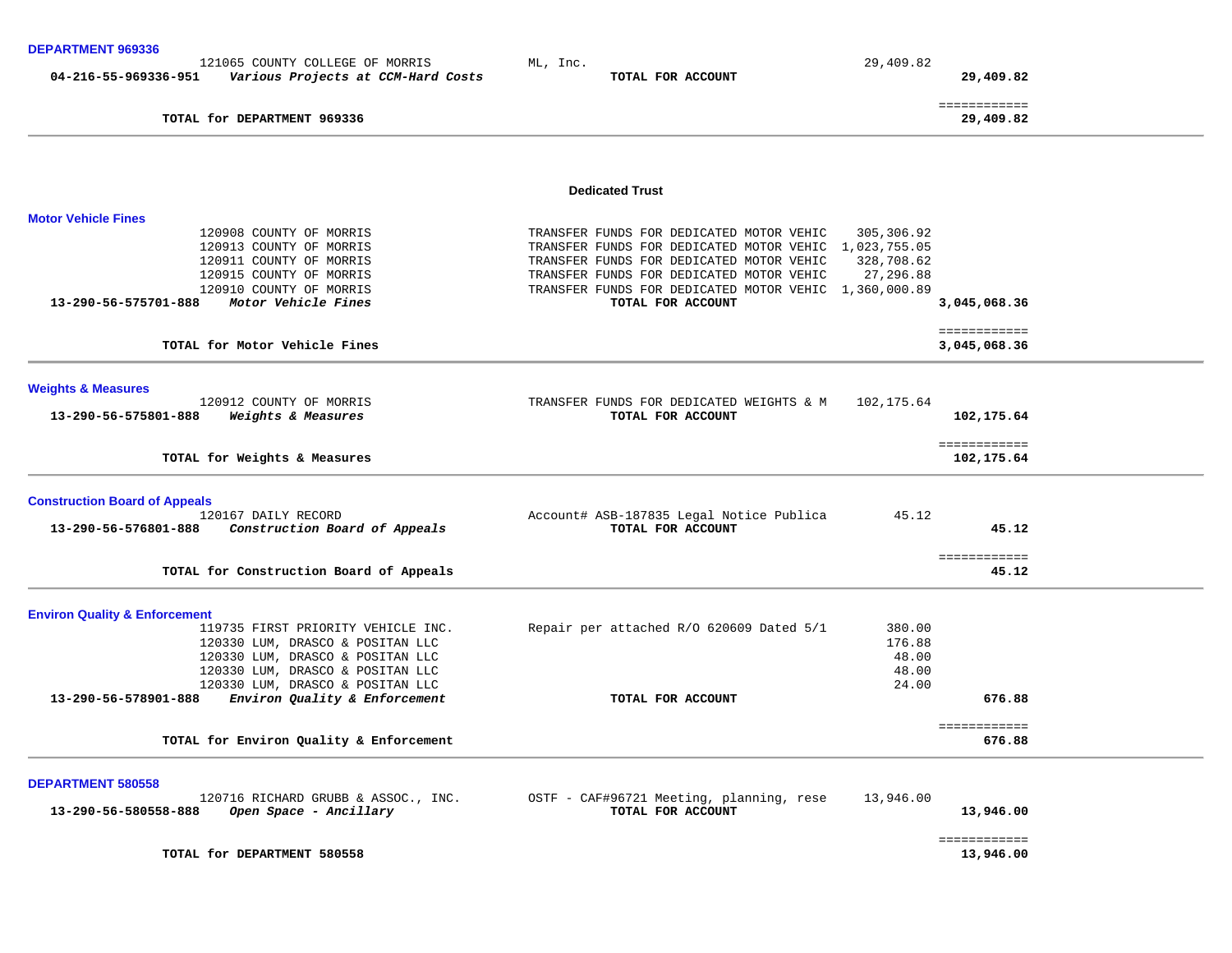**DEPARTMENT 969336**

| Account | Vendor / Description | Detail | Amount | Total |
|---|---|---|---|---|
| | 121065 COUNTY COLLEGE OF MORRIS | ML, Inc. | 29,409.82 | |
| **04-216-55-969336-951** | ***Various Projects at CCM-Hard Costs*** | **TOTAL FOR ACCOUNT** | | **29,409.82** |
| | **TOTAL for DEPARTMENT 969336** | | | **29,409.82** |

## Dedicated Trust

**Motor Vehicle Fines**

| Account | Vendor / Description | Detail | Amount | Total |
|---|---|---|---|---|
| | 120908 COUNTY OF MORRIS | TRANSFER FUNDS FOR DEDICATED MOTOR VEHIC | 305,306.92 | |
| | 120913 COUNTY OF MORRIS | TRANSFER FUNDS FOR DEDICATED MOTOR VEHIC | 1,023,755.05 | |
| | 120911 COUNTY OF MORRIS | TRANSFER FUNDS FOR DEDICATED MOTOR VEHIC | 328,708.62 | |
| | 120915 COUNTY OF MORRIS | TRANSFER FUNDS FOR DEDICATED MOTOR VEHIC | 27,296.88 | |
| | 120910 COUNTY OF MORRIS | TRANSFER FUNDS FOR DEDICATED MOTOR VEHIC | 1,360,000.89 | |
| **13-290-56-575701-888** | ***Motor Vehicle Fines*** | **TOTAL FOR ACCOUNT** | | **3,045,068.36** |
| | **TOTAL for Motor Vehicle Fines** | | | **3,045,068.36** |

**Weights & Measures**

| Account | Vendor / Description | Detail | Amount | Total |
|---|---|---|---|---|
| | 120912 COUNTY OF MORRIS | TRANSFER FUNDS FOR DEDICATED WEIGHTS & M | 102,175.64 | |
| **13-290-56-575801-888** | ***Weights & Measures*** | **TOTAL FOR ACCOUNT** | | **102,175.64** |
| | **TOTAL for Weights & Measures** | | | **102,175.64** |

**Construction Board of Appeals**

| Account | Vendor / Description | Detail | Amount | Total |
|---|---|---|---|---|
| | 120167 DAILY RECORD | Account# ASB-187835 Legal Notice Publica | 45.12 | |
| **13-290-56-576801-888** | ***Construction Board of Appeals*** | **TOTAL FOR ACCOUNT** | | **45.12** |
| | **TOTAL for Construction Board of Appeals** | | | **45.12** |

**Environ Quality & Enforcement**

| Account | Vendor / Description | Detail | Amount | Total |
|---|---|---|---|---|
| | 119735 FIRST PRIORITY VEHICLE INC. | Repair per attached R/O 620609 Dated 5/1 | 380.00 | |
| | 120330 LUM, DRASCO & POSITAN LLC | | 176.88 | |
| | 120330 LUM, DRASCO & POSITAN LLC | | 48.00 | |
| | 120330 LUM, DRASCO & POSITAN LLC | | 48.00 | |
| | 120330 LUM, DRASCO & POSITAN LLC | | 24.00 | |
| **13-290-56-578901-888** | ***Environ Quality & Enforcement*** | **TOTAL FOR ACCOUNT** | | **676.88** |
| | **TOTAL for Environ Quality & Enforcement** | | | **676.88** |

**DEPARTMENT 580558**

| Account | Vendor / Description | Detail | Amount | Total |
|---|---|---|---|---|
| | 120716 RICHARD GRUBB & ASSOC., INC. | OSTF - CAF#96721 Meeting, planning, rese | 13,946.00 | |
| **13-290-56-580558-888** | ***Open Space - Ancillary*** | **TOTAL FOR ACCOUNT** | | **13,946.00** |
| | **TOTAL for DEPARTMENT 580558** | | | **13,946.00** |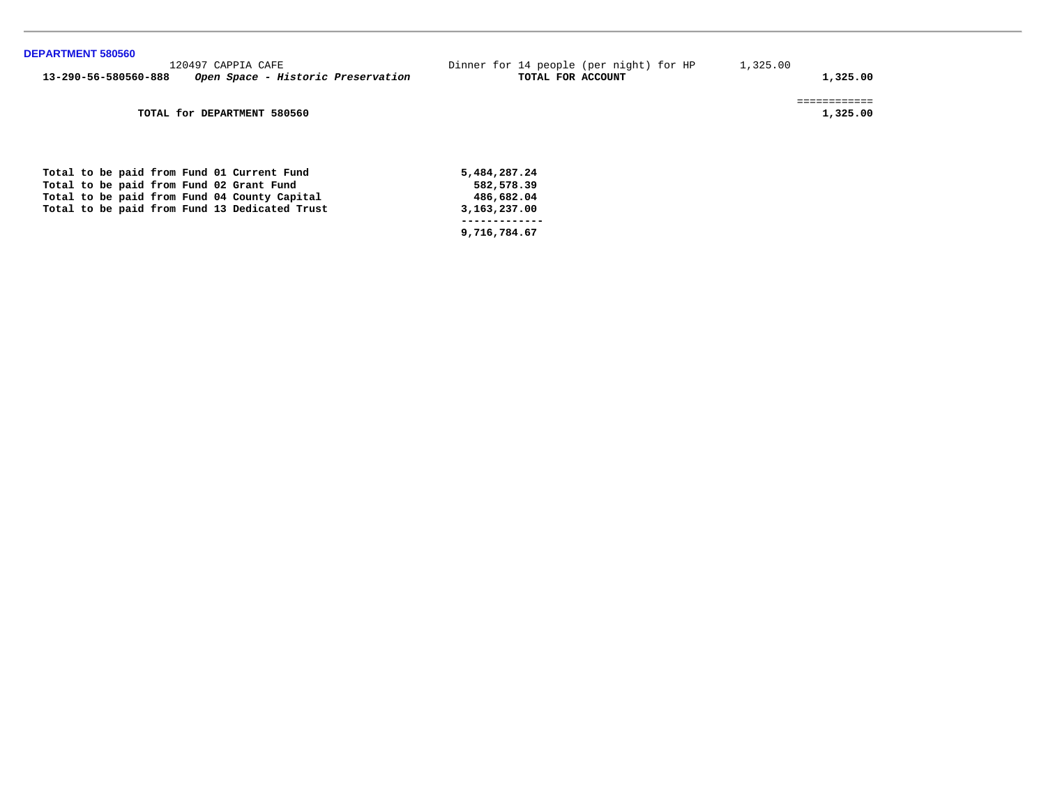**DEPARTMENT 580560**

| | | | | |
|---|---|---|---|---|
| | 120497 CAPPIA CAFE | Dinner for 14 people (per night) for HP | 1,325.00 | |
| **13-290-56-580560-888** | ***Open Space - Historic Preservation*** | **TOTAL FOR ACCOUNT** | | **1,325.00** |

============

**TOTAL for DEPARTMENT 580560** **1,325.00**

| | |
|---|---|
| **Total to be paid from Fund 01 Current Fund** | **5,484,287.24** |
| **Total to be paid from Fund 02 Grant Fund** | **582,578.39** |
| **Total to be paid from Fund 04 County Capital** | **486,682.04** |
| **Total to be paid from Fund 13 Dedicated Trust** | **3,163,237.00** |
| | ------------- |
| | **9,716,784.67** |